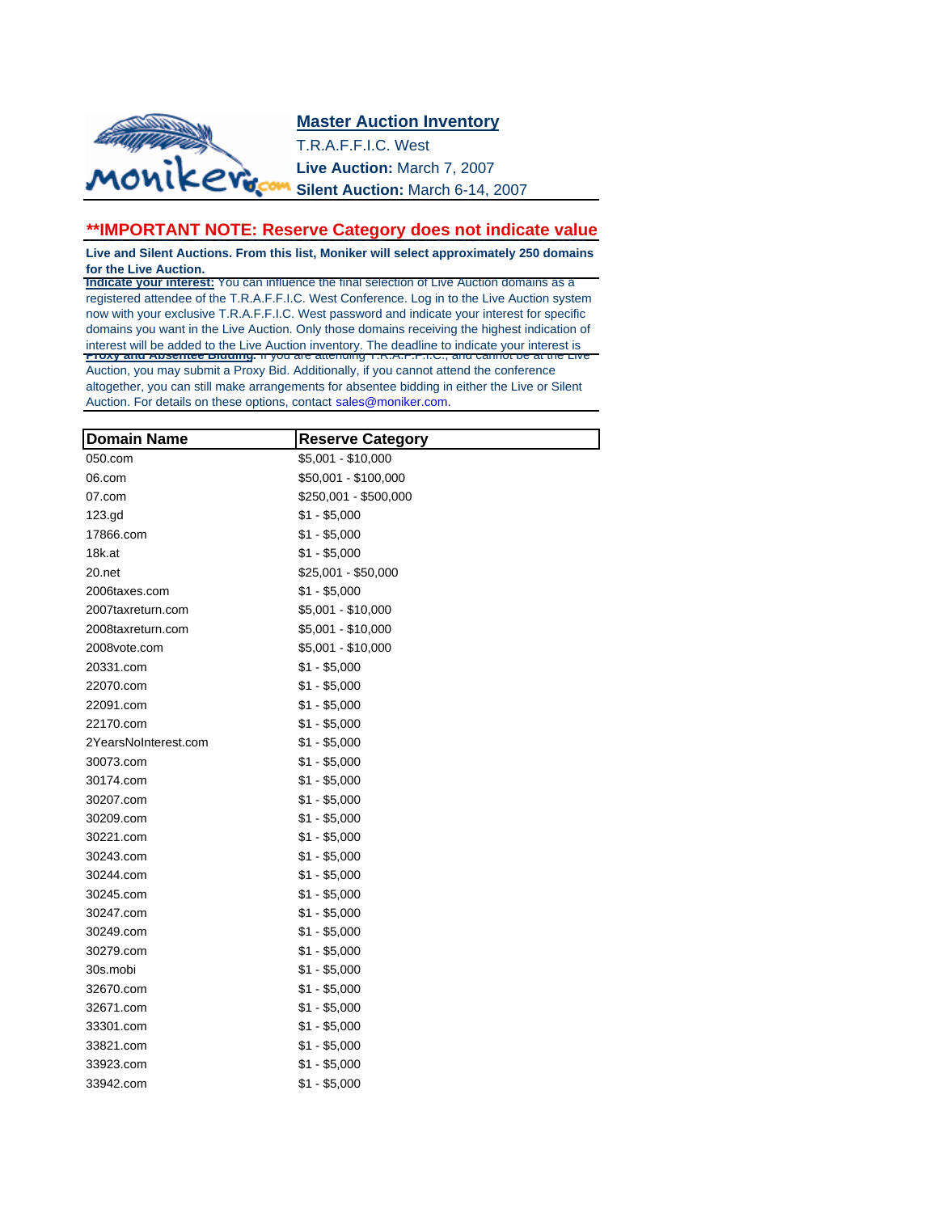# Master Auction Inventory

T.R.A.F.F.I.C. West

**Live Auction:** March 7, 2007

**Silent Auction:** March 6-14, 2007

## **IMPORTANT NOTE: Reserve Category does not indicate value

**Live and Silent Auctions. From this list, Moniker will select approximately 250 domains for the Live Auction.**

**Indicate your interest:** You can influence the final selection of Live Auction domains as a registered attendee of the T.R.A.F.F.I.C. West Conference. Log in to the Live Auction system now with your exclusive T.R.A.F.F.I.C. West password and indicate your interest for specific domains you want in the Live Auction. Only those domains receiving the highest indication of interest will be added to the Live Auction inventory. The deadline to indicate your interest is

**Proxy and Absentee Bidding:** If you are attending T.R.A.F.F.I.C., and cannot be at the Live Auction, you may submit a Proxy Bid. Additionally, if you cannot attend the conference altogether, you can still make arrangements for absentee bidding in either the Live or Silent Auction. For details on these options, contact sales@moniker.com.

| Domain Name | Reserve Category |
|---|---|
| 050.com | $5,001 - $10,000 |
| 06.com | $50,001 - $100,000 |
| 07.com | $250,001 - $500,000 |
| 123.gd | $1 - $5,000 |
| 17866.com | $1 - $5,000 |
| 18k.at | $1 - $5,000 |
| 20.net | $25,001 - $50,000 |
| 2006taxes.com | $1 - $5,000 |
| 2007taxreturn.com | $5,001 - $10,000 |
| 2008taxreturn.com | $5,001 - $10,000 |
| 2008vote.com | $5,001 - $10,000 |
| 20331.com | $1 - $5,000 |
| 22070.com | $1 - $5,000 |
| 22091.com | $1 - $5,000 |
| 22170.com | $1 - $5,000 |
| 2YearsNoInterest.com | $1 - $5,000 |
| 30073.com | $1 - $5,000 |
| 30174.com | $1 - $5,000 |
| 30207.com | $1 - $5,000 |
| 30209.com | $1 - $5,000 |
| 30221.com | $1 - $5,000 |
| 30243.com | $1 - $5,000 |
| 30244.com | $1 - $5,000 |
| 30245.com | $1 - $5,000 |
| 30247.com | $1 - $5,000 |
| 30249.com | $1 - $5,000 |
| 30279.com | $1 - $5,000 |
| 30s.mobi | $1 - $5,000 |
| 32670.com | $1 - $5,000 |
| 32671.com | $1 - $5,000 |
| 33301.com | $1 - $5,000 |
| 33821.com | $1 - $5,000 |
| 33923.com | $1 - $5,000 |
| 33942.com | $1 - $5,000 |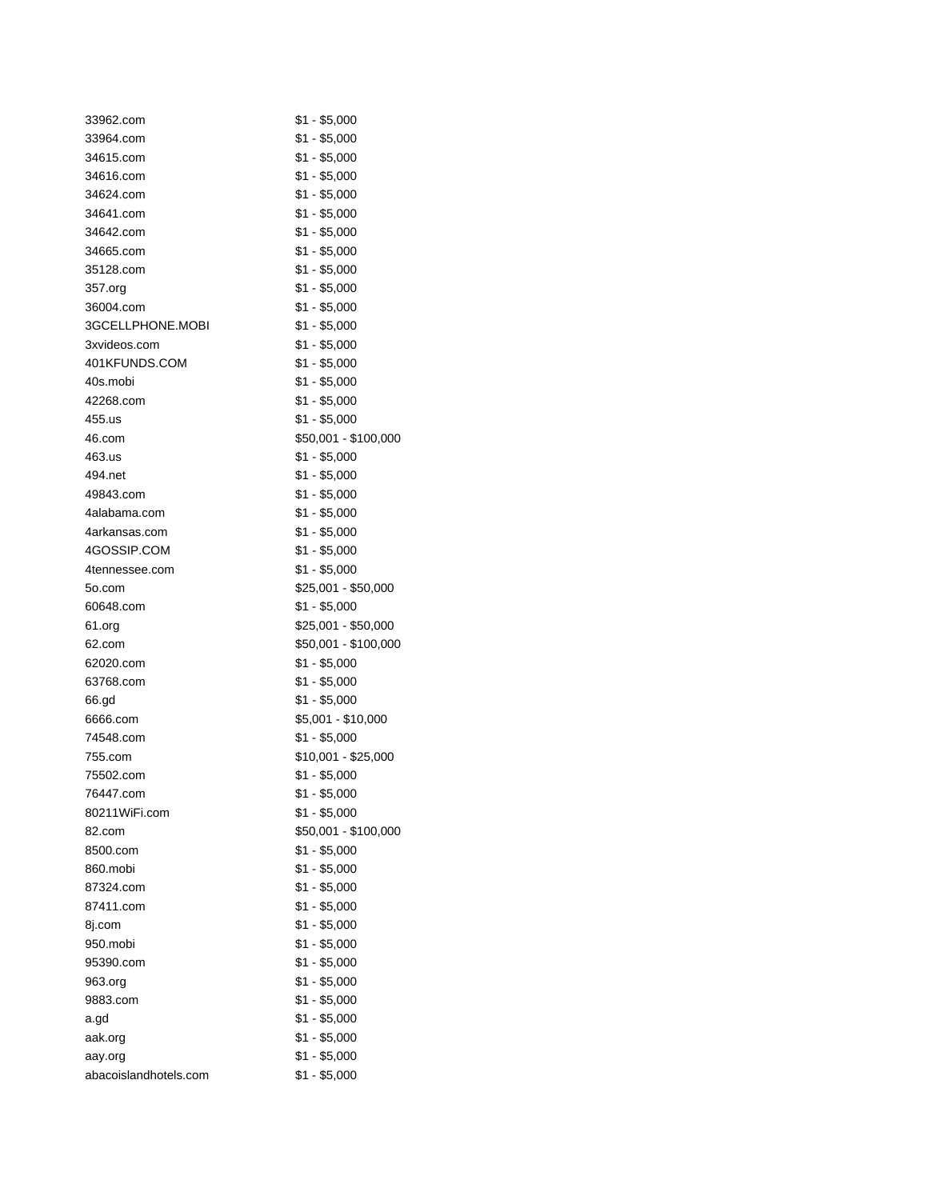| | |
|---|---|
| 33962.com | $1 - $5,000 |
| 33964.com | $1 - $5,000 |
| 34615.com | $1 - $5,000 |
| 34616.com | $1 - $5,000 |
| 34624.com | $1 - $5,000 |
| 34641.com | $1 - $5,000 |
| 34642.com | $1 - $5,000 |
| 34665.com | $1 - $5,000 |
| 35128.com | $1 - $5,000 |
| 357.org | $1 - $5,000 |
| 36004.com | $1 - $5,000 |
| 3GCELLPHONE.MOBI | $1 - $5,000 |
| 3xvideos.com | $1 - $5,000 |
| 401KFUNDS.COM | $1 - $5,000 |
| 40s.mobi | $1 - $5,000 |
| 42268.com | $1 - $5,000 |
| 455.us | $1 - $5,000 |
| 46.com | $50,001 - $100,000 |
| 463.us | $1 - $5,000 |
| 494.net | $1 - $5,000 |
| 49843.com | $1 - $5,000 |
| 4alabama.com | $1 - $5,000 |
| 4arkansas.com | $1 - $5,000 |
| 4GOSSIP.COM | $1 - $5,000 |
| 4tennessee.com | $1 - $5,000 |
| 5o.com | $25,001 - $50,000 |
| 60648.com | $1 - $5,000 |
| 61.org | $25,001 - $50,000 |
| 62.com | $50,001 - $100,000 |
| 62020.com | $1 - $5,000 |
| 63768.com | $1 - $5,000 |
| 66.gd | $1 - $5,000 |
| 6666.com | $5,001 - $10,000 |
| 74548.com | $1 - $5,000 |
| 755.com | $10,001 - $25,000 |
| 75502.com | $1 - $5,000 |
| 76447.com | $1 - $5,000 |
| 80211WiFi.com | $1 - $5,000 |
| 82.com | $50,001 - $100,000 |
| 8500.com | $1 - $5,000 |
| 860.mobi | $1 - $5,000 |
| 87324.com | $1 - $5,000 |
| 87411.com | $1 - $5,000 |
| 8j.com | $1 - $5,000 |
| 950.mobi | $1 - $5,000 |
| 95390.com | $1 - $5,000 |
| 963.org | $1 - $5,000 |
| 9883.com | $1 - $5,000 |
| a.gd | $1 - $5,000 |
| aak.org | $1 - $5,000 |
| aay.org | $1 - $5,000 |
| abacoislandhotels.com | $1 - $5,000 |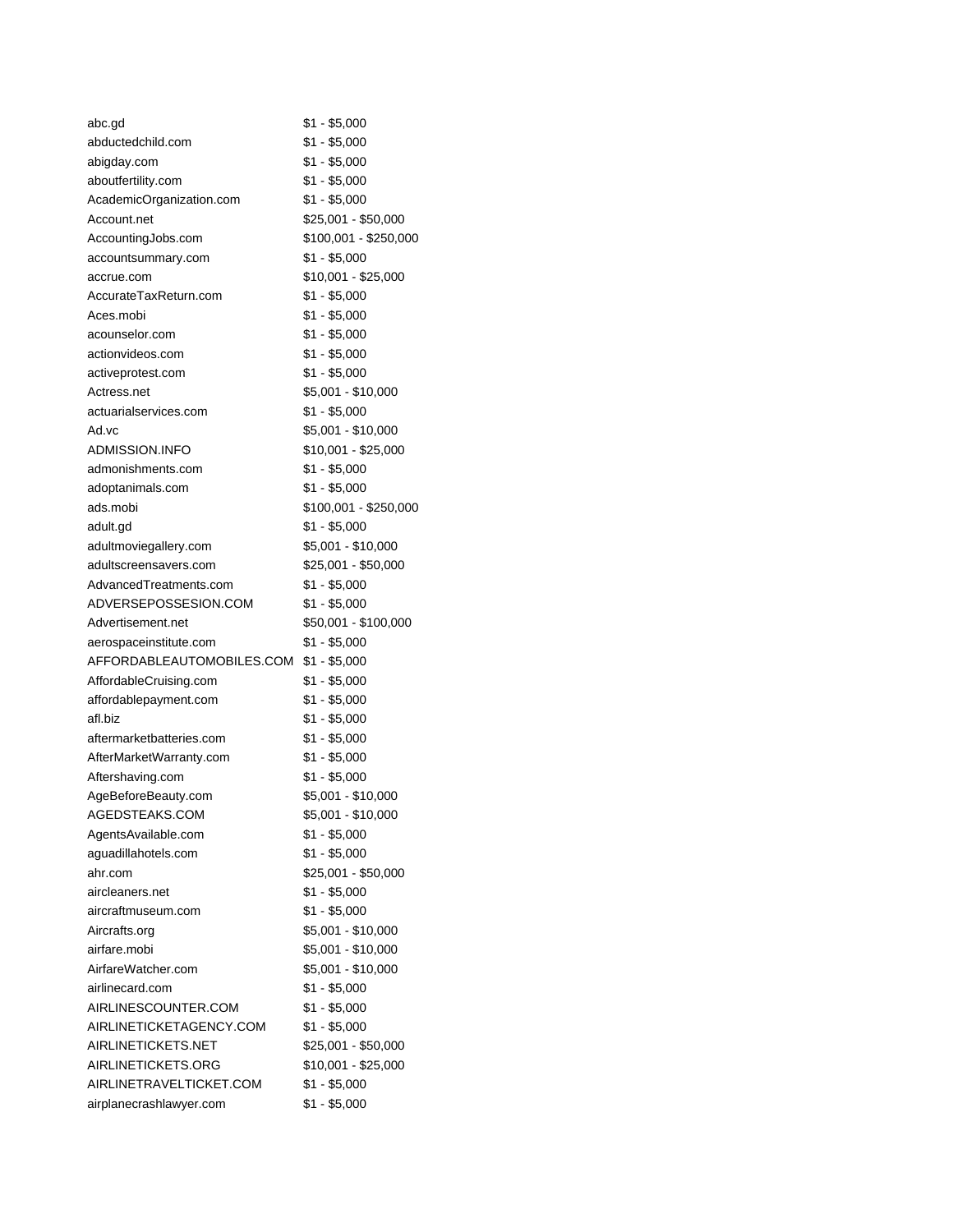| | |
|---|---|
| abc.gd | $1 - $5,000 |
| abductedchild.com | $1 - $5,000 |
| abigday.com | $1 - $5,000 |
| aboutfertility.com | $1 - $5,000 |
| AcademicOrganization.com | $1 - $5,000 |
| Account.net | $25,001 - $50,000 |
| AccountingJobs.com | $100,001 - $250,000 |
| accountsummary.com | $1 - $5,000 |
| accrue.com | $10,001 - $25,000 |
| AccurateTaxReturn.com | $1 - $5,000 |
| Aces.mobi | $1 - $5,000 |
| acounselor.com | $1 - $5,000 |
| actionvideos.com | $1 - $5,000 |
| activeprotest.com | $1 - $5,000 |
| Actress.net | $5,001 - $10,000 |
| actuarialservices.com | $1 - $5,000 |
| Ad.vc | $5,001 - $10,000 |
| ADMISSION.INFO | $10,001 - $25,000 |
| admonishments.com | $1 - $5,000 |
| adoptanimals.com | $1 - $5,000 |
| ads.mobi | $100,001 - $250,000 |
| adult.gd | $1 - $5,000 |
| adultmoviegallery.com | $5,001 - $10,000 |
| adultscreensavers.com | $25,001 - $50,000 |
| AdvancedTreatments.com | $1 - $5,000 |
| ADVERSEPOSSESION.COM | $1 - $5,000 |
| Advertisement.net | $50,001 - $100,000 |
| aerospaceinstitute.com | $1 - $5,000 |
| AFFORDABLEAUTOMOBILES.COM | $1 - $5,000 |
| AffordableCruising.com | $1 - $5,000 |
| affordablepayment.com | $1 - $5,000 |
| afl.biz | $1 - $5,000 |
| aftermarketbatteries.com | $1 - $5,000 |
| AfterMarketWarranty.com | $1 - $5,000 |
| Aftershaving.com | $1 - $5,000 |
| AgeBeforeBeauty.com | $5,001 - $10,000 |
| AGEDSTEAKS.COM | $5,001 - $10,000 |
| AgentsAvailable.com | $1 - $5,000 |
| aguadillahotels.com | $1 - $5,000 |
| ahr.com | $25,001 - $50,000 |
| aircleaners.net | $1 - $5,000 |
| aircraftmuseum.com | $1 - $5,000 |
| Aircrafts.org | $5,001 - $10,000 |
| airfare.mobi | $5,001 - $10,000 |
| AirfareWatcher.com | $5,001 - $10,000 |
| airlinecard.com | $1 - $5,000 |
| AIRLINESCOUNTER.COM | $1 - $5,000 |
| AIRLINETICKETAGENCY.COM | $1 - $5,000 |
| AIRLINETICKETS.NET | $25,001 - $50,000 |
| AIRLINETICKETS.ORG | $10,001 - $25,000 |
| AIRLINETRAVELTICKET.COM | $1 - $5,000 |
| airplanecrashlawyer.com | $1 - $5,000 |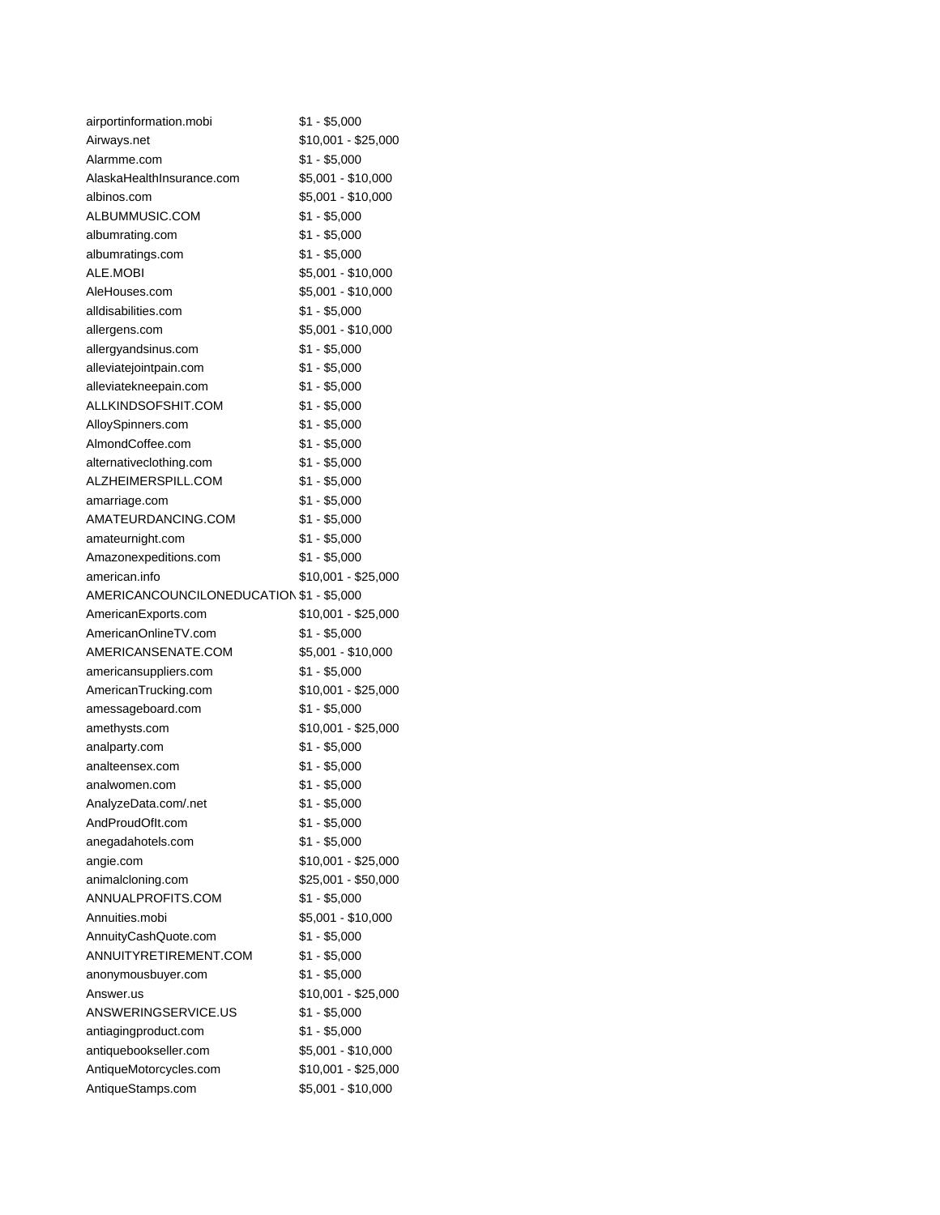| | |
|---|---|
| airportinformation.mobi | $1 - $5,000 |
| Airways.net | $10,001 - $25,000 |
| Alarmme.com | $1 - $5,000 |
| AlaskaHealthInsurance.com | $5,001 - $10,000 |
| albinos.com | $5,001 - $10,000 |
| ALBUMMUSIC.COM | $1 - $5,000 |
| albumrating.com | $1 - $5,000 |
| albumratings.com | $1 - $5,000 |
| ALE.MOBI | $5,001 - $10,000 |
| AleHouses.com | $5,001 - $10,000 |
| alldisabilities.com | $1 - $5,000 |
| allergens.com | $5,001 - $10,000 |
| allergyandsinus.com | $1 - $5,000 |
| alleviatejointpain.com | $1 - $5,000 |
| alleviatekneepain.com | $1 - $5,000 |
| ALLKINDSOFSHIT.COM | $1 - $5,000 |
| AlloySpinners.com | $1 - $5,000 |
| AlmondCoffee.com | $1 - $5,000 |
| alternativeclothing.com | $1 - $5,000 |
| ALZHEIMERSPILL.COM | $1 - $5,000 |
| amarriage.com | $1 - $5,000 |
| AMATEURDANCING.COM | $1 - $5,000 |
| amateurnight.com | $1 - $5,000 |
| Amazonexpeditions.com | $1 - $5,000 |
| american.info | $10,001 - $25,000 |
| AMERICANCOUNCILONEDUCATION | $1 - $5,000 |
| AmericanExports.com | $10,001 - $25,000 |
| AmericanOnlineTV.com | $1 - $5,000 |
| AMERICANSENATE.COM | $5,001 - $10,000 |
| americansuppliers.com | $1 - $5,000 |
| AmericanTrucking.com | $10,001 - $25,000 |
| amessageboard.com | $1 - $5,000 |
| amethysts.com | $10,001 - $25,000 |
| analparty.com | $1 - $5,000 |
| analteensex.com | $1 - $5,000 |
| analwomen.com | $1 - $5,000 |
| AnalyzeData.com/.net | $1 - $5,000 |
| AndProudOfIt.com | $1 - $5,000 |
| anegadahotels.com | $1 - $5,000 |
| angie.com | $10,001 - $25,000 |
| animalcloning.com | $25,001 - $50,000 |
| ANNUALPROFITS.COM | $1 - $5,000 |
| Annuities.mobi | $5,001 - $10,000 |
| AnnuityCashQuote.com | $1 - $5,000 |
| ANNUITYRETIREMENT.COM | $1 - $5,000 |
| anonymousbuyer.com | $1 - $5,000 |
| Answer.us | $10,001 - $25,000 |
| ANSWERINGSERVICE.US | $1 - $5,000 |
| antiagingproduct.com | $1 - $5,000 |
| antiquebookseller.com | $5,001 - $10,000 |
| AntiqueMotorcycles.com | $10,001 - $25,000 |
| AntiqueStamps.com | $5,001 - $10,000 |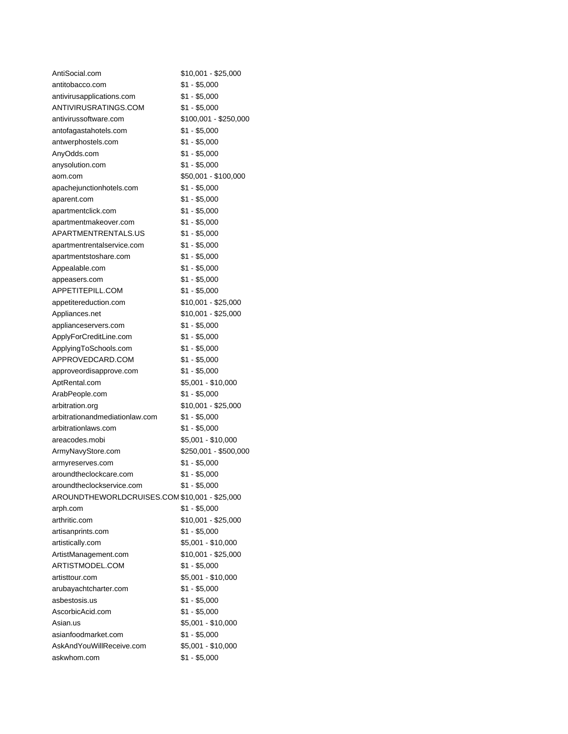| | |
|---|---|
| AntiSocial.com | $10,001 - $25,000 |
| antitobacco.com | $1 - $5,000 |
| antivirusapplications.com | $1 - $5,000 |
| ANTIVIRUSRATINGS.COM | $1 - $5,000 |
| antivirussoftware.com | $100,001 - $250,000 |
| antofagastahotels.com | $1 - $5,000 |
| antwerphostels.com | $1 - $5,000 |
| AnyOdds.com | $1 - $5,000 |
| anysolution.com | $1 - $5,000 |
| aom.com | $50,001 - $100,000 |
| apachejunctionhotels.com | $1 - $5,000 |
| aparent.com | $1 - $5,000 |
| apartmentclick.com | $1 - $5,000 |
| apartmentmakeover.com | $1 - $5,000 |
| APARTMENTRENTALS.US | $1 - $5,000 |
| apartmentrentalservice.com | $1 - $5,000 |
| apartmentstoshare.com | $1 - $5,000 |
| Appealable.com | $1 - $5,000 |
| appeasers.com | $1 - $5,000 |
| APPETITEPILL.COM | $1 - $5,000 |
| appetitereduction.com | $10,001 - $25,000 |
| Appliances.net | $10,001 - $25,000 |
| applianceservers.com | $1 - $5,000 |
| ApplyForCreditLine.com | $1 - $5,000 |
| ApplyingToSchools.com | $1 - $5,000 |
| APPROVEDCARD.COM | $1 - $5,000 |
| approveordisapprove.com | $1 - $5,000 |
| AptRental.com | $5,001 - $10,000 |
| ArabPeople.com | $1 - $5,000 |
| arbitration.org | $10,001 - $25,000 |
| arbitrationandmediationlaw.com | $1 - $5,000 |
| arbitrationlaws.com | $1 - $5,000 |
| areacodes.mobi | $5,001 - $10,000 |
| ArmyNavyStore.com | $250,001 - $500,000 |
| armyreserves.com | $1 - $5,000 |
| aroundtheclockcare.com | $1 - $5,000 |
| aroundtheclockservice.com | $1 - $5,000 |
| AROUNDTHEWORLDCRUISES.COM | $10,001 - $25,000 |
| arph.com | $1 - $5,000 |
| arthritic.com | $10,001 - $25,000 |
| artisanprints.com | $1 - $5,000 |
| artistically.com | $5,001 - $10,000 |
| ArtistManagement.com | $10,001 - $25,000 |
| ARTISTMODEL.COM | $1 - $5,000 |
| artisttour.com | $5,001 - $10,000 |
| arubayachtcharter.com | $1 - $5,000 |
| asbestosis.us | $1 - $5,000 |
| AscorbicAcid.com | $1 - $5,000 |
| Asian.us | $5,001 - $10,000 |
| asianfoodmarket.com | $1 - $5,000 |
| AskAndYouWillReceive.com | $5,001 - $10,000 |
| askwhom.com | $1 - $5,000 |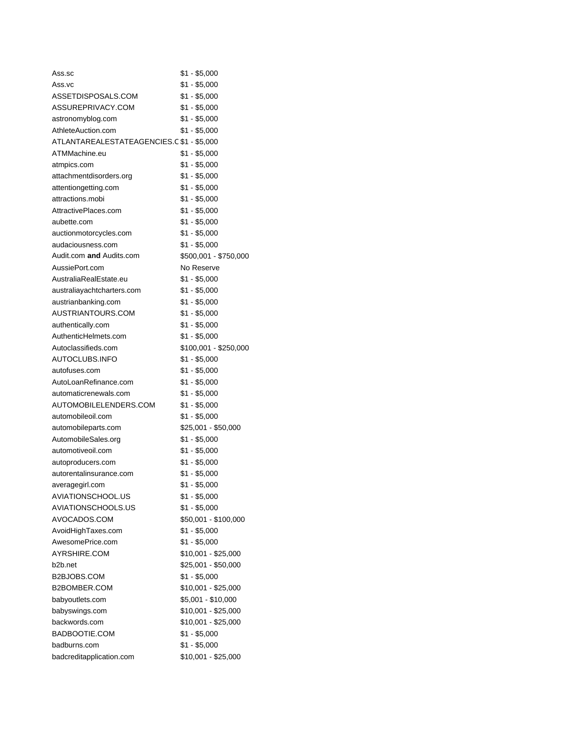| | |
|---|---|
| Ass.sc | $1 - $5,000 |
| Ass.vc | $1 - $5,000 |
| ASSETDISPOSALS.COM | $1 - $5,000 |
| ASSUREPRIVACY.COM | $1 - $5,000 |
| astronomyblog.com | $1 - $5,000 |
| AthleteAuction.com | $1 - $5,000 |
| ATLANTAREALESTATEAGENCIES.C | $1 - $5,000 |
| ATMMachine.eu | $1 - $5,000 |
| atmpics.com | $1 - $5,000 |
| attachmentdisorders.org | $1 - $5,000 |
| attentiongetting.com | $1 - $5,000 |
| attractions.mobi | $1 - $5,000 |
| AttractivePlaces.com | $1 - $5,000 |
| aubette.com | $1 - $5,000 |
| auctionmotorcycles.com | $1 - $5,000 |
| audaciousness.com | $1 - $5,000 |
| Audit.com **and** Audits.com | $500,001 - $750,000 |
| AussiePort.com | No Reserve |
| AustraliaRealEstate.eu | $1 - $5,000 |
| australiayachtcharters.com | $1 - $5,000 |
| austrianbanking.com | $1 - $5,000 |
| AUSTRIANTOURS.COM | $1 - $5,000 |
| authentically.com | $1 - $5,000 |
| AuthenticHelmets.com | $1 - $5,000 |
| Autoclassifieds.com | $100,001 - $250,000 |
| AUTOCLUBS.INFO | $1 - $5,000 |
| autofuses.com | $1 - $5,000 |
| AutoLoanRefinance.com | $1 - $5,000 |
| automaticrenewals.com | $1 - $5,000 |
| AUTOMOBILELENDERS.COM | $1 - $5,000 |
| automobileoil.com | $1 - $5,000 |
| automobileparts.com | $25,001 - $50,000 |
| AutomobileSales.org | $1 - $5,000 |
| automotiveoil.com | $1 - $5,000 |
| autoproducers.com | $1 - $5,000 |
| autorentalinsurance.com | $1 - $5,000 |
| averagegirl.com | $1 - $5,000 |
| AVIATIONSCHOOL.US | $1 - $5,000 |
| AVIATIONSCHOOLS.US | $1 - $5,000 |
| AVOCADOS.COM | $50,001 - $100,000 |
| AvoidHighTaxes.com | $1 - $5,000 |
| AwesomePrice.com | $1 - $5,000 |
| AYRSHIRE.COM | $10,001 - $25,000 |
| b2b.net | $25,001 - $50,000 |
| B2BJOBS.COM | $1 - $5,000 |
| B2BOMBER.COM | $10,001 - $25,000 |
| babyoutlets.com | $5,001 - $10,000 |
| babyswings.com | $10,001 - $25,000 |
| backwords.com | $10,001 - $25,000 |
| BADBOOTIE.COM | $1 - $5,000 |
| badburns.com | $1 - $5,000 |
| badcreditapplication.com | $10,001 - $25,000 |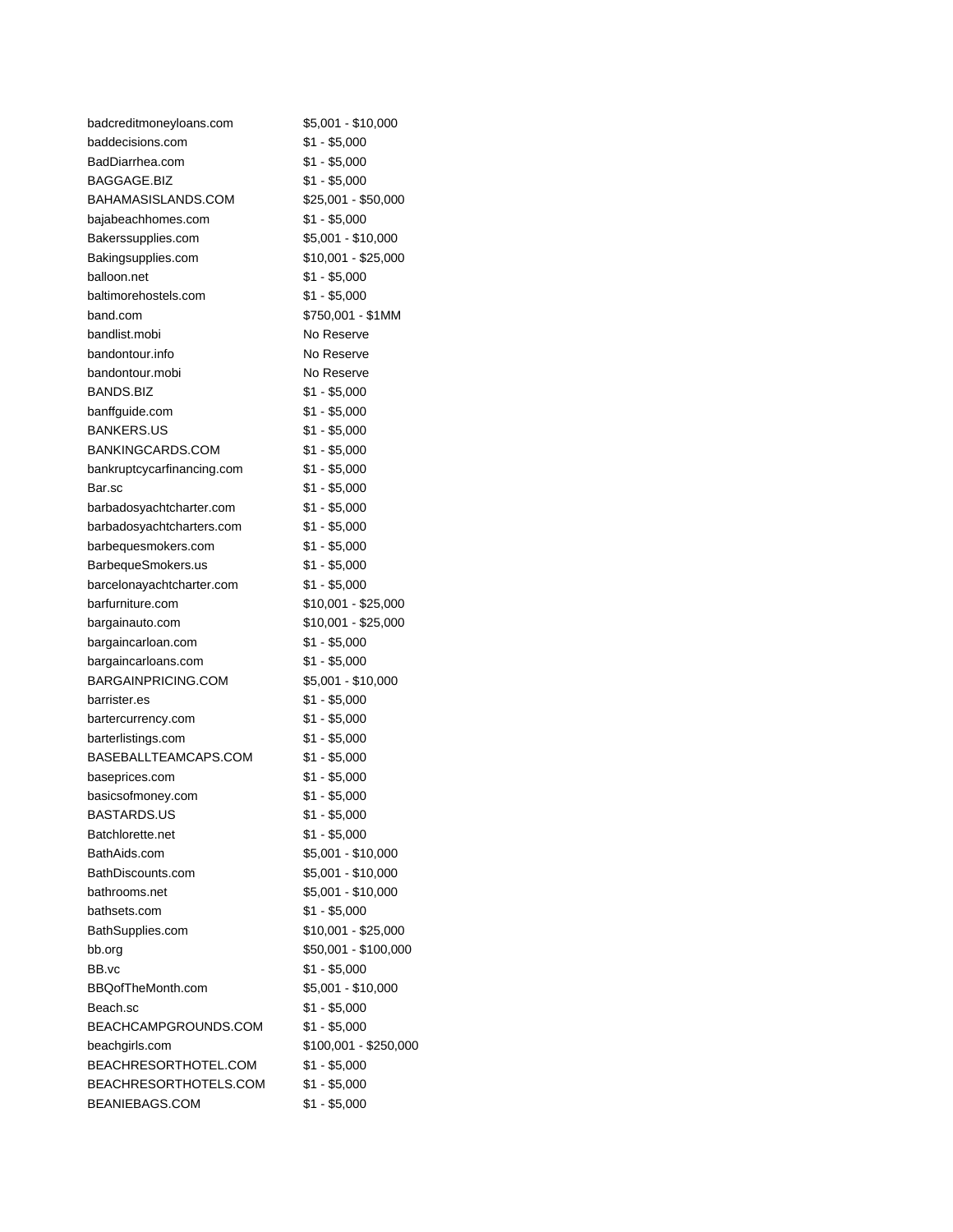| | |
|---|---|
| badcreditmoneyloans.com | $5,001 - $10,000 |
| baddecisions.com | $1 - $5,000 |
| BadDiarrhea.com | $1 - $5,000 |
| BAGGAGE.BIZ | $1 - $5,000 |
| BAHAMASISLANDS.COM | $25,001 - $50,000 |
| bajabeachhomes.com | $1 - $5,000 |
| Bakerssupplies.com | $5,001 - $10,000 |
| Bakingsupplies.com | $10,001 - $25,000 |
| balloon.net | $1 - $5,000 |
| baltimorehostels.com | $1 - $5,000 |
| band.com | $750,001 - $1MM |
| bandlist.mobi | No Reserve |
| bandontour.info | No Reserve |
| bandontour.mobi | No Reserve |
| BANDS.BIZ | $1 - $5,000 |
| banffguide.com | $1 - $5,000 |
| BANKERS.US | $1 - $5,000 |
| BANKINGCARDS.COM | $1 - $5,000 |
| bankruptcycarfinancing.com | $1 - $5,000 |
| Bar.sc | $1 - $5,000 |
| barbadosyachtcharter.com | $1 - $5,000 |
| barbadosyachtcharters.com | $1 - $5,000 |
| barbequesmokers.com | $1 - $5,000 |
| BarbequeSmokers.us | $1 - $5,000 |
| barcelonayachtcharter.com | $1 - $5,000 |
| barfurniture.com | $10,001 - $25,000 |
| bargainauto.com | $10,001 - $25,000 |
| bargaincarloan.com | $1 - $5,000 |
| bargaincarloans.com | $1 - $5,000 |
| BARGAINPRICING.COM | $5,001 - $10,000 |
| barrister.es | $1 - $5,000 |
| bartercurrency.com | $1 - $5,000 |
| barterlistings.com | $1 - $5,000 |
| BASEBALLTEAMCAPS.COM | $1 - $5,000 |
| baseprices.com | $1 - $5,000 |
| basicsofmoney.com | $1 - $5,000 |
| BASTARDS.US | $1 - $5,000 |
| Batchlorette.net | $1 - $5,000 |
| BathAids.com | $5,001 - $10,000 |
| BathDiscounts.com | $5,001 - $10,000 |
| bathrooms.net | $5,001 - $10,000 |
| bathsets.com | $1 - $5,000 |
| BathSupplies.com | $10,001 - $25,000 |
| bb.org | $50,001 - $100,000 |
| BB.vc | $1 - $5,000 |
| BBQofTheMonth.com | $5,001 - $10,000 |
| Beach.sc | $1 - $5,000 |
| BEACHCAMPGROUNDS.COM | $1 - $5,000 |
| beachgirls.com | $100,001 - $250,000 |
| BEACHRESORTHOTEL.COM | $1 - $5,000 |
| BEACHRESORTHOTELS.COM | $1 - $5,000 |
| BEANIEBAGS.COM | $1 - $5,000 |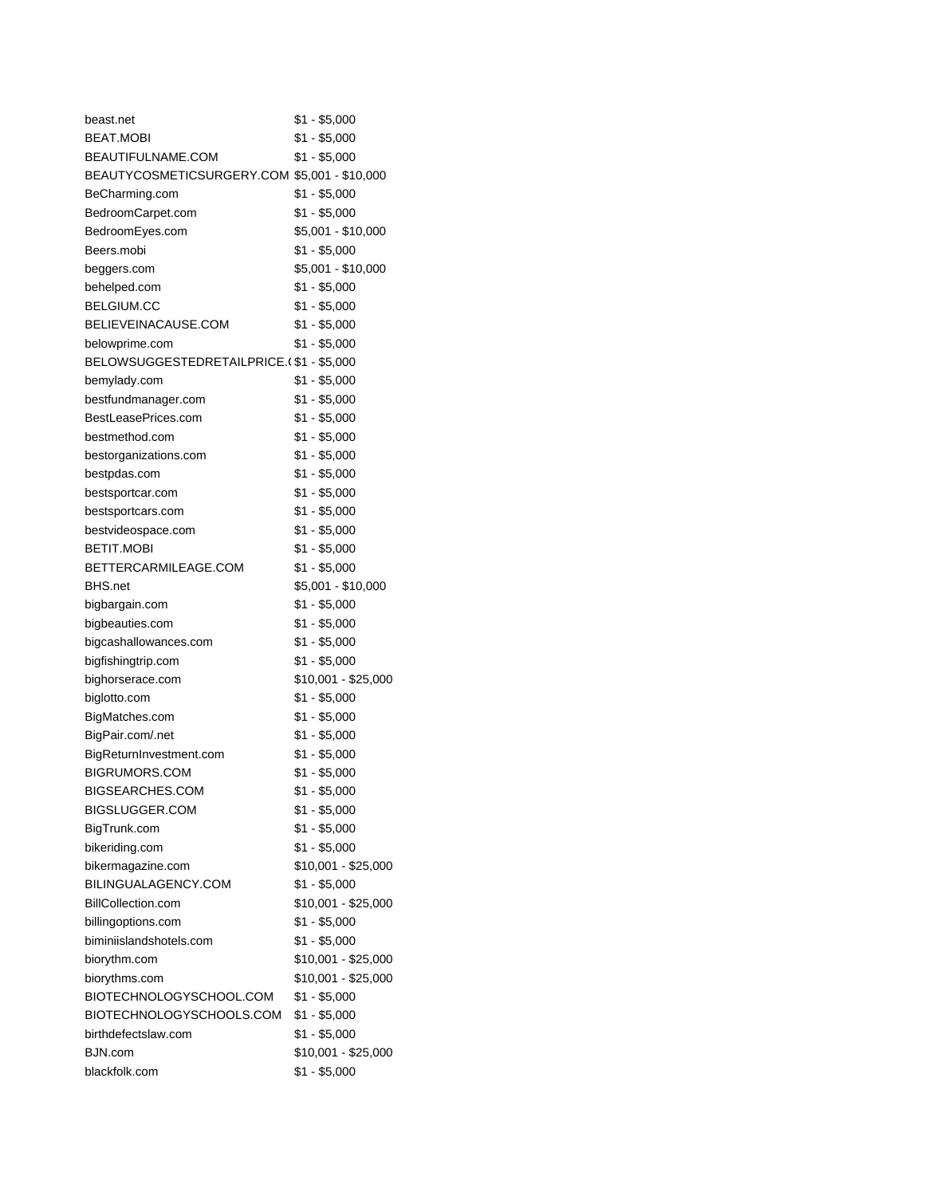| | |
|---|---|
| beast.net | $1 - $5,000 |
| BEAT.MOBI | $1 - $5,000 |
| BEAUTIFULNAME.COM | $1 - $5,000 |
| BEAUTYCOSMETICSURGERY.COM | $5,001 - $10,000 |
| BeCharming.com | $1 - $5,000 |
| BedroomCarpet.com | $1 - $5,000 |
| BedroomEyes.com | $5,001 - $10,000 |
| Beers.mobi | $1 - $5,000 |
| beggers.com | $5,001 - $10,000 |
| behelped.com | $1 - $5,000 |
| BELGIUM.CC | $1 - $5,000 |
| BELIEVEINACAUSE.COM | $1 - $5,000 |
| belowprime.com | $1 - $5,000 |
| BELOWSUGGESTEDRETAILPRICE.( | $1 - $5,000 |
| bemylady.com | $1 - $5,000 |
| bestfundmanager.com | $1 - $5,000 |
| BestLeasePrices.com | $1 - $5,000 |
| bestmethod.com | $1 - $5,000 |
| bestorganizations.com | $1 - $5,000 |
| bestpdas.com | $1 - $5,000 |
| bestsportcar.com | $1 - $5,000 |
| bestsportcars.com | $1 - $5,000 |
| bestvideospace.com | $1 - $5,000 |
| BETIT.MOBI | $1 - $5,000 |
| BETTERCARMILEAGE.COM | $1 - $5,000 |
| BHS.net | $5,001 - $10,000 |
| bigbargain.com | $1 - $5,000 |
| bigbeauties.com | $1 - $5,000 |
| bigcashallowances.com | $1 - $5,000 |
| bigfishingtrip.com | $1 - $5,000 |
| bighorserace.com | $10,001 - $25,000 |
| biglotto.com | $1 - $5,000 |
| BigMatches.com | $1 - $5,000 |
| BigPair.com/.net | $1 - $5,000 |
| BigReturnInvestment.com | $1 - $5,000 |
| BIGRUMORS.COM | $1 - $5,000 |
| BIGSEARCHES.COM | $1 - $5,000 |
| BIGSLUGGER.COM | $1 - $5,000 |
| BigTrunk.com | $1 - $5,000 |
| bikeriding.com | $1 - $5,000 |
| bikermagazine.com | $10,001 - $25,000 |
| BILINGUALAGENCY.COM | $1 - $5,000 |
| BillCollection.com | $10,001 - $25,000 |
| billingoptions.com | $1 - $5,000 |
| biminiislandshotels.com | $1 - $5,000 |
| biorythm.com | $10,001 - $25,000 |
| biorythms.com | $10,001 - $25,000 |
| BIOTECHNOLOGYSCHOOL.COM | $1 - $5,000 |
| BIOTECHNOLOGYSCHOOLS.COM | $1 - $5,000 |
| birthdefectslaw.com | $1 - $5,000 |
| BJN.com | $10,001 - $25,000 |
| blackfolk.com | $1 - $5,000 |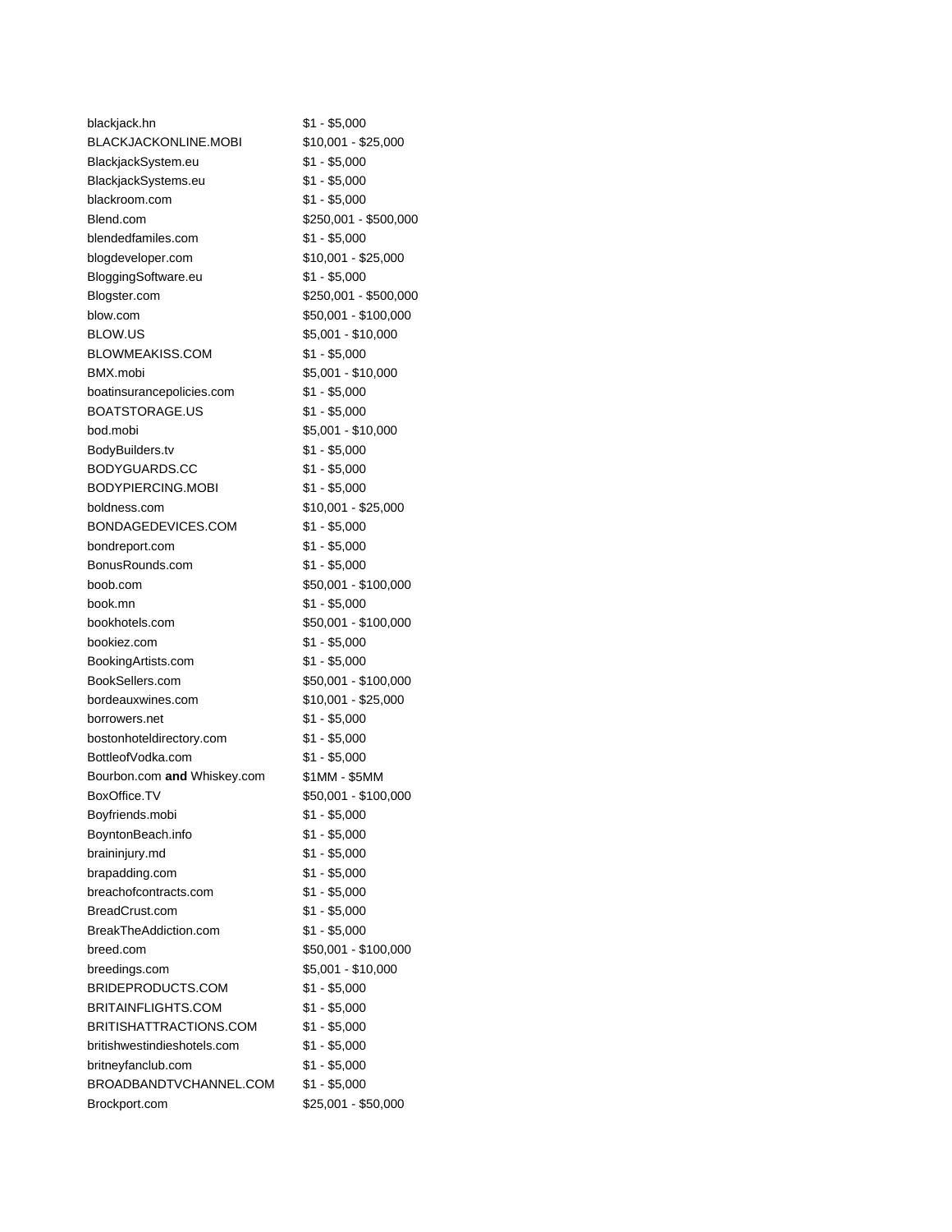| | |
|---|---|
| blackjack.hn | $1 - $5,000 |
| BLACKJACKONLINE.MOBI | $10,001 - $25,000 |
| BlackjackSystem.eu | $1 - $5,000 |
| BlackjackSystems.eu | $1 - $5,000 |
| blackroom.com | $1 - $5,000 |
| Blend.com | $250,001 - $500,000 |
| blendedfamiles.com | $1 - $5,000 |
| blogdeveloper.com | $10,001 - $25,000 |
| BloggingSoftware.eu | $1 - $5,000 |
| Blogster.com | $250,001 - $500,000 |
| blow.com | $50,001 - $100,000 |
| BLOW.US | $5,001 - $10,000 |
| BLOWMEAKISS.COM | $1 - $5,000 |
| BMX.mobi | $5,001 - $10,000 |
| boatinsurancepolicies.com | $1 - $5,000 |
| BOATSTORAGE.US | $1 - $5,000 |
| bod.mobi | $5,001 - $10,000 |
| BodyBuilders.tv | $1 - $5,000 |
| BODYGUARDS.CC | $1 - $5,000 |
| BODYPIERCING.MOBI | $1 - $5,000 |
| boldness.com | $10,001 - $25,000 |
| BONDAGEDEVICES.COM | $1 - $5,000 |
| bondreport.com | $1 - $5,000 |
| BonusRounds.com | $1 - $5,000 |
| boob.com | $50,001 - $100,000 |
| book.mn | $1 - $5,000 |
| bookhotels.com | $50,001 - $100,000 |
| bookiez.com | $1 - $5,000 |
| BookingArtists.com | $1 - $5,000 |
| BookSellers.com | $50,001 - $100,000 |
| bordeauxwines.com | $10,001 - $25,000 |
| borrowers.net | $1 - $5,000 |
| bostonhoteldirectory.com | $1 - $5,000 |
| BottleofVodka.com | $1 - $5,000 |
| Bourbon.com **and** Whiskey.com | $1MM - $5MM |
| BoxOffice.TV | $50,001 - $100,000 |
| Boyfriends.mobi | $1 - $5,000 |
| BoyntonBeach.info | $1 - $5,000 |
| braininjury.md | $1 - $5,000 |
| brapadding.com | $1 - $5,000 |
| breachofcontracts.com | $1 - $5,000 |
| BreadCrust.com | $1 - $5,000 |
| BreakTheAddiction.com | $1 - $5,000 |
| breed.com | $50,001 - $100,000 |
| breedings.com | $5,001 - $10,000 |
| BRIDEPRODUCTS.COM | $1 - $5,000 |
| BRITAINFLIGHTS.COM | $1 - $5,000 |
| BRITISHATTRACTIONS.COM | $1 - $5,000 |
| britishwestindieshotels.com | $1 - $5,000 |
| britneyfanclub.com | $1 - $5,000 |
| BROADBANDTVCHANNEL.COM | $1 - $5,000 |
| Brockport.com | $25,001 - $50,000 |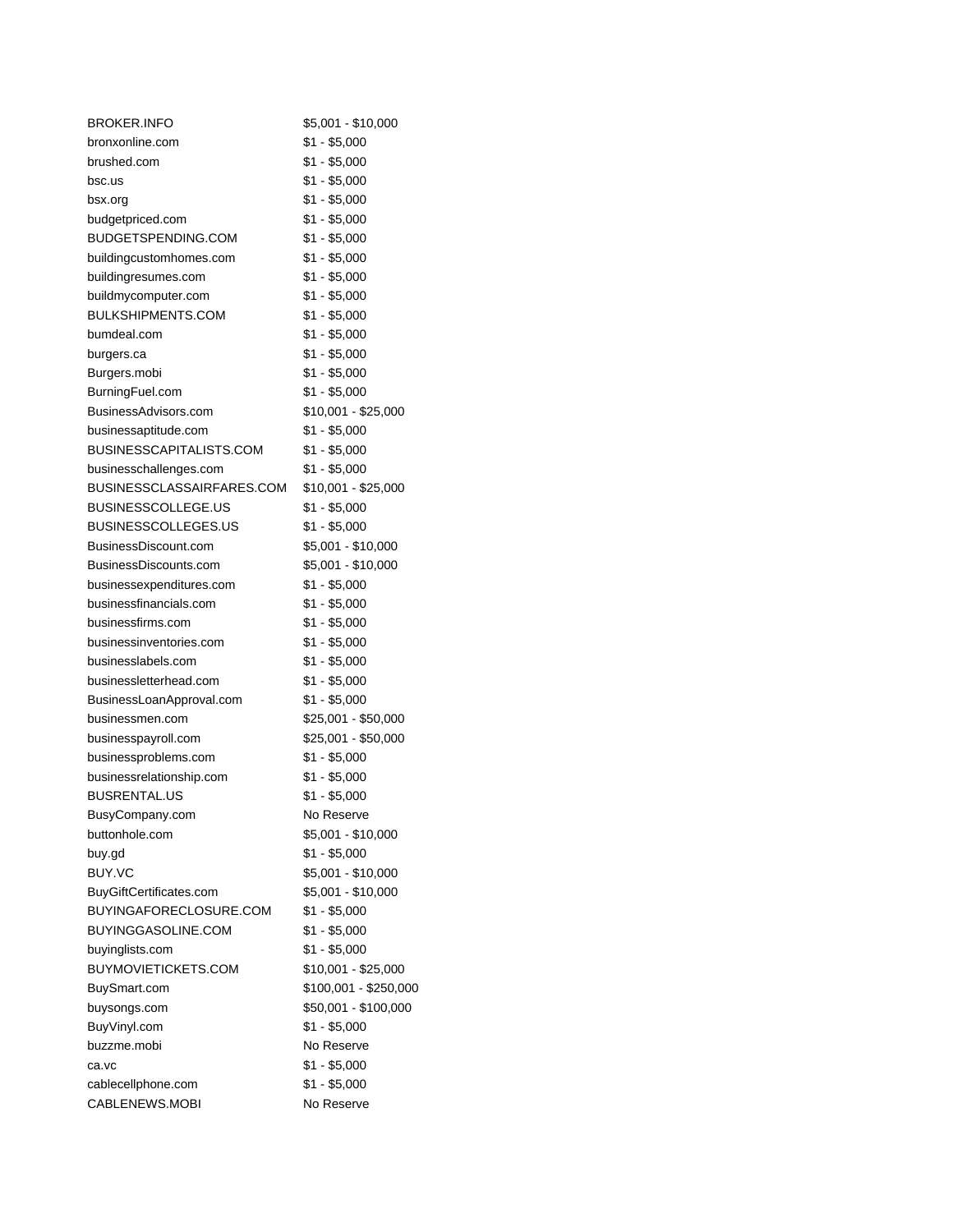| | |
|---|---|
| BROKER.INFO | $5,001 - $10,000 |
| bronxonline.com | $1 - $5,000 |
| brushed.com | $1 - $5,000 |
| bsc.us | $1 - $5,000 |
| bsx.org | $1 - $5,000 |
| budgetpriced.com | $1 - $5,000 |
| BUDGETSPENDING.COM | $1 - $5,000 |
| buildingcustomhomes.com | $1 - $5,000 |
| buildingresumes.com | $1 - $5,000 |
| buildmycomputer.com | $1 - $5,000 |
| BULKSHIPMENTS.COM | $1 - $5,000 |
| bumdeal.com | $1 - $5,000 |
| burgers.ca | $1 - $5,000 |
| Burgers.mobi | $1 - $5,000 |
| BurningFuel.com | $1 - $5,000 |
| BusinessAdvisors.com | $10,001 - $25,000 |
| businessaptitude.com | $1 - $5,000 |
| BUSINESSCAPITALISTS.COM | $1 - $5,000 |
| businesschallenges.com | $1 - $5,000 |
| BUSINESSCLASSAIRFARES.COM | $10,001 - $25,000 |
| BUSINESSCOLLEGE.US | $1 - $5,000 |
| BUSINESSCOLLEGES.US | $1 - $5,000 |
| BusinessDiscount.com | $5,001 - $10,000 |
| BusinessDiscounts.com | $5,001 - $10,000 |
| businessexpenditures.com | $1 - $5,000 |
| businessfinancials.com | $1 - $5,000 |
| businessfirms.com | $1 - $5,000 |
| businessinventories.com | $1 - $5,000 |
| businesslabels.com | $1 - $5,000 |
| businessletterhead.com | $1 - $5,000 |
| BusinessLoanApproval.com | $1 - $5,000 |
| businessmen.com | $25,001 - $50,000 |
| businesspayroll.com | $25,001 - $50,000 |
| businessproblems.com | $1 - $5,000 |
| businessrelationship.com | $1 - $5,000 |
| BUSRENTAL.US | $1 - $5,000 |
| BusyCompany.com | No Reserve |
| buttonhole.com | $5,001 - $10,000 |
| buy.gd | $1 - $5,000 |
| BUY.VC | $5,001 - $10,000 |
| BuyGiftCertificates.com | $5,001 - $10,000 |
| BUYINGAFORECLOSURE.COM | $1 - $5,000 |
| BUYINGGASOLINE.COM | $1 - $5,000 |
| buyinglists.com | $1 - $5,000 |
| BUYMOVIETICKETS.COM | $10,001 - $25,000 |
| BuySmart.com | $100,001 - $250,000 |
| buysongs.com | $50,001 - $100,000 |
| BuyVinyl.com | $1 - $5,000 |
| buzzme.mobi | No Reserve |
| ca.vc | $1 - $5,000 |
| cablecellphone.com | $1 - $5,000 |
| CABLENEWS.MOBI | No Reserve |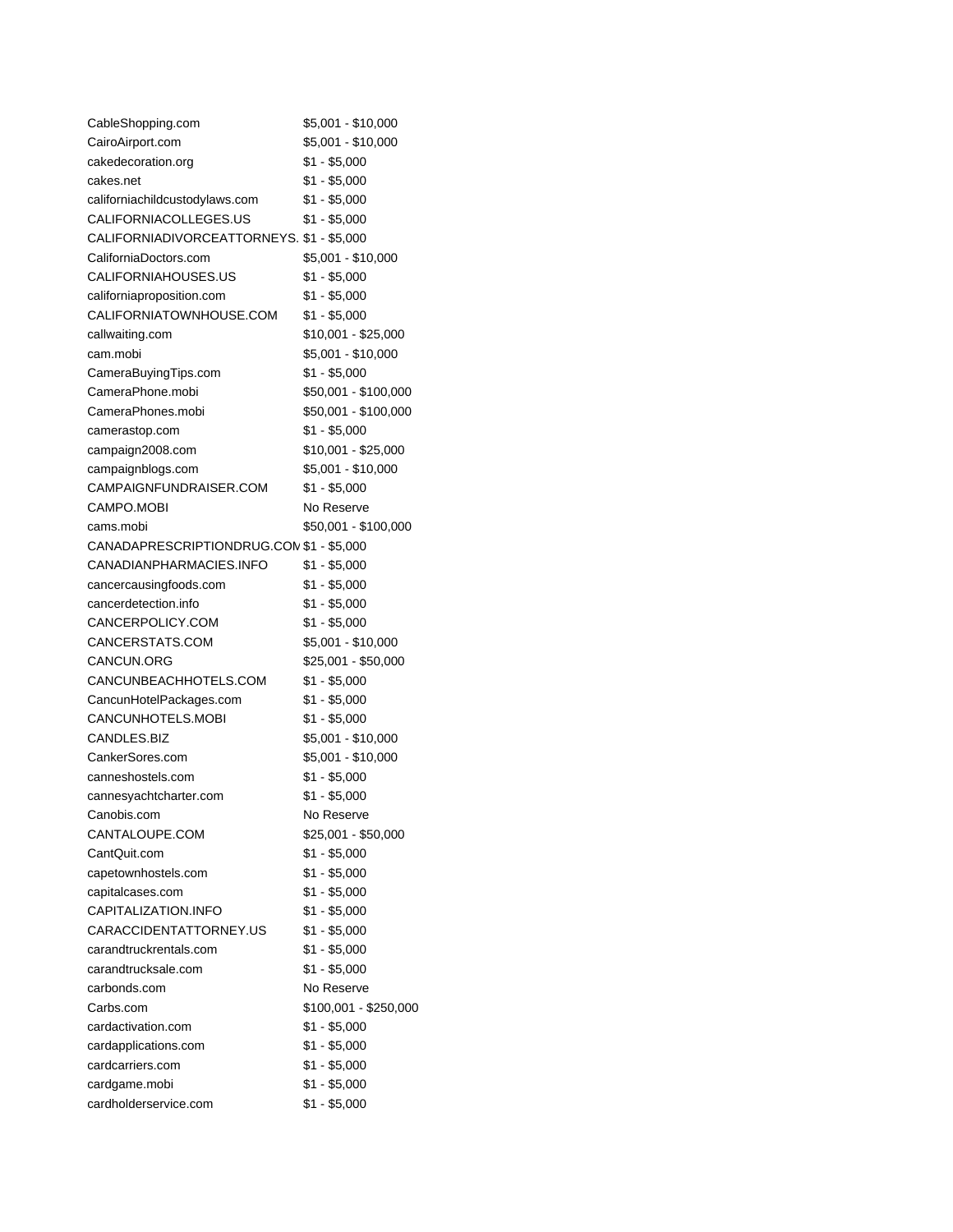| | |
|---|---|
| CableShopping.com | $5,001 - $10,000 |
| CairoAirport.com | $5,001 - $10,000 |
| cakedecoration.org | $1 - $5,000 |
| cakes.net | $1 - $5,000 |
| californiachildcustodylaws.com | $1 - $5,000 |
| CALIFORNIACOLLEGES.US | $1 - $5,000 |
| CALIFORNIADIVORCEATTORNEYS. | $1 - $5,000 |
| CaliforniaDoctors.com | $5,001 - $10,000 |
| CALIFORNIAHOUSES.US | $1 - $5,000 |
| californiaproposition.com | $1 - $5,000 |
| CALIFORNIATOWNHOUSE.COM | $1 - $5,000 |
| callwaiting.com | $10,001 - $25,000 |
| cam.mobi | $5,001 - $10,000 |
| CameraBuyingTips.com | $1 - $5,000 |
| CameraPhone.mobi | $50,001 - $100,000 |
| CameraPhones.mobi | $50,001 - $100,000 |
| camerastop.com | $1 - $5,000 |
| campaign2008.com | $10,001 - $25,000 |
| campaignblogs.com | $5,001 - $10,000 |
| CAMPAIGNFUNDRAISER.COM | $1 - $5,000 |
| CAMPO.MOBI | No Reserve |
| cams.mobi | $50,001 - $100,000 |
| CANADAPRESCRIPTIONDRUG.COM | $1 - $5,000 |
| CANADIANPHARMACIES.INFO | $1 - $5,000 |
| cancercausingfoods.com | $1 - $5,000 |
| cancerdetection.info | $1 - $5,000 |
| CANCERPOLICY.COM | $1 - $5,000 |
| CANCERSTATS.COM | $5,001 - $10,000 |
| CANCUN.ORG | $25,001 - $50,000 |
| CANCUNBEACHHOTELS.COM | $1 - $5,000 |
| CancunHotelPackages.com | $1 - $5,000 |
| CANCUNHOTELS.MOBI | $1 - $5,000 |
| CANDLES.BIZ | $5,001 - $10,000 |
| CankerSores.com | $5,001 - $10,000 |
| canneshostels.com | $1 - $5,000 |
| cannesyachtcharter.com | $1 - $5,000 |
| Canobis.com | No Reserve |
| CANTALOUPE.COM | $25,001 - $50,000 |
| CantQuit.com | $1 - $5,000 |
| capetownhostels.com | $1 - $5,000 |
| capitalcases.com | $1 - $5,000 |
| CAPITALIZATION.INFO | $1 - $5,000 |
| CARACCIDENTATTORNEY.US | $1 - $5,000 |
| carandtruckrentals.com | $1 - $5,000 |
| carandtrucksale.com | $1 - $5,000 |
| carbonds.com | No Reserve |
| Carbs.com | $100,001 - $250,000 |
| cardactivation.com | $1 - $5,000 |
| cardapplications.com | $1 - $5,000 |
| cardcarriers.com | $1 - $5,000 |
| cardgame.mobi | $1 - $5,000 |
| cardholderservice.com | $1 - $5,000 |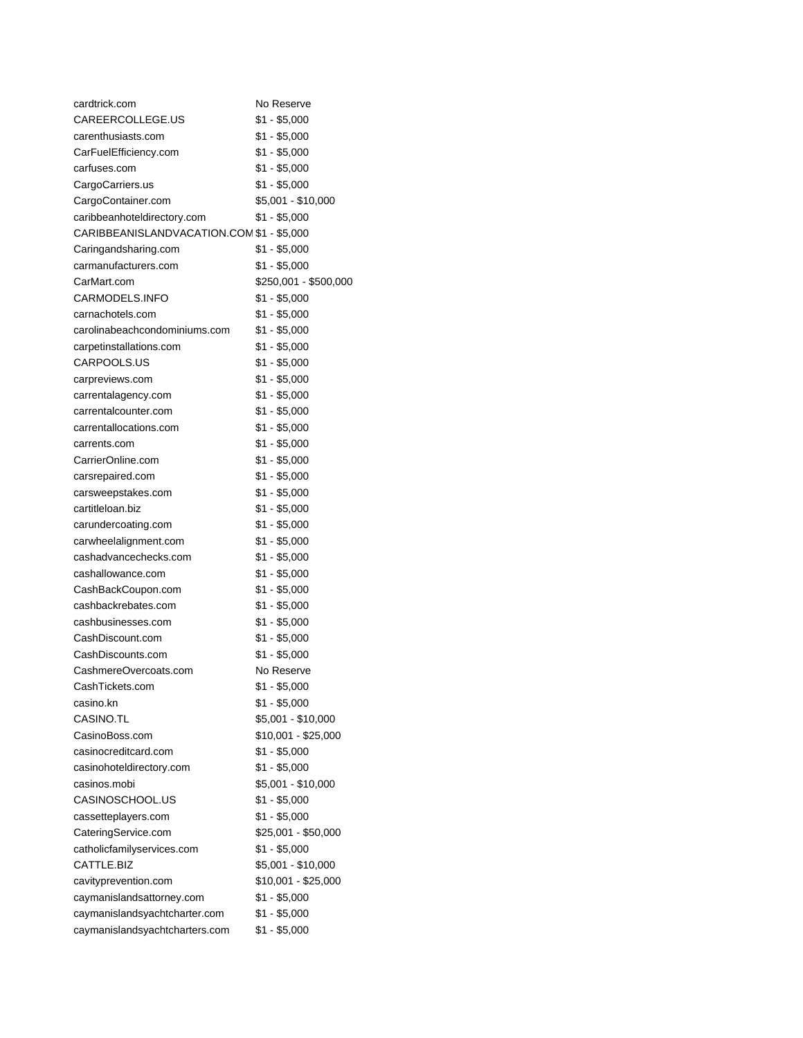| | |
|---|---|
| cardtrick.com | No Reserve |
| CAREERCOLLEGE.US | $1 - $5,000 |
| carenthusiasts.com | $1 - $5,000 |
| CarFuelEfficiency.com | $1 - $5,000 |
| carfuses.com | $1 - $5,000 |
| CargoCarriers.us | $1 - $5,000 |
| CargoContainer.com | $5,001 - $10,000 |
| caribbeanhoteldirectory.com | $1 - $5,000 |
| CARIBBEANISLANDVACATION.COM | $1 - $5,000 |
| Caringandsharing.com | $1 - $5,000 |
| carmanufacturers.com | $1 - $5,000 |
| CarMart.com | $250,001 - $500,000 |
| CARMODELS.INFO | $1 - $5,000 |
| carnachotels.com | $1 - $5,000 |
| carolinabeachcondominiums.com | $1 - $5,000 |
| carpetinstallations.com | $1 - $5,000 |
| CARPOOLS.US | $1 - $5,000 |
| carpreviews.com | $1 - $5,000 |
| carrentalagency.com | $1 - $5,000 |
| carrentalcounter.com | $1 - $5,000 |
| carrentallocations.com | $1 - $5,000 |
| carrents.com | $1 - $5,000 |
| CarrierOnline.com | $1 - $5,000 |
| carsrepaired.com | $1 - $5,000 |
| carsweepstakes.com | $1 - $5,000 |
| cartitleloan.biz | $1 - $5,000 |
| carundercoating.com | $1 - $5,000 |
| carwheelalignment.com | $1 - $5,000 |
| cashadvancechecks.com | $1 - $5,000 |
| cashallowance.com | $1 - $5,000 |
| CashBackCoupon.com | $1 - $5,000 |
| cashbackrebates.com | $1 - $5,000 |
| cashbusinesses.com | $1 - $5,000 |
| CashDiscount.com | $1 - $5,000 |
| CashDiscounts.com | $1 - $5,000 |
| CashmereOvercoats.com | No Reserve |
| CashTickets.com | $1 - $5,000 |
| casino.kn | $1 - $5,000 |
| CASINO.TL | $5,001 - $10,000 |
| CasinoBoss.com | $10,001 - $25,000 |
| casinocreditcard.com | $1 - $5,000 |
| casinohoteldirectory.com | $1 - $5,000 |
| casinos.mobi | $5,001 - $10,000 |
| CASINOSCHOOL.US | $1 - $5,000 |
| cassetteplayers.com | $1 - $5,000 |
| CateringService.com | $25,001 - $50,000 |
| catholicfamilyservices.com | $1 - $5,000 |
| CATTLE.BIZ | $5,001 - $10,000 |
| cavityprevention.com | $10,001 - $25,000 |
| caymanislandsattorney.com | $1 - $5,000 |
| caymanislandsyachtcharter.com | $1 - $5,000 |
| caymanislandsyachtcharters.com | $1 - $5,000 |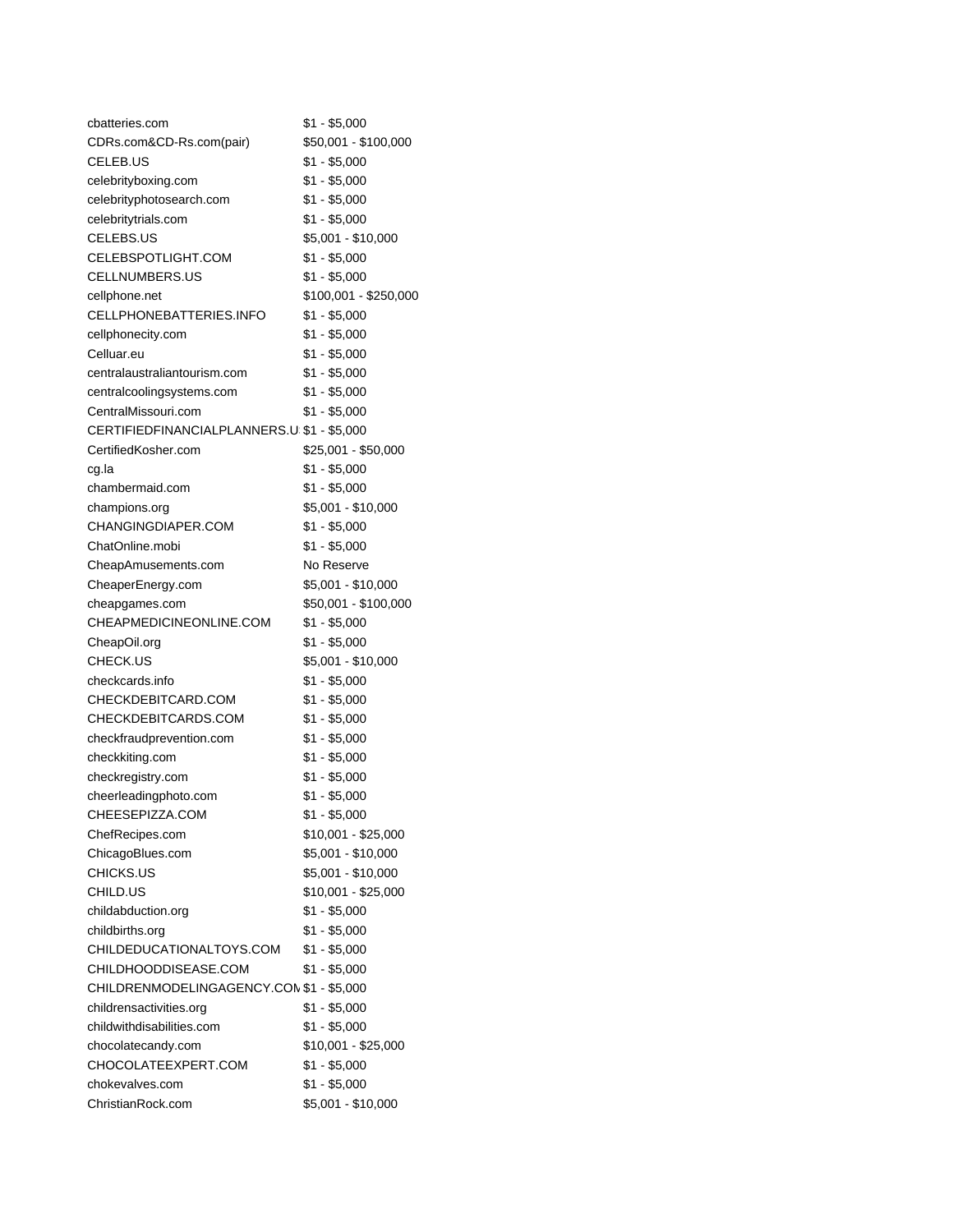| | |
|---|---|
| cbatteries.com | $1 - $5,000 |
| CDRs.com&CD-Rs.com(pair) | $50,001 - $100,000 |
| CELEB.US | $1 - $5,000 |
| celebrityboxing.com | $1 - $5,000 |
| celebrityphotosearch.com | $1 - $5,000 |
| celebritytrials.com | $1 - $5,000 |
| CELEBS.US | $5,001 - $10,000 |
| CELEBSPOTLIGHT.COM | $1 - $5,000 |
| CELLNUMBERS.US | $1 - $5,000 |
| cellphone.net | $100,001 - $250,000 |
| CELLPHONEBATTERIES.INFO | $1 - $5,000 |
| cellphonecity.com | $1 - $5,000 |
| Celluar.eu | $1 - $5,000 |
| centralaustraliantourism.com | $1 - $5,000 |
| centralcoolingsystems.com | $1 - $5,000 |
| CentralMissouri.com | $1 - $5,000 |
| CERTIFIEDFINANCIALPLANNERS.U | $1 - $5,000 |
| CertifiedKosher.com | $25,001 - $50,000 |
| cg.la | $1 - $5,000 |
| chambermaid.com | $1 - $5,000 |
| champions.org | $5,001 - $10,000 |
| CHANGINGDIAPER.COM | $1 - $5,000 |
| ChatOnline.mobi | $1 - $5,000 |
| CheapAmusements.com | No Reserve |
| CheaperEnergy.com | $5,001 - $10,000 |
| cheapgames.com | $50,001 - $100,000 |
| CHEAPMEDICINEONLINE.COM | $1 - $5,000 |
| CheapOil.org | $1 - $5,000 |
| CHECK.US | $5,001 - $10,000 |
| checkcards.info | $1 - $5,000 |
| CHECKDEBITCARD.COM | $1 - $5,000 |
| CHECKDEBITCARDS.COM | $1 - $5,000 |
| checkfraudprevention.com | $1 - $5,000 |
| checkkiting.com | $1 - $5,000 |
| checkregistry.com | $1 - $5,000 |
| cheerleadingphoto.com | $1 - $5,000 |
| CHEESEPIZZA.COM | $1 - $5,000 |
| ChefRecipes.com | $10,001 - $25,000 |
| ChicagoBlues.com | $5,001 - $10,000 |
| CHICKS.US | $5,001 - $10,000 |
| CHILD.US | $10,001 - $25,000 |
| childabduction.org | $1 - $5,000 |
| childbirths.org | $1 - $5,000 |
| CHILDEDUCATIONALTOYS.COM | $1 - $5,000 |
| CHILDHOODDISEASE.COM | $1 - $5,000 |
| CHILDRENMODELINGAGENCY.COM | $1 - $5,000 |
| childrensactivities.org | $1 - $5,000 |
| childwithdisabilities.com | $1 - $5,000 |
| chocolatecandy.com | $10,001 - $25,000 |
| CHOCOLATEEXPERT.COM | $1 - $5,000 |
| chokevalves.com | $1 - $5,000 |
| ChristianRock.com | $5,001 - $10,000 |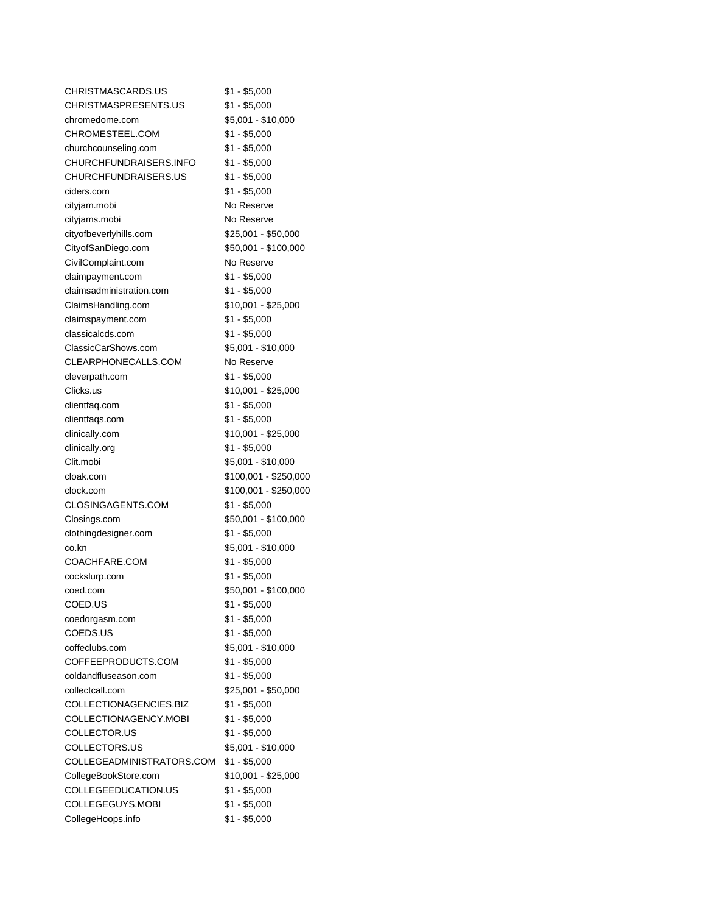| | |
|---|---|
| CHRISTMASCARDS.US | $1 - $5,000 |
| CHRISTMASPRESENTS.US | $1 - $5,000 |
| chromedome.com | $5,001 - $10,000 |
| CHROMESTEEL.COM | $1 - $5,000 |
| churchcounseling.com | $1 - $5,000 |
| CHURCHFUNDRAISERS.INFO | $1 - $5,000 |
| CHURCHFUNDRAISERS.US | $1 - $5,000 |
| ciders.com | $1 - $5,000 |
| cityjam.mobi | No Reserve |
| cityjams.mobi | No Reserve |
| cityofbeverlyhills.com | $25,001 - $50,000 |
| CityofSanDiego.com | $50,001 - $100,000 |
| CivilComplaint.com | No Reserve |
| claimpayment.com | $1 - $5,000 |
| claimsadministration.com | $1 - $5,000 |
| ClaimsHandling.com | $10,001 - $25,000 |
| claimspayment.com | $1 - $5,000 |
| classicalcds.com | $1 - $5,000 |
| ClassicCarShows.com | $5,001 - $10,000 |
| CLEARPHONECALLS.COM | No Reserve |
| cleverpath.com | $1 - $5,000 |
| Clicks.us | $10,001 - $25,000 |
| clientfaq.com | $1 - $5,000 |
| clientfaqs.com | $1 - $5,000 |
| clinically.com | $10,001 - $25,000 |
| clinically.org | $1 - $5,000 |
| Clit.mobi | $5,001 - $10,000 |
| cloak.com | $100,001 - $250,000 |
| clock.com | $100,001 - $250,000 |
| CLOSINGAGENTS.COM | $1 - $5,000 |
| Closings.com | $50,001 - $100,000 |
| clothingdesigner.com | $1 - $5,000 |
| co.kn | $5,001 - $10,000 |
| COACHFARE.COM | $1 - $5,000 |
| cockslurp.com | $1 - $5,000 |
| coed.com | $50,001 - $100,000 |
| COED.US | $1 - $5,000 |
| coedorgasm.com | $1 - $5,000 |
| COEDS.US | $1 - $5,000 |
| coffeclubs.com | $5,001 - $10,000 |
| COFFEEPRODUCTS.COM | $1 - $5,000 |
| coldandfluseason.com | $1 - $5,000 |
| collectcall.com | $25,001 - $50,000 |
| COLLECTIONAGENCIES.BIZ | $1 - $5,000 |
| COLLECTIONAGENCY.MOBI | $1 - $5,000 |
| COLLECTOR.US | $1 - $5,000 |
| COLLECTORS.US | $5,001 - $10,000 |
| COLLEGEADMINISTRATORS.COM | $1 - $5,000 |
| CollegeBookStore.com | $10,001 - $25,000 |
| COLLEGEEDUCATION.US | $1 - $5,000 |
| COLLEGEGUYS.MOBI | $1 - $5,000 |
| CollegeHoops.info | $1 - $5,000 |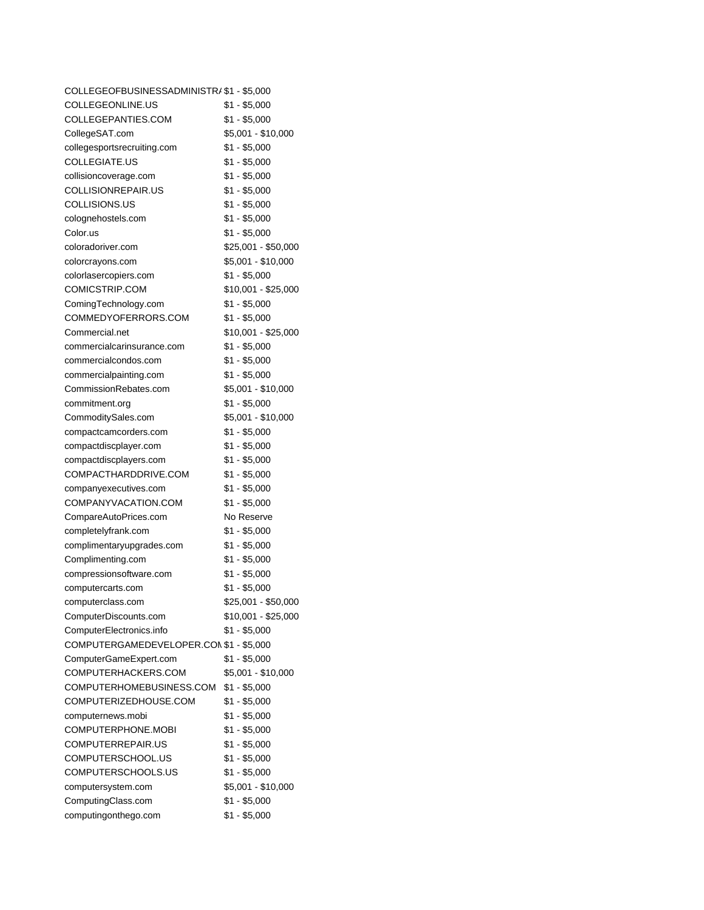| | |
|---|---|
| COLLEGEOFBUSINESSADMINISTR/ | $1 - $5,000 |
| COLLEGEONLINE.US | $1 - $5,000 |
| COLLEGEPANTIES.COM | $1 - $5,000 |
| CollegeSAT.com | $5,001 - $10,000 |
| collegesportsrecruiting.com | $1 - $5,000 |
| COLLEGIATE.US | $1 - $5,000 |
| collisioncoverage.com | $1 - $5,000 |
| COLLISIONREPAIR.US | $1 - $5,000 |
| COLLISIONS.US | $1 - $5,000 |
| colognehostels.com | $1 - $5,000 |
| Color.us | $1 - $5,000 |
| coloradoriver.com | $25,001 - $50,000 |
| colorcrayons.com | $5,001 - $10,000 |
| colorlasercopiers.com | $1 - $5,000 |
| COMICSTRIP.COM | $10,001 - $25,000 |
| ComingTechnology.com | $1 - $5,000 |
| COMMEDYOFERRORS.COM | $1 - $5,000 |
| Commercial.net | $10,001 - $25,000 |
| commercialcarinsurance.com | $1 - $5,000 |
| commercialcondos.com | $1 - $5,000 |
| commercialpainting.com | $1 - $5,000 |
| CommissionRebates.com | $5,001 - $10,000 |
| commitment.org | $1 - $5,000 |
| CommoditySales.com | $5,001 - $10,000 |
| compactcamcorders.com | $1 - $5,000 |
| compactdiscplayer.com | $1 - $5,000 |
| compactdiscplayers.com | $1 - $5,000 |
| COMPACTHARDDRIVE.COM | $1 - $5,000 |
| companyexecutives.com | $1 - $5,000 |
| COMPANYVACATION.COM | $1 - $5,000 |
| CompareAutoPrices.com | No Reserve |
| completelyfrank.com | $1 - $5,000 |
| complimentaryupgrades.com | $1 - $5,000 |
| Complimenting.com | $1 - $5,000 |
| compressionsoftware.com | $1 - $5,000 |
| computercarts.com | $1 - $5,000 |
| computerclass.com | $25,001 - $50,000 |
| ComputerDiscounts.com | $10,001 - $25,000 |
| ComputerElectronics.info | $1 - $5,000 |
| COMPUTERGAMEDEVELOPER.COI | $1 - $5,000 |
| ComputerGameExpert.com | $1 - $5,000 |
| COMPUTERHACKERS.COM | $5,001 - $10,000 |
| COMPUTERHOMEBUSINESS.COM | $1 - $5,000 |
| COMPUTERIZEDHOUSE.COM | $1 - $5,000 |
| computernews.mobi | $1 - $5,000 |
| COMPUTERPHONE.MOBI | $1 - $5,000 |
| COMPUTERREPAIR.US | $1 - $5,000 |
| COMPUTERSCHOOL.US | $1 - $5,000 |
| COMPUTERSCHOOLS.US | $1 - $5,000 |
| computersystem.com | $5,001 - $10,000 |
| ComputingClass.com | $1 - $5,000 |
| computingonthego.com | $1 - $5,000 |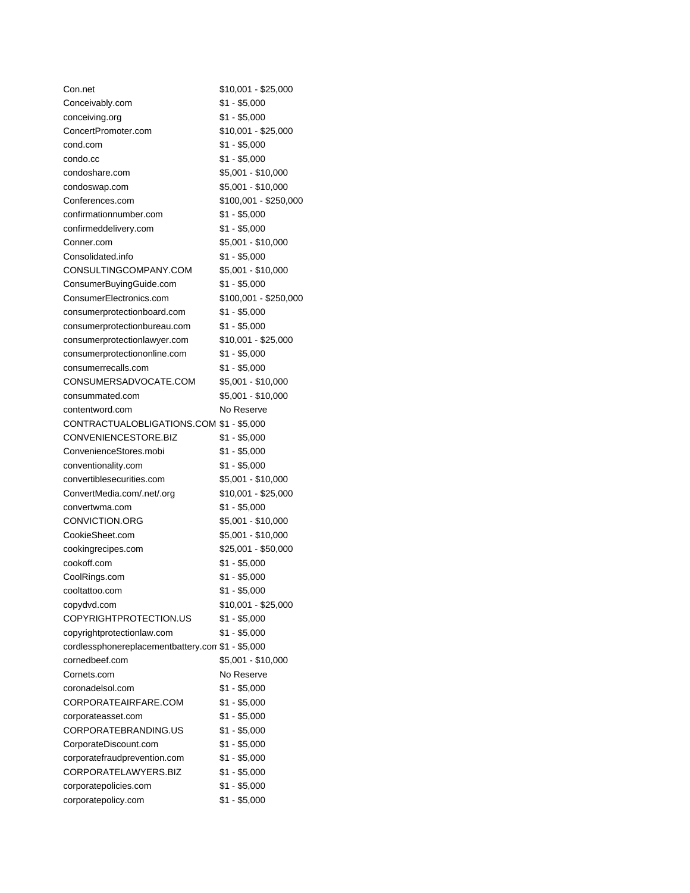| | |
|---|---|
| Con.net | $10,001 - $25,000 |
| Conceivably.com | $1 - $5,000 |
| conceiving.org | $1 - $5,000 |
| ConcertPromoter.com | $10,001 - $25,000 |
| cond.com | $1 - $5,000 |
| condo.cc | $1 - $5,000 |
| condoshare.com | $5,001 - $10,000 |
| condoswap.com | $5,001 - $10,000 |
| Conferences.com | $100,001 - $250,000 |
| confirmationnumber.com | $1 - $5,000 |
| confirmeddelivery.com | $1 - $5,000 |
| Conner.com | $5,001 - $10,000 |
| Consolidated.info | $1 - $5,000 |
| CONSULTINGCOMPANY.COM | $5,001 - $10,000 |
| ConsumerBuyingGuide.com | $1 - $5,000 |
| ConsumerElectronics.com | $100,001 - $250,000 |
| consumerprotectionboard.com | $1 - $5,000 |
| consumerprotectionbureau.com | $1 - $5,000 |
| consumerprotectionlawyer.com | $10,001 - $25,000 |
| consumerprotectiononline.com | $1 - $5,000 |
| consumerrecalls.com | $1 - $5,000 |
| CONSUMERSADVOCATE.COM | $5,001 - $10,000 |
| consummated.com | $5,001 - $10,000 |
| contentword.com | No Reserve |
| CONTRACTUALOBLIGATIONS.COM | $1 - $5,000 |
| CONVENIENCESTORE.BIZ | $1 - $5,000 |
| ConvenienceStores.mobi | $1 - $5,000 |
| conventionality.com | $1 - $5,000 |
| convertiblesecurities.com | $5,001 - $10,000 |
| ConvertMedia.com/.net/.org | $10,001 - $25,000 |
| convertwma.com | $1 - $5,000 |
| CONVICTION.ORG | $5,001 - $10,000 |
| CookieSheet.com | $5,001 - $10,000 |
| cookingrecipes.com | $25,001 - $50,000 |
| cookoff.com | $1 - $5,000 |
| CoolRings.com | $1 - $5,000 |
| cooltattoo.com | $1 - $5,000 |
| copydvd.com | $10,001 - $25,000 |
| COPYRIGHTPROTECTION.US | $1 - $5,000 |
| copyrightprotectionlaw.com | $1 - $5,000 |
| cordlessphonereplacementbattery.com | $1 - $5,000 |
| cornedbeef.com | $5,001 - $10,000 |
| Cornets.com | No Reserve |
| coronadelsol.com | $1 - $5,000 |
| CORPORATEAIRFARE.COM | $1 - $5,000 |
| corporateasset.com | $1 - $5,000 |
| CORPORATEBRANDING.US | $1 - $5,000 |
| CorporateDiscount.com | $1 - $5,000 |
| corporatefraudprevention.com | $1 - $5,000 |
| CORPORATELAWYERS.BIZ | $1 - $5,000 |
| corporatepolicies.com | $1 - $5,000 |
| corporatepolicy.com | $1 - $5,000 |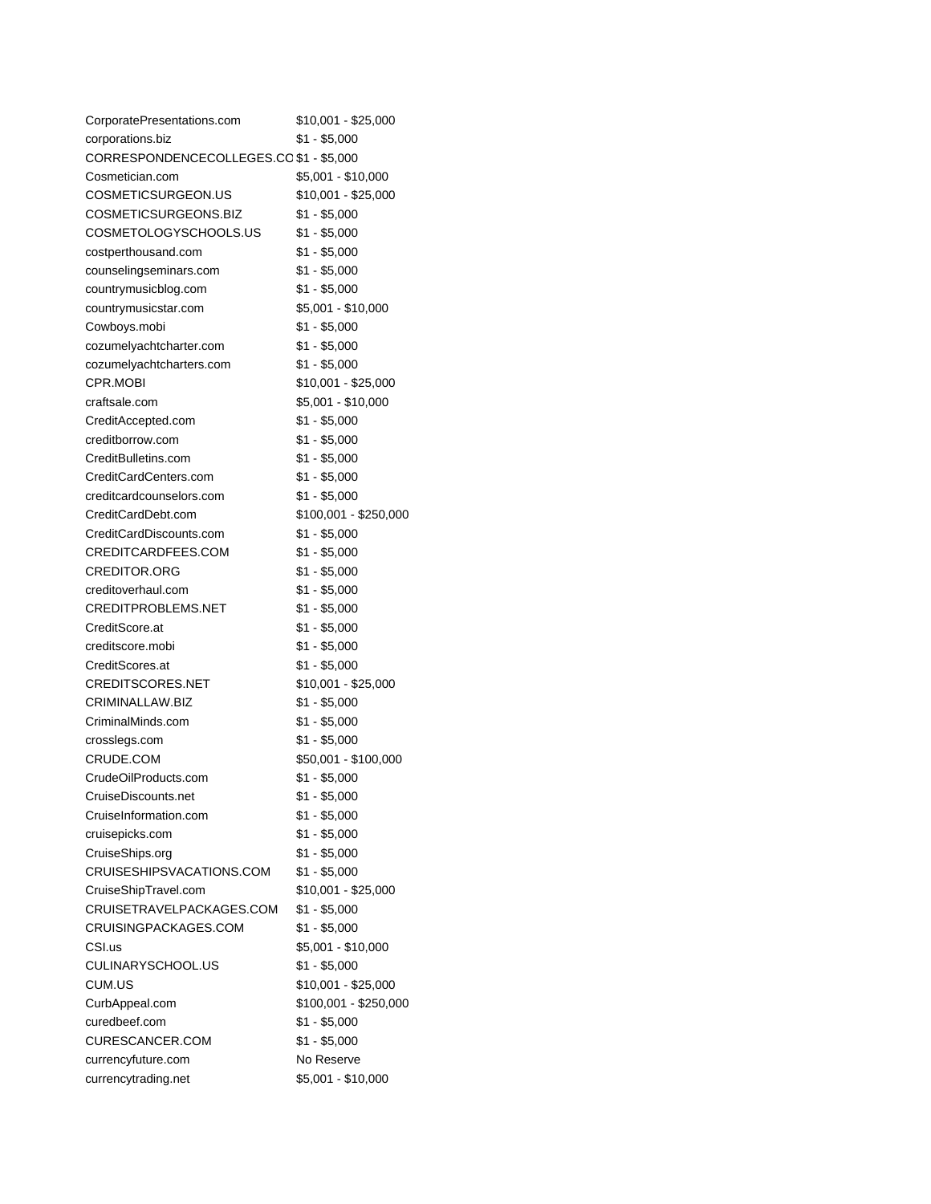| | |
|---|---|
| CorporatePresentations.com | $10,001 - $25,000 |
| corporations.biz | $1 - $5,000 |
| CORRESPONDENCECOLLEGES.CO | $1 - $5,000 |
| Cosmetician.com | $5,001 - $10,000 |
| COSMETICSURGEON.US | $10,001 - $25,000 |
| COSMETICSURGEONS.BIZ | $1 - $5,000 |
| COSMETOLOGYSCHOOLS.US | $1 - $5,000 |
| costperthousand.com | $1 - $5,000 |
| counselingseminars.com | $1 - $5,000 |
| countrymusicblog.com | $1 - $5,000 |
| countrymusicstar.com | $5,001 - $10,000 |
| Cowboys.mobi | $1 - $5,000 |
| cozumelyachtcharter.com | $1 - $5,000 |
| cozumelyachtcharters.com | $1 - $5,000 |
| CPR.MOBI | $10,001 - $25,000 |
| craftsale.com | $5,001 - $10,000 |
| CreditAccepted.com | $1 - $5,000 |
| creditborrow.com | $1 - $5,000 |
| CreditBulletins.com | $1 - $5,000 |
| CreditCardCenters.com | $1 - $5,000 |
| creditcardcounselors.com | $1 - $5,000 |
| CreditCardDebt.com | $100,001 - $250,000 |
| CreditCardDiscounts.com | $1 - $5,000 |
| CREDITCARDFEES.COM | $1 - $5,000 |
| CREDITOR.ORG | $1 - $5,000 |
| creditoverhaul.com | $1 - $5,000 |
| CREDITPROBLEMS.NET | $1 - $5,000 |
| CreditScore.at | $1 - $5,000 |
| creditscore.mobi | $1 - $5,000 |
| CreditScores.at | $1 - $5,000 |
| CREDITSCORES.NET | $10,001 - $25,000 |
| CRIMINALLAW.BIZ | $1 - $5,000 |
| CriminalMinds.com | $1 - $5,000 |
| crosslegs.com | $1 - $5,000 |
| CRUDE.COM | $50,001 - $100,000 |
| CrudeOilProducts.com | $1 - $5,000 |
| CruiseDiscounts.net | $1 - $5,000 |
| CruiseInformation.com | $1 - $5,000 |
| cruisepicks.com | $1 - $5,000 |
| CruiseShips.org | $1 - $5,000 |
| CRUISESHIPSVACATIONS.COM | $1 - $5,000 |
| CruiseShipTravel.com | $10,001 - $25,000 |
| CRUISETRAVELPACKAGES.COM | $1 - $5,000 |
| CRUISINGPACKAGES.COM | $1 - $5,000 |
| CSI.us | $5,001 - $10,000 |
| CULINARYSCHOOL.US | $1 - $5,000 |
| CUM.US | $10,001 - $25,000 |
| CurbAppeal.com | $100,001 - $250,000 |
| curedbeef.com | $1 - $5,000 |
| CURESCANCER.COM | $1 - $5,000 |
| currencyfuture.com | No Reserve |
| currencytrading.net | $5,001 - $10,000 |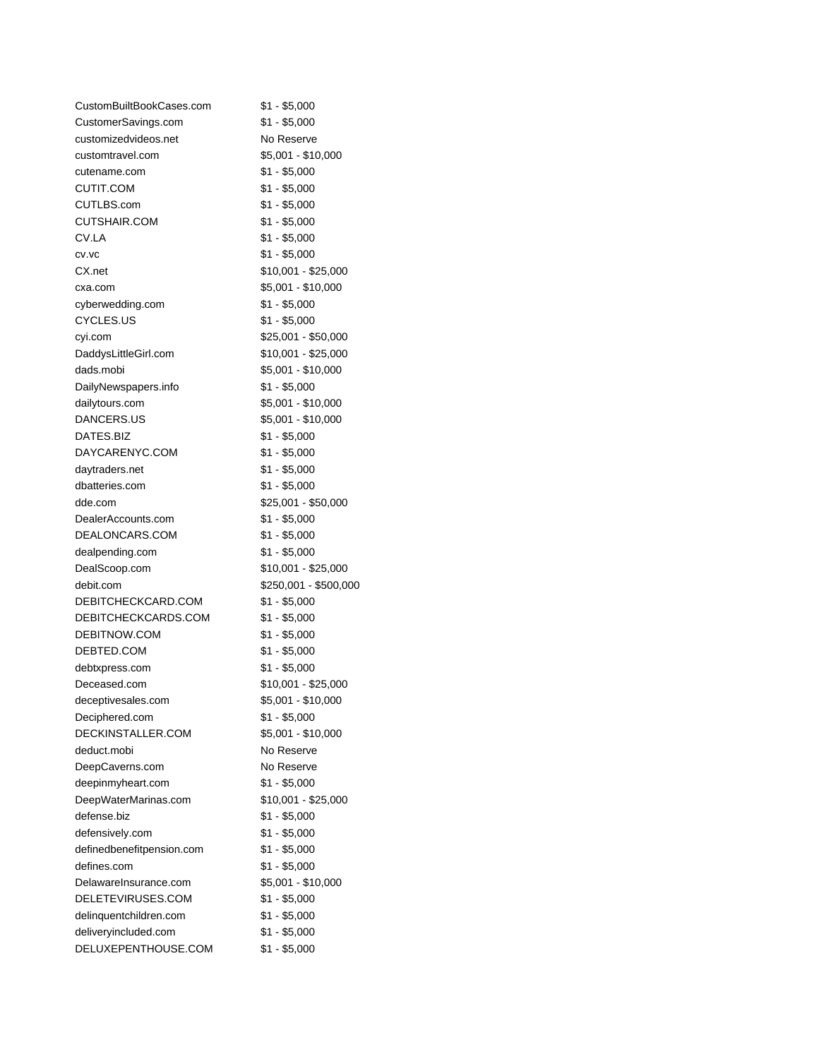| | |
|---|---|
| CustomBuiltBookCases.com | $1 - $5,000 |
| CustomerSavings.com | $1 - $5,000 |
| customizedvideos.net | No Reserve |
| customtravel.com | $5,001 - $10,000 |
| cutename.com | $1 - $5,000 |
| CUTIT.COM | $1 - $5,000 |
| CUTLBS.com | $1 - $5,000 |
| CUTSHAIR.COM | $1 - $5,000 |
| CV.LA | $1 - $5,000 |
| cv.vc | $1 - $5,000 |
| CX.net | $10,001 - $25,000 |
| cxa.com | $5,001 - $10,000 |
| cyberwedding.com | $1 - $5,000 |
| CYCLES.US | $1 - $5,000 |
| cyi.com | $25,001 - $50,000 |
| DaddysLittleGirl.com | $10,001 - $25,000 |
| dads.mobi | $5,001 - $10,000 |
| DailyNewspapers.info | $1 - $5,000 |
| dailytours.com | $5,001 - $10,000 |
| DANCERS.US | $5,001 - $10,000 |
| DATES.BIZ | $1 - $5,000 |
| DAYCARENYC.COM | $1 - $5,000 |
| daytraders.net | $1 - $5,000 |
| dbatteries.com | $1 - $5,000 |
| dde.com | $25,001 - $50,000 |
| DealerAccounts.com | $1 - $5,000 |
| DEALONCARS.COM | $1 - $5,000 |
| dealpending.com | $1 - $5,000 |
| DealScoop.com | $10,001 - $25,000 |
| debit.com | $250,001 - $500,000 |
| DEBITCHECKCARD.COM | $1 - $5,000 |
| DEBITCHECKCARDS.COM | $1 - $5,000 |
| DEBITNOW.COM | $1 - $5,000 |
| DEBTED.COM | $1 - $5,000 |
| debtxpress.com | $1 - $5,000 |
| Deceased.com | $10,001 - $25,000 |
| deceptivesales.com | $5,001 - $10,000 |
| Deciphered.com | $1 - $5,000 |
| DECKINSTALLER.COM | $5,001 - $10,000 |
| deduct.mobi | No Reserve |
| DeepCaverns.com | No Reserve |
| deepinmyheart.com | $1 - $5,000 |
| DeepWaterMarinas.com | $10,001 - $25,000 |
| defense.biz | $1 - $5,000 |
| defensively.com | $1 - $5,000 |
| definedbenefitpension.com | $1 - $5,000 |
| defines.com | $1 - $5,000 |
| DelawareInsurance.com | $5,001 - $10,000 |
| DELETEVIRUSES.COM | $1 - $5,000 |
| delinquentchildren.com | $1 - $5,000 |
| deliveryincluded.com | $1 - $5,000 |
| DELUXEPENTHOUSE.COM | $1 - $5,000 |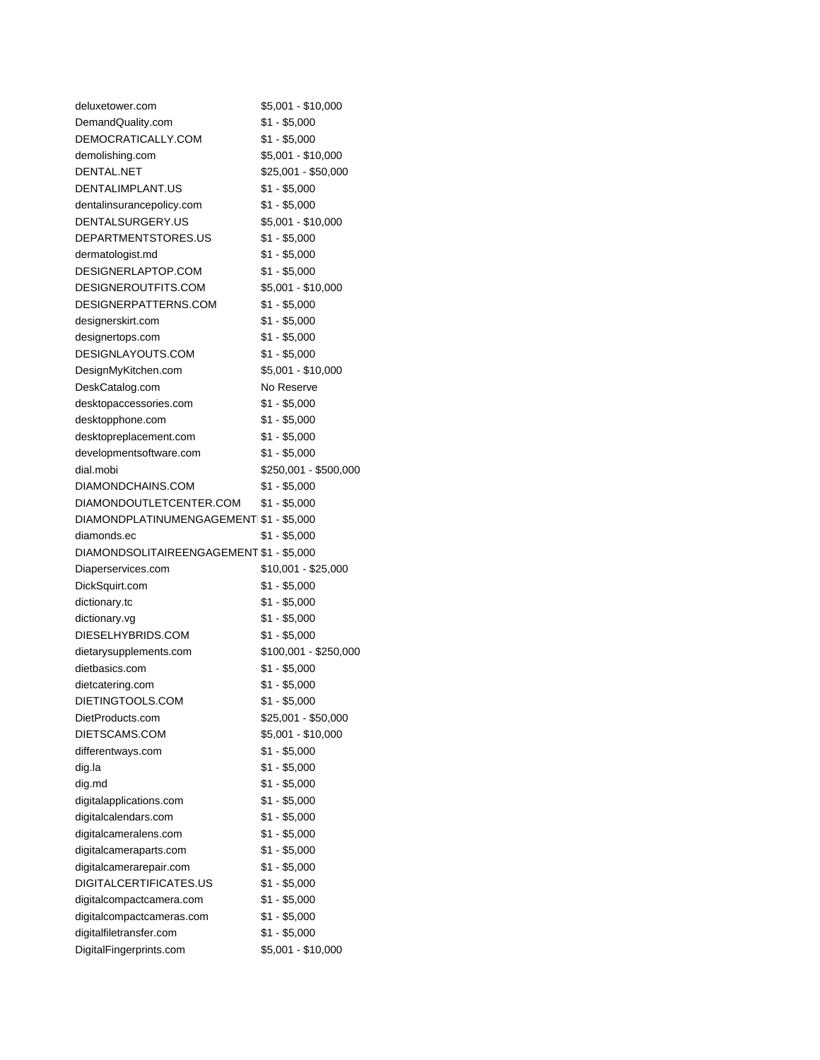| | |
|---|---|
| deluxetower.com | $5,001 - $10,000 |
| DemandQuality.com | $1 - $5,000 |
| DEMOCRATICALLY.COM | $1 - $5,000 |
| demolishing.com | $5,001 - $10,000 |
| DENTAL.NET | $25,001 - $50,000 |
| DENTALIMPLANT.US | $1 - $5,000 |
| dentalinsurancepolicy.com | $1 - $5,000 |
| DENTALSURGERY.US | $5,001 - $10,000 |
| DEPARTMENTSTORES.US | $1 - $5,000 |
| dermatologist.md | $1 - $5,000 |
| DESIGNERLAPTOP.COM | $1 - $5,000 |
| DESIGNEROUTFITS.COM | $5,001 - $10,000 |
| DESIGNERPATTERNS.COM | $1 - $5,000 |
| designerskirt.com | $1 - $5,000 |
| designertops.com | $1 - $5,000 |
| DESIGNLAYOUTS.COM | $1 - $5,000 |
| DesignMyKitchen.com | $5,001 - $10,000 |
| DeskCatalog.com | No Reserve |
| desktopaccessories.com | $1 - $5,000 |
| desktopphone.com | $1 - $5,000 |
| desktopreplacement.com | $1 - $5,000 |
| developmentsoftware.com | $1 - $5,000 |
| dial.mobi | $250,001 - $500,000 |
| DIAMONDCHAINS.COM | $1 - $5,000 |
| DIAMONDOUTLETCENTER.COM | $1 - $5,000 |
| DIAMONDPLATINUMENGAGEMENT | $1 - $5,000 |
| diamonds.ec | $1 - $5,000 |
| DIAMONDSOLITAIREENGAGEMENT | $1 - $5,000 |
| Diaperservices.com | $10,001 - $25,000 |
| DickSquirt.com | $1 - $5,000 |
| dictionary.tc | $1 - $5,000 |
| dictionary.vg | $1 - $5,000 |
| DIESELHYBRIDS.COM | $1 - $5,000 |
| dietarysupplements.com | $100,001 - $250,000 |
| dietbasics.com | $1 - $5,000 |
| dietcatering.com | $1 - $5,000 |
| DIETINGTOOLS.COM | $1 - $5,000 |
| DietProducts.com | $25,001 - $50,000 |
| DIETSCAMS.COM | $5,001 - $10,000 |
| differentways.com | $1 - $5,000 |
| dig.la | $1 - $5,000 |
| dig.md | $1 - $5,000 |
| digitalapplications.com | $1 - $5,000 |
| digitalcalendars.com | $1 - $5,000 |
| digitalcameralens.com | $1 - $5,000 |
| digitalcameraparts.com | $1 - $5,000 |
| digitalcamerarepair.com | $1 - $5,000 |
| DIGITALCERTIFICATES.US | $1 - $5,000 |
| digitalcompactcamera.com | $1 - $5,000 |
| digitalcompactcameras.com | $1 - $5,000 |
| digitalfiletransfer.com | $1 - $5,000 |
| DigitalFingerprints.com | $5,001 - $10,000 |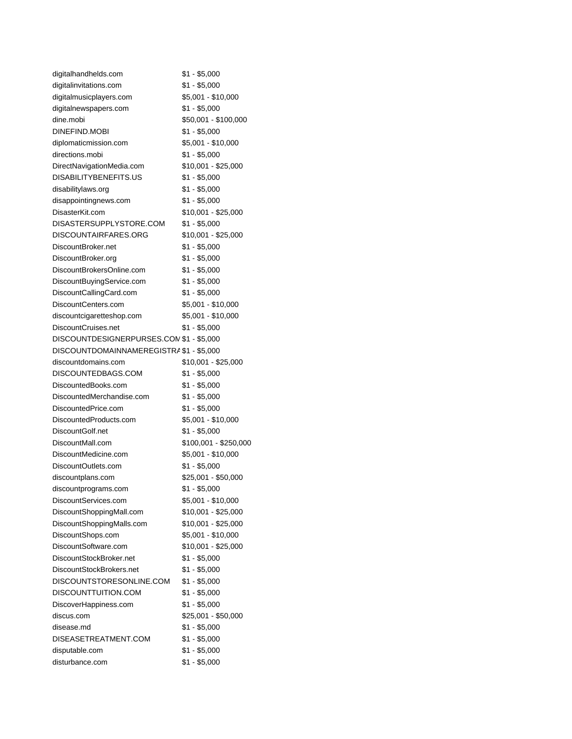| | |
|---|---|
| digitalhandhelds.com | $1 - $5,000 |
| digitalinvitations.com | $1 - $5,000 |
| digitalmusicplayers.com | $5,001 - $10,000 |
| digitalnewspapers.com | $1 - $5,000 |
| dine.mobi | $50,001 - $100,000 |
| DINEFIND.MOBI | $1 - $5,000 |
| diplomaticmission.com | $5,001 - $10,000 |
| directions.mobi | $1 - $5,000 |
| DirectNavigationMedia.com | $10,001 - $25,000 |
| DISABILITYBENEFITS.US | $1 - $5,000 |
| disabilitylaws.org | $1 - $5,000 |
| disappointingnews.com | $1 - $5,000 |
| DisasterKit.com | $10,001 - $25,000 |
| DISASTERSUPPLYSTORE.COM | $1 - $5,000 |
| DISCOUNTAIRFARES.ORG | $10,001 - $25,000 |
| DiscountBroker.net | $1 - $5,000 |
| DiscountBroker.org | $1 - $5,000 |
| DiscountBrokersOnline.com | $1 - $5,000 |
| DiscountBuyingService.com | $1 - $5,000 |
| DiscountCallingCard.com | $1 - $5,000 |
| DiscountCenters.com | $5,001 - $10,000 |
| discountcigaretteshop.com | $5,001 - $10,000 |
| DiscountCruises.net | $1 - $5,000 |
| DISCOUNTDESIGNERPURSES.COM | $1 - $5,000 |
| DISCOUNTDOMAINNAMEREGISTRA | $1 - $5,000 |
| discountdomains.com | $10,001 - $25,000 |
| DISCOUNTEDBAGS.COM | $1 - $5,000 |
| DiscountedBooks.com | $1 - $5,000 |
| DiscountedMerchandise.com | $1 - $5,000 |
| DiscountedPrice.com | $1 - $5,000 |
| DiscountedProducts.com | $5,001 - $10,000 |
| DiscountGolf.net | $1 - $5,000 |
| DiscountMall.com | $100,001 - $250,000 |
| DiscountMedicine.com | $5,001 - $10,000 |
| DiscountOutlets.com | $1 - $5,000 |
| discountplans.com | $25,001 - $50,000 |
| discountprograms.com | $1 - $5,000 |
| DiscountServices.com | $5,001 - $10,000 |
| DiscountShoppingMall.com | $10,001 - $25,000 |
| DiscountShoppingMalls.com | $10,001 - $25,000 |
| DiscountShops.com | $5,001 - $10,000 |
| DiscountSoftware.com | $10,001 - $25,000 |
| DiscountStockBroker.net | $1 - $5,000 |
| DiscountStockBrokers.net | $1 - $5,000 |
| DISCOUNTSTORESONLINE.COM | $1 - $5,000 |
| DISCOUNTTUITION.COM | $1 - $5,000 |
| DiscoverHappiness.com | $1 - $5,000 |
| discus.com | $25,001 - $50,000 |
| disease.md | $1 - $5,000 |
| DISEASETREATMENT.COM | $1 - $5,000 |
| disputable.com | $1 - $5,000 |
| disturbance.com | $1 - $5,000 |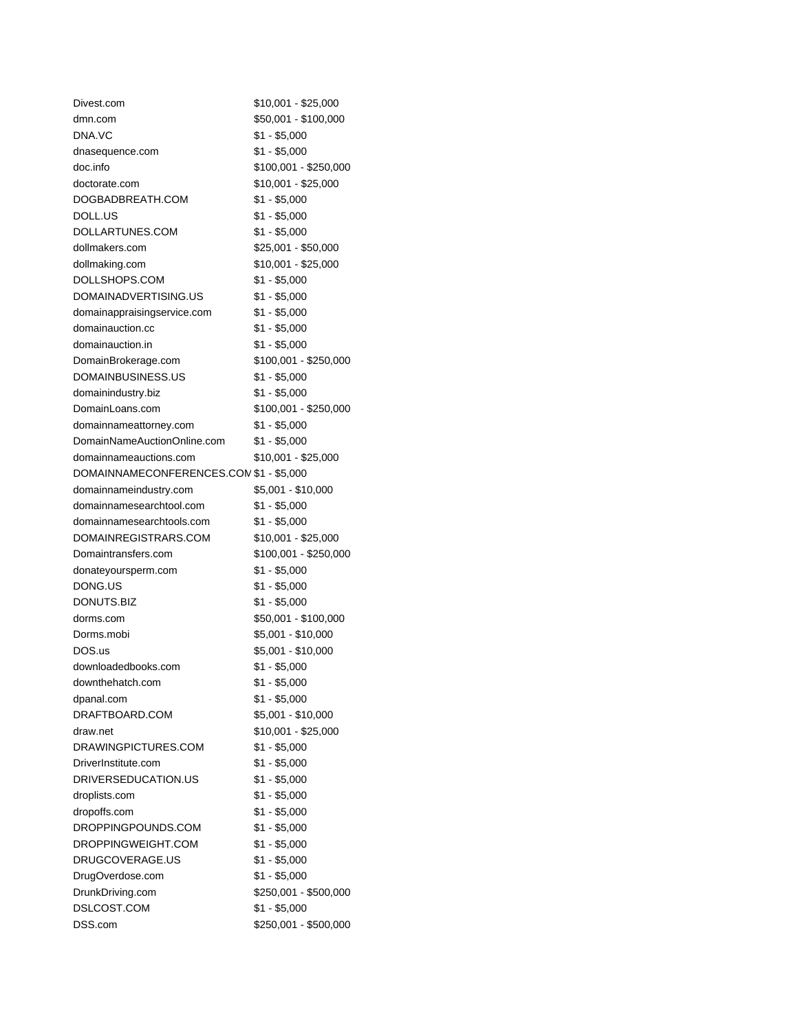| | |
|---|---|
| Divest.com | $10,001 - $25,000 |
| dmn.com | $50,001 - $100,000 |
| DNA.VC | $1 - $5,000 |
| dnasequence.com | $1 - $5,000 |
| doc.info | $100,001 - $250,000 |
| doctorate.com | $10,001 - $25,000 |
| DOGBADBREATH.COM | $1 - $5,000 |
| DOLL.US | $1 - $5,000 |
| DOLLARTUNES.COM | $1 - $5,000 |
| dollmakers.com | $25,001 - $50,000 |
| dollmaking.com | $10,001 - $25,000 |
| DOLLSHOPS.COM | $1 - $5,000 |
| DOMAINADVERTISING.US | $1 - $5,000 |
| domainappraisingservice.com | $1 - $5,000 |
| domainauction.cc | $1 - $5,000 |
| domainauction.in | $1 - $5,000 |
| DomainBrokerage.com | $100,001 - $250,000 |
| DOMAINBUSINESS.US | $1 - $5,000 |
| domainindustry.biz | $1 - $5,000 |
| DomainLoans.com | $100,001 - $250,000 |
| domainnameattorney.com | $1 - $5,000 |
| DomainNameAuctionOnline.com | $1 - $5,000 |
| domainnameauctions.com | $10,001 - $25,000 |
| DOMAINNAMECONFERENCES.COM | $1 - $5,000 |
| domainnameindustry.com | $5,001 - $10,000 |
| domainnamesearchtool.com | $1 - $5,000 |
| domainnamesearchtools.com | $1 - $5,000 |
| DOMAINREGISTRARS.COM | $10,001 - $25,000 |
| Domaintransfers.com | $100,001 - $250,000 |
| donateyoursperm.com | $1 - $5,000 |
| DONG.US | $1 - $5,000 |
| DONUTS.BIZ | $1 - $5,000 |
| dorms.com | $50,001 - $100,000 |
| Dorms.mobi | $5,001 - $10,000 |
| DOS.us | $5,001 - $10,000 |
| downloadedbooks.com | $1 - $5,000 |
| downthehatch.com | $1 - $5,000 |
| dpanal.com | $1 - $5,000 |
| DRAFTBOARD.COM | $5,001 - $10,000 |
| draw.net | $10,001 - $25,000 |
| DRAWINGPICTURES.COM | $1 - $5,000 |
| DriverInstitute.com | $1 - $5,000 |
| DRIVERSEDUCATION.US | $1 - $5,000 |
| droplists.com | $1 - $5,000 |
| dropoffs.com | $1 - $5,000 |
| DROPPINGPOUNDS.COM | $1 - $5,000 |
| DROPPINGWEIGHT.COM | $1 - $5,000 |
| DRUGCOVERAGE.US | $1 - $5,000 |
| DrugOverdose.com | $1 - $5,000 |
| DrunkDriving.com | $250,001 - $500,000 |
| DSLCOST.COM | $1 - $5,000 |
| DSS.com | $250,001 - $500,000 |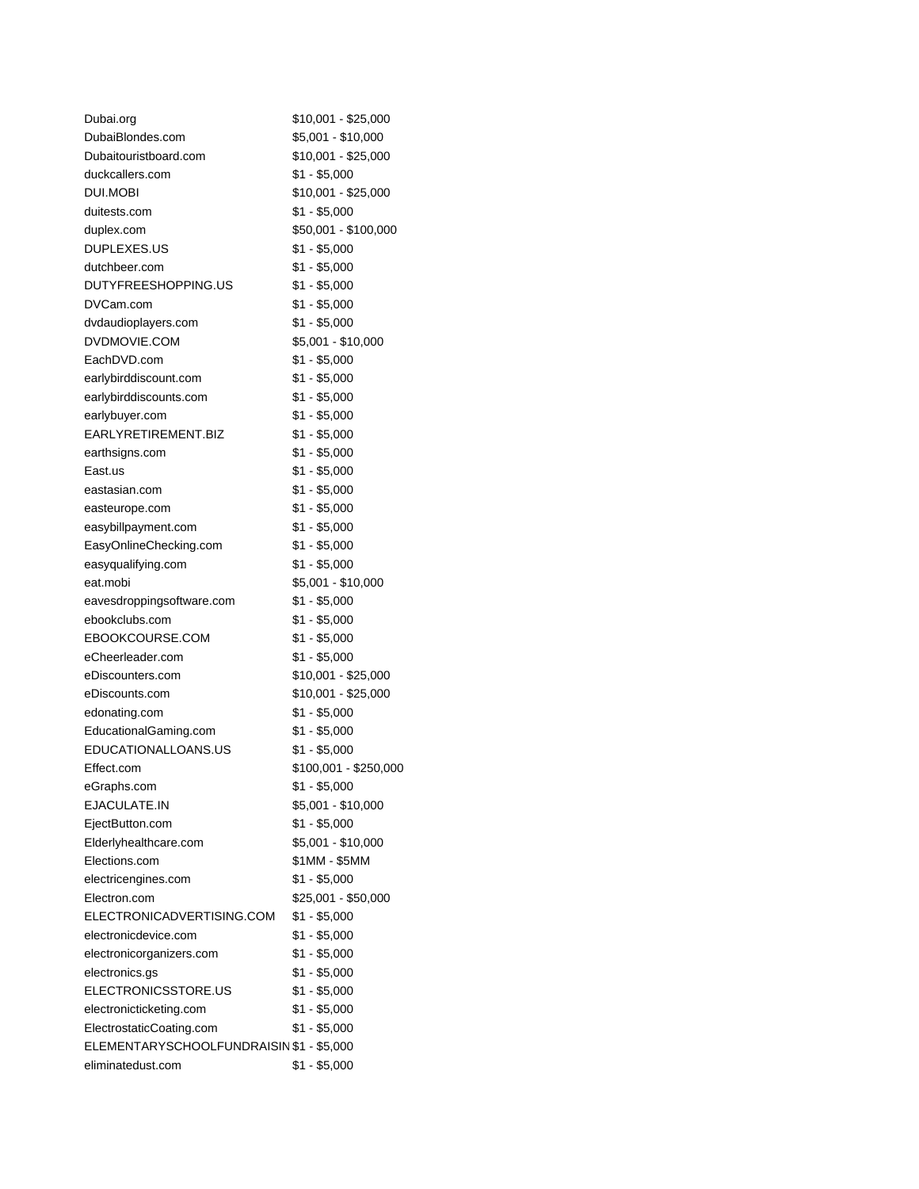| | |
|---|---|
| Dubai.org | $10,001 - $25,000 |
| DubaiBlondes.com | $5,001 - $10,000 |
| Dubaitouristboard.com | $10,001 - $25,000 |
| duckcallers.com | $1 - $5,000 |
| DUI.MOBI | $10,001 - $25,000 |
| duitests.com | $1 - $5,000 |
| duplex.com | $50,001 - $100,000 |
| DUPLEXES.US | $1 - $5,000 |
| dutchbeer.com | $1 - $5,000 |
| DUTYFREESHOPPING.US | $1 - $5,000 |
| DVCam.com | $1 - $5,000 |
| dvdaudioplayers.com | $1 - $5,000 |
| DVDMOVIE.COM | $5,001 - $10,000 |
| EachDVD.com | $1 - $5,000 |
| earlybirddiscount.com | $1 - $5,000 |
| earlybirddiscounts.com | $1 - $5,000 |
| earlybuyer.com | $1 - $5,000 |
| EARLYRETIREMENT.BIZ | $1 - $5,000 |
| earthsigns.com | $1 - $5,000 |
| East.us | $1 - $5,000 |
| eastasian.com | $1 - $5,000 |
| easteurope.com | $1 - $5,000 |
| easybillpayment.com | $1 - $5,000 |
| EasyOnlineChecking.com | $1 - $5,000 |
| easyqualifying.com | $1 - $5,000 |
| eat.mobi | $5,001 - $10,000 |
| eavesdroppingsoftware.com | $1 - $5,000 |
| ebookclubs.com | $1 - $5,000 |
| EBOOKCOURSE.COM | $1 - $5,000 |
| eCheerleader.com | $1 - $5,000 |
| eDiscounters.com | $10,001 - $25,000 |
| eDiscounts.com | $10,001 - $25,000 |
| edonating.com | $1 - $5,000 |
| EducationalGaming.com | $1 - $5,000 |
| EDUCATIONALLOANS.US | $1 - $5,000 |
| Effect.com | $100,001 - $250,000 |
| eGraphs.com | $1 - $5,000 |
| EJACULATE.IN | $5,001 - $10,000 |
| EjectButton.com | $1 - $5,000 |
| Elderlyhealthcare.com | $5,001 - $10,000 |
| Elections.com | $1MM - $5MM |
| electricengines.com | $1 - $5,000 |
| Electron.com | $25,001 - $50,000 |
| ELECTRONICADVERTISING.COM | $1 - $5,000 |
| electronicdevice.com | $1 - $5,000 |
| electronicorganizers.com | $1 - $5,000 |
| electronics.gs | $1 - $5,000 |
| ELECTRONICSSTORE.US | $1 - $5,000 |
| electronicticketing.com | $1 - $5,000 |
| ElectrostaticCoating.com | $1 - $5,000 |
| ELEMENTARYSCHOOLFUNDRAISIN | $1 - $5,000 |
| eliminatedust.com | $1 - $5,000 |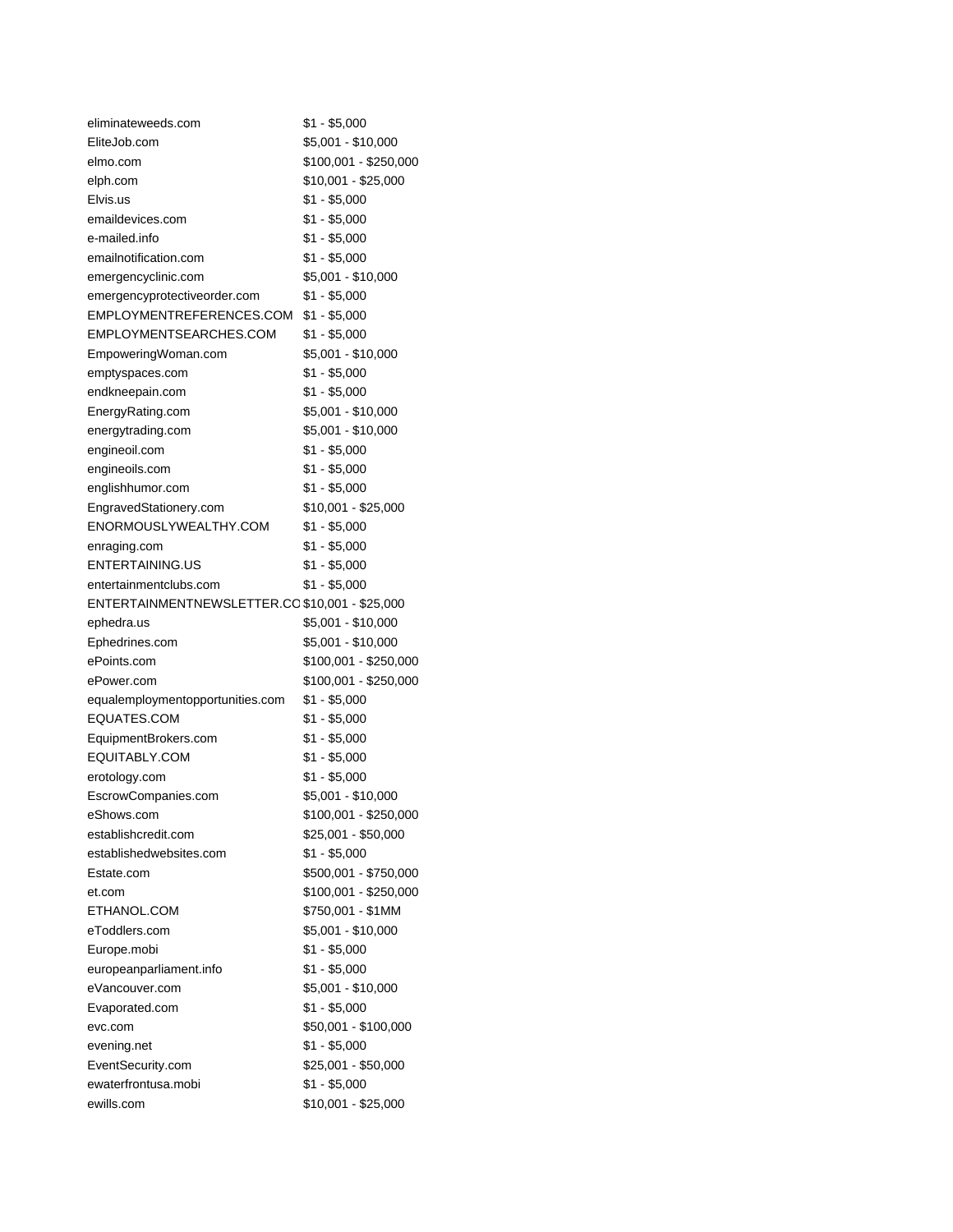| | |
|---|---|
| eliminateweeds.com | $1 - $5,000 |
| EliteJob.com | $5,001 - $10,000 |
| elmo.com | $100,001 - $250,000 |
| elph.com | $10,001 - $25,000 |
| Elvis.us | $1 - $5,000 |
| emaildevices.com | $1 - $5,000 |
| e-mailed.info | $1 - $5,000 |
| emailnotification.com | $1 - $5,000 |
| emergencyclinic.com | $5,001 - $10,000 |
| emergencyprotectiveorder.com | $1 - $5,000 |
| EMPLOYMENTREFERENCES.COM | $1 - $5,000 |
| EMPLOYMENTSEARCHES.COM | $1 - $5,000 |
| EmpoweringWoman.com | $5,001 - $10,000 |
| emptyspaces.com | $1 - $5,000 |
| endkneepain.com | $1 - $5,000 |
| EnergyRating.com | $5,001 - $10,000 |
| energytrading.com | $5,001 - $10,000 |
| engineoil.com | $1 - $5,000 |
| engineoils.com | $1 - $5,000 |
| englishhumor.com | $1 - $5,000 |
| EngravedStationery.com | $10,001 - $25,000 |
| ENORMOUSLYWEALTHY.COM | $1 - $5,000 |
| enraging.com | $1 - $5,000 |
| ENTERTAINING.US | $1 - $5,000 |
| entertainmentclubs.com | $1 - $5,000 |
| ENTERTAINMENTNEWSLETTER.CO | $10,001 - $25,000 |
| ephedra.us | $5,001 - $10,000 |
| Ephedrines.com | $5,001 - $10,000 |
| ePoints.com | $100,001 - $250,000 |
| ePower.com | $100,001 - $250,000 |
| equalemploymentopportunities.com | $1 - $5,000 |
| EQUATES.COM | $1 - $5,000 |
| EquipmentBrokers.com | $1 - $5,000 |
| EQUITABLY.COM | $1 - $5,000 |
| erotology.com | $1 - $5,000 |
| EscrowCompanies.com | $5,001 - $10,000 |
| eShows.com | $100,001 - $250,000 |
| establishcredit.com | $25,001 - $50,000 |
| establishedwebsites.com | $1 - $5,000 |
| Estate.com | $500,001 - $750,000 |
| et.com | $100,001 - $250,000 |
| ETHANOL.COM | $750,001 - $1MM |
| eToddlers.com | $5,001 - $10,000 |
| Europe.mobi | $1 - $5,000 |
| europeanparliament.info | $1 - $5,000 |
| eVancouver.com | $5,001 - $10,000 |
| Evaporated.com | $1 - $5,000 |
| evc.com | $50,001 - $100,000 |
| evening.net | $1 - $5,000 |
| EventSecurity.com | $25,001 - $50,000 |
| ewaterfrontusa.mobi | $1 - $5,000 |
| ewills.com | $10,001 - $25,000 |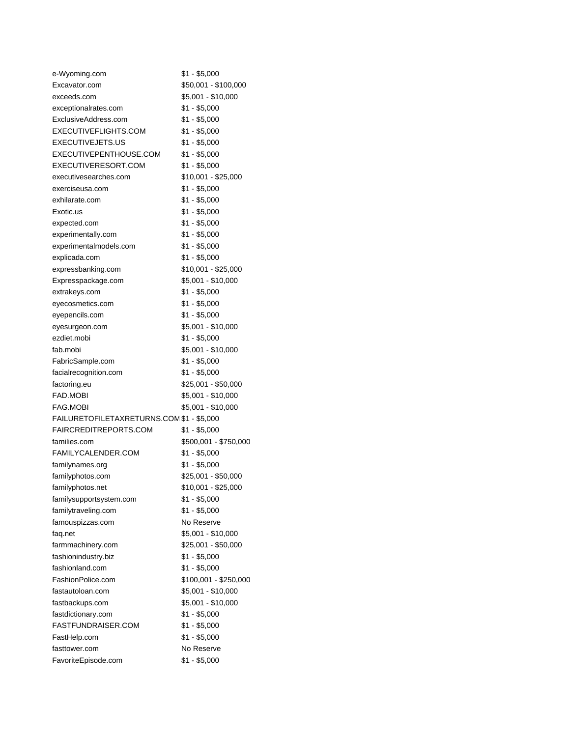| | |
|---|---|
| e-Wyoming.com | $1 - $5,000 |
| Excavator.com | $50,001 - $100,000 |
| exceeds.com | $5,001 - $10,000 |
| exceptionalrates.com | $1 - $5,000 |
| ExclusiveAddress.com | $1 - $5,000 |
| EXECUTIVEFLIGHTS.COM | $1 - $5,000 |
| EXECUTIVEJETS.US | $1 - $5,000 |
| EXECUTIVEPENTHOUSE.COM | $1 - $5,000 |
| EXECUTIVERESORT.COM | $1 - $5,000 |
| executivesearches.com | $10,001 - $25,000 |
| exerciseusa.com | $1 - $5,000 |
| exhilarate.com | $1 - $5,000 |
| Exotic.us | $1 - $5,000 |
| expected.com | $1 - $5,000 |
| experimentally.com | $1 - $5,000 |
| experimentalmodels.com | $1 - $5,000 |
| explicada.com | $1 - $5,000 |
| expressbanking.com | $10,001 - $25,000 |
| Expresspackage.com | $5,001 - $10,000 |
| extrakeys.com | $1 - $5,000 |
| eyecosmetics.com | $1 - $5,000 |
| eyepencils.com | $1 - $5,000 |
| eyesurgeon.com | $5,001 - $10,000 |
| ezdiet.mobi | $1 - $5,000 |
| fab.mobi | $5,001 - $10,000 |
| FabricSample.com | $1 - $5,000 |
| facialrecognition.com | $1 - $5,000 |
| factoring.eu | $25,001 - $50,000 |
| FAD.MOBI | $5,001 - $10,000 |
| FAG.MOBI | $5,001 - $10,000 |
| FAILURETOFILETAXRETURNS.COM | $1 - $5,000 |
| FAIRCREDITREPORTS.COM | $1 - $5,000 |
| families.com | $500,001 - $750,000 |
| FAMILYCALENDER.COM | $1 - $5,000 |
| familynames.org | $1 - $5,000 |
| familyphotos.com | $25,001 - $50,000 |
| familyphotos.net | $10,001 - $25,000 |
| familysupportsystem.com | $1 - $5,000 |
| familytraveling.com | $1 - $5,000 |
| famouspizzas.com | No Reserve |
| faq.net | $5,001 - $10,000 |
| farmmachinery.com | $25,001 - $50,000 |
| fashionindustry.biz | $1 - $5,000 |
| fashionland.com | $1 - $5,000 |
| FashionPolice.com | $100,001 - $250,000 |
| fastautoloan.com | $5,001 - $10,000 |
| fastbackups.com | $5,001 - $10,000 |
| fastdictionary.com | $1 - $5,000 |
| FASTFUNDRAISER.COM | $1 - $5,000 |
| FastHelp.com | $1 - $5,000 |
| fasttower.com | No Reserve |
| FavoriteEpisode.com | $1 - $5,000 |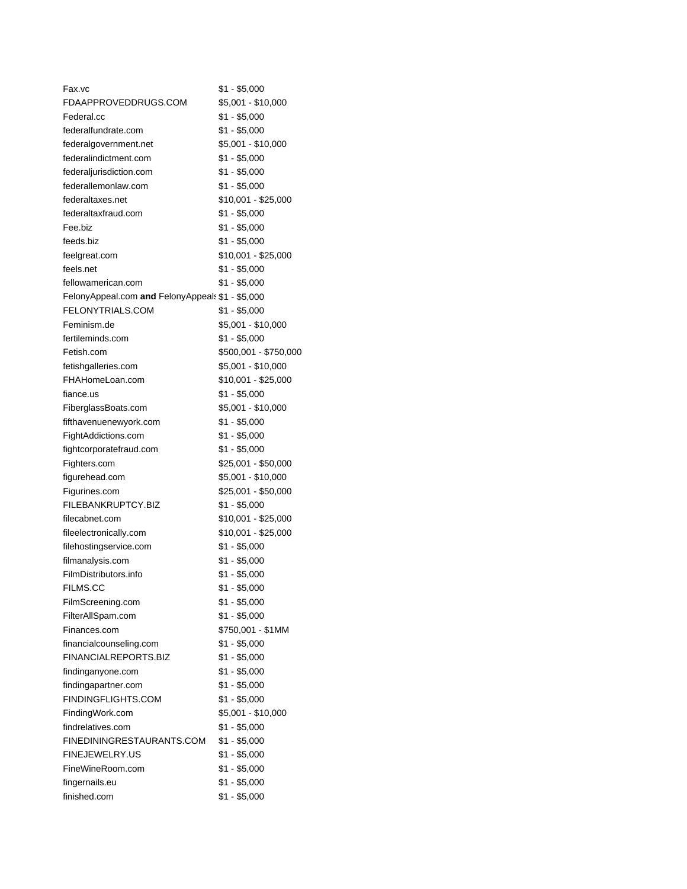| | |
|---|---|
| Fax.vc | $1 - $5,000 |
| FDAAPPROVEDDRUGS.COM | $5,001 - $10,000 |
| Federal.cc | $1 - $5,000 |
| federalfundrate.com | $1 - $5,000 |
| federalgovernment.net | $5,001 - $10,000 |
| federalindictment.com | $1 - $5,000 |
| federaljurisdiction.com | $1 - $5,000 |
| federallemonlaw.com | $1 - $5,000 |
| federaltaxes.net | $10,001 - $25,000 |
| federaltaxfraud.com | $1 - $5,000 |
| Fee.biz | $1 - $5,000 |
| feeds.biz | $1 - $5,000 |
| feelgreat.com | $10,001 - $25,000 |
| feels.net | $1 - $5,000 |
| fellowamerican.com | $1 - $5,000 |
| FelonyAppeal.com **and** FelonyAppeals | $1 - $5,000 |
| FELONYTRIALS.COM | $1 - $5,000 |
| Feminism.de | $5,001 - $10,000 |
| fertileminds.com | $1 - $5,000 |
| Fetish.com | $500,001 - $750,000 |
| fetishgalleries.com | $5,001 - $10,000 |
| FHAHomeLoan.com | $10,001 - $25,000 |
| fiance.us | $1 - $5,000 |
| FiberglassBoats.com | $5,001 - $10,000 |
| fifthavenuenewyork.com | $1 - $5,000 |
| FightAddictions.com | $1 - $5,000 |
| fightcorporatefraud.com | $1 - $5,000 |
| Fighters.com | $25,001 - $50,000 |
| figurehead.com | $5,001 - $10,000 |
| Figurines.com | $25,001 - $50,000 |
| FILEBANKRUPTCY.BIZ | $1 - $5,000 |
| filecabnet.com | $10,001 - $25,000 |
| fileelectronically.com | $10,001 - $25,000 |
| filehostingservice.com | $1 - $5,000 |
| filmanalysis.com | $1 - $5,000 |
| FilmDistributors.info | $1 - $5,000 |
| FILMS.CC | $1 - $5,000 |
| FilmScreening.com | $1 - $5,000 |
| FilterAllSpam.com | $1 - $5,000 |
| Finances.com | $750,001 - $1MM |
| financialcounseling.com | $1 - $5,000 |
| FINANCIALREPORTS.BIZ | $1 - $5,000 |
| findinganyone.com | $1 - $5,000 |
| findingapartner.com | $1 - $5,000 |
| FINDINGFLIGHTS.COM | $1 - $5,000 |
| FindingWork.com | $5,001 - $10,000 |
| findrelatives.com | $1 - $5,000 |
| FINEDININGRESTAURANTS.COM | $1 - $5,000 |
| FINEJEWELRY.US | $1 - $5,000 |
| FineWineRoom.com | $1 - $5,000 |
| fingernails.eu | $1 - $5,000 |
| finished.com | $1 - $5,000 |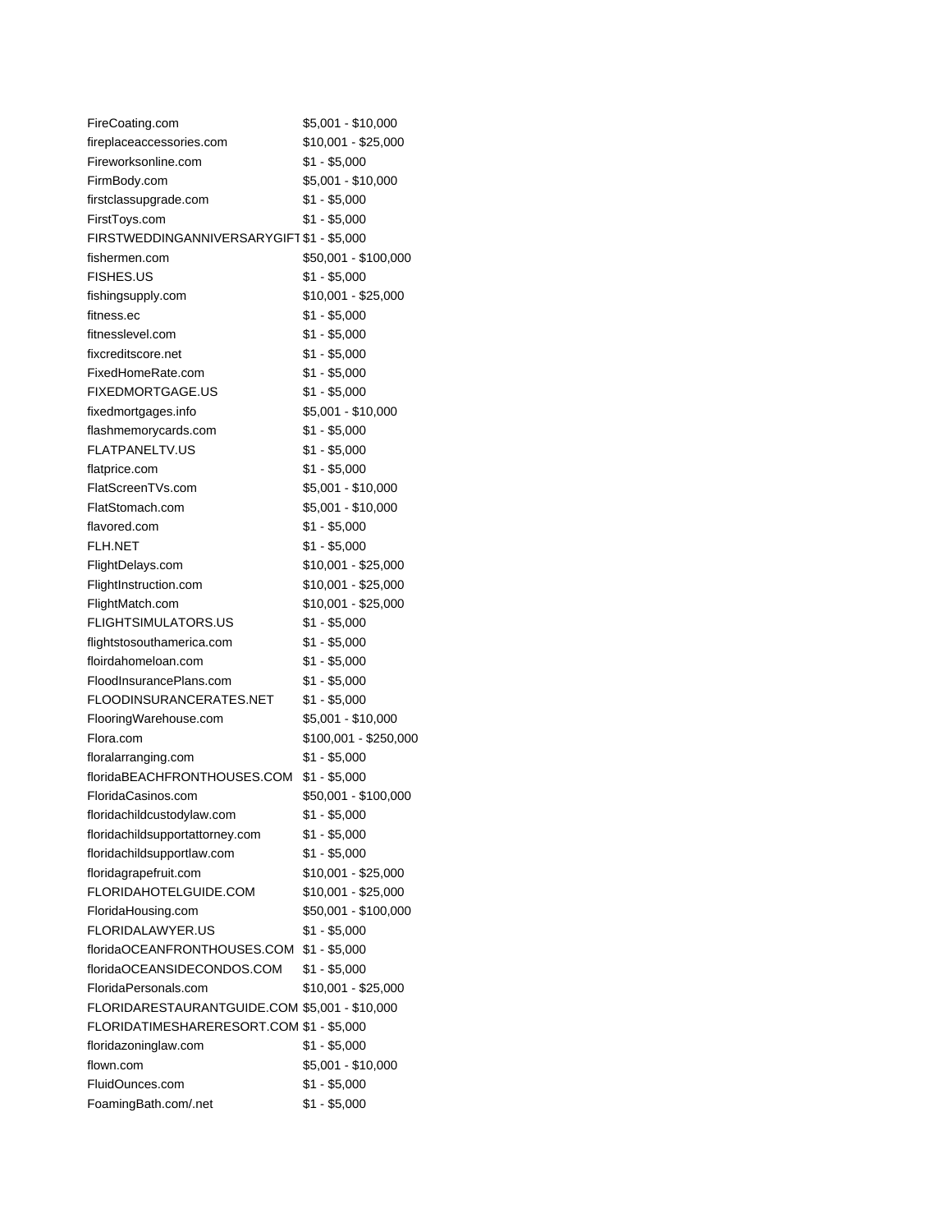| | |
|---|---|
| FireCoating.com | $5,001 - $10,000 |
| fireplaceaccessories.com | $10,001 - $25,000 |
| Fireworksonline.com | $1 - $5,000 |
| FirmBody.com | $5,001 - $10,000 |
| firstclassupgrade.com | $1 - $5,000 |
| FirstToys.com | $1 - $5,000 |
| FIRSTWEDDINGANNIVERSARYGIFT | $1 - $5,000 |
| fishermen.com | $50,001 - $100,000 |
| FISHES.US | $1 - $5,000 |
| fishingsupply.com | $10,001 - $25,000 |
| fitness.ec | $1 - $5,000 |
| fitnesslevel.com | $1 - $5,000 |
| fixcreditscore.net | $1 - $5,000 |
| FixedHomeRate.com | $1 - $5,000 |
| FIXEDMORTGAGE.US | $1 - $5,000 |
| fixedmortgages.info | $5,001 - $10,000 |
| flashmemorycards.com | $1 - $5,000 |
| FLATPANELTV.US | $1 - $5,000 |
| flatprice.com | $1 - $5,000 |
| FlatScreenTVs.com | $5,001 - $10,000 |
| FlatStomach.com | $5,001 - $10,000 |
| flavored.com | $1 - $5,000 |
| FLH.NET | $1 - $5,000 |
| FlightDelays.com | $10,001 - $25,000 |
| FlightInstruction.com | $10,001 - $25,000 |
| FlightMatch.com | $10,001 - $25,000 |
| FLIGHTSIMULATORS.US | $1 - $5,000 |
| flightstosouthamerica.com | $1 - $5,000 |
| floirdahomeloan.com | $1 - $5,000 |
| FloodInsurancePlans.com | $1 - $5,000 |
| FLOODINSURANCERATES.NET | $1 - $5,000 |
| FlooringWarehouse.com | $5,001 - $10,000 |
| Flora.com | $100,001 - $250,000 |
| floralarranging.com | $1 - $5,000 |
| floridaBEACHFRONTHOUSES.COM | $1 - $5,000 |
| FloridaCasinos.com | $50,001 - $100,000 |
| floridachildcustodylaw.com | $1 - $5,000 |
| floridachildsupportattorney.com | $1 - $5,000 |
| floridachildsupportlaw.com | $1 - $5,000 |
| floridagrapefruit.com | $10,001 - $25,000 |
| FLORIDAHOTELGUIDE.COM | $10,001 - $25,000 |
| FloridaHousing.com | $50,001 - $100,000 |
| FLORIDALAWYER.US | $1 - $5,000 |
| floridaOCEANFRONTHOUSES.COM | $1 - $5,000 |
| floridaOCEANSIDECONDOS.COM | $1 - $5,000 |
| FloridaPersonals.com | $10,001 - $25,000 |
| FLORIDARESTAURANTGUIDE.COM | $5,001 - $10,000 |
| FLORIDATIMESHARERESORT.COM | $1 - $5,000 |
| floridazoninglaw.com | $1 - $5,000 |
| flown.com | $5,001 - $10,000 |
| FluidOunces.com | $1 - $5,000 |
| FoamingBath.com/.net | $1 - $5,000 |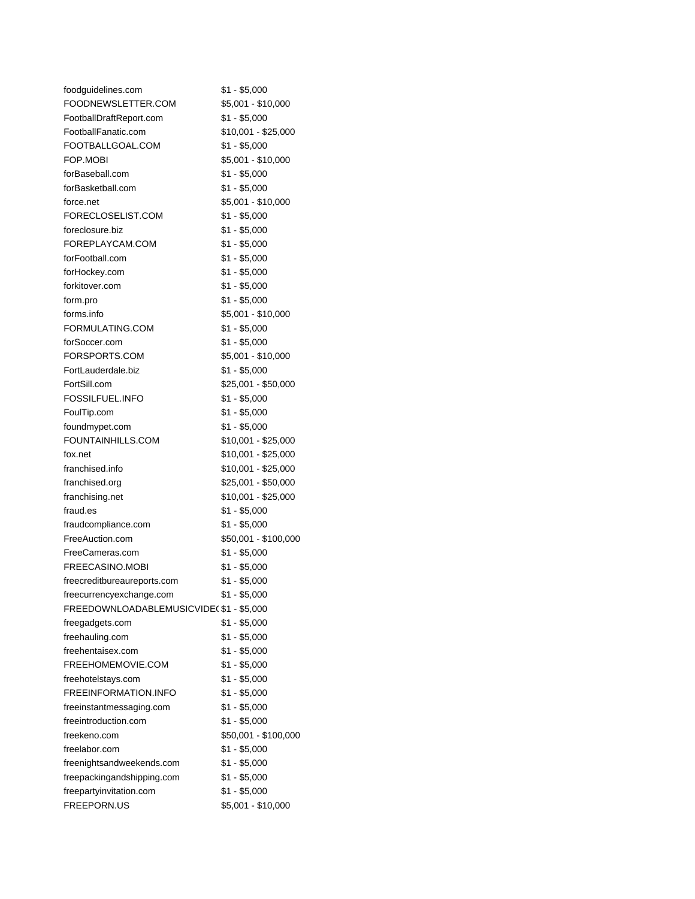| | |
|---|---|
| foodguidelines.com | $1 - $5,000 |
| FOODNEWSLETTER.COM | $5,001 - $10,000 |
| FootballDraftReport.com | $1 - $5,000 |
| FootballFanatic.com | $10,001 - $25,000 |
| FOOTBALLGOAL.COM | $1 - $5,000 |
| FOP.MOBI | $5,001 - $10,000 |
| forBaseball.com | $1 - $5,000 |
| forBasketball.com | $1 - $5,000 |
| force.net | $5,001 - $10,000 |
| FORECLOSELIST.COM | $1 - $5,000 |
| foreclosure.biz | $1 - $5,000 |
| FOREPLAYCAM.COM | $1 - $5,000 |
| forFootball.com | $1 - $5,000 |
| forHockey.com | $1 - $5,000 |
| forkitover.com | $1 - $5,000 |
| form.pro | $1 - $5,000 |
| forms.info | $5,001 - $10,000 |
| FORMULATING.COM | $1 - $5,000 |
| forSoccer.com | $1 - $5,000 |
| FORSPORTS.COM | $5,001 - $10,000 |
| FortLauderdale.biz | $1 - $5,000 |
| FortSill.com | $25,001 - $50,000 |
| FOSSILFUEL.INFO | $1 - $5,000 |
| FoulTip.com | $1 - $5,000 |
| foundmypet.com | $1 - $5,000 |
| FOUNTAINHILLS.COM | $10,001 - $25,000 |
| fox.net | $10,001 - $25,000 |
| franchised.info | $10,001 - $25,000 |
| franchised.org | $25,001 - $50,000 |
| franchising.net | $10,001 - $25,000 |
| fraud.es | $1 - $5,000 |
| fraudcompliance.com | $1 - $5,000 |
| FreeAuction.com | $50,001 - $100,000 |
| FreeCameras.com | $1 - $5,000 |
| FREECASINO.MOBI | $1 - $5,000 |
| freecreditbureaureports.com | $1 - $5,000 |
| freecurrencyexchange.com | $1 - $5,000 |
| FREEDOWNLOADABLEMUSICVIDE( | $1 - $5,000 |
| freegadgets.com | $1 - $5,000 |
| freehauling.com | $1 - $5,000 |
| freehentaisex.com | $1 - $5,000 |
| FREEHOMEMOVIE.COM | $1 - $5,000 |
| freehotelstays.com | $1 - $5,000 |
| FREEINFORMATION.INFO | $1 - $5,000 |
| freeinstantmessaging.com | $1 - $5,000 |
| freeintroduction.com | $1 - $5,000 |
| freekeno.com | $50,001 - $100,000 |
| freelabor.com | $1 - $5,000 |
| freenightsandweekends.com | $1 - $5,000 |
| freepackingandshipping.com | $1 - $5,000 |
| freepartyinvitation.com | $1 - $5,000 |
| FREEPORN.US | $5,001 - $10,000 |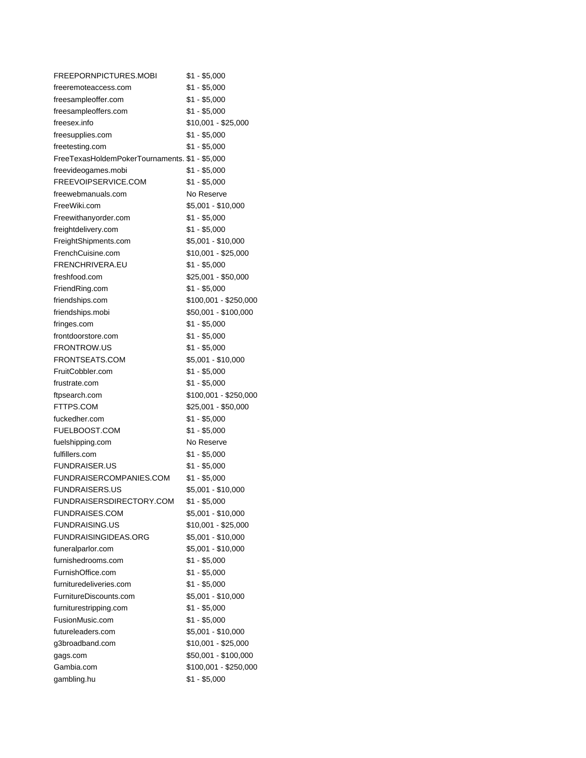| | |
|---|---|
| FREEPORNPICTURES.MOBI | $1 - $5,000 |
| freeremoteaccess.com | $1 - $5,000 |
| freesampleoffer.com | $1 - $5,000 |
| freesampleoffers.com | $1 - $5,000 |
| freesex.info | $10,001 - $25,000 |
| freesupplies.com | $1 - $5,000 |
| freetesting.com | $1 - $5,000 |
| FreeTexasHoldemPokerTournaments. | $1 - $5,000 |
| freevideogames.mobi | $1 - $5,000 |
| FREEVOIPSERVICE.COM | $1 - $5,000 |
| freewebmanuals.com | No Reserve |
| FreeWiki.com | $5,001 - $10,000 |
| Freewithanyorder.com | $1 - $5,000 |
| freightdelivery.com | $1 - $5,000 |
| FreightShipments.com | $5,001 - $10,000 |
| FrenchCuisine.com | $10,001 - $25,000 |
| FRENCHRIVERA.EU | $1 - $5,000 |
| freshfood.com | $25,001 - $50,000 |
| FriendRing.com | $1 - $5,000 |
| friendships.com | $100,001 - $250,000 |
| friendships.mobi | $50,001 - $100,000 |
| fringes.com | $1 - $5,000 |
| frontdoorstore.com | $1 - $5,000 |
| FRONTROW.US | $1 - $5,000 |
| FRONTSEATS.COM | $5,001 - $10,000 |
| FruitCobbler.com | $1 - $5,000 |
| frustrate.com | $1 - $5,000 |
| ftpsearch.com | $100,001 - $250,000 |
| FTTPS.COM | $25,001 - $50,000 |
| fuckedher.com | $1 - $5,000 |
| FUELBOOST.COM | $1 - $5,000 |
| fuelshipping.com | No Reserve |
| fulfillers.com | $1 - $5,000 |
| FUNDRAISER.US | $1 - $5,000 |
| FUNDRAISERCOMPANIES.COM | $1 - $5,000 |
| FUNDRAISERS.US | $5,001 - $10,000 |
| FUNDRAISERSDIRECTORY.COM | $1 - $5,000 |
| FUNDRAISES.COM | $5,001 - $10,000 |
| FUNDRAISING.US | $10,001 - $25,000 |
| FUNDRAISINGIDEAS.ORG | $5,001 - $10,000 |
| funeralparlor.com | $5,001 - $10,000 |
| furnishedrooms.com | $1 - $5,000 |
| FurnishOffice.com | $1 - $5,000 |
| furnituredeliveries.com | $1 - $5,000 |
| FurnitureDiscounts.com | $5,001 - $10,000 |
| furniturestripping.com | $1 - $5,000 |
| FusionMusic.com | $1 - $5,000 |
| futureleaders.com | $5,001 - $10,000 |
| g3broadband.com | $10,001 - $25,000 |
| gags.com | $50,001 - $100,000 |
| Gambia.com | $100,001 - $250,000 |
| gambling.hu | $1 - $5,000 |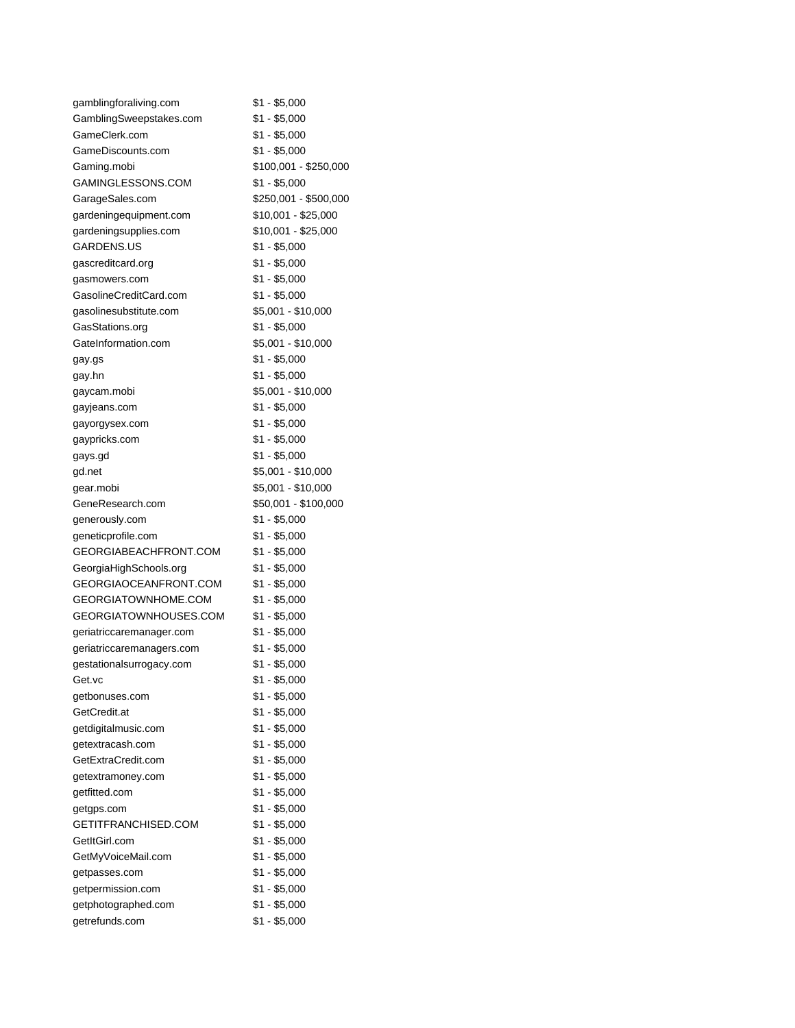| | |
|---|---|
| gamblingforaliving.com | $1 - $5,000 |
| GamblingSweepstakes.com | $1 - $5,000 |
| GameClerk.com | $1 - $5,000 |
| GameDiscounts.com | $1 - $5,000 |
| Gaming.mobi | $100,001 - $250,000 |
| GAMINGLESSONS.COM | $1 - $5,000 |
| GarageSales.com | $250,001 - $500,000 |
| gardeningequipment.com | $10,001 - $25,000 |
| gardeningsupplies.com | $10,001 - $25,000 |
| GARDENS.US | $1 - $5,000 |
| gascreditcard.org | $1 - $5,000 |
| gasmowers.com | $1 - $5,000 |
| GasolineCreditCard.com | $1 - $5,000 |
| gasolinesubstitute.com | $5,001 - $10,000 |
| GasStations.org | $1 - $5,000 |
| GateInformation.com | $5,001 - $10,000 |
| gay.gs | $1 - $5,000 |
| gay.hn | $1 - $5,000 |
| gaycam.mobi | $5,001 - $10,000 |
| gayjeans.com | $1 - $5,000 |
| gayorgysex.com | $1 - $5,000 |
| gaypricks.com | $1 - $5,000 |
| gays.gd | $1 - $5,000 |
| gd.net | $5,001 - $10,000 |
| gear.mobi | $5,001 - $10,000 |
| GeneResearch.com | $50,001 - $100,000 |
| generously.com | $1 - $5,000 |
| geneticprofile.com | $1 - $5,000 |
| GEORGIABEACHFRONT.COM | $1 - $5,000 |
| GeorgiaHighSchools.org | $1 - $5,000 |
| GEORGIAOCEANFRONT.COM | $1 - $5,000 |
| GEORGIATOWNHOME.COM | $1 - $5,000 |
| GEORGIATOWNHOUSES.COM | $1 - $5,000 |
| geriatriccaremanager.com | $1 - $5,000 |
| geriatriccaremanagers.com | $1 - $5,000 |
| gestationalsurrogacy.com | $1 - $5,000 |
| Get.vc | $1 - $5,000 |
| getbonuses.com | $1 - $5,000 |
| GetCredit.at | $1 - $5,000 |
| getdigitalmusic.com | $1 - $5,000 |
| getextracash.com | $1 - $5,000 |
| GetExtraCredit.com | $1 - $5,000 |
| getextramoney.com | $1 - $5,000 |
| getfitted.com | $1 - $5,000 |
| getgps.com | $1 - $5,000 |
| GETITFRANCHISED.COM | $1 - $5,000 |
| GetItGirl.com | $1 - $5,000 |
| GetMyVoiceMail.com | $1 - $5,000 |
| getpasses.com | $1 - $5,000 |
| getpermission.com | $1 - $5,000 |
| getphotographed.com | $1 - $5,000 |
| getrefunds.com | $1 - $5,000 |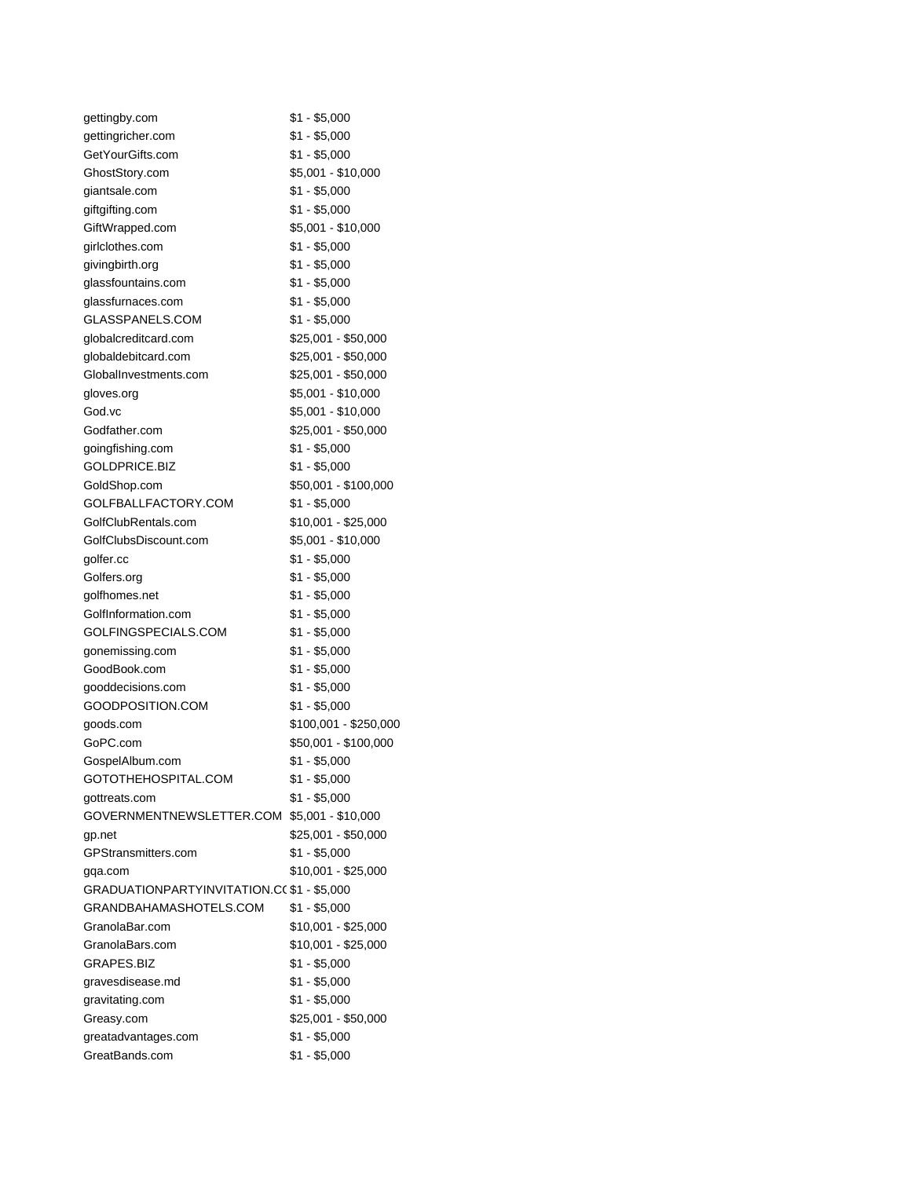| | |
|---|---|
| gettingby.com | $1 - $5,000 |
| gettingricher.com | $1 - $5,000 |
| GetYourGifts.com | $1 - $5,000 |
| GhostStory.com | $5,001 - $10,000 |
| giantsale.com | $1 - $5,000 |
| giftgifting.com | $1 - $5,000 |
| GiftWrapped.com | $5,001 - $10,000 |
| girlclothes.com | $1 - $5,000 |
| givingbirth.org | $1 - $5,000 |
| glassfountains.com | $1 - $5,000 |
| glassfurnaces.com | $1 - $5,000 |
| GLASSPANELS.COM | $1 - $5,000 |
| globalcreditcard.com | $25,001 - $50,000 |
| globaldebitcard.com | $25,001 - $50,000 |
| GlobalInvestments.com | $25,001 - $50,000 |
| gloves.org | $5,001 - $10,000 |
| God.vc | $5,001 - $10,000 |
| Godfather.com | $25,001 - $50,000 |
| goingfishing.com | $1 - $5,000 |
| GOLDPRICE.BIZ | $1 - $5,000 |
| GoldShop.com | $50,001 - $100,000 |
| GOLFBALLFACTORY.COM | $1 - $5,000 |
| GolfClubRentals.com | $10,001 - $25,000 |
| GolfClubsDiscount.com | $5,001 - $10,000 |
| golfer.cc | $1 - $5,000 |
| Golfers.org | $1 - $5,000 |
| golfhomes.net | $1 - $5,000 |
| GolfInformation.com | $1 - $5,000 |
| GOLFINGSPECIALS.COM | $1 - $5,000 |
| gonemissing.com | $1 - $5,000 |
| GoodBook.com | $1 - $5,000 |
| gooddecisions.com | $1 - $5,000 |
| GOODPOSITION.COM | $1 - $5,000 |
| goods.com | $100,001 - $250,000 |
| GoPC.com | $50,001 - $100,000 |
| GospelAlbum.com | $1 - $5,000 |
| GOTOTHEHOSPITAL.COM | $1 - $5,000 |
| gottreats.com | $1 - $5,000 |
| GOVERNMENTNEWSLETTER.COM | $5,001 - $10,000 |
| gp.net | $25,001 - $50,000 |
| GPStransmitters.com | $1 - $5,000 |
| gqa.com | $10,001 - $25,000 |
| GRADUATIONPARTYINVITATION.C( | $1 - $5,000 |
| GRANDBAHAMASHOTELS.COM | $1 - $5,000 |
| GranolaBar.com | $10,001 - $25,000 |
| GranolaBars.com | $10,001 - $25,000 |
| GRAPES.BIZ | $1 - $5,000 |
| gravesdisease.md | $1 - $5,000 |
| gravitating.com | $1 - $5,000 |
| Greasy.com | $25,001 - $50,000 |
| greatadvantages.com | $1 - $5,000 |
| GreatBands.com | $1 - $5,000 |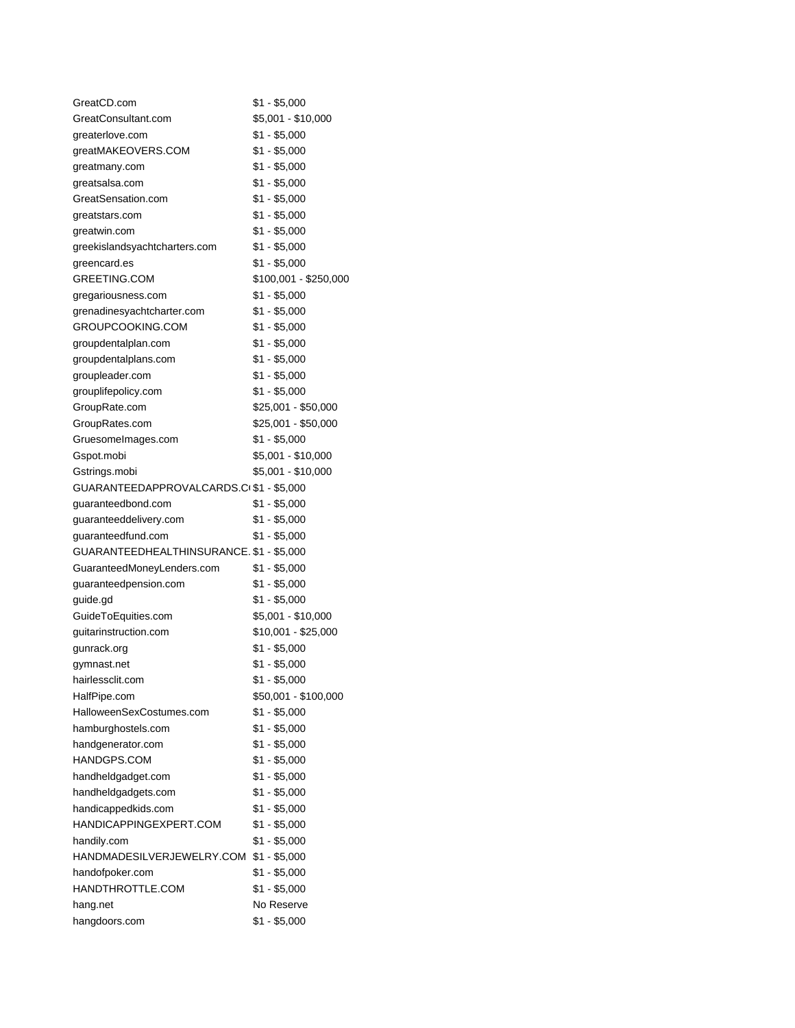| | |
|---|---|
| GreatCD.com | $1 - $5,000 |
| GreatConsultant.com | $5,001 - $10,000 |
| greaterlove.com | $1 - $5,000 |
| greatMAKEOVERS.COM | $1 - $5,000 |
| greatmany.com | $1 - $5,000 |
| greatsalsa.com | $1 - $5,000 |
| GreatSensation.com | $1 - $5,000 |
| greatstars.com | $1 - $5,000 |
| greatwin.com | $1 - $5,000 |
| greekislandsyachtcharters.com | $1 - $5,000 |
| greencard.es | $1 - $5,000 |
| GREETING.COM | $100,001 - $250,000 |
| gregariousness.com | $1 - $5,000 |
| grenadinesyachtcharter.com | $1 - $5,000 |
| GROUPCOOKING.COM | $1 - $5,000 |
| groupdentalplan.com | $1 - $5,000 |
| groupdentalplans.com | $1 - $5,000 |
| groupleader.com | $1 - $5,000 |
| grouplifepolicy.com | $1 - $5,000 |
| GroupRate.com | $25,001 - $50,000 |
| GroupRates.com | $25,001 - $50,000 |
| GruesomeImages.com | $1 - $5,000 |
| Gspot.mobi | $5,001 - $10,000 |
| Gstrings.mobi | $5,001 - $10,000 |
| GUARANTEEDAPPROVALCARDS.C | $1 - $5,000 |
| guaranteedbond.com | $1 - $5,000 |
| guaranteeddelivery.com | $1 - $5,000 |
| guaranteedfund.com | $1 - $5,000 |
| GUARANTEEDHEALTHINSURANCE. | $1 - $5,000 |
| GuaranteedMoneyLenders.com | $1 - $5,000 |
| guaranteedpension.com | $1 - $5,000 |
| guide.gd | $1 - $5,000 |
| GuideToEquities.com | $5,001 - $10,000 |
| guitarinstruction.com | $10,001 - $25,000 |
| gunrack.org | $1 - $5,000 |
| gymnast.net | $1 - $5,000 |
| hairlessclit.com | $1 - $5,000 |
| HalfPipe.com | $50,001 - $100,000 |
| HalloweenSexCostumes.com | $1 - $5,000 |
| hamburghostels.com | $1 - $5,000 |
| handgenerator.com | $1 - $5,000 |
| HANDGPS.COM | $1 - $5,000 |
| handheldgadget.com | $1 - $5,000 |
| handheldgadgets.com | $1 - $5,000 |
| handicappedkids.com | $1 - $5,000 |
| HANDICAPPINGEXPERT.COM | $1 - $5,000 |
| handily.com | $1 - $5,000 |
| HANDMADESILVERJEWELRY.COM | $1 - $5,000 |
| handofpoker.com | $1 - $5,000 |
| HANDTHROTTLE.COM | $1 - $5,000 |
| hang.net | No Reserve |
| hangdoors.com | $1 - $5,000 |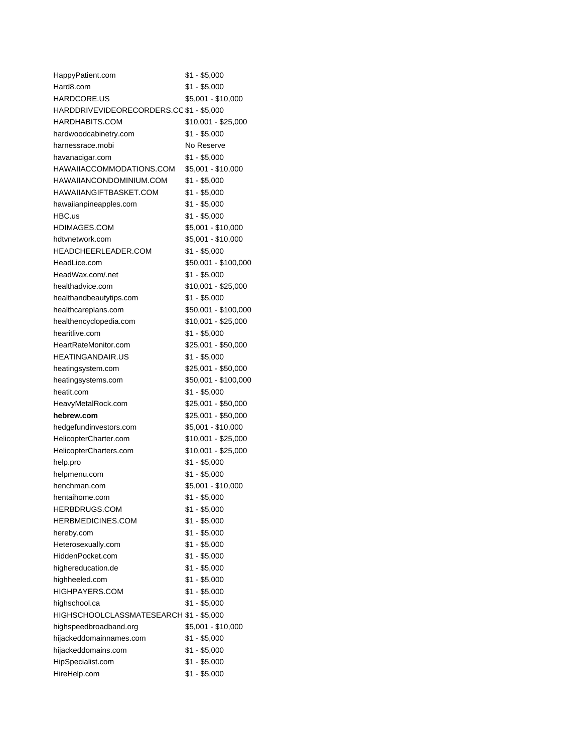| | |
|---|---|
| HappyPatient.com | $1 - $5,000 |
| Hard8.com | $1 - $5,000 |
| HARDCORE.US | $5,001 - $10,000 |
| HARDDRIVEVIDEORECORDERS.CC | $1 - $5,000 |
| HARDHABITS.COM | $10,001 - $25,000 |
| hardwoodcabinetry.com | $1 - $5,000 |
| harnessrace.mobi | No Reserve |
| havanacigar.com | $1 - $5,000 |
| HAWAIIACCOMMODATIONS.COM | $5,001 - $10,000 |
| HAWAIIANCONDOMINIUM.COM | $1 - $5,000 |
| HAWAIIANGIFTBASKET.COM | $1 - $5,000 |
| hawaiianpineapples.com | $1 - $5,000 |
| HBC.us | $1 - $5,000 |
| HDIMAGES.COM | $5,001 - $10,000 |
| hdtvnetwork.com | $5,001 - $10,000 |
| HEADCHEERLEADER.COM | $1 - $5,000 |
| HeadLice.com | $50,001 - $100,000 |
| HeadWax.com/.net | $1 - $5,000 |
| healthadvice.com | $10,001 - $25,000 |
| healthandbeautytips.com | $1 - $5,000 |
| healthcareplans.com | $50,001 - $100,000 |
| healthencyclopedia.com | $10,001 - $25,000 |
| hearitlive.com | $1 - $5,000 |
| HeartRateMonitor.com | $25,001 - $50,000 |
| HEATINGANDAIR.US | $1 - $5,000 |
| heatingsystem.com | $25,001 - $50,000 |
| heatingsystems.com | $50,001 - $100,000 |
| heatit.com | $1 - $5,000 |
| HeavyMetalRock.com | $25,001 - $50,000 |
| **hebrew.com** | $25,001 - $50,000 |
| hedgefundinvestors.com | $5,001 - $10,000 |
| HelicopterCharter.com | $10,001 - $25,000 |
| HelicopterCharters.com | $10,001 - $25,000 |
| help.pro | $1 - $5,000 |
| helpmenu.com | $1 - $5,000 |
| henchman.com | $5,001 - $10,000 |
| hentaihome.com | $1 - $5,000 |
| HERBDRUGS.COM | $1 - $5,000 |
| HERBMEDICINES.COM | $1 - $5,000 |
| hereby.com | $1 - $5,000 |
| Heterosexually.com | $1 - $5,000 |
| HiddenPocket.com | $1 - $5,000 |
| highereducation.de | $1 - $5,000 |
| highheeled.com | $1 - $5,000 |
| HIGHPAYERS.COM | $1 - $5,000 |
| highschool.ca | $1 - $5,000 |
| HIGHSCHOOLCLASSMATESEARCH | $1 - $5,000 |
| highspeedbroadband.org | $5,001 - $10,000 |
| hijackeddomainnames.com | $1 - $5,000 |
| hijackeddomains.com | $1 - $5,000 |
| HipSpecialist.com | $1 - $5,000 |
| HireHelp.com | $1 - $5,000 |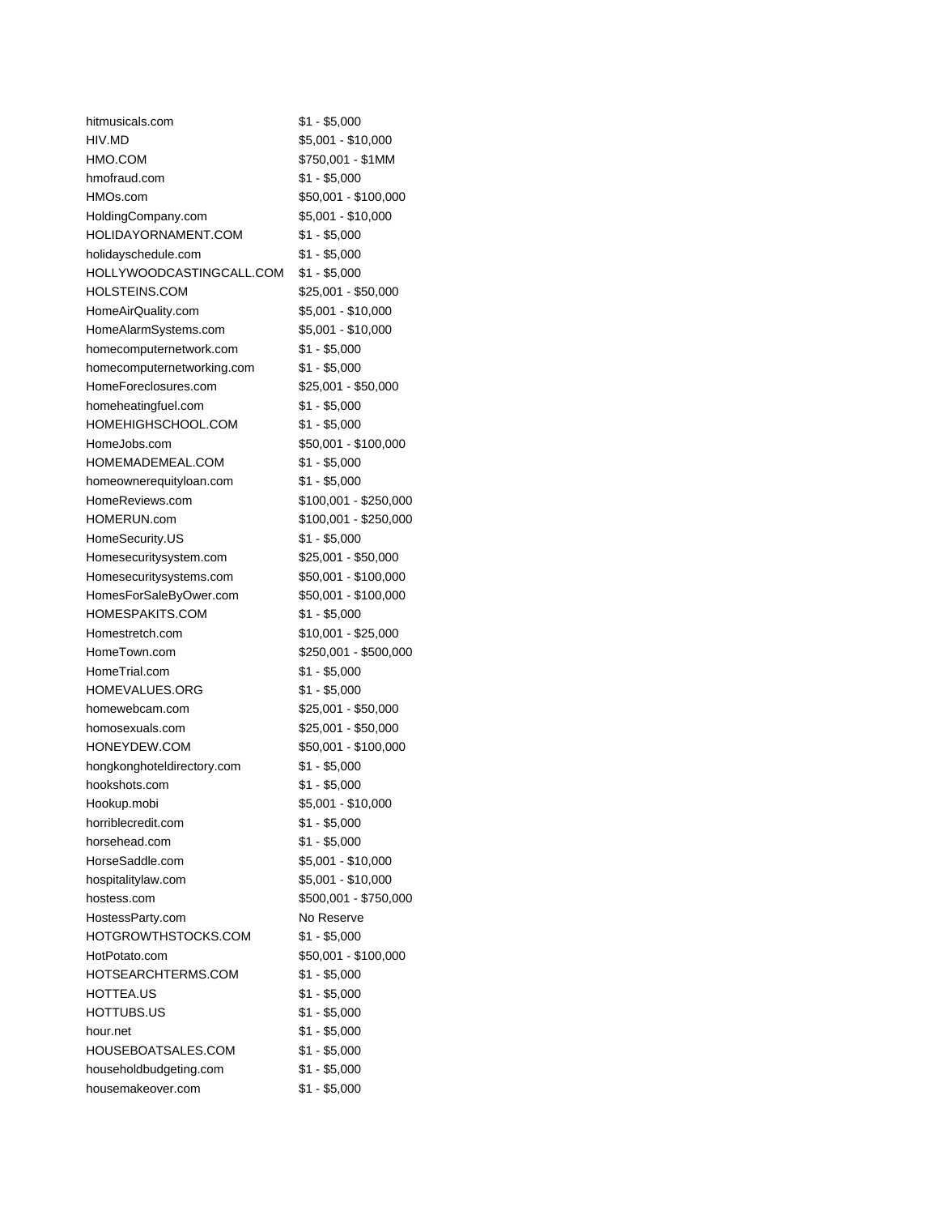| | |
|---|---|
| hitmusicals.com | $1 - $5,000 |
| HIV.MD | $5,001 - $10,000 |
| HMO.COM | $750,001 - $1MM |
| hmofraud.com | $1 - $5,000 |
| HMOs.com | $50,001 - $100,000 |
| HoldingCompany.com | $5,001 - $10,000 |
| HOLIDAYORNAMENT.COM | $1 - $5,000 |
| holidayschedule.com | $1 - $5,000 |
| HOLLYWOODCASTINGCALL.COM | $1 - $5,000 |
| HOLSTEINS.COM | $25,001 - $50,000 |
| HomeAirQuality.com | $5,001 - $10,000 |
| HomeAlarmSystems.com | $5,001 - $10,000 |
| homecomputernetwork.com | $1 - $5,000 |
| homecomputernetworking.com | $1 - $5,000 |
| HomeForeclosures.com | $25,001 - $50,000 |
| homeheatingfuel.com | $1 - $5,000 |
| HOMEHIGHSCHOOL.COM | $1 - $5,000 |
| HomeJobs.com | $50,001 - $100,000 |
| HOMEMADEMEAL.COM | $1 - $5,000 |
| homeownerequityloan.com | $1 - $5,000 |
| HomeReviews.com | $100,001 - $250,000 |
| HOMERUN.com | $100,001 - $250,000 |
| HomeSecurity.US | $1 - $5,000 |
| Homesecuritysystem.com | $25,001 - $50,000 |
| Homesecuritysystems.com | $50,001 - $100,000 |
| HomesForSaleByOwer.com | $50,001 - $100,000 |
| HOMESPAKITS.COM | $1 - $5,000 |
| Homestretch.com | $10,001 - $25,000 |
| HomeTown.com | $250,001 - $500,000 |
| HomeTrial.com | $1 - $5,000 |
| HOMEVALUES.ORG | $1 - $5,000 |
| homewebcam.com | $25,001 - $50,000 |
| homosexuals.com | $25,001 - $50,000 |
| HONEYDEW.COM | $50,001 - $100,000 |
| hongkonghoteldirectory.com | $1 - $5,000 |
| hookshots.com | $1 - $5,000 |
| Hookup.mobi | $5,001 - $10,000 |
| horriblecredit.com | $1 - $5,000 |
| horsehead.com | $1 - $5,000 |
| HorseSaddle.com | $5,001 - $10,000 |
| hospitalitylaw.com | $5,001 - $10,000 |
| hostess.com | $500,001 - $750,000 |
| HostessParty.com | No Reserve |
| HOTGROWTHSTOCKS.COM | $1 - $5,000 |
| HotPotato.com | $50,001 - $100,000 |
| HOTSEARCHTERMS.COM | $1 - $5,000 |
| HOTTEA.US | $1 - $5,000 |
| HOTTUBS.US | $1 - $5,000 |
| hour.net | $1 - $5,000 |
| HOUSEBOATSALES.COM | $1 - $5,000 |
| householdbudgeting.com | $1 - $5,000 |
| housemakeover.com | $1 - $5,000 |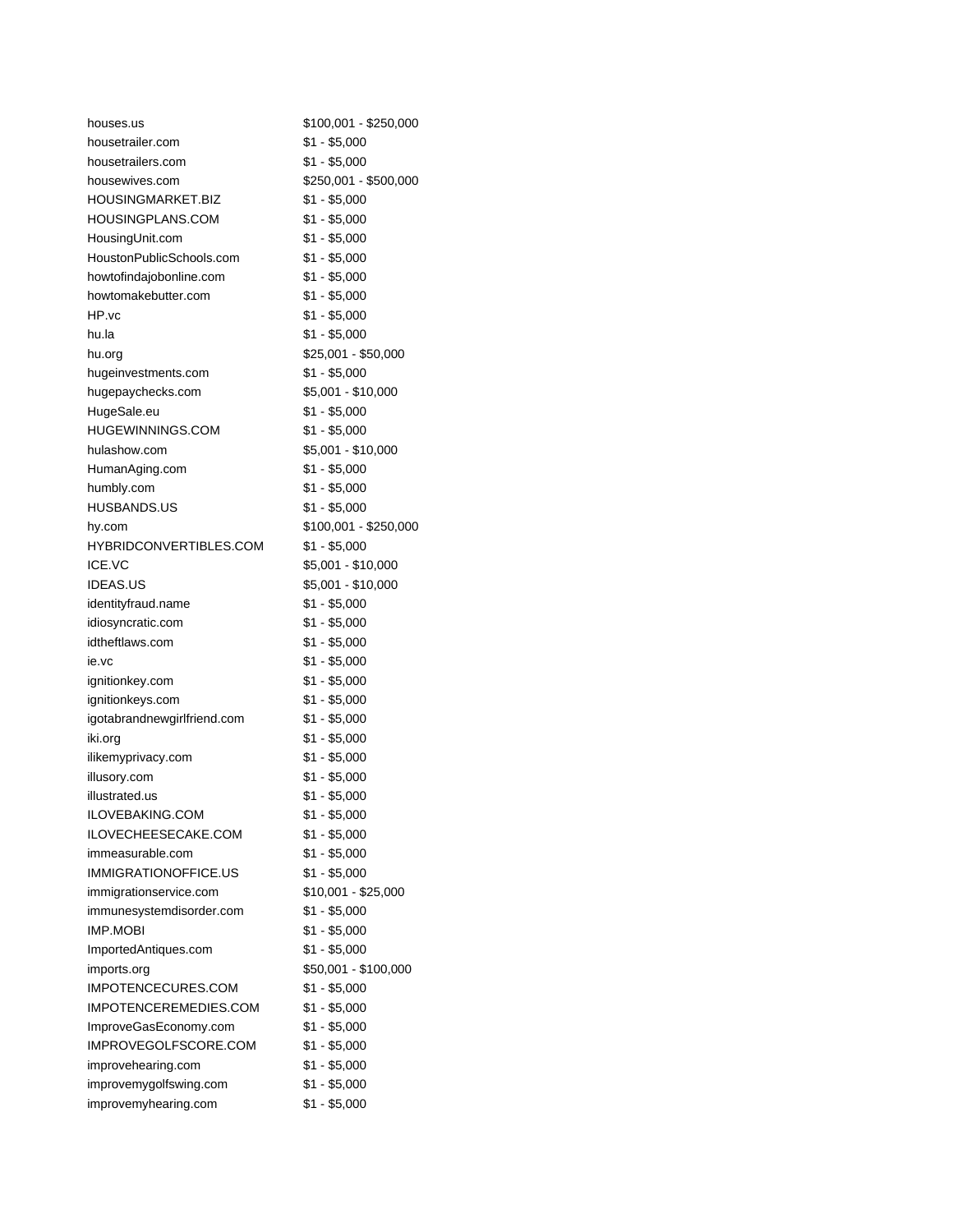| | |
|---|---|
| houses.us | $100,001 - $250,000 |
| housetrailer.com | $1 - $5,000 |
| housetrailers.com | $1 - $5,000 |
| housewives.com | $250,001 - $500,000 |
| HOUSINGMARKET.BIZ | $1 - $5,000 |
| HOUSINGPLANS.COM | $1 - $5,000 |
| HousingUnit.com | $1 - $5,000 |
| HoustonPublicSchools.com | $1 - $5,000 |
| howtofindajobonline.com | $1 - $5,000 |
| howtomakebutter.com | $1 - $5,000 |
| HP.vc | $1 - $5,000 |
| hu.la | $1 - $5,000 |
| hu.org | $25,001 - $50,000 |
| hugeinvestments.com | $1 - $5,000 |
| hugepaychecks.com | $5,001 - $10,000 |
| HugeSale.eu | $1 - $5,000 |
| HUGEWINNINGS.COM | $1 - $5,000 |
| hulashow.com | $5,001 - $10,000 |
| HumanAging.com | $1 - $5,000 |
| humbly.com | $1 - $5,000 |
| HUSBANDS.US | $1 - $5,000 |
| hy.com | $100,001 - $250,000 |
| HYBRIDCONVERTIBLES.COM | $1 - $5,000 |
| ICE.VC | $5,001 - $10,000 |
| IDEAS.US | $5,001 - $10,000 |
| identityfraud.name | $1 - $5,000 |
| idiosyncratic.com | $1 - $5,000 |
| idtheftlaws.com | $1 - $5,000 |
| ie.vc | $1 - $5,000 |
| ignitionkey.com | $1 - $5,000 |
| ignitionkeys.com | $1 - $5,000 |
| igotabrandnewgirlfriend.com | $1 - $5,000 |
| iki.org | $1 - $5,000 |
| ilikemyprivacy.com | $1 - $5,000 |
| illusory.com | $1 - $5,000 |
| illustrated.us | $1 - $5,000 |
| ILOVEBAKING.COM | $1 - $5,000 |
| ILOVECHEESECAKE.COM | $1 - $5,000 |
| immeasurable.com | $1 - $5,000 |
| IMMIGRATIONOFFICE.US | $1 - $5,000 |
| immigrationservice.com | $10,001 - $25,000 |
| immunesystemdisorder.com | $1 - $5,000 |
| IMP.MOBI | $1 - $5,000 |
| ImportedAntiques.com | $1 - $5,000 |
| imports.org | $50,001 - $100,000 |
| IMPOTENCECURES.COM | $1 - $5,000 |
| IMPOTENCEREMEDIES.COM | $1 - $5,000 |
| ImproveGasEconomy.com | $1 - $5,000 |
| IMPROVEGOLFSCORE.COM | $1 - $5,000 |
| improvehearing.com | $1 - $5,000 |
| improvemygolfswing.com | $1 - $5,000 |
| improvemyhearing.com | $1 - $5,000 |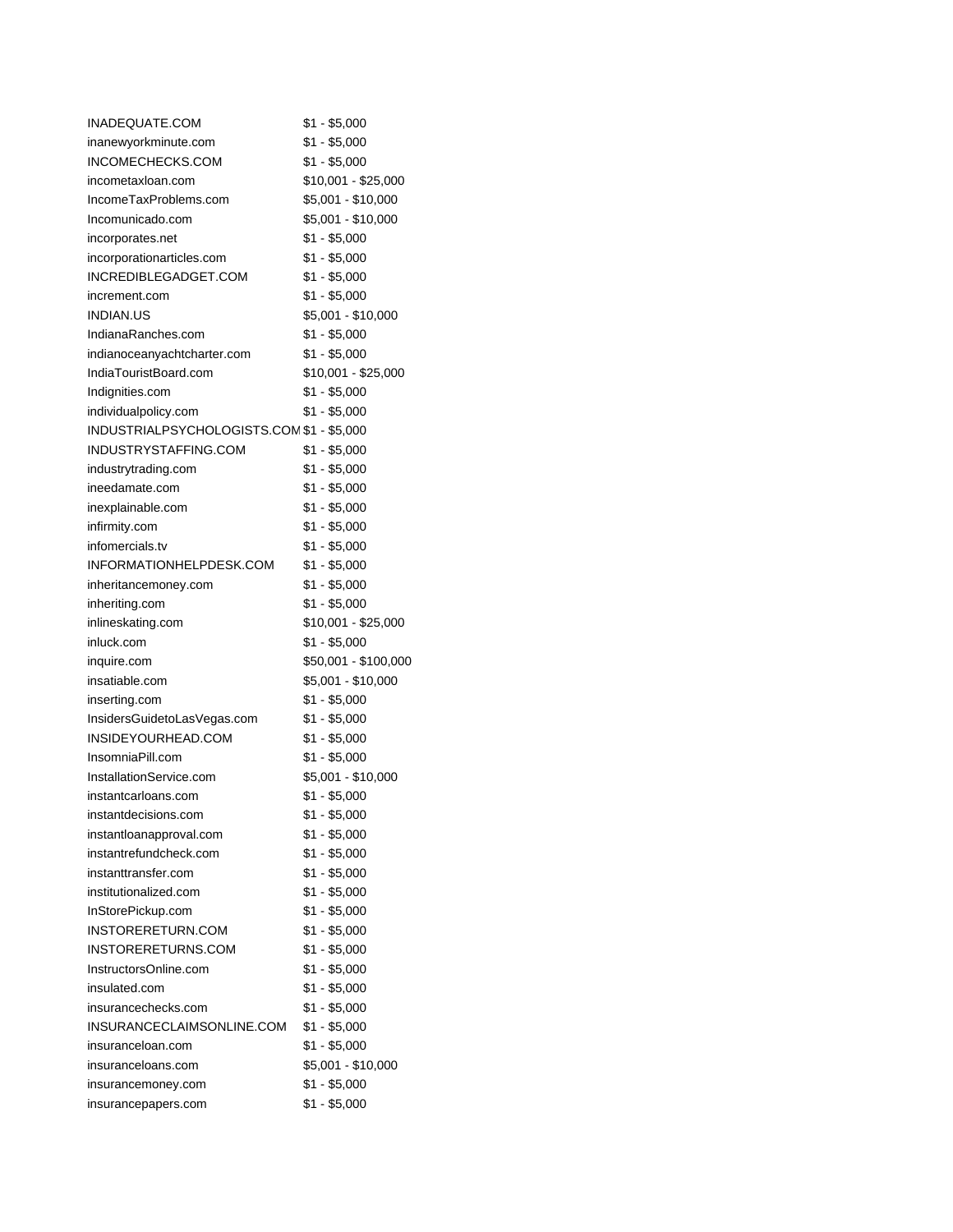| | |
|---|---|
| INADEQUATE.COM | $1 - $5,000 |
| inanewyorkminute.com | $1 - $5,000 |
| INCOMECHECKS.COM | $1 - $5,000 |
| incometaxloan.com | $10,001 - $25,000 |
| IncomeTaxProblems.com | $5,001 - $10,000 |
| Incomunicado.com | $5,001 - $10,000 |
| incorporates.net | $1 - $5,000 |
| incorporationarticles.com | $1 - $5,000 |
| INCREDIBLEGADGET.COM | $1 - $5,000 |
| increment.com | $1 - $5,000 |
| INDIAN.US | $5,001 - $10,000 |
| IndianaRanches.com | $1 - $5,000 |
| indianoceanyachtcharter.com | $1 - $5,000 |
| IndiaTouristBoard.com | $10,001 - $25,000 |
| Indignities.com | $1 - $5,000 |
| individualpolicy.com | $1 - $5,000 |
| INDUSTRIALPSYCHOLOGISTS.COM | $1 - $5,000 |
| INDUSTRYSTAFFING.COM | $1 - $5,000 |
| industrytrading.com | $1 - $5,000 |
| ineedamate.com | $1 - $5,000 |
| inexplainable.com | $1 - $5,000 |
| infirmity.com | $1 - $5,000 |
| infomercials.tv | $1 - $5,000 |
| INFORMATIONHELPDESK.COM | $1 - $5,000 |
| inheritancemoney.com | $1 - $5,000 |
| inheriting.com | $1 - $5,000 |
| inlineskating.com | $10,001 - $25,000 |
| inluck.com | $1 - $5,000 |
| inquire.com | $50,001 - $100,000 |
| insatiable.com | $5,001 - $10,000 |
| inserting.com | $1 - $5,000 |
| InsidersGuidetoLasVegas.com | $1 - $5,000 |
| INSIDEYOURHEAD.COM | $1 - $5,000 |
| InsomniaPill.com | $1 - $5,000 |
| InstallationService.com | $5,001 - $10,000 |
| instantcarloans.com | $1 - $5,000 |
| instantdecisions.com | $1 - $5,000 |
| instantloanapproval.com | $1 - $5,000 |
| instantrefundcheck.com | $1 - $5,000 |
| instanttransfer.com | $1 - $5,000 |
| institutionalized.com | $1 - $5,000 |
| InStorePickup.com | $1 - $5,000 |
| INSTORERETURN.COM | $1 - $5,000 |
| INSTORERETURNS.COM | $1 - $5,000 |
| InstructorsOnline.com | $1 - $5,000 |
| insulated.com | $1 - $5,000 |
| insurancechecks.com | $1 - $5,000 |
| INSURANCECLAIMSONLINE.COM | $1 - $5,000 |
| insuranceloan.com | $1 - $5,000 |
| insuranceloans.com | $5,001 - $10,000 |
| insurancemoney.com | $1 - $5,000 |
| insurancepapers.com | $1 - $5,000 |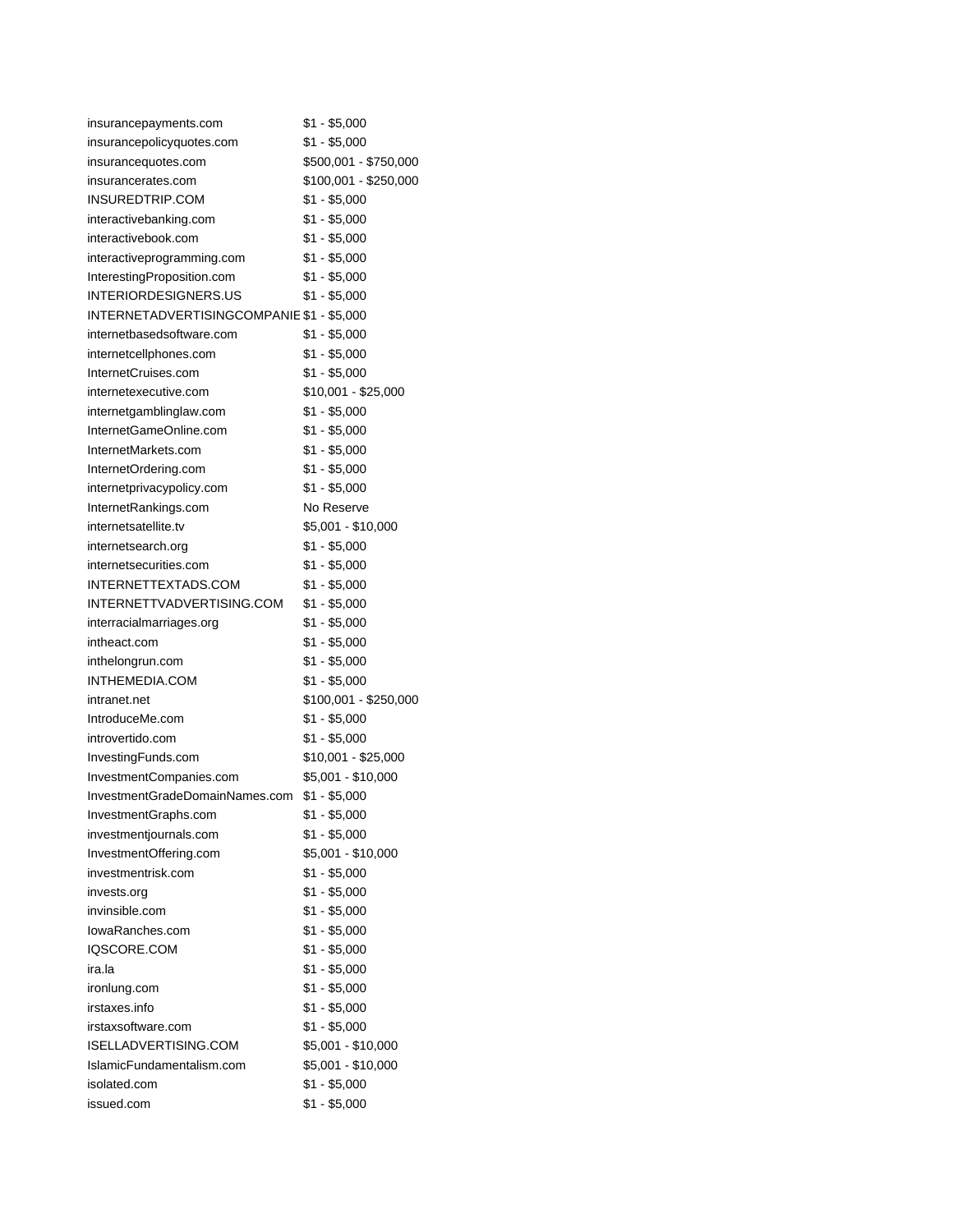| | |
|---|---|
| insurancepayments.com | $1 - $5,000 |
| insurancepolicyquotes.com | $1 - $5,000 |
| insurancequotes.com | $500,001 - $750,000 |
| insurancerates.com | $100,001 - $250,000 |
| INSUREDTRIP.COM | $1 - $5,000 |
| interactivebanking.com | $1 - $5,000 |
| interactivebook.com | $1 - $5,000 |
| interactiveprogramming.com | $1 - $5,000 |
| InterestingProposition.com | $1 - $5,000 |
| INTERIORDESIGNERS.US | $1 - $5,000 |
| INTERNETADVERTISINGCOMPANIE | $1 - $5,000 |
| internetbasedsoftware.com | $1 - $5,000 |
| internetcellphones.com | $1 - $5,000 |
| InternetCruises.com | $1 - $5,000 |
| internetexecutive.com | $10,001 - $25,000 |
| internetgamblinglaw.com | $1 - $5,000 |
| InternetGameOnline.com | $1 - $5,000 |
| InternetMarkets.com | $1 - $5,000 |
| InternetOrdering.com | $1 - $5,000 |
| internetprivacypolicy.com | $1 - $5,000 |
| InternetRankings.com | No Reserve |
| internetsatellite.tv | $5,001 - $10,000 |
| internetsearch.org | $1 - $5,000 |
| internetsecurities.com | $1 - $5,000 |
| INTERNETTEXTADS.COM | $1 - $5,000 |
| INTERNETTVADVERTISING.COM | $1 - $5,000 |
| interracialmarriages.org | $1 - $5,000 |
| intheact.com | $1 - $5,000 |
| inthelongrun.com | $1 - $5,000 |
| INTHEMEDIA.COM | $1 - $5,000 |
| intranet.net | $100,001 - $250,000 |
| IntroduceMe.com | $1 - $5,000 |
| introvertido.com | $1 - $5,000 |
| InvestingFunds.com | $10,001 - $25,000 |
| InvestmentCompanies.com | $5,001 - $10,000 |
| InvestmentGradeDomainNames.com | $1 - $5,000 |
| InvestmentGraphs.com | $1 - $5,000 |
| investmentjournals.com | $1 - $5,000 |
| InvestmentOffering.com | $5,001 - $10,000 |
| investmentrisk.com | $1 - $5,000 |
| invests.org | $1 - $5,000 |
| invinsible.com | $1 - $5,000 |
| IowaRanches.com | $1 - $5,000 |
| IQSCORE.COM | $1 - $5,000 |
| ira.la | $1 - $5,000 |
| ironlung.com | $1 - $5,000 |
| irstaxes.info | $1 - $5,000 |
| irstaxsoftware.com | $1 - $5,000 |
| ISELLADVERTISING.COM | $5,001 - $10,000 |
| IslamicFundamentalism.com | $5,001 - $10,000 |
| isolated.com | $1 - $5,000 |
| issued.com | $1 - $5,000 |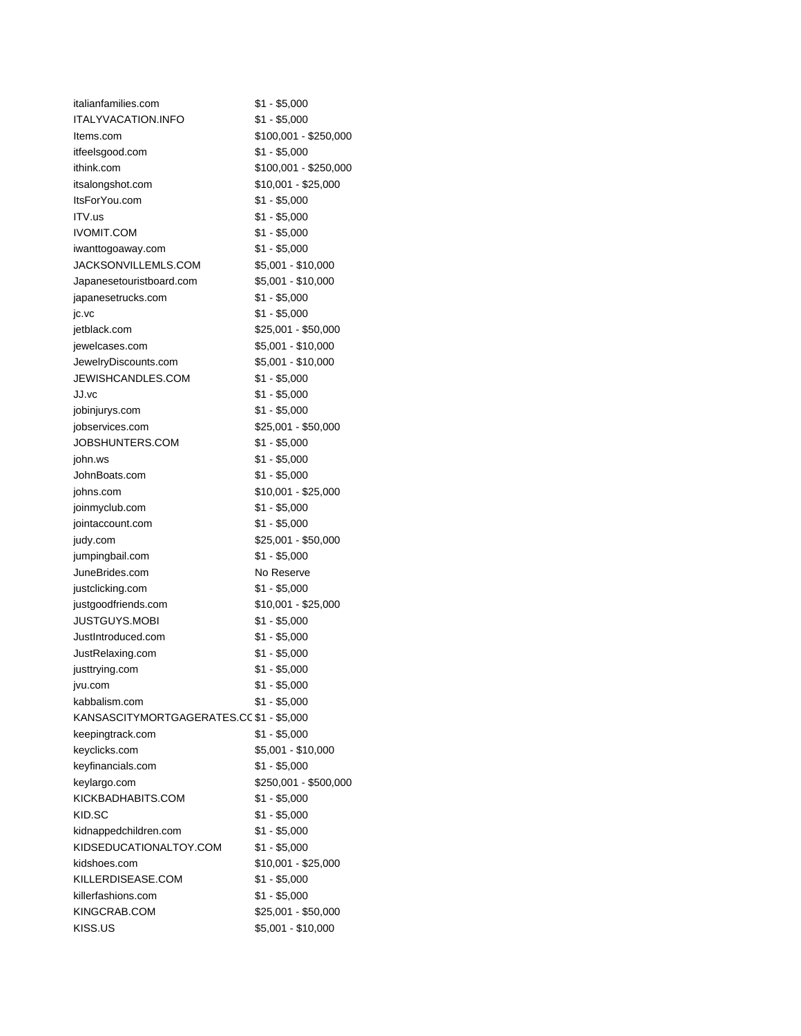| | |
|---|---|
| italianfamilies.com | $1 - $5,000 |
| ITALYVACATION.INFO | $1 - $5,000 |
| Items.com | $100,001 - $250,000 |
| itfeelsgood.com | $1 - $5,000 |
| ithink.com | $100,001 - $250,000 |
| itsalongshot.com | $10,001 - $25,000 |
| ItsForYou.com | $1 - $5,000 |
| ITV.us | $1 - $5,000 |
| IVOMIT.COM | $1 - $5,000 |
| iwanttogoaway.com | $1 - $5,000 |
| JACKSONVILLEMLS.COM | $5,001 - $10,000 |
| Japanesetouristboard.com | $5,001 - $10,000 |
| japanesetrucks.com | $1 - $5,000 |
| jc.vc | $1 - $5,000 |
| jetblack.com | $25,001 - $50,000 |
| jewelcases.com | $5,001 - $10,000 |
| JewelryDiscounts.com | $5,001 - $10,000 |
| JEWISHCANDLES.COM | $1 - $5,000 |
| JJ.vc | $1 - $5,000 |
| jobinjurys.com | $1 - $5,000 |
| jobservices.com | $25,001 - $50,000 |
| JOBSHUNTERS.COM | $1 - $5,000 |
| john.ws | $1 - $5,000 |
| JohnBoats.com | $1 - $5,000 |
| johns.com | $10,001 - $25,000 |
| joinmyclub.com | $1 - $5,000 |
| jointaccount.com | $1 - $5,000 |
| judy.com | $25,001 - $50,000 |
| jumpingbail.com | $1 - $5,000 |
| JuneBrides.com | No Reserve |
| justclicking.com | $1 - $5,000 |
| justgoodfriends.com | $10,001 - $25,000 |
| JUSTGUYS.MOBI | $1 - $5,000 |
| JustIntroduced.com | $1 - $5,000 |
| JustRelaxing.com | $1 - $5,000 |
| justtrying.com | $1 - $5,000 |
| jvu.com | $1 - $5,000 |
| kabbalism.com | $1 - $5,000 |
| KANSASCITYMORTGAGERATES.CC | $1 - $5,000 |
| keepingtrack.com | $1 - $5,000 |
| keyclicks.com | $5,001 - $10,000 |
| keyfinancials.com | $1 - $5,000 |
| keylargo.com | $250,001 - $500,000 |
| KICKBADHABITS.COM | $1 - $5,000 |
| KID.SC | $1 - $5,000 |
| kidnappedchildren.com | $1 - $5,000 |
| KIDSEDUCATIONALTOY.COM | $1 - $5,000 |
| kidshoes.com | $10,001 - $25,000 |
| KILLERDISEASE.COM | $1 - $5,000 |
| killerfashions.com | $1 - $5,000 |
| KINGCRAB.COM | $25,001 - $50,000 |
| KISS.US | $5,001 - $10,000 |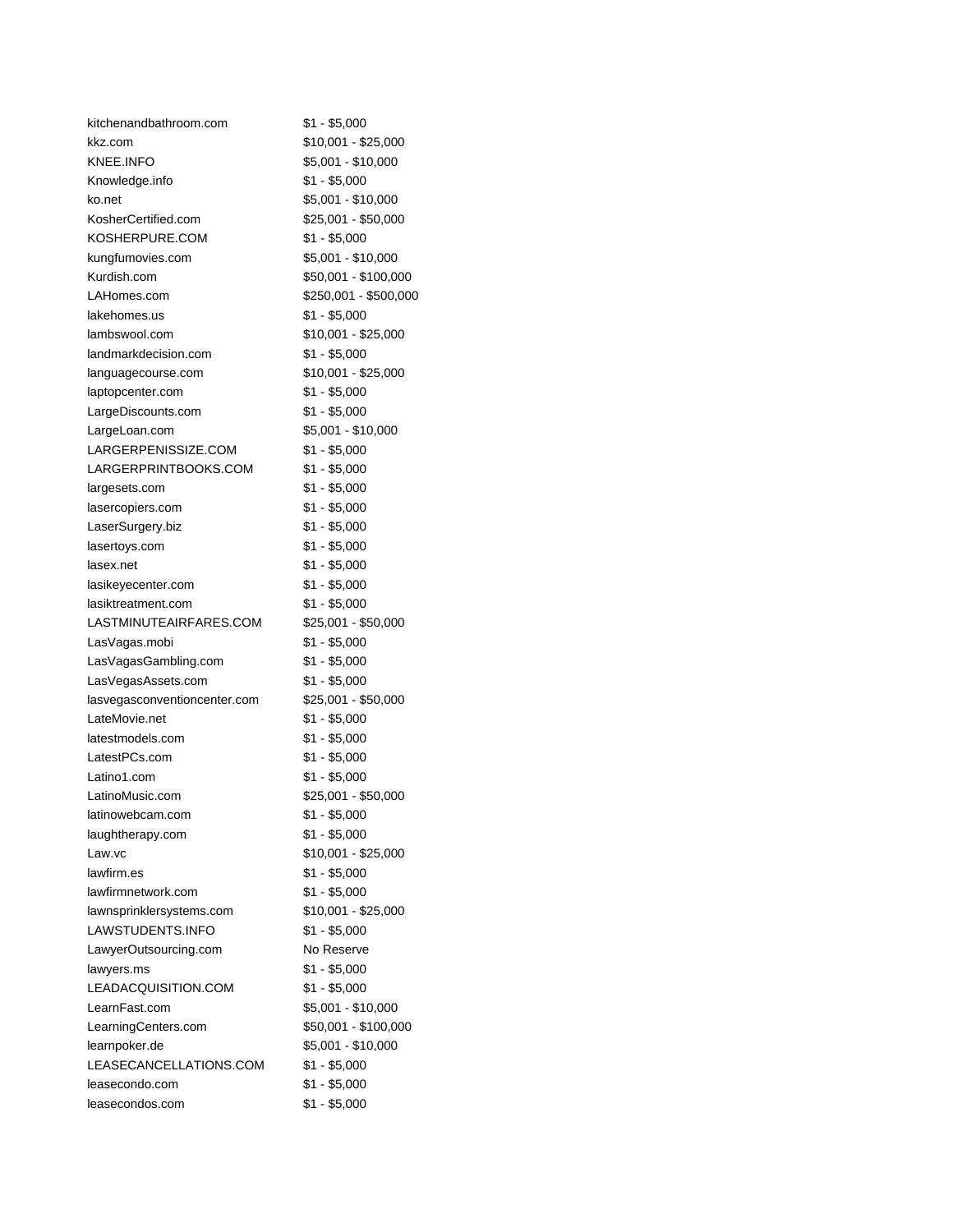| | |
|---|---|
| kitchenandbathroom.com | $1 - $5,000 |
| kkz.com | $10,001 - $25,000 |
| KNEE.INFO | $5,001 - $10,000 |
| Knowledge.info | $1 - $5,000 |
| ko.net | $5,001 - $10,000 |
| KosherCertified.com | $25,001 - $50,000 |
| KOSHERPURE.COM | $1 - $5,000 |
| kungfumovies.com | $5,001 - $10,000 |
| Kurdish.com | $50,001 - $100,000 |
| LAHomes.com | $250,001 - $500,000 |
| lakehomes.us | $1 - $5,000 |
| lambswool.com | $10,001 - $25,000 |
| landmarkdecision.com | $1 - $5,000 |
| languagecourse.com | $10,001 - $25,000 |
| laptopcenter.com | $1 - $5,000 |
| LargeDiscounts.com | $1 - $5,000 |
| LargeLoan.com | $5,001 - $10,000 |
| LARGERPENISSIZE.COM | $1 - $5,000 |
| LARGERPRINTBOOKS.COM | $1 - $5,000 |
| largesets.com | $1 - $5,000 |
| lasercopiers.com | $1 - $5,000 |
| LaserSurgery.biz | $1 - $5,000 |
| lasertoys.com | $1 - $5,000 |
| lasex.net | $1 - $5,000 |
| lasikeyecenter.com | $1 - $5,000 |
| lasiktreatment.com | $1 - $5,000 |
| LASTMINUTEAIRFARES.COM | $25,001 - $50,000 |
| LasVagas.mobi | $1 - $5,000 |
| LasVagasGambling.com | $1 - $5,000 |
| LasVegasAssets.com | $1 - $5,000 |
| lasvegasconventioncenter.com | $25,001 - $50,000 |
| LateMovie.net | $1 - $5,000 |
| latestmodels.com | $1 - $5,000 |
| LatestPCs.com | $1 - $5,000 |
| Latino1.com | $1 - $5,000 |
| LatinoMusic.com | $25,001 - $50,000 |
| latinowebcam.com | $1 - $5,000 |
| laughtherapy.com | $1 - $5,000 |
| Law.vc | $10,001 - $25,000 |
| lawfirm.es | $1 - $5,000 |
| lawfirmnetwork.com | $1 - $5,000 |
| lawnsprinklersystems.com | $10,001 - $25,000 |
| LAWSTUDENTS.INFO | $1 - $5,000 |
| LawyerOutsourcing.com | No Reserve |
| lawyers.ms | $1 - $5,000 |
| LEADACQUISITION.COM | $1 - $5,000 |
| LearnFast.com | $5,001 - $10,000 |
| LearningCenters.com | $50,001 - $100,000 |
| learnpoker.de | $5,001 - $10,000 |
| LEASECANCELLATIONS.COM | $1 - $5,000 |
| leasecondo.com | $1 - $5,000 |
| leasecondos.com | $1 - $5,000 |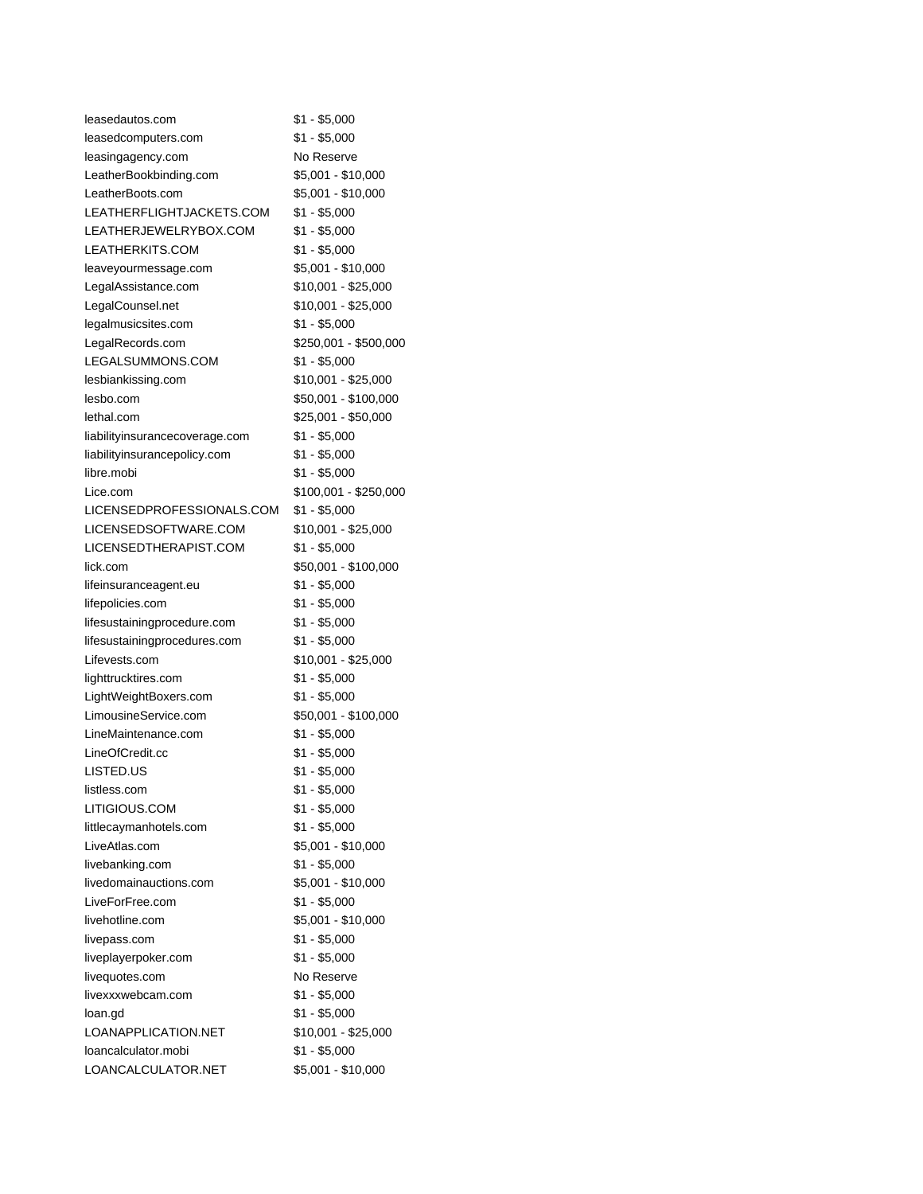| | |
|---|---|
| leasedautos.com | $1 - $5,000 |
| leasedcomputers.com | $1 - $5,000 |
| leasingagency.com | No Reserve |
| LeatherBookbinding.com | $5,001 - $10,000 |
| LeatherBoots.com | $5,001 - $10,000 |
| LEATHERFLIGHTJACKETS.COM | $1 - $5,000 |
| LEATHERJEWELRYBOX.COM | $1 - $5,000 |
| LEATHERKITS.COM | $1 - $5,000 |
| leaveyourmessage.com | $5,001 - $10,000 |
| LegalAssistance.com | $10,001 - $25,000 |
| LegalCounsel.net | $10,001 - $25,000 |
| legalmusicsites.com | $1 - $5,000 |
| LegalRecords.com | $250,001 - $500,000 |
| LEGALSUMMONS.COM | $1 - $5,000 |
| lesbiankissing.com | $10,001 - $25,000 |
| lesbo.com | $50,001 - $100,000 |
| lethal.com | $25,001 - $50,000 |
| liabilityinsurancecoverage.com | $1 - $5,000 |
| liabilityinsurancepolicy.com | $1 - $5,000 |
| libre.mobi | $1 - $5,000 |
| Lice.com | $100,001 - $250,000 |
| LICENSEDPROFESSIONALS.COM | $1 - $5,000 |
| LICENSEDSOFTWARE.COM | $10,001 - $25,000 |
| LICENSEDTHERAPIST.COM | $1 - $5,000 |
| lick.com | $50,001 - $100,000 |
| lifeinsuranceagent.eu | $1 - $5,000 |
| lifepolicies.com | $1 - $5,000 |
| lifesustainingprocedure.com | $1 - $5,000 |
| lifesustainingprocedures.com | $1 - $5,000 |
| Lifevests.com | $10,001 - $25,000 |
| lighttrucktires.com | $1 - $5,000 |
| LightWeightBoxers.com | $1 - $5,000 |
| LimousineService.com | $50,001 - $100,000 |
| LineMaintenance.com | $1 - $5,000 |
| LineOfCredit.cc | $1 - $5,000 |
| LISTED.US | $1 - $5,000 |
| listless.com | $1 - $5,000 |
| LITIGIOUS.COM | $1 - $5,000 |
| littlecaymanhotels.com | $1 - $5,000 |
| LiveAtlas.com | $5,001 - $10,000 |
| livebanking.com | $1 - $5,000 |
| livedomainauctions.com | $5,001 - $10,000 |
| LiveForFree.com | $1 - $5,000 |
| livehotline.com | $5,001 - $10,000 |
| livepass.com | $1 - $5,000 |
| liveplayerpoker.com | $1 - $5,000 |
| livequotes.com | No Reserve |
| livexxxwebcam.com | $1 - $5,000 |
| loan.gd | $1 - $5,000 |
| LOANAPPLICATION.NET | $10,001 - $25,000 |
| loancalculator.mobi | $1 - $5,000 |
| LOANCALCULATOR.NET | $5,001 - $10,000 |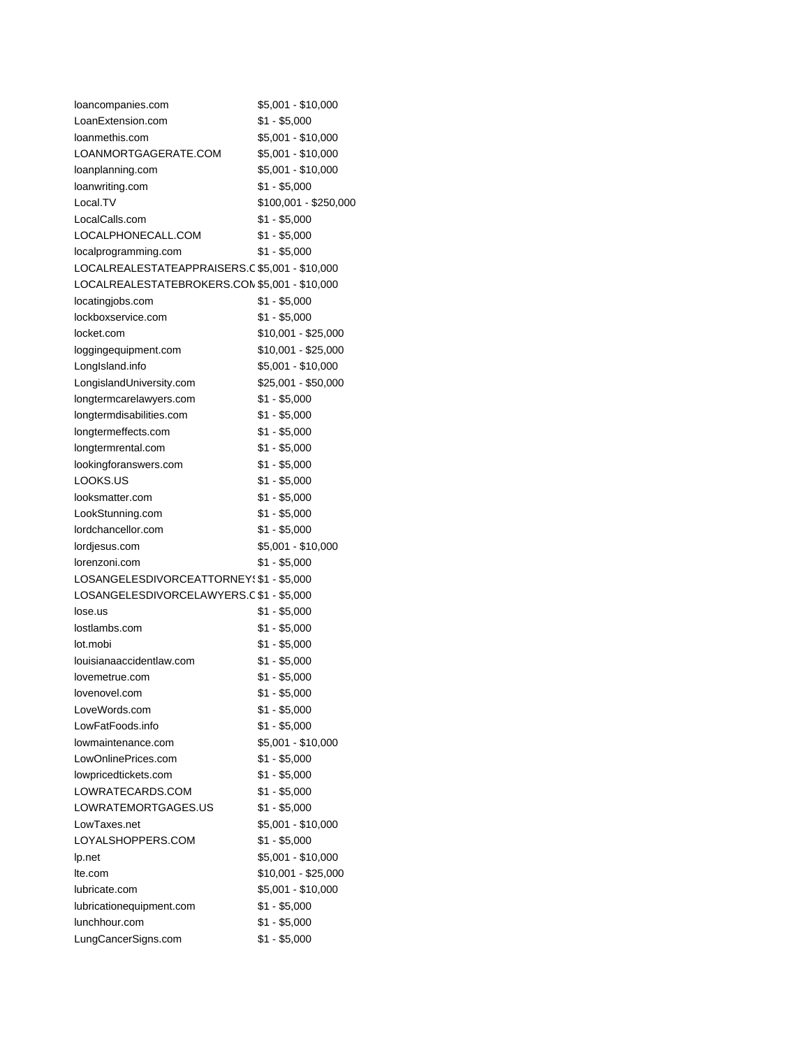| | |
|---|---|
| loancompanies.com | $5,001 - $10,000 |
| LoanExtension.com | $1 - $5,000 |
| loanmethis.com | $5,001 - $10,000 |
| LOANMORTGAGERATE.COM | $5,001 - $10,000 |
| loanplanning.com | $5,001 - $10,000 |
| loanwriting.com | $1 - $5,000 |
| Local.TV | $100,001 - $250,000 |
| LocalCalls.com | $1 - $5,000 |
| LOCALPHONECALL.COM | $1 - $5,000 |
| localprogramming.com | $1 - $5,000 |
| LOCALREALESTATEAPPRAISERS.C | $5,001 - $10,000 |
| LOCALREALESTATEBROKERS.COM | $5,001 - $10,000 |
| locatingjobs.com | $1 - $5,000 |
| lockboxservice.com | $1 - $5,000 |
| locket.com | $10,001 - $25,000 |
| loggingequipment.com | $10,001 - $25,000 |
| LongIsland.info | $5,001 - $10,000 |
| LongislandUniversity.com | $25,001 - $50,000 |
| longtermcarelawyers.com | $1 - $5,000 |
| longtermdisabilities.com | $1 - $5,000 |
| longtermeffects.com | $1 - $5,000 |
| longtermrental.com | $1 - $5,000 |
| lookingforanswers.com | $1 - $5,000 |
| LOOKS.US | $1 - $5,000 |
| looksmatter.com | $1 - $5,000 |
| LookStunning.com | $1 - $5,000 |
| lordchancellor.com | $1 - $5,000 |
| lordjesus.com | $5,001 - $10,000 |
| lorenzoni.com | $1 - $5,000 |
| LOSANGELESDIVORCEATTORNEYS | $1 - $5,000 |
| LOSANGELESDIVORCELAWYERS.C | $1 - $5,000 |
| lose.us | $1 - $5,000 |
| lostlambs.com | $1 - $5,000 |
| lot.mobi | $1 - $5,000 |
| louisianaaccidentlaw.com | $1 - $5,000 |
| lovemetrue.com | $1 - $5,000 |
| lovenovel.com | $1 - $5,000 |
| LoveWords.com | $1 - $5,000 |
| LowFatFoods.info | $1 - $5,000 |
| lowmaintenance.com | $5,001 - $10,000 |
| LowOnlinePrices.com | $1 - $5,000 |
| lowpricedtickets.com | $1 - $5,000 |
| LOWRATECARDS.COM | $1 - $5,000 |
| LOWRATEMORTGAGES.US | $1 - $5,000 |
| LowTaxes.net | $5,001 - $10,000 |
| LOYALSHOPPERS.COM | $1 - $5,000 |
| lp.net | $5,001 - $10,000 |
| lte.com | $10,001 - $25,000 |
| lubricate.com | $5,001 - $10,000 |
| lubricationequipment.com | $1 - $5,000 |
| lunchhour.com | $1 - $5,000 |
| LungCancerSigns.com | $1 - $5,000 |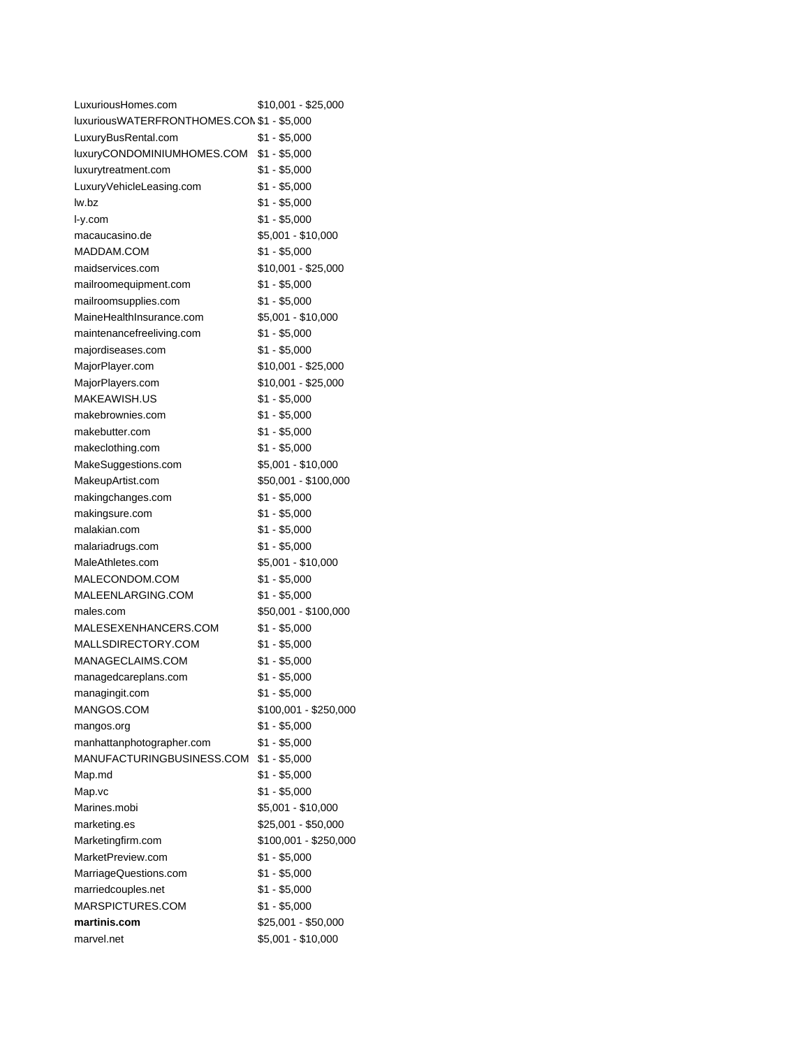| | |
|---|---|
| LuxuriousHomes.com | $10,001 - $25,000 |
| luxuriousWATERFRONTHOMES.COM | $1 - $5,000 |
| LuxuryBusRental.com | $1 - $5,000 |
| luxuryCONDOMINIUMHOMES.COM | $1 - $5,000 |
| luxurytreatment.com | $1 - $5,000 |
| LuxuryVehicleLeasing.com | $1 - $5,000 |
| lw.bz | $1 - $5,000 |
| l-y.com | $1 - $5,000 |
| macaucasino.de | $5,001 - $10,000 |
| MADDAM.COM | $1 - $5,000 |
| maidservices.com | $10,001 - $25,000 |
| mailroomequipment.com | $1 - $5,000 |
| mailroomsupplies.com | $1 - $5,000 |
| MaineHealthInsurance.com | $5,001 - $10,000 |
| maintenancefreeliving.com | $1 - $5,000 |
| majordiseases.com | $1 - $5,000 |
| MajorPlayer.com | $10,001 - $25,000 |
| MajorPlayers.com | $10,001 - $25,000 |
| MAKEAWISH.US | $1 - $5,000 |
| makebrownies.com | $1 - $5,000 |
| makebutter.com | $1 - $5,000 |
| makeclothing.com | $1 - $5,000 |
| MakeSuggestions.com | $5,001 - $10,000 |
| MakeupArtist.com | $50,001 - $100,000 |
| makingchanges.com | $1 - $5,000 |
| makingsure.com | $1 - $5,000 |
| malakian.com | $1 - $5,000 |
| malariadrugs.com | $1 - $5,000 |
| MaleAthletes.com | $5,001 - $10,000 |
| MALECONDOM.COM | $1 - $5,000 |
| MALEENLARGING.COM | $1 - $5,000 |
| males.com | $50,001 - $100,000 |
| MALESEXENHANCERS.COM | $1 - $5,000 |
| MALLSDIRECTORY.COM | $1 - $5,000 |
| MANAGECLAIMS.COM | $1 - $5,000 |
| managedcareplans.com | $1 - $5,000 |
| managingit.com | $1 - $5,000 |
| MANGOS.COM | $100,001 - $250,000 |
| mangos.org | $1 - $5,000 |
| manhattanphotographer.com | $1 - $5,000 |
| MANUFACTURINGBUSINESS.COM | $1 - $5,000 |
| Map.md | $1 - $5,000 |
| Map.vc | $1 - $5,000 |
| Marines.mobi | $5,001 - $10,000 |
| marketing.es | $25,001 - $50,000 |
| Marketingfirm.com | $100,001 - $250,000 |
| MarketPreview.com | $1 - $5,000 |
| MarriageQuestions.com | $1 - $5,000 |
| marriedcouples.net | $1 - $5,000 |
| MARSPICTURES.COM | $1 - $5,000 |
| **martinis.com** | $25,001 - $50,000 |
| marvel.net | $5,001 - $10,000 |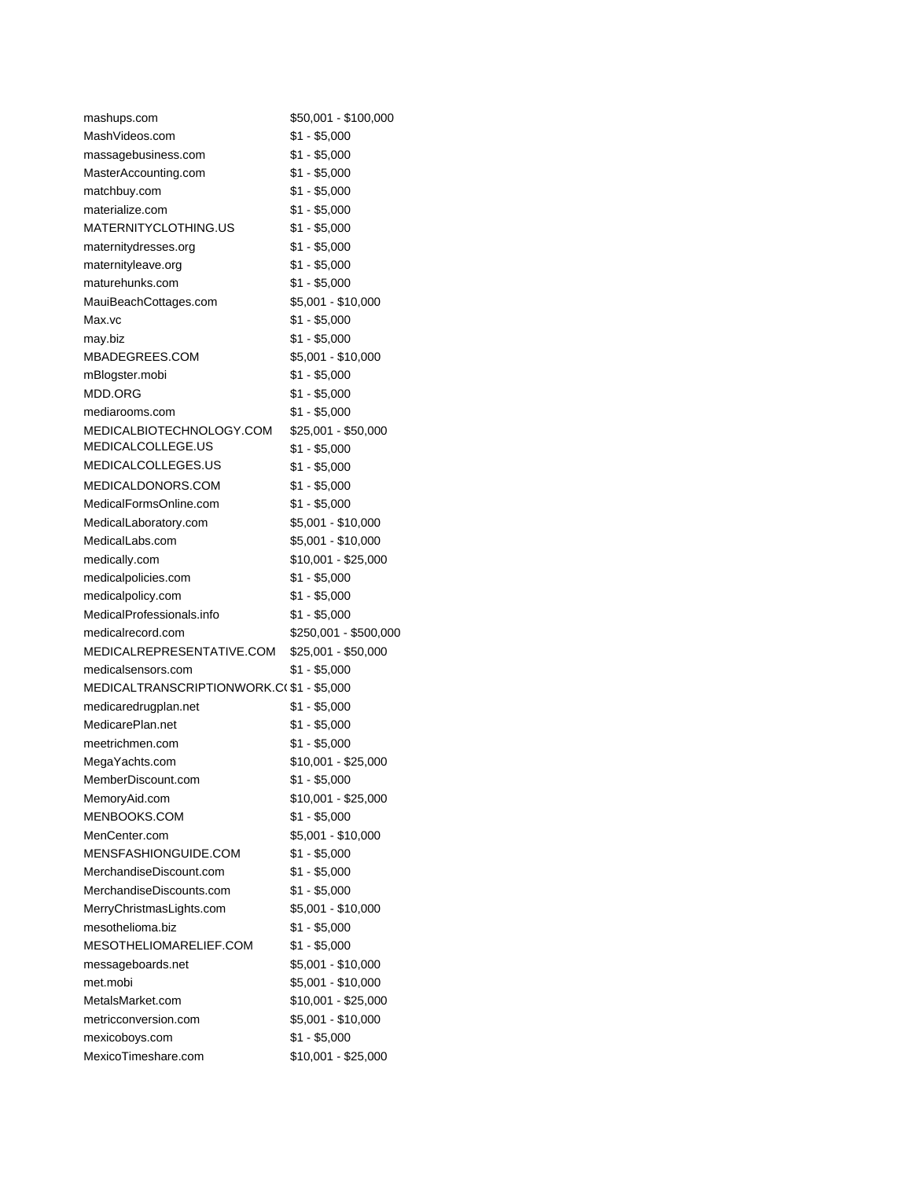| | |
|---|---|
| mashups.com | $50,001 - $100,000 |
| MashVideos.com | $1 - $5,000 |
| massagebusiness.com | $1 - $5,000 |
| MasterAccounting.com | $1 - $5,000 |
| matchbuy.com | $1 - $5,000 |
| materialize.com | $1 - $5,000 |
| MATERNITYCLOTHING.US | $1 - $5,000 |
| maternitydresses.org | $1 - $5,000 |
| maternityleave.org | $1 - $5,000 |
| maturehunks.com | $1 - $5,000 |
| MauiBeachCottages.com | $5,001 - $10,000 |
| Max.vc | $1 - $5,000 |
| may.biz | $1 - $5,000 |
| MBADEGREES.COM | $5,001 - $10,000 |
| mBlogster.mobi | $1 - $5,000 |
| MDD.ORG | $1 - $5,000 |
| mediarooms.com | $1 - $5,000 |
| MEDICALBIOTECHNOLOGY.COM | $25,001 - $50,000 |
| MEDICALCOLLEGE.US | $1 - $5,000 |
| MEDICALCOLLEGES.US | $1 - $5,000 |
| MEDICALDONORS.COM | $1 - $5,000 |
| MedicalFormsOnline.com | $1 - $5,000 |
| MedicalLaboratory.com | $5,001 - $10,000 |
| MedicalLabs.com | $5,001 - $10,000 |
| medically.com | $10,001 - $25,000 |
| medicalpolicies.com | $1 - $5,000 |
| medicalpolicy.com | $1 - $5,000 |
| MedicalProfessionals.info | $1 - $5,000 |
| medicalrecord.com | $250,001 - $500,000 |
| MEDICALREPRESENTATIVE.COM | $25,001 - $50,000 |
| medicalsensors.com | $1 - $5,000 |
| MEDICALTRANSCRIPTIONWORK.C( | $1 - $5,000 |
| medicaredrugplan.net | $1 - $5,000 |
| MedicarePlan.net | $1 - $5,000 |
| meetrichmen.com | $1 - $5,000 |
| MegaYachts.com | $10,001 - $25,000 |
| MemberDiscount.com | $1 - $5,000 |
| MemoryAid.com | $10,001 - $25,000 |
| MENBOOKS.COM | $1 - $5,000 |
| MenCenter.com | $5,001 - $10,000 |
| MENSFASHIONGUIDE.COM | $1 - $5,000 |
| MerchandiseDiscount.com | $1 - $5,000 |
| MerchandiseDiscounts.com | $1 - $5,000 |
| MerryChristmasLights.com | $5,001 - $10,000 |
| mesothelioma.biz | $1 - $5,000 |
| MESOTHELIOMARELIEF.COM | $1 - $5,000 |
| messageboards.net | $5,001 - $10,000 |
| met.mobi | $5,001 - $10,000 |
| MetalsMarket.com | $10,001 - $25,000 |
| metricconversion.com | $5,001 - $10,000 |
| mexicoboys.com | $1 - $5,000 |
| MexicoTimeshare.com | $10,001 - $25,000 |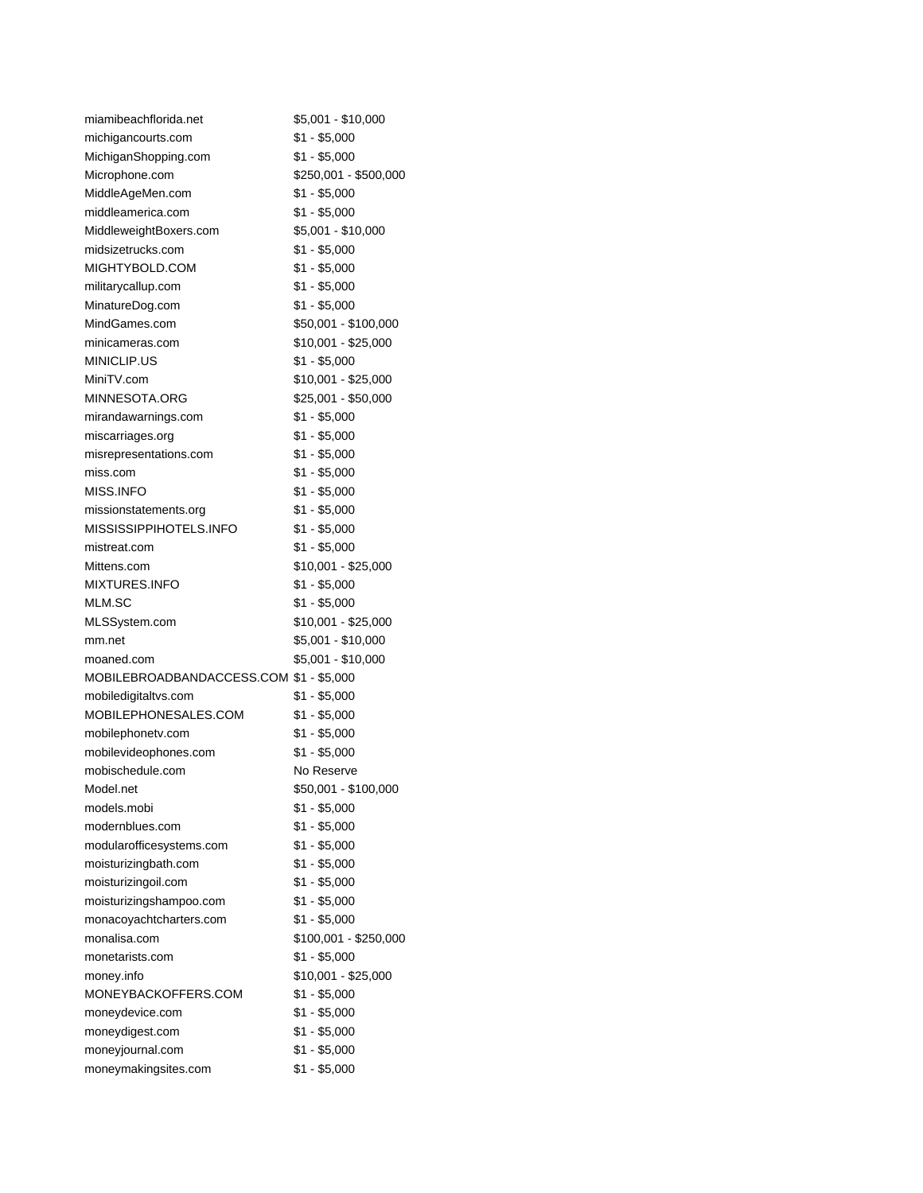| | |
|---|---|
| miamibeachflorida.net | $5,001 - $10,000 |
| michigancourts.com | $1 - $5,000 |
| MichiganShopping.com | $1 - $5,000 |
| Microphone.com | $250,001 - $500,000 |
| MiddleAgeMen.com | $1 - $5,000 |
| middleamerica.com | $1 - $5,000 |
| MiddleweightBoxers.com | $5,001 - $10,000 |
| midsizetrucks.com | $1 - $5,000 |
| MIGHTYBOLD.COM | $1 - $5,000 |
| militarycallup.com | $1 - $5,000 |
| MinatureDog.com | $1 - $5,000 |
| MindGames.com | $50,001 - $100,000 |
| minicameras.com | $10,001 - $25,000 |
| MINICLIP.US | $1 - $5,000 |
| MiniTV.com | $10,001 - $25,000 |
| MINNESOTA.ORG | $25,001 - $50,000 |
| mirandawarnings.com | $1 - $5,000 |
| miscarriages.org | $1 - $5,000 |
| misrepresentations.com | $1 - $5,000 |
| miss.com | $1 - $5,000 |
| MISS.INFO | $1 - $5,000 |
| missionstatements.org | $1 - $5,000 |
| MISSISSIPPIHOTELS.INFO | $1 - $5,000 |
| mistreat.com | $1 - $5,000 |
| Mittens.com | $10,001 - $25,000 |
| MIXTURES.INFO | $1 - $5,000 |
| MLM.SC | $1 - $5,000 |
| MLSSystem.com | $10,001 - $25,000 |
| mm.net | $5,001 - $10,000 |
| moaned.com | $5,001 - $10,000 |
| MOBILEBROADBANDACCESS.COM | $1 - $5,000 |
| mobiledigitaltvs.com | $1 - $5,000 |
| MOBILEPHONESALES.COM | $1 - $5,000 |
| mobilephonetv.com | $1 - $5,000 |
| mobilevideophones.com | $1 - $5,000 |
| mobischedule.com | No Reserve |
| Model.net | $50,001 - $100,000 |
| models.mobi | $1 - $5,000 |
| modernblues.com | $1 - $5,000 |
| modularofficesystems.com | $1 - $5,000 |
| moisturizingbath.com | $1 - $5,000 |
| moisturizingoil.com | $1 - $5,000 |
| moisturizingshampoo.com | $1 - $5,000 |
| monacoyachtcharters.com | $1 - $5,000 |
| monalisa.com | $100,001 - $250,000 |
| monetarists.com | $1 - $5,000 |
| money.info | $10,001 - $25,000 |
| MONEYBACKOFFERS.COM | $1 - $5,000 |
| moneydevice.com | $1 - $5,000 |
| moneydigest.com | $1 - $5,000 |
| moneyjournal.com | $1 - $5,000 |
| moneymakingsites.com | $1 - $5,000 |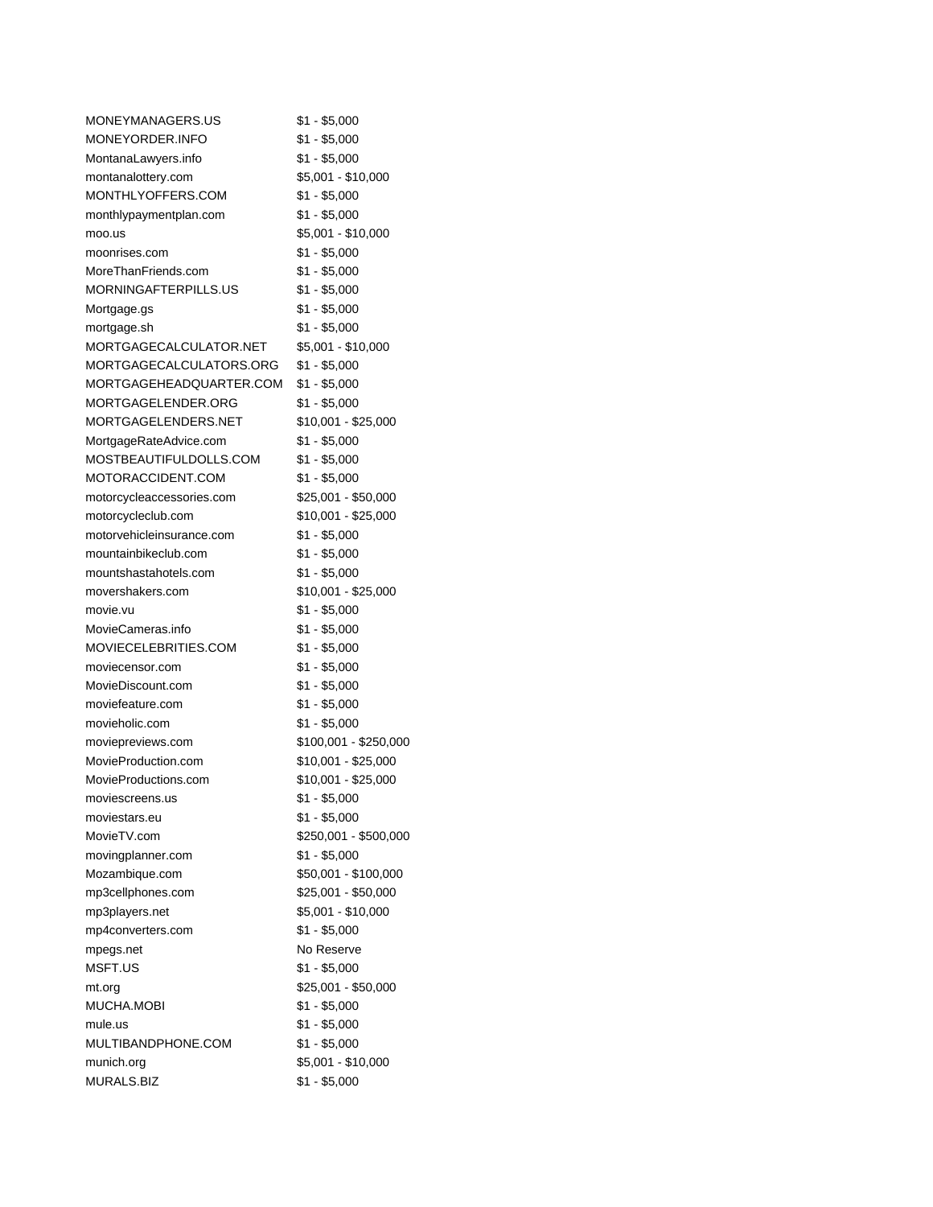| | |
|---|---|
| MONEYMANAGERS.US | $1 - $5,000 |
| MONEYORDER.INFO | $1 - $5,000 |
| MontanaLawyers.info | $1 - $5,000 |
| montanalottery.com | $5,001 - $10,000 |
| MONTHLYOFFERS.COM | $1 - $5,000 |
| monthlypaymentplan.com | $1 - $5,000 |
| moo.us | $5,001 - $10,000 |
| moonrises.com | $1 - $5,000 |
| MoreThanFriends.com | $1 - $5,000 |
| MORNINGAFTERPILLS.US | $1 - $5,000 |
| Mortgage.gs | $1 - $5,000 |
| mortgage.sh | $1 - $5,000 |
| MORTGAGECALCULATOR.NET | $5,001 - $10,000 |
| MORTGAGECALCULATORS.ORG | $1 - $5,000 |
| MORTGAGEHEADQUARTER.COM | $1 - $5,000 |
| MORTGAGELENDER.ORG | $1 - $5,000 |
| MORTGAGELENDERS.NET | $10,001 - $25,000 |
| MortgageRateAdvice.com | $1 - $5,000 |
| MOSTBEAUTIFULDOLLS.COM | $1 - $5,000 |
| MOTORACCIDENT.COM | $1 - $5,000 |
| motorcycleaccessories.com | $25,001 - $50,000 |
| motorcycleclub.com | $10,001 - $25,000 |
| motorvehicleinsurance.com | $1 - $5,000 |
| mountainbikeclub.com | $1 - $5,000 |
| mountshastahotels.com | $1 - $5,000 |
| movershakers.com | $10,001 - $25,000 |
| movie.vu | $1 - $5,000 |
| MovieCameras.info | $1 - $5,000 |
| MOVIECELEBRITIES.COM | $1 - $5,000 |
| moviecensor.com | $1 - $5,000 |
| MovieDiscount.com | $1 - $5,000 |
| moviefeature.com | $1 - $5,000 |
| movieholic.com | $1 - $5,000 |
| moviepreviews.com | $100,001 - $250,000 |
| MovieProduction.com | $10,001 - $25,000 |
| MovieProductions.com | $10,001 - $25,000 |
| moviescreens.us | $1 - $5,000 |
| moviestars.eu | $1 - $5,000 |
| MovieTV.com | $250,001 - $500,000 |
| movingplanner.com | $1 - $5,000 |
| Mozambique.com | $50,001 - $100,000 |
| mp3cellphones.com | $25,001 - $50,000 |
| mp3players.net | $5,001 - $10,000 |
| mp4converters.com | $1 - $5,000 |
| mpegs.net | No Reserve |
| MSFT.US | $1 - $5,000 |
| mt.org | $25,001 - $50,000 |
| MUCHA.MOBI | $1 - $5,000 |
| mule.us | $1 - $5,000 |
| MULTIBANDPHONE.COM | $1 - $5,000 |
| munich.org | $5,001 - $10,000 |
| MURALS.BIZ | $1 - $5,000 |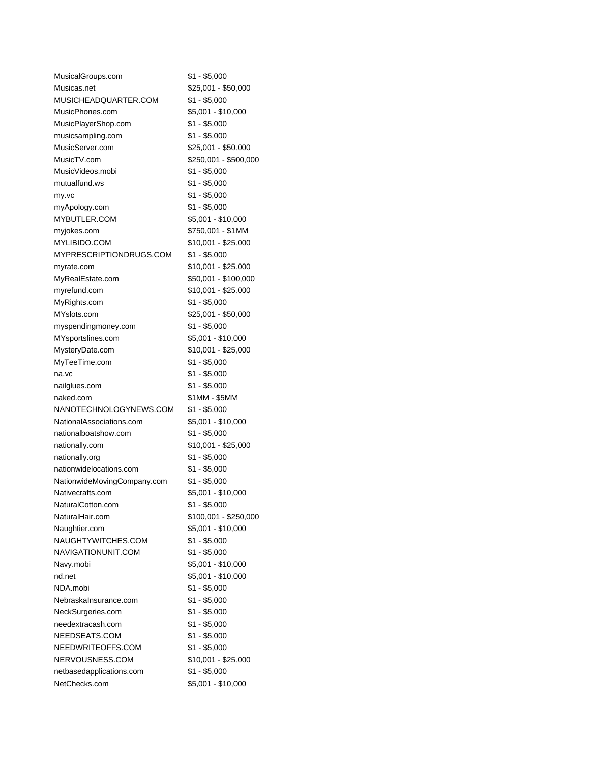| | |
|---|---|
| MusicalGroups.com | $1 - $5,000 |
| Musicas.net | $25,001 - $50,000 |
| MUSICHEADQUARTER.COM | $1 - $5,000 |
| MusicPhones.com | $5,001 - $10,000 |
| MusicPlayerShop.com | $1 - $5,000 |
| musicsampling.com | $1 - $5,000 |
| MusicServer.com | $25,001 - $50,000 |
| MusicTV.com | $250,001 - $500,000 |
| MusicVideos.mobi | $1 - $5,000 |
| mutualfund.ws | $1 - $5,000 |
| my.vc | $1 - $5,000 |
| myApology.com | $1 - $5,000 |
| MYBUTLER.COM | $5,001 - $10,000 |
| myjokes.com | $750,001 - $1MM |
| MYLIBIDO.COM | $10,001 - $25,000 |
| MYPRESCRIPTIONDRUGS.COM | $1 - $5,000 |
| myrate.com | $10,001 - $25,000 |
| MyRealEstate.com | $50,001 - $100,000 |
| myrefund.com | $10,001 - $25,000 |
| MyRights.com | $1 - $5,000 |
| MYslots.com | $25,001 - $50,000 |
| myspendingmoney.com | $1 - $5,000 |
| MYsportslines.com | $5,001 - $10,000 |
| MysteryDate.com | $10,001 - $25,000 |
| MyTeeTime.com | $1 - $5,000 |
| na.vc | $1 - $5,000 |
| nailglues.com | $1 - $5,000 |
| naked.com | $1MM - $5MM |
| NANOTECHNOLOGYNEWS.COM | $1 - $5,000 |
| NationalAssociations.com | $5,001 - $10,000 |
| nationalboatshow.com | $1 - $5,000 |
| nationally.com | $10,001 - $25,000 |
| nationally.org | $1 - $5,000 |
| nationwidelocations.com | $1 - $5,000 |
| NationwideMovingCompany.com | $1 - $5,000 |
| Nativecrafts.com | $5,001 - $10,000 |
| NaturalCotton.com | $1 - $5,000 |
| NaturalHair.com | $100,001 - $250,000 |
| Naughtier.com | $5,001 - $10,000 |
| NAUGHTYWITCHES.COM | $1 - $5,000 |
| NAVIGATIONUNIT.COM | $1 - $5,000 |
| Navy.mobi | $5,001 - $10,000 |
| nd.net | $5,001 - $10,000 |
| NDA.mobi | $1 - $5,000 |
| NebraskaInsurance.com | $1 - $5,000 |
| NeckSurgeries.com | $1 - $5,000 |
| needextracash.com | $1 - $5,000 |
| NEEDSEATS.COM | $1 - $5,000 |
| NEEDWRITEOFFS.COM | $1 - $5,000 |
| NERVOUSNESS.COM | $10,001 - $25,000 |
| netbasedapplications.com | $1 - $5,000 |
| NetChecks.com | $5,001 - $10,000 |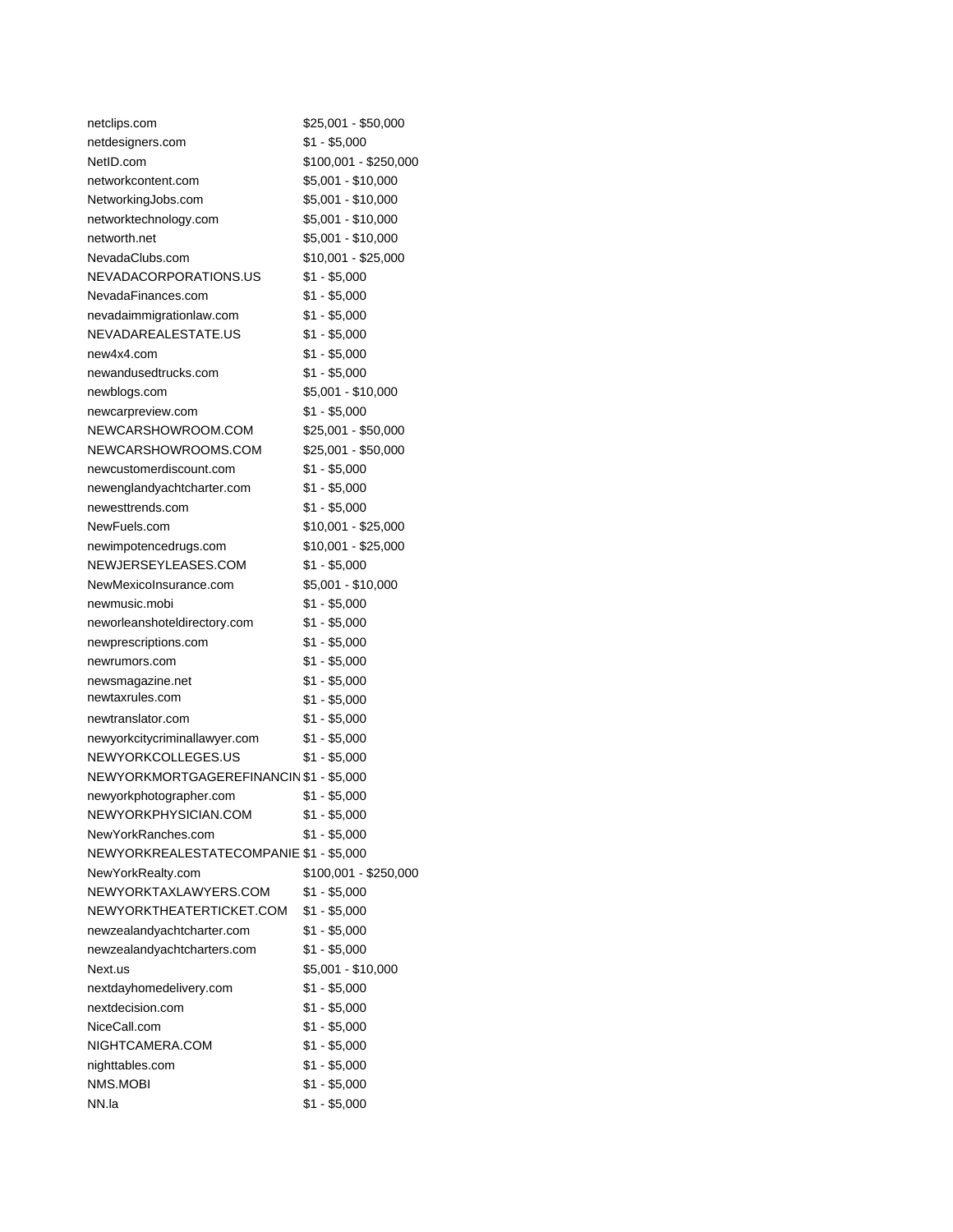| | |
|---|---|
| netclips.com | $25,001 - $50,000 |
| netdesigners.com | $1 - $5,000 |
| NetID.com | $100,001 - $250,000 |
| networkcontent.com | $5,001 - $10,000 |
| NetworkingJobs.com | $5,001 - $10,000 |
| networktechnology.com | $5,001 - $10,000 |
| networth.net | $5,001 - $10,000 |
| NevadaClubs.com | $10,001 - $25,000 |
| NEVADACORPORATIONS.US | $1 - $5,000 |
| NevadaFinances.com | $1 - $5,000 |
| nevadaimmigrationlaw.com | $1 - $5,000 |
| NEVADAREALESTATE.US | $1 - $5,000 |
| new4x4.com | $1 - $5,000 |
| newandusedtrucks.com | $1 - $5,000 |
| newblogs.com | $5,001 - $10,000 |
| newcarpreview.com | $1 - $5,000 |
| NEWCARSHOWROOM.COM | $25,001 - $50,000 |
| NEWCARSHOWROOMS.COM | $25,001 - $50,000 |
| newcustomerdiscount.com | $1 - $5,000 |
| newenglandyachtcharter.com | $1 - $5,000 |
| newesttrends.com | $1 - $5,000 |
| NewFuels.com | $10,001 - $25,000 |
| newimpotencedrugs.com | $10,001 - $25,000 |
| NEWJERSEYLEASES.COM | $1 - $5,000 |
| NewMexicoInsurance.com | $5,001 - $10,000 |
| newmusic.mobi | $1 - $5,000 |
| neworleanshoteldirectory.com | $1 - $5,000 |
| newprescriptions.com | $1 - $5,000 |
| newrumors.com | $1 - $5,000 |
| newsmagazine.net | $1 - $5,000 |
| newtaxrules.com | $1 - $5,000 |
| newtranslator.com | $1 - $5,000 |
| newyorkcitycriminallawyer.com | $1 - $5,000 |
| NEWYORKCOLLEGES.US | $1 - $5,000 |
| NEWYORKMORTGAGEREFINANCIN | $1 - $5,000 |
| newyorkphotographer.com | $1 - $5,000 |
| NEWYORKPHYSICIAN.COM | $1 - $5,000 |
| NewYorkRanches.com | $1 - $5,000 |
| NEWYORKREALESTATECOMPANIE | $1 - $5,000 |
| NewYorkRealty.com | $100,001 - $250,000 |
| NEWYORKTAXLAWYERS.COM | $1 - $5,000 |
| NEWYORKTHEATERTICKET.COM | $1 - $5,000 |
| newzealandyachtcharter.com | $1 - $5,000 |
| newzealandyachtcharters.com | $1 - $5,000 |
| Next.us | $5,001 - $10,000 |
| nextdayhomedelivery.com | $1 - $5,000 |
| nextdecision.com | $1 - $5,000 |
| NiceCall.com | $1 - $5,000 |
| NIGHTCAMERA.COM | $1 - $5,000 |
| nighttables.com | $1 - $5,000 |
| NMS.MOBI | $1 - $5,000 |
| NN.la | $1 - $5,000 |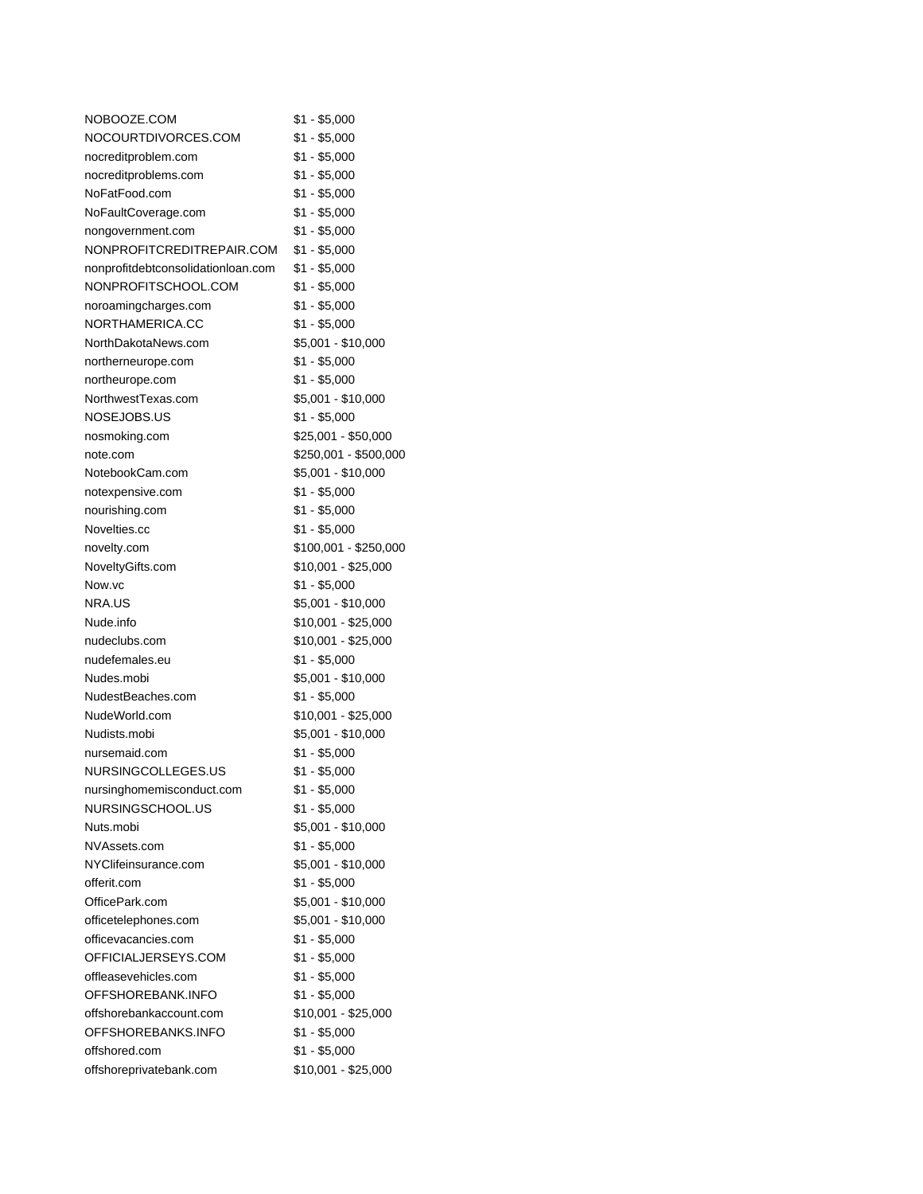| | |
|---|---|
| NOBOOZE.COM | $1 - $5,000 |
| NOCOURTDIVORCES.COM | $1 - $5,000 |
| nocreditproblem.com | $1 - $5,000 |
| nocreditproblems.com | $1 - $5,000 |
| NoFatFood.com | $1 - $5,000 |
| NoFaultCoverage.com | $1 - $5,000 |
| nongovernment.com | $1 - $5,000 |
| NONPROFITCREDITREPAIR.COM | $1 - $5,000 |
| nonprofitdebtconsolidationloan.com | $1 - $5,000 |
| NONPROFITSCHOOL.COM | $1 - $5,000 |
| noroamingcharges.com | $1 - $5,000 |
| NORTHAMERICA.CC | $1 - $5,000 |
| NorthDakotaNews.com | $5,001 - $10,000 |
| northerneurope.com | $1 - $5,000 |
| northeurope.com | $1 - $5,000 |
| NorthwestTexas.com | $5,001 - $10,000 |
| NOSEJOBS.US | $1 - $5,000 |
| nosmoking.com | $25,001 - $50,000 |
| note.com | $250,001 - $500,000 |
| NotebookCam.com | $5,001 - $10,000 |
| notexpensive.com | $1 - $5,000 |
| nourishing.com | $1 - $5,000 |
| Novelties.cc | $1 - $5,000 |
| novelty.com | $100,001 - $250,000 |
| NoveltyGifts.com | $10,001 - $25,000 |
| Now.vc | $1 - $5,000 |
| NRA.US | $5,001 - $10,000 |
| Nude.info | $10,001 - $25,000 |
| nudeclubs.com | $10,001 - $25,000 |
| nudefemales.eu | $1 - $5,000 |
| Nudes.mobi | $5,001 - $10,000 |
| NudestBeaches.com | $1 - $5,000 |
| NudeWorld.com | $10,001 - $25,000 |
| Nudists.mobi | $5,001 - $10,000 |
| nursemaid.com | $1 - $5,000 |
| NURSINGCOLLEGES.US | $1 - $5,000 |
| nursinghomemisconduct.com | $1 - $5,000 |
| NURSINGSCHOOL.US | $1 - $5,000 |
| Nuts.mobi | $5,001 - $10,000 |
| NVAssets.com | $1 - $5,000 |
| NYClifeinsurance.com | $5,001 - $10,000 |
| offerit.com | $1 - $5,000 |
| OfficePark.com | $5,001 - $10,000 |
| officetelephones.com | $5,001 - $10,000 |
| officevacancies.com | $1 - $5,000 |
| OFFICIALJERSEYS.COM | $1 - $5,000 |
| offleasevehicles.com | $1 - $5,000 |
| OFFSHOREBANK.INFO | $1 - $5,000 |
| offshorebankaccount.com | $10,001 - $25,000 |
| OFFSHOREBANKS.INFO | $1 - $5,000 |
| offshored.com | $1 - $5,000 |
| offshoreprivatebank.com | $10,001 - $25,000 |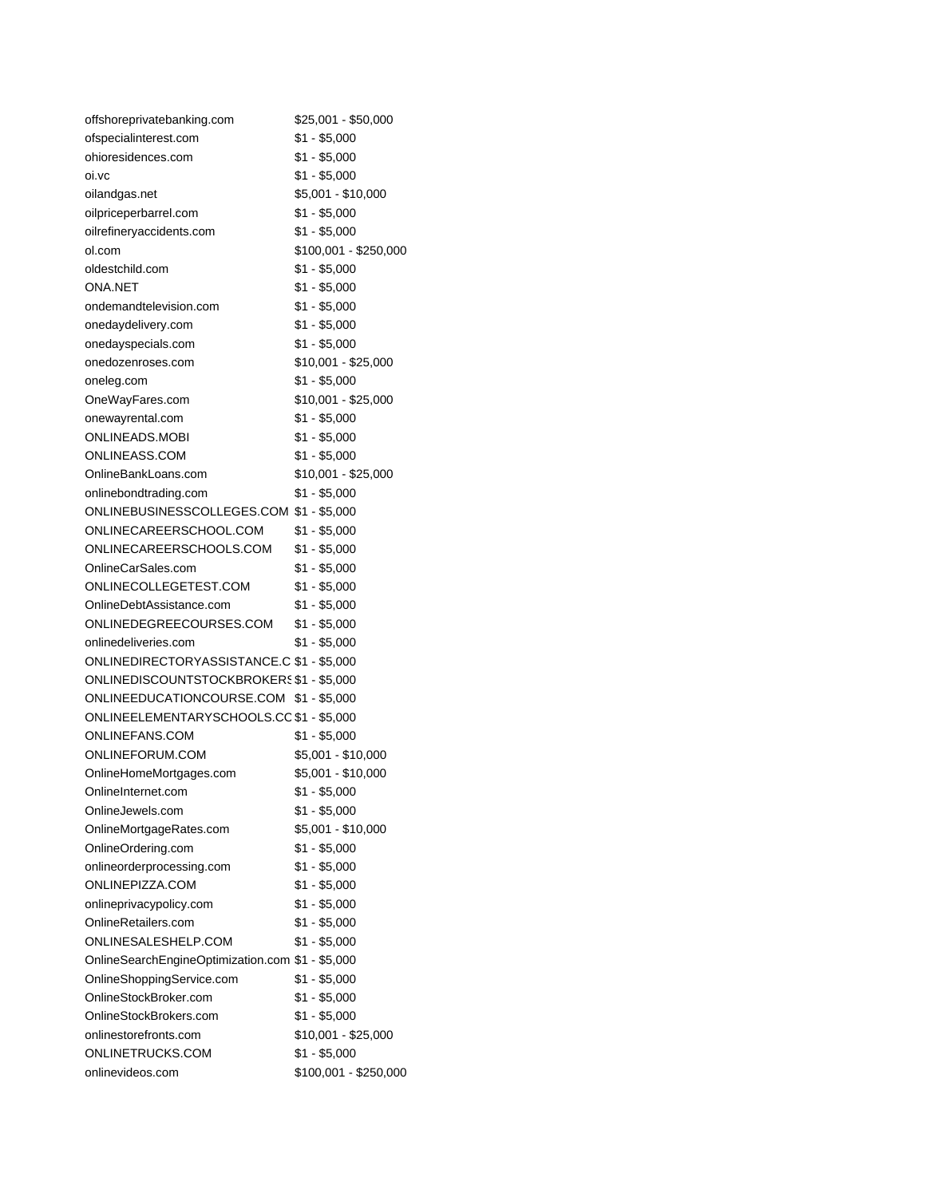| | |
|---|---|
| offshoreprivatebanking.com | $25,001 - $50,000 |
| ofspecialinterest.com | $1 - $5,000 |
| ohioresidences.com | $1 - $5,000 |
| oi.vc | $1 - $5,000 |
| oilandgas.net | $5,001 - $10,000 |
| oilpriceperbarrel.com | $1 - $5,000 |
| oilrefineryaccidents.com | $1 - $5,000 |
| ol.com | $100,001 - $250,000 |
| oldestchild.com | $1 - $5,000 |
| ONA.NET | $1 - $5,000 |
| ondemandtelevision.com | $1 - $5,000 |
| onedaydelivery.com | $1 - $5,000 |
| onedayspecials.com | $1 - $5,000 |
| onedozenroses.com | $10,001 - $25,000 |
| oneleg.com | $1 - $5,000 |
| OneWayFares.com | $10,001 - $25,000 |
| onewayrental.com | $1 - $5,000 |
| ONLINEADS.MOBI | $1 - $5,000 |
| ONLINEASS.COM | $1 - $5,000 |
| OnlineBankLoans.com | $10,001 - $25,000 |
| onlinebondtrading.com | $1 - $5,000 |
| ONLINEBUSINESSCOLLEGES.COM | $1 - $5,000 |
| ONLINECAREERSCHOOL.COM | $1 - $5,000 |
| ONLINECAREERSCHOOLS.COM | $1 - $5,000 |
| OnlineCarSales.com | $1 - $5,000 |
| ONLINECOLLEGETEST.COM | $1 - $5,000 |
| OnlineDebtAssistance.com | $1 - $5,000 |
| ONLINEDEGREECOURSES.COM | $1 - $5,000 |
| onlinedeliveries.com | $1 - $5,000 |
| ONLINEDIRECTORYASSISTANCE.C | $1 - $5,000 |
| ONLINEDISCOUNTSTOCKBROKERS | $1 - $5,000 |
| ONLINEEDUCATIONCOURSE.COM | $1 - $5,000 |
| ONLINEELEMENTARYSCHOOLS.CC | $1 - $5,000 |
| ONLINEFANS.COM | $1 - $5,000 |
| ONLINEFORUM.COM | $5,001 - $10,000 |
| OnlineHomeMortgages.com | $5,001 - $10,000 |
| OnlineInternet.com | $1 - $5,000 |
| OnlineJewels.com | $1 - $5,000 |
| OnlineMortgageRates.com | $5,001 - $10,000 |
| OnlineOrdering.com | $1 - $5,000 |
| onlineorderprocessing.com | $1 - $5,000 |
| ONLINEPIZZA.COM | $1 - $5,000 |
| onlineprivacypolicy.com | $1 - $5,000 |
| OnlineRetailers.com | $1 - $5,000 |
| ONLINESALESHELP.COM | $1 - $5,000 |
| OnlineSearchEngineOptimization.com | $1 - $5,000 |
| OnlineShoppingService.com | $1 - $5,000 |
| OnlineStockBroker.com | $1 - $5,000 |
| OnlineStockBrokers.com | $1 - $5,000 |
| onlinestorefronts.com | $10,001 - $25,000 |
| ONLINETRUCKS.COM | $1 - $5,000 |
| onlinevideos.com | $100,001 - $250,000 |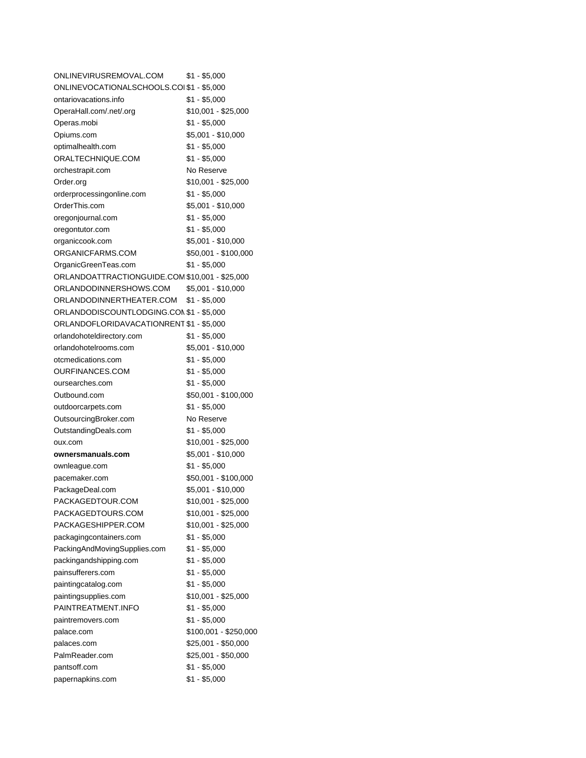| | |
|---|---|
| ONLINEVIRUSREMOVAL.COM | $1 - $5,000 |
| ONLINEVOCATIONALSCHOOLS.COI | $1 - $5,000 |
| ontariovacations.info | $1 - $5,000 |
| OperaHall.com/.net/.org | $10,001 - $25,000 |
| Operas.mobi | $1 - $5,000 |
| Opiums.com | $5,001 - $10,000 |
| optimalhealth.com | $1 - $5,000 |
| ORALTECHNIQUE.COM | $1 - $5,000 |
| orchestrapit.com | No Reserve |
| Order.org | $10,001 - $25,000 |
| orderprocessingonline.com | $1 - $5,000 |
| OrderThis.com | $5,001 - $10,000 |
| oregonjournal.com | $1 - $5,000 |
| oregontutor.com | $1 - $5,000 |
| organiccook.com | $5,001 - $10,000 |
| ORGANICFARMS.COM | $50,001 - $100,000 |
| OrganicGreenTeas.com | $1 - $5,000 |
| ORLANDOATTRACTIONGUIDE.COM | $10,001 - $25,000 |
| ORLANDODINNERSHOWS.COM | $5,001 - $10,000 |
| ORLANDODINNERTHEATER.COM | $1 - $5,000 |
| ORLANDODISCOUNTLODGING.COI | $1 - $5,000 |
| ORLANDOFLORIDAVACATIONRENT | $1 - $5,000 |
| orlandohoteldirectory.com | $1 - $5,000 |
| orlandohotelrooms.com | $5,001 - $10,000 |
| otcmedications.com | $1 - $5,000 |
| OURFINANCES.COM | $1 - $5,000 |
| oursearches.com | $1 - $5,000 |
| Outbound.com | $50,001 - $100,000 |
| outdoorcarpets.com | $1 - $5,000 |
| OutsourcingBroker.com | No Reserve |
| OutstandingDeals.com | $1 - $5,000 |
| oux.com | $10,001 - $25,000 |
| **ownersmanuals.com** | $5,001 - $10,000 |
| ownleague.com | $1 - $5,000 |
| pacemaker.com | $50,001 - $100,000 |
| PackageDeal.com | $5,001 - $10,000 |
| PACKAGEDTOUR.COM | $10,001 - $25,000 |
| PACKAGEDTOURS.COM | $10,001 - $25,000 |
| PACKAGESHIPPER.COM | $10,001 - $25,000 |
| packagingcontainers.com | $1 - $5,000 |
| PackingAndMovingSupplies.com | $1 - $5,000 |
| packingandshipping.com | $1 - $5,000 |
| painsufferers.com | $1 - $5,000 |
| paintingcatalog.com | $1 - $5,000 |
| paintingsupplies.com | $10,001 - $25,000 |
| PAINTREATMENT.INFO | $1 - $5,000 |
| paintremovers.com | $1 - $5,000 |
| palace.com | $100,001 - $250,000 |
| palaces.com | $25,001 - $50,000 |
| PalmReader.com | $25,001 - $50,000 |
| pantsoff.com | $1 - $5,000 |
| papernapkins.com | $1 - $5,000 |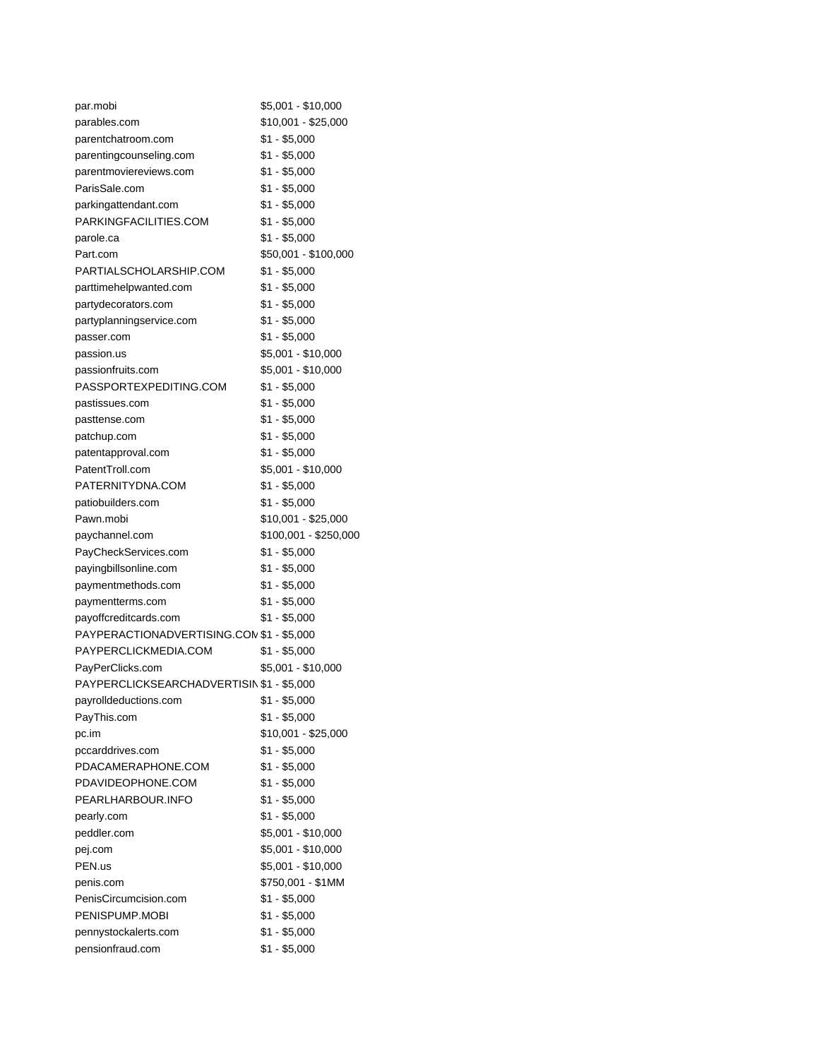| | |
|---|---|
| par.mobi | $5,001 - $10,000 |
| parables.com | $10,001 - $25,000 |
| parentchatroom.com | $1 - $5,000 |
| parentingcounseling.com | $1 - $5,000 |
| parentmoviereviews.com | $1 - $5,000 |
| ParisSale.com | $1 - $5,000 |
| parkingattendant.com | $1 - $5,000 |
| PARKINGFACILITIES.COM | $1 - $5,000 |
| parole.ca | $1 - $5,000 |
| Part.com | $50,001 - $100,000 |
| PARTIALSCHOLARSHIP.COM | $1 - $5,000 |
| parttimehelpwanted.com | $1 - $5,000 |
| partydecorators.com | $1 - $5,000 |
| partyplanningservice.com | $1 - $5,000 |
| passer.com | $1 - $5,000 |
| passion.us | $5,001 - $10,000 |
| passionfruits.com | $5,001 - $10,000 |
| PASSPORTEXPEDITING.COM | $1 - $5,000 |
| pastissues.com | $1 - $5,000 |
| pasttense.com | $1 - $5,000 |
| patchup.com | $1 - $5,000 |
| patentapproval.com | $1 - $5,000 |
| PatentTroll.com | $5,001 - $10,000 |
| PATERNITYDNA.COM | $1 - $5,000 |
| patiobuilders.com | $1 - $5,000 |
| Pawn.mobi | $10,001 - $25,000 |
| paychannel.com | $100,001 - $250,000 |
| PayCheckServices.com | $1 - $5,000 |
| payingbillsonline.com | $1 - $5,000 |
| paymentmethods.com | $1 - $5,000 |
| paymentterms.com | $1 - $5,000 |
| payoffcreditcards.com | $1 - $5,000 |
| PAYPERACTIONADVERTISING.COM | $1 - $5,000 |
| PAYPERCLICKMEDIA.COM | $1 - $5,000 |
| PayPerClicks.com | $5,001 - $10,000 |
| PAYPERCLICKSEARCHADVERTISIN | $1 - $5,000 |
| payrolldeductions.com | $1 - $5,000 |
| PayThis.com | $1 - $5,000 |
| pc.im | $10,001 - $25,000 |
| pccarddrives.com | $1 - $5,000 |
| PDACAMERAPHONE.COM | $1 - $5,000 |
| PDAVIDEOPHONE.COM | $1 - $5,000 |
| PEARLHARBOUR.INFO | $1 - $5,000 |
| pearly.com | $1 - $5,000 |
| peddler.com | $5,001 - $10,000 |
| pej.com | $5,001 - $10,000 |
| PEN.us | $5,001 - $10,000 |
| penis.com | $750,001 - $1MM |
| PenisCircumcision.com | $1 - $5,000 |
| PENISPUMP.MOBI | $1 - $5,000 |
| pennystockalerts.com | $1 - $5,000 |
| pensionfraud.com | $1 - $5,000 |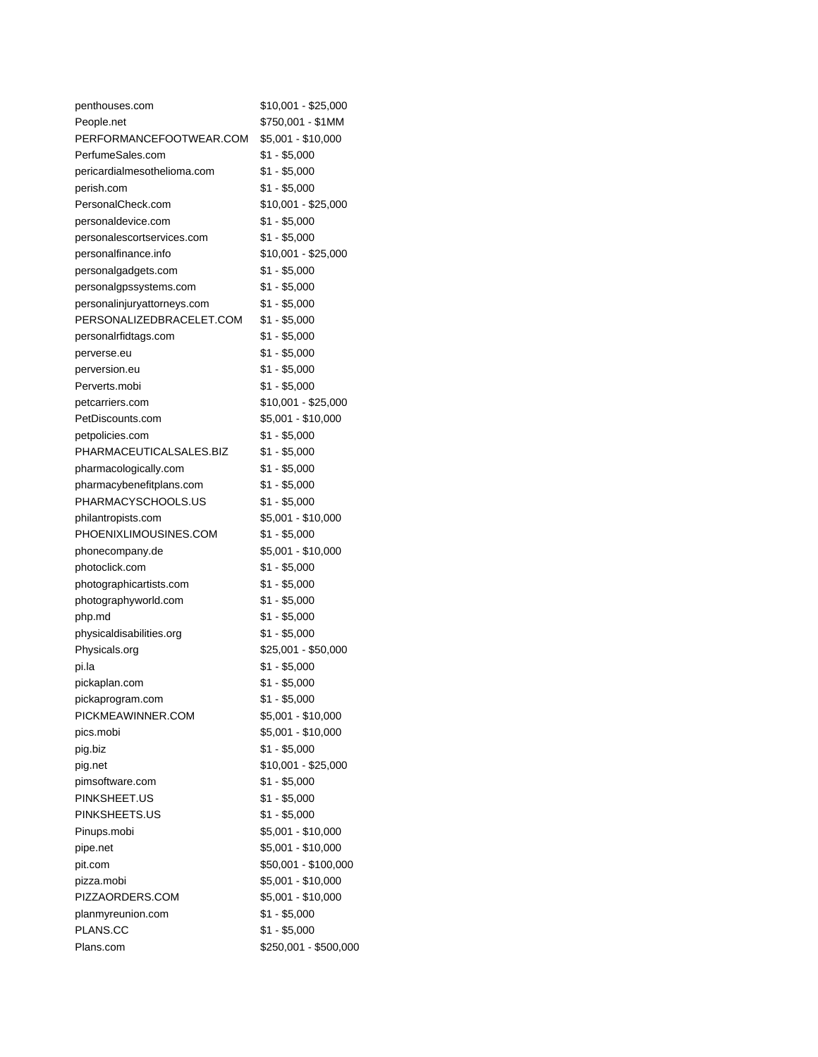| | |
|---|---|
| penthouses.com | $10,001 - $25,000 |
| People.net | $750,001 - $1MM |
| PERFORMANCEFOOTWEAR.COM | $5,001 - $10,000 |
| PerfumeSales.com | $1 - $5,000 |
| pericardialmesothelioma.com | $1 - $5,000 |
| perish.com | $1 - $5,000 |
| PersonalCheck.com | $10,001 - $25,000 |
| personaldevice.com | $1 - $5,000 |
| personalescortservices.com | $1 - $5,000 |
| personalfinance.info | $10,001 - $25,000 |
| personalgadgets.com | $1 - $5,000 |
| personalgpssystems.com | $1 - $5,000 |
| personalinjuryattorneys.com | $1 - $5,000 |
| PERSONALIZEDBRACELET.COM | $1 - $5,000 |
| personalrfidtags.com | $1 - $5,000 |
| perverse.eu | $1 - $5,000 |
| perversion.eu | $1 - $5,000 |
| Perverts.mobi | $1 - $5,000 |
| petcarriers.com | $10,001 - $25,000 |
| PetDiscounts.com | $5,001 - $10,000 |
| petpolicies.com | $1 - $5,000 |
| PHARMACEUTICALSALES.BIZ | $1 - $5,000 |
| pharmacologically.com | $1 - $5,000 |
| pharmacybenefitplans.com | $1 - $5,000 |
| PHARMACYSCHOOLS.US | $1 - $5,000 |
| philantropists.com | $5,001 - $10,000 |
| PHOENIXLIMOUSINES.COM | $1 - $5,000 |
| phonecompany.de | $5,001 - $10,000 |
| photoclick.com | $1 - $5,000 |
| photographicartists.com | $1 - $5,000 |
| photographyworld.com | $1 - $5,000 |
| php.md | $1 - $5,000 |
| physicaldisabilities.org | $1 - $5,000 |
| Physicals.org | $25,001 - $50,000 |
| pi.la | $1 - $5,000 |
| pickaplan.com | $1 - $5,000 |
| pickaprogram.com | $1 - $5,000 |
| PICKMEAWINNER.COM | $5,001 - $10,000 |
| pics.mobi | $5,001 - $10,000 |
| pig.biz | $1 - $5,000 |
| pig.net | $10,001 - $25,000 |
| pimsoftware.com | $1 - $5,000 |
| PINKSHEET.US | $1 - $5,000 |
| PINKSHEETS.US | $1 - $5,000 |
| Pinups.mobi | $5,001 - $10,000 |
| pipe.net | $5,001 - $10,000 |
| pit.com | $50,001 - $100,000 |
| pizza.mobi | $5,001 - $10,000 |
| PIZZAORDERS.COM | $5,001 - $10,000 |
| planmyreunion.com | $1 - $5,000 |
| PLANS.CC | $1 - $5,000 |
| Plans.com | $250,001 - $500,000 |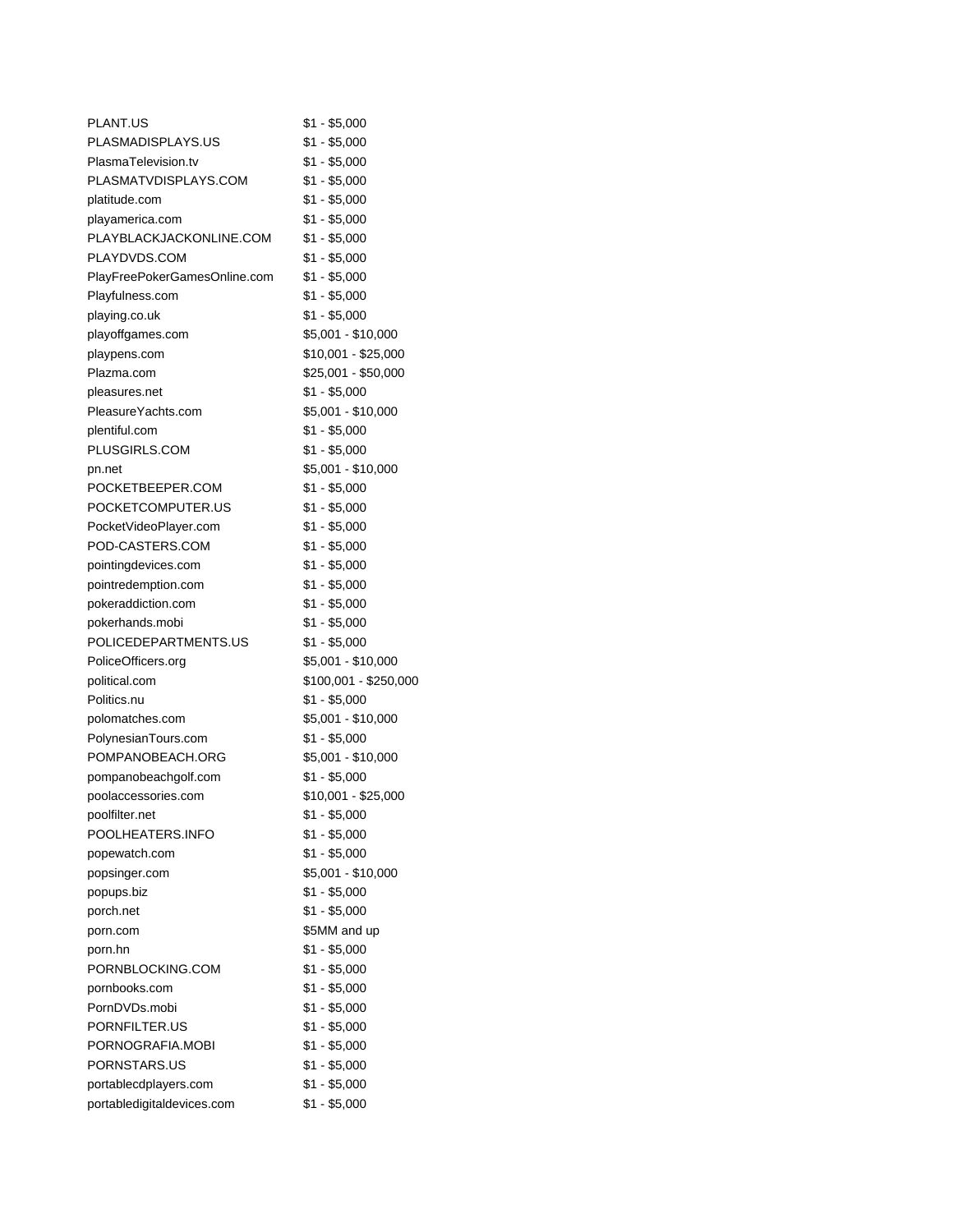| | |
|---|---|
| PLANT.US | $1 - $5,000 |
| PLASMADISPLAYS.US | $1 - $5,000 |
| PlasmaTelevision.tv | $1 - $5,000 |
| PLASMATVDISPLAYS.COM | $1 - $5,000 |
| platitude.com | $1 - $5,000 |
| playamerica.com | $1 - $5,000 |
| PLAYBLACKJACKONLINE.COM | $1 - $5,000 |
| PLAYDVDS.COM | $1 - $5,000 |
| PlayFreePokerGamesOnline.com | $1 - $5,000 |
| Playfulness.com | $1 - $5,000 |
| playing.co.uk | $1 - $5,000 |
| playoffgames.com | $5,001 - $10,000 |
| playpens.com | $10,001 - $25,000 |
| Plazma.com | $25,001 - $50,000 |
| pleasures.net | $1 - $5,000 |
| PleasureYachts.com | $5,001 - $10,000 |
| plentiful.com | $1 - $5,000 |
| PLUSGIRLS.COM | $1 - $5,000 |
| pn.net | $5,001 - $10,000 |
| POCKETBEEPER.COM | $1 - $5,000 |
| POCKETCOMPUTER.US | $1 - $5,000 |
| PocketVideoPlayer.com | $1 - $5,000 |
| POD-CASTERS.COM | $1 - $5,000 |
| pointingdevices.com | $1 - $5,000 |
| pointredemption.com | $1 - $5,000 |
| pokeraddiction.com | $1 - $5,000 |
| pokerhands.mobi | $1 - $5,000 |
| POLICEDEPARTMENTS.US | $1 - $5,000 |
| PoliceOfficers.org | $5,001 - $10,000 |
| political.com | $100,001 - $250,000 |
| Politics.nu | $1 - $5,000 |
| polomatches.com | $5,001 - $10,000 |
| PolynesianTours.com | $1 - $5,000 |
| POMPANOBEACH.ORG | $5,001 - $10,000 |
| pompanobeachgolf.com | $1 - $5,000 |
| poolaccessories.com | $10,001 - $25,000 |
| poolfilter.net | $1 - $5,000 |
| POOLHEATERS.INFO | $1 - $5,000 |
| popewatch.com | $1 - $5,000 |
| popsinger.com | $5,001 - $10,000 |
| popups.biz | $1 - $5,000 |
| porch.net | $1 - $5,000 |
| porn.com | $5MM and up |
| porn.hn | $1 - $5,000 |
| PORNBLOCKING.COM | $1 - $5,000 |
| pornbooks.com | $1 - $5,000 |
| PornDVDs.mobi | $1 - $5,000 |
| PORNFILTER.US | $1 - $5,000 |
| PORNOGRAFIA.MOBI | $1 - $5,000 |
| PORNSTARS.US | $1 - $5,000 |
| portablecdplayers.com | $1 - $5,000 |
| portabledigitaldevices.com | $1 - $5,000 |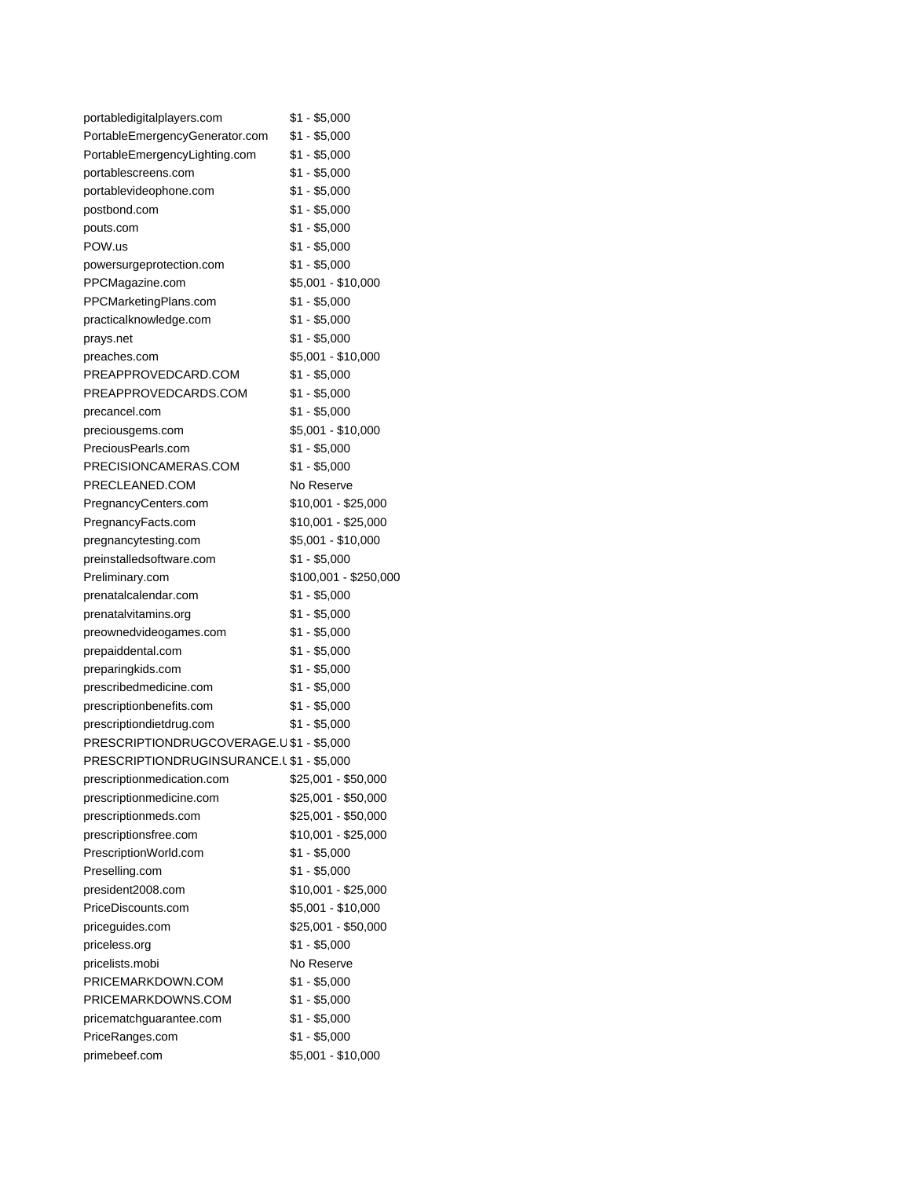| | |
|---|---|
| portabledigitalplayers.com | $1 - $5,000 |
| PortableEmergencyGenerator.com | $1 - $5,000 |
| PortableEmergencyLighting.com | $1 - $5,000 |
| portablescreens.com | $1 - $5,000 |
| portablevideophone.com | $1 - $5,000 |
| postbond.com | $1 - $5,000 |
| pouts.com | $1 - $5,000 |
| POW.us | $1 - $5,000 |
| powersurgeprotection.com | $1 - $5,000 |
| PPCMagazine.com | $5,001 - $10,000 |
| PPCMarketingPlans.com | $1 - $5,000 |
| practicalknowledge.com | $1 - $5,000 |
| prays.net | $1 - $5,000 |
| preaches.com | $5,001 - $10,000 |
| PREAPPROVEDCARD.COM | $1 - $5,000 |
| PREAPPROVEDCARDS.COM | $1 - $5,000 |
| precancel.com | $1 - $5,000 |
| preciousgems.com | $5,001 - $10,000 |
| PreciousPearls.com | $1 - $5,000 |
| PRECISIONCAMERAS.COM | $1 - $5,000 |
| PRECLEANED.COM | No Reserve |
| PregnancyCenters.com | $10,001 - $25,000 |
| PregnancyFacts.com | $10,001 - $25,000 |
| pregnancytesting.com | $5,001 - $10,000 |
| preinstalledsoftware.com | $1 - $5,000 |
| Preliminary.com | $100,001 - $250,000 |
| prenatalcalendar.com | $1 - $5,000 |
| prenatalvitamins.org | $1 - $5,000 |
| preownedvideogames.com | $1 - $5,000 |
| prepaiddental.com | $1 - $5,000 |
| preparingkids.com | $1 - $5,000 |
| prescribedmedicine.com | $1 - $5,000 |
| prescriptionbenefits.com | $1 - $5,000 |
| prescriptiondietdrug.com | $1 - $5,000 |
| PRESCRIPTIONDRUGCOVERAGE.U | $1 - $5,000 |
| PRESCRIPTIONDRUGINSURANCE.U | $1 - $5,000 |
| prescriptionmedication.com | $25,001 - $50,000 |
| prescriptionmedicine.com | $25,001 - $50,000 |
| prescriptionmeds.com | $25,001 - $50,000 |
| prescriptionsfree.com | $10,001 - $25,000 |
| PrescriptionWorld.com | $1 - $5,000 |
| Preselling.com | $1 - $5,000 |
| president2008.com | $10,001 - $25,000 |
| PriceDiscounts.com | $5,001 - $10,000 |
| priceguides.com | $25,001 - $50,000 |
| priceless.org | $1 - $5,000 |
| pricelists.mobi | No Reserve |
| PRICEMARKDOWN.COM | $1 - $5,000 |
| PRICEMARKDOWNS.COM | $1 - $5,000 |
| pricematchguarantee.com | $1 - $5,000 |
| PriceRanges.com | $1 - $5,000 |
| primebeef.com | $5,001 - $10,000 |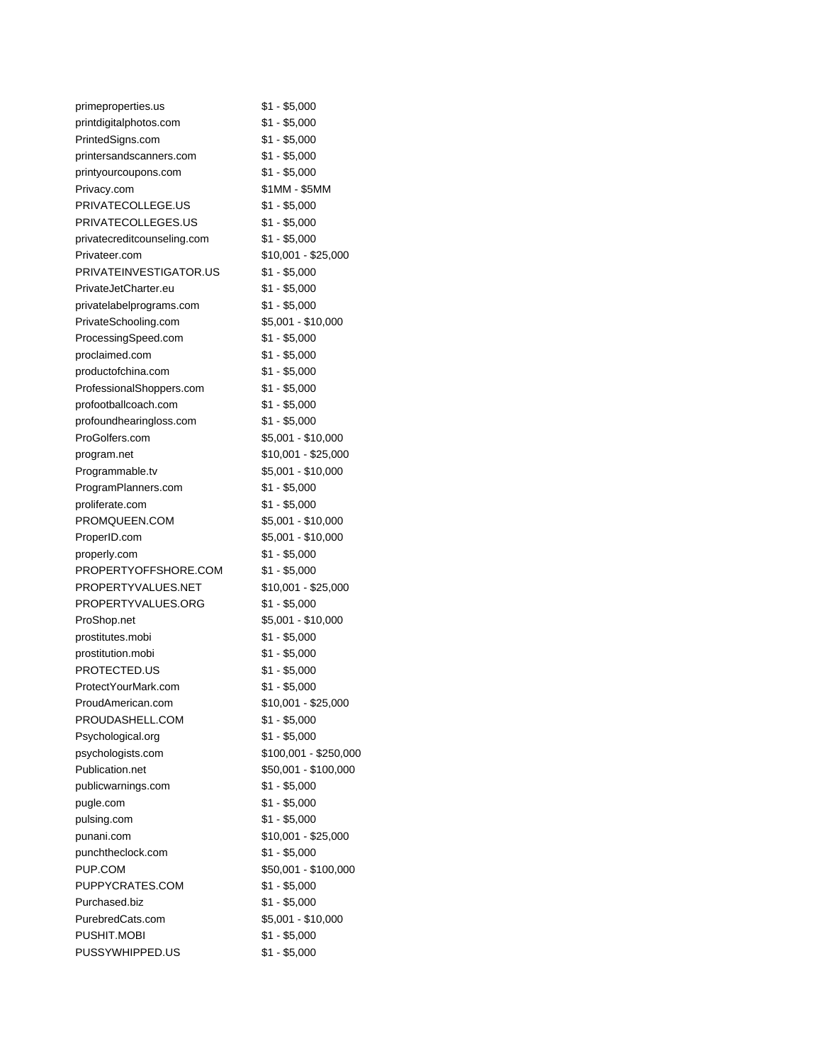| | |
|---|---|
| primeproperties.us | $1 - $5,000 |
| printdigitalphotos.com | $1 - $5,000 |
| PrintedSigns.com | $1 - $5,000 |
| printersandscanners.com | $1 - $5,000 |
| printyourcoupons.com | $1 - $5,000 |
| Privacy.com | $1MM - $5MM |
| PRIVATECOLLEGE.US | $1 - $5,000 |
| PRIVATECOLLEGES.US | $1 - $5,000 |
| privatecreditcounseling.com | $1 - $5,000 |
| Privateer.com | $10,001 - $25,000 |
| PRIVATEINVESTIGATOR.US | $1 - $5,000 |
| PrivateJetCharter.eu | $1 - $5,000 |
| privatelabelprograms.com | $1 - $5,000 |
| PrivateSchooling.com | $5,001 - $10,000 |
| ProcessingSpeed.com | $1 - $5,000 |
| proclaimed.com | $1 - $5,000 |
| productofchina.com | $1 - $5,000 |
| ProfessionalShoppers.com | $1 - $5,000 |
| profootballcoach.com | $1 - $5,000 |
| profoundhearingloss.com | $1 - $5,000 |
| ProGolfers.com | $5,001 - $10,000 |
| program.net | $10,001 - $25,000 |
| Programmable.tv | $5,001 - $10,000 |
| ProgramPlanners.com | $1 - $5,000 |
| proliferate.com | $1 - $5,000 |
| PROMQUEEN.COM | $5,001 - $10,000 |
| ProperID.com | $5,001 - $10,000 |
| properly.com | $1 - $5,000 |
| PROPERTYOFFSHORE.COM | $1 - $5,000 |
| PROPERTYVALUES.NET | $10,001 - $25,000 |
| PROPERTYVALUES.ORG | $1 - $5,000 |
| ProShop.net | $5,001 - $10,000 |
| prostitutes.mobi | $1 - $5,000 |
| prostitution.mobi | $1 - $5,000 |
| PROTECTED.US | $1 - $5,000 |
| ProtectYourMark.com | $1 - $5,000 |
| ProudAmerican.com | $10,001 - $25,000 |
| PROUDASHELL.COM | $1 - $5,000 |
| Psychological.org | $1 - $5,000 |
| psychologists.com | $100,001 - $250,000 |
| Publication.net | $50,001 - $100,000 |
| publicwarnings.com | $1 - $5,000 |
| pugle.com | $1 - $5,000 |
| pulsing.com | $1 - $5,000 |
| punani.com | $10,001 - $25,000 |
| punchtheclock.com | $1 - $5,000 |
| PUP.COM | $50,001 - $100,000 |
| PUPPYCRATES.COM | $1 - $5,000 |
| Purchased.biz | $1 - $5,000 |
| PurebredCats.com | $5,001 - $10,000 |
| PUSHIT.MOBI | $1 - $5,000 |
| PUSSYWHIPPED.US | $1 - $5,000 |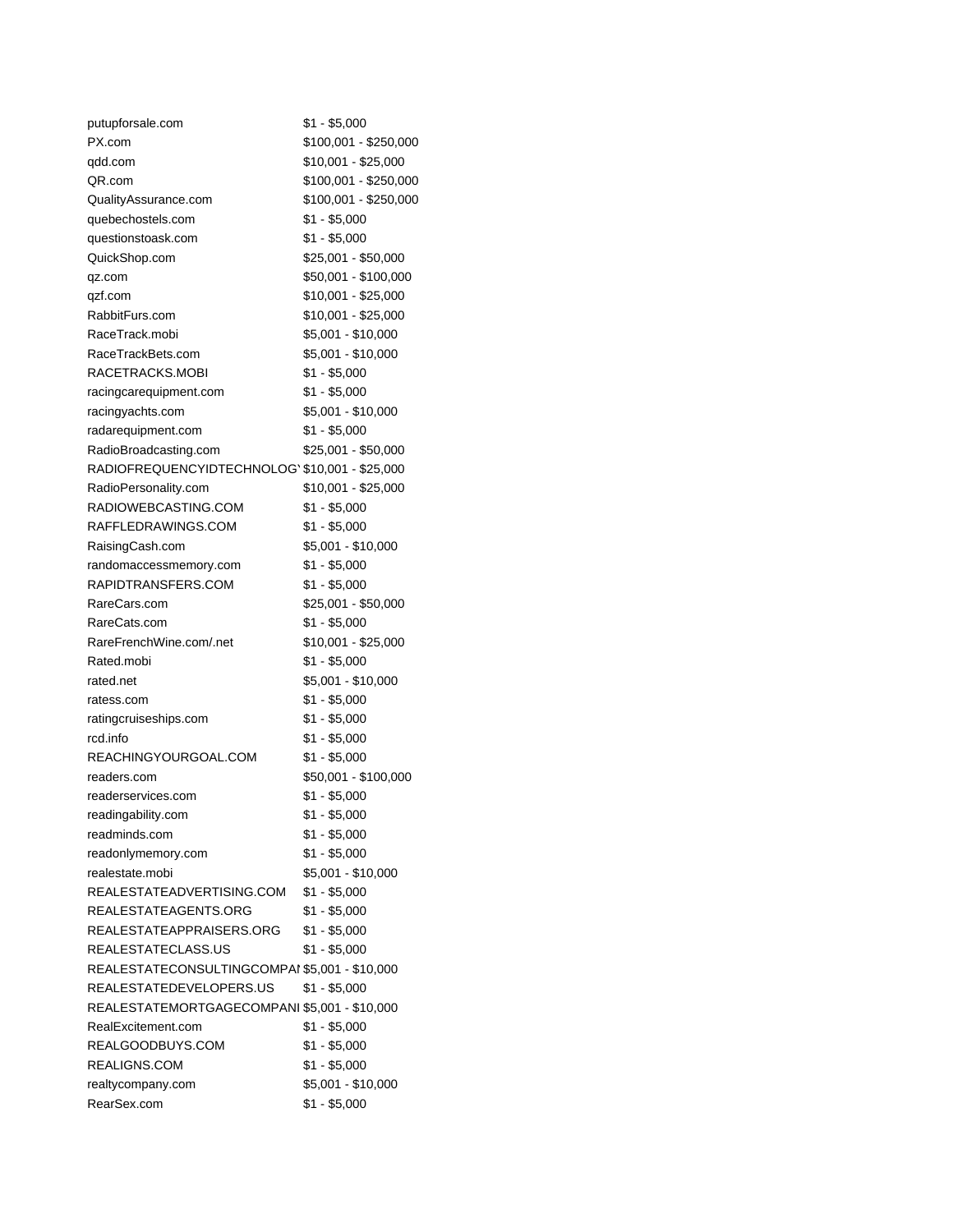| | |
|---|---|
| putupforsale.com | $1 - $5,000 |
| PX.com | $100,001 - $250,000 |
| qdd.com | $10,001 - $25,000 |
| QR.com | $100,001 - $250,000 |
| QualityAssurance.com | $100,001 - $250,000 |
| quebechostels.com | $1 - $5,000 |
| questionstoask.com | $1 - $5,000 |
| QuickShop.com | $25,001 - $50,000 |
| qz.com | $50,001 - $100,000 |
| qzf.com | $10,001 - $25,000 |
| RabbitFurs.com | $10,001 - $25,000 |
| RaceTrack.mobi | $5,001 - $10,000 |
| RaceTrackBets.com | $5,001 - $10,000 |
| RACETRACKS.MOBI | $1 - $5,000 |
| racingcarequipment.com | $1 - $5,000 |
| racingyachts.com | $5,001 - $10,000 |
| radarequipment.com | $1 - $5,000 |
| RadioBroadcasting.com | $25,001 - $50,000 |
| RADIOFREQUENCYIDTECHNOLOG' | $10,001 - $25,000 |
| RadioPersonality.com | $10,001 - $25,000 |
| RADIOWEBCASTING.COM | $1 - $5,000 |
| RAFFLEDRAWINGS.COM | $1 - $5,000 |
| RaisingCash.com | $5,001 - $10,000 |
| randomaccessmemory.com | $1 - $5,000 |
| RAPIDTRANSFERS.COM | $1 - $5,000 |
| RareCars.com | $25,001 - $50,000 |
| RareCats.com | $1 - $5,000 |
| RareFrenchWine.com/.net | $10,001 - $25,000 |
| Rated.mobi | $1 - $5,000 |
| rated.net | $5,001 - $10,000 |
| ratess.com | $1 - $5,000 |
| ratingcruiseships.com | $1 - $5,000 |
| rcd.info | $1 - $5,000 |
| REACHINGYOURGOAL.COM | $1 - $5,000 |
| readers.com | $50,001 - $100,000 |
| readerservices.com | $1 - $5,000 |
| readingability.com | $1 - $5,000 |
| readminds.com | $1 - $5,000 |
| readonlymemory.com | $1 - $5,000 |
| realestate.mobi | $5,001 - $10,000 |
| REALESTATEADVERTISING.COM | $1 - $5,000 |
| REALESTATEAGENTS.ORG | $1 - $5,000 |
| REALESTATEAPPRAISERS.ORG | $1 - $5,000 |
| REALESTATECLASS.US | $1 - $5,000 |
| REALESTATECONSULTINGCOMPAI | $5,001 - $10,000 |
| REALESTATEDEVELOPERS.US | $1 - $5,000 |
| REALESTATEMORTGAGECOMPANI | $5,001 - $10,000 |
| RealExcitement.com | $1 - $5,000 |
| REALGOODBUYS.COM | $1 - $5,000 |
| REALIGNS.COM | $1 - $5,000 |
| realtycompany.com | $5,001 - $10,000 |
| RearSex.com | $1 - $5,000 |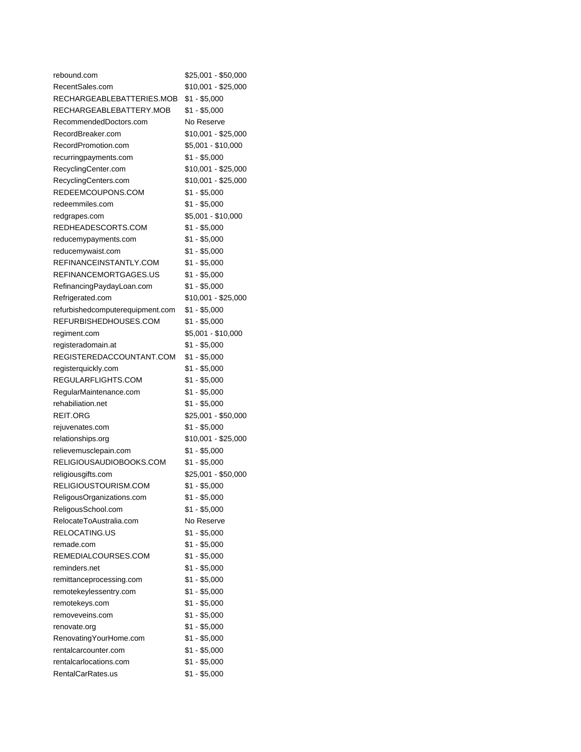| | |
|---|---|
| rebound.com | $25,001 - $50,000 |
| RecentSales.com | $10,001 - $25,000 |
| RECHARGEABLEBATTERIES.MOB | $1 - $5,000 |
| RECHARGEABLEBATTERY.MOB | $1 - $5,000 |
| RecommendedDoctors.com | No Reserve |
| RecordBreaker.com | $10,001 - $25,000 |
| RecordPromotion.com | $5,001 - $10,000 |
| recurringpayments.com | $1 - $5,000 |
| RecyclingCenter.com | $10,001 - $25,000 |
| RecyclingCenters.com | $10,001 - $25,000 |
| REDEEMCOUPONS.COM | $1 - $5,000 |
| redeemmiles.com | $1 - $5,000 |
| redgrapes.com | $5,001 - $10,000 |
| REDHEADESCORTS.COM | $1 - $5,000 |
| reducemypayments.com | $1 - $5,000 |
| reducemywaist.com | $1 - $5,000 |
| REFINANCEINSTANTLY.COM | $1 - $5,000 |
| REFINANCEMORTGAGES.US | $1 - $5,000 |
| RefinancingPaydayLoan.com | $1 - $5,000 |
| Refrigerated.com | $10,001 - $25,000 |
| refurbishedcomputerequipment.com | $1 - $5,000 |
| REFURBISHEDHOUSES.COM | $1 - $5,000 |
| regiment.com | $5,001 - $10,000 |
| registeradomain.at | $1 - $5,000 |
| REGISTEREDACCOUNTANT.COM | $1 - $5,000 |
| registerquickly.com | $1 - $5,000 |
| REGULARFLIGHTS.COM | $1 - $5,000 |
| RegularMaintenance.com | $1 - $5,000 |
| rehabiliation.net | $1 - $5,000 |
| REIT.ORG | $25,001 - $50,000 |
| rejuvenates.com | $1 - $5,000 |
| relationships.org | $10,001 - $25,000 |
| relievemusclepain.com | $1 - $5,000 |
| RELIGIOUSAUDIOBOOKS.COM | $1 - $5,000 |
| religiousgifts.com | $25,001 - $50,000 |
| RELIGIOUSTOURISM.COM | $1 - $5,000 |
| ReligousOrganizations.com | $1 - $5,000 |
| ReligousSchool.com | $1 - $5,000 |
| RelocateToAustralia.com | No Reserve |
| RELOCATING.US | $1 - $5,000 |
| remade.com | $1 - $5,000 |
| REMEDIALCOURSES.COM | $1 - $5,000 |
| reminders.net | $1 - $5,000 |
| remittanceprocessing.com | $1 - $5,000 |
| remotekeylessentry.com | $1 - $5,000 |
| remotekeys.com | $1 - $5,000 |
| removeveins.com | $1 - $5,000 |
| renovate.org | $1 - $5,000 |
| RenovatingYourHome.com | $1 - $5,000 |
| rentalcarcounter.com | $1 - $5,000 |
| rentalcarlocations.com | $1 - $5,000 |
| RentalCarRates.us | $1 - $5,000 |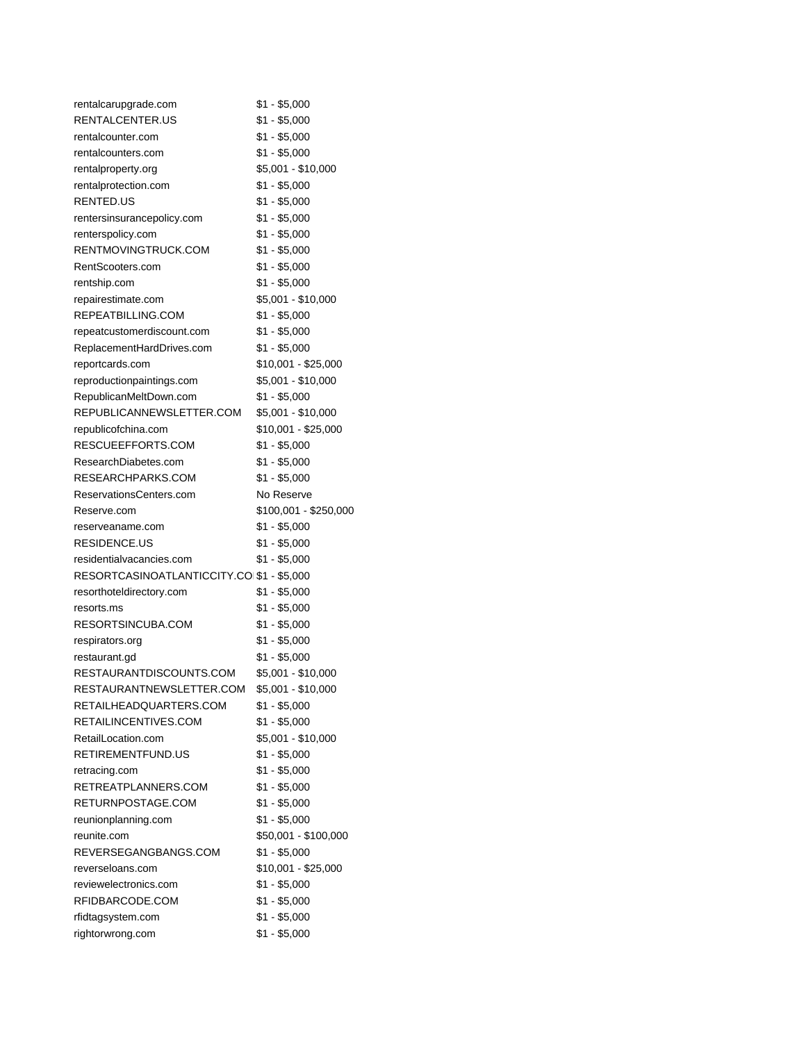| | |
|---|---|
| rentalcarupgrade.com | $1 - $5,000 |
| RENTALCENTER.US | $1 - $5,000 |
| rentalcounter.com | $1 - $5,000 |
| rentalcounters.com | $1 - $5,000 |
| rentalproperty.org | $5,001 - $10,000 |
| rentalprotection.com | $1 - $5,000 |
| RENTED.US | $1 - $5,000 |
| rentersinsurancepolicy.com | $1 - $5,000 |
| renterspolicy.com | $1 - $5,000 |
| RENTMOVINGTRUCK.COM | $1 - $5,000 |
| RentScooters.com | $1 - $5,000 |
| rentship.com | $1 - $5,000 |
| repairestimate.com | $5,001 - $10,000 |
| REPEATBILLING.COM | $1 - $5,000 |
| repeatcustomerdiscount.com | $1 - $5,000 |
| ReplacementHardDrives.com | $1 - $5,000 |
| reportcards.com | $10,001 - $25,000 |
| reproductionpaintings.com | $5,001 - $10,000 |
| RepublicanMeltDown.com | $1 - $5,000 |
| REPUBLICANNEWSLETTER.COM | $5,001 - $10,000 |
| republicofchina.com | $10,001 - $25,000 |
| RESCUEEFFORTS.COM | $1 - $5,000 |
| ResearchDiabetes.com | $1 - $5,000 |
| RESEARCHPARKS.COM | $1 - $5,000 |
| ReservationsCenters.com | No Reserve |
| Reserve.com | $100,001 - $250,000 |
| reserveaname.com | $1 - $5,000 |
| RESIDENCE.US | $1 - $5,000 |
| residentialvacancies.com | $1 - $5,000 |
| RESORTCASINOATLANTICCITY.CO | $1 - $5,000 |
| resorthoteldirectory.com | $1 - $5,000 |
| resorts.ms | $1 - $5,000 |
| RESORTSINCUBA.COM | $1 - $5,000 |
| respirators.org | $1 - $5,000 |
| restaurant.gd | $1 - $5,000 |
| RESTAURANTDISCOUNTS.COM | $5,001 - $10,000 |
| RESTAURANTNEWSLETTER.COM | $5,001 - $10,000 |
| RETAILHEADQUARTERS.COM | $1 - $5,000 |
| RETAILINCENTIVES.COM | $1 - $5,000 |
| RetailLocation.com | $5,001 - $10,000 |
| RETIREMENTFUND.US | $1 - $5,000 |
| retracing.com | $1 - $5,000 |
| RETREATPLANNERS.COM | $1 - $5,000 |
| RETURNPOSTAGE.COM | $1 - $5,000 |
| reunionplanning.com | $1 - $5,000 |
| reunite.com | $50,001 - $100,000 |
| REVERSEGANGBANGS.COM | $1 - $5,000 |
| reverseloans.com | $10,001 - $25,000 |
| reviewelectronics.com | $1 - $5,000 |
| RFIDBARCODE.COM | $1 - $5,000 |
| rfidtagsystem.com | $1 - $5,000 |
| rightorwrong.com | $1 - $5,000 |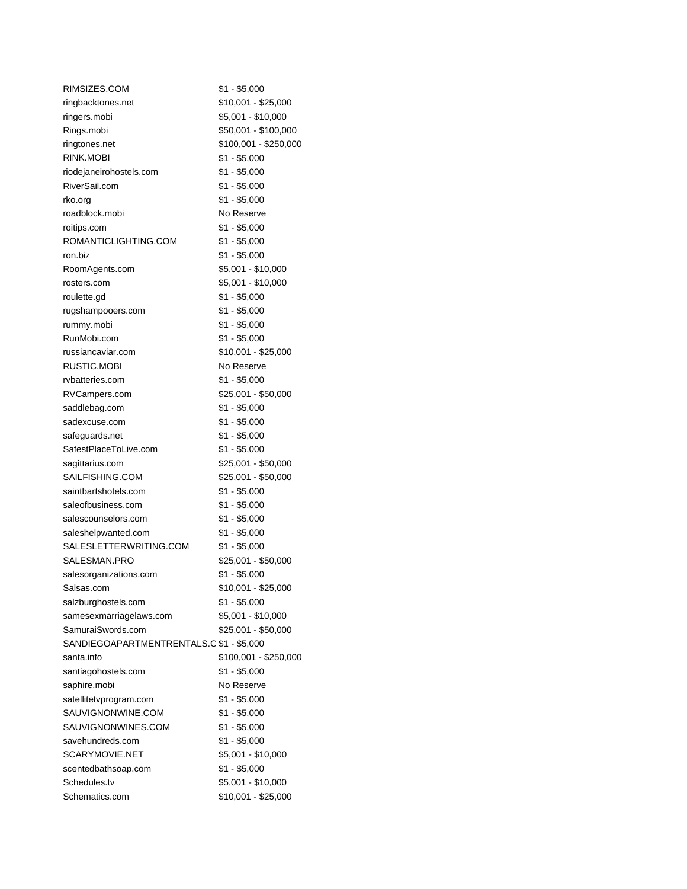| | |
|---|---|
| RIMSIZES.COM | $1 - $5,000 |
| ringbacktones.net | $10,001 - $25,000 |
| ringers.mobi | $5,001 - $10,000 |
| Rings.mobi | $50,001 - $100,000 |
| ringtones.net | $100,001 - $250,000 |
| RINK.MOBI | $1 - $5,000 |
| riodejaneirohostels.com | $1 - $5,000 |
| RiverSail.com | $1 - $5,000 |
| rko.org | $1 - $5,000 |
| roadblock.mobi | No Reserve |
| roitips.com | $1 - $5,000 |
| ROMANTICLIGHTING.COM | $1 - $5,000 |
| ron.biz | $1 - $5,000 |
| RoomAgents.com | $5,001 - $10,000 |
| rosters.com | $5,001 - $10,000 |
| roulette.gd | $1 - $5,000 |
| rugshampooers.com | $1 - $5,000 |
| rummy.mobi | $1 - $5,000 |
| RunMobi.com | $1 - $5,000 |
| russiancaviar.com | $10,001 - $25,000 |
| RUSTIC.MOBI | No Reserve |
| rvbatteries.com | $1 - $5,000 |
| RVCampers.com | $25,001 - $50,000 |
| saddlebag.com | $1 - $5,000 |
| sadexcuse.com | $1 - $5,000 |
| safeguards.net | $1 - $5,000 |
| SafestPlaceToLive.com | $1 - $5,000 |
| sagittarius.com | $25,001 - $50,000 |
| SAILFISHING.COM | $25,001 - $50,000 |
| saintbartshotels.com | $1 - $5,000 |
| saleofbusiness.com | $1 - $5,000 |
| salescounselors.com | $1 - $5,000 |
| saleshelpwanted.com | $1 - $5,000 |
| SALESLETTERWRITING.COM | $1 - $5,000 |
| SALESMAN.PRO | $25,001 - $50,000 |
| salesorganizations.com | $1 - $5,000 |
| Salsas.com | $10,001 - $25,000 |
| salzburghostels.com | $1 - $5,000 |
| samesexmarriagelaws.com | $5,001 - $10,000 |
| SamuraiSwords.com | $25,001 - $50,000 |
| SANDIEGOAPARTMENTRENTALS.C | $1 - $5,000 |
| santa.info | $100,001 - $250,000 |
| santiagohostels.com | $1 - $5,000 |
| saphire.mobi | No Reserve |
| satellitetvprogram.com | $1 - $5,000 |
| SAUVIGNONWINE.COM | $1 - $5,000 |
| SAUVIGNONWINES.COM | $1 - $5,000 |
| savehundreds.com | $1 - $5,000 |
| SCARYMOVIE.NET | $5,001 - $10,000 |
| scentedbathsoap.com | $1 - $5,000 |
| Schedules.tv | $5,001 - $10,000 |
| Schematics.com | $10,001 - $25,000 |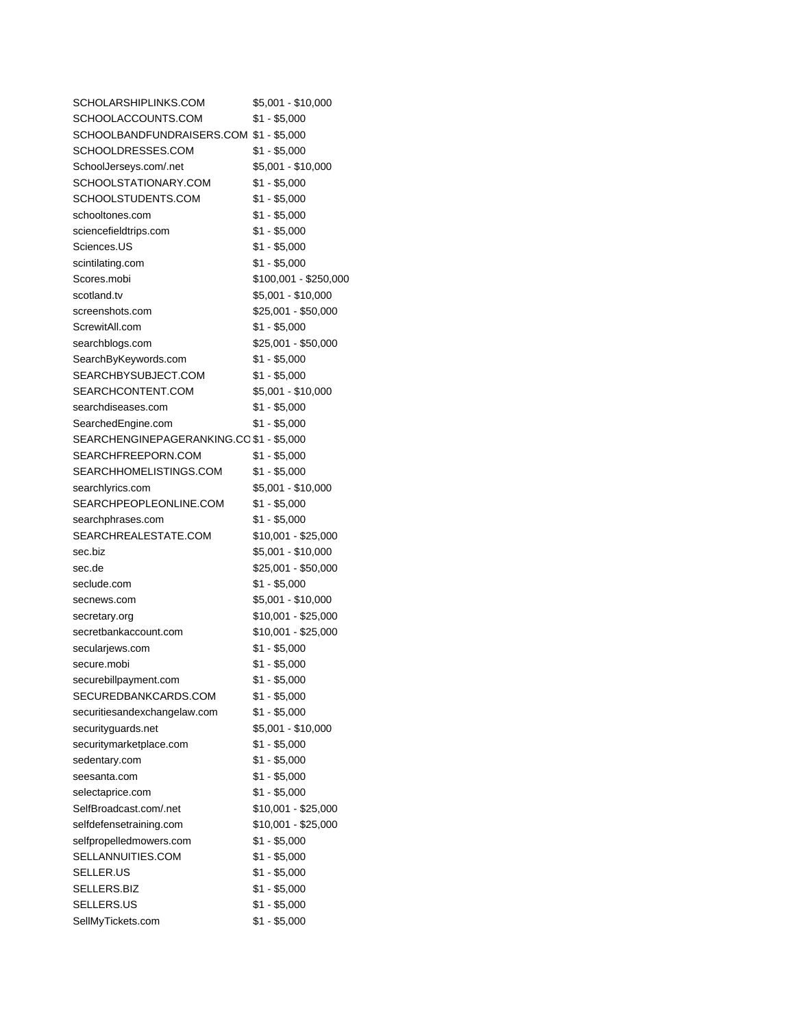| | |
|---|---|
| SCHOLARSHIPLINKS.COM | $5,001 - $10,000 |
| SCHOOLACCOUNTS.COM | $1 - $5,000 |
| SCHOOLBANDFUNDRAISERS.COM | $1 - $5,000 |
| SCHOOLDRESSES.COM | $1 - $5,000 |
| SchoolJerseys.com/.net | $5,001 - $10,000 |
| SCHOOLSTATIONARY.COM | $1 - $5,000 |
| SCHOOLSTUDENTS.COM | $1 - $5,000 |
| schooltones.com | $1 - $5,000 |
| sciencefieldtrips.com | $1 - $5,000 |
| Sciences.US | $1 - $5,000 |
| scintilating.com | $1 - $5,000 |
| Scores.mobi | $100,001 - $250,000 |
| scotland.tv | $5,001 - $10,000 |
| screenshots.com | $25,001 - $50,000 |
| ScrewitAll.com | $1 - $5,000 |
| searchblogs.com | $25,001 - $50,000 |
| SearchByKeywords.com | $1 - $5,000 |
| SEARCHBYSUBJECT.COM | $1 - $5,000 |
| SEARCHCONTENT.COM | $5,001 - $10,000 |
| searchdiseases.com | $1 - $5,000 |
| SearchedEngine.com | $1 - $5,000 |
| SEARCHENGINEPAGERANKING.CO | $1 - $5,000 |
| SEARCHFREEPORN.COM | $1 - $5,000 |
| SEARCHHOMELISTINGS.COM | $1 - $5,000 |
| searchlyrics.com | $5,001 - $10,000 |
| SEARCHPEOPLEONLINE.COM | $1 - $5,000 |
| searchphrases.com | $1 - $5,000 |
| SEARCHREALESTATE.COM | $10,001 - $25,000 |
| sec.biz | $5,001 - $10,000 |
| sec.de | $25,001 - $50,000 |
| seclude.com | $1 - $5,000 |
| secnews.com | $5,001 - $10,000 |
| secretary.org | $10,001 - $25,000 |
| secretbankaccount.com | $10,001 - $25,000 |
| secularjews.com | $1 - $5,000 |
| secure.mobi | $1 - $5,000 |
| securebillpayment.com | $1 - $5,000 |
| SECUREDBANKCARDS.COM | $1 - $5,000 |
| securitiesandexchangelaw.com | $1 - $5,000 |
| securityguards.net | $5,001 - $10,000 |
| securitymarketplace.com | $1 - $5,000 |
| sedentary.com | $1 - $5,000 |
| seesanta.com | $1 - $5,000 |
| selectaprice.com | $1 - $5,000 |
| SelfBroadcast.com/.net | $10,001 - $25,000 |
| selfdefensetraining.com | $10,001 - $25,000 |
| selfpropelledmowers.com | $1 - $5,000 |
| SELLANNUITIES.COM | $1 - $5,000 |
| SELLER.US | $1 - $5,000 |
| SELLERS.BIZ | $1 - $5,000 |
| SELLERS.US | $1 - $5,000 |
| SellMyTickets.com | $1 - $5,000 |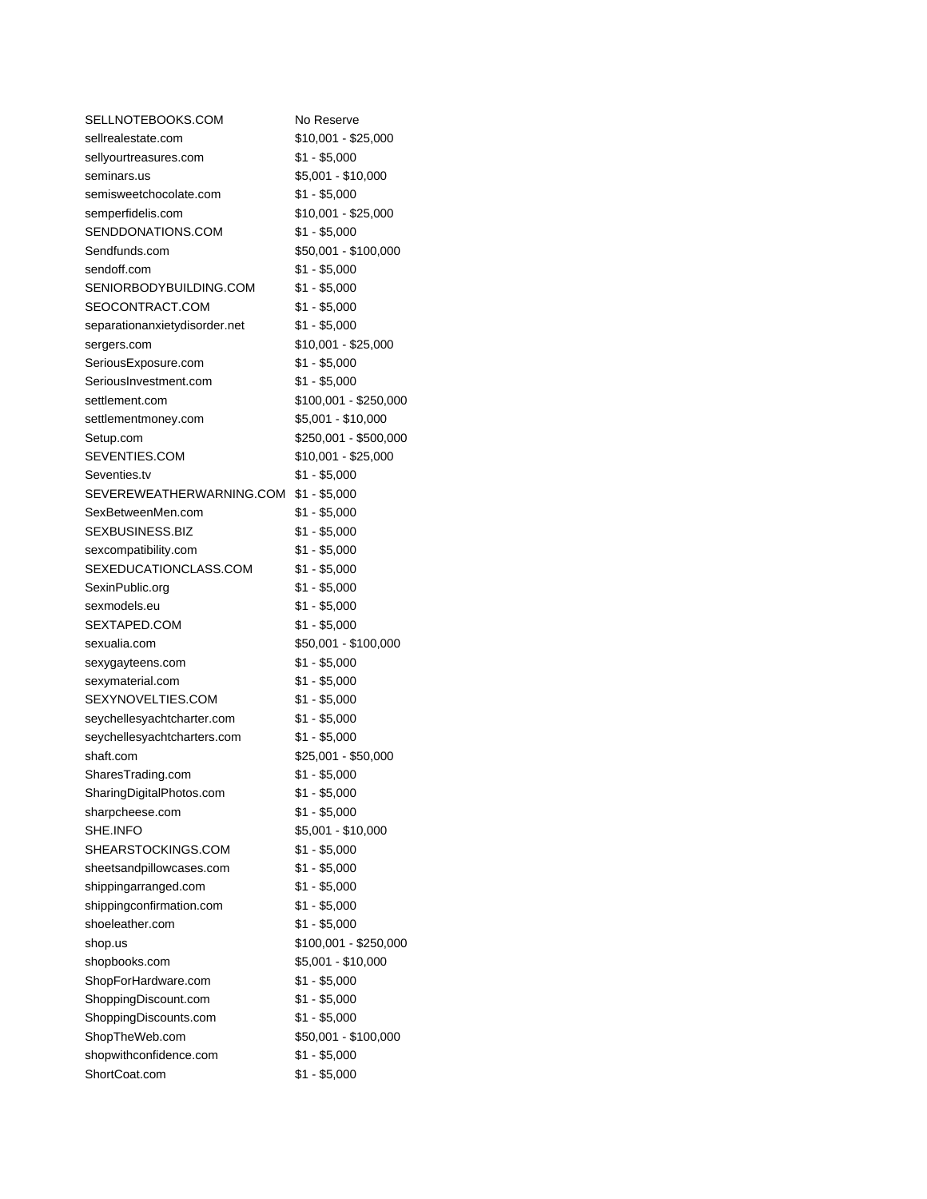| | |
|---|---|
| SELLNOTEBOOKS.COM | No Reserve |
| sellrealestate.com | $10,001 - $25,000 |
| sellyourtreasures.com | $1 - $5,000 |
| seminars.us | $5,001 - $10,000 |
| semisweetchocolate.com | $1 - $5,000 |
| semperfidelis.com | $10,001 - $25,000 |
| SENDDONATIONS.COM | $1 - $5,000 |
| Sendfunds.com | $50,001 - $100,000 |
| sendoff.com | $1 - $5,000 |
| SENIORBODYBUILDING.COM | $1 - $5,000 |
| SEOCONTRACT.COM | $1 - $5,000 |
| separationanxietydisorder.net | $1 - $5,000 |
| sergers.com | $10,001 - $25,000 |
| SeriousExposure.com | $1 - $5,000 |
| SeriousInvestment.com | $1 - $5,000 |
| settlement.com | $100,001 - $250,000 |
| settlementmoney.com | $5,001 - $10,000 |
| Setup.com | $250,001 - $500,000 |
| SEVENTIES.COM | $10,001 - $25,000 |
| Seventies.tv | $1 - $5,000 |
| SEVEREWEATHERWARNING.COM | $1 - $5,000 |
| SexBetweenMen.com | $1 - $5,000 |
| SEXBUSINESS.BIZ | $1 - $5,000 |
| sexcompatibility.com | $1 - $5,000 |
| SEXEDUCATIONCLASS.COM | $1 - $5,000 |
| SexinPublic.org | $1 - $5,000 |
| sexmodels.eu | $1 - $5,000 |
| SEXTAPED.COM | $1 - $5,000 |
| sexualia.com | $50,001 - $100,000 |
| sexygayteens.com | $1 - $5,000 |
| sexymaterial.com | $1 - $5,000 |
| SEXYNOVELTIES.COM | $1 - $5,000 |
| seychellesyachtcharter.com | $1 - $5,000 |
| seychellesyachtcharters.com | $1 - $5,000 |
| shaft.com | $25,001 - $50,000 |
| SharesTrading.com | $1 - $5,000 |
| SharingDigitalPhotos.com | $1 - $5,000 |
| sharpcheese.com | $1 - $5,000 |
| SHE.INFO | $5,001 - $10,000 |
| SHEARSTOCKINGS.COM | $1 - $5,000 |
| sheetsandpillowcases.com | $1 - $5,000 |
| shippingarranged.com | $1 - $5,000 |
| shippingconfirmation.com | $1 - $5,000 |
| shoeleather.com | $1 - $5,000 |
| shop.us | $100,001 - $250,000 |
| shopbooks.com | $5,001 - $10,000 |
| ShopForHardware.com | $1 - $5,000 |
| ShoppingDiscount.com | $1 - $5,000 |
| ShoppingDiscounts.com | $1 - $5,000 |
| ShopTheWeb.com | $50,001 - $100,000 |
| shopwithconfidence.com | $1 - $5,000 |
| ShortCoat.com | $1 - $5,000 |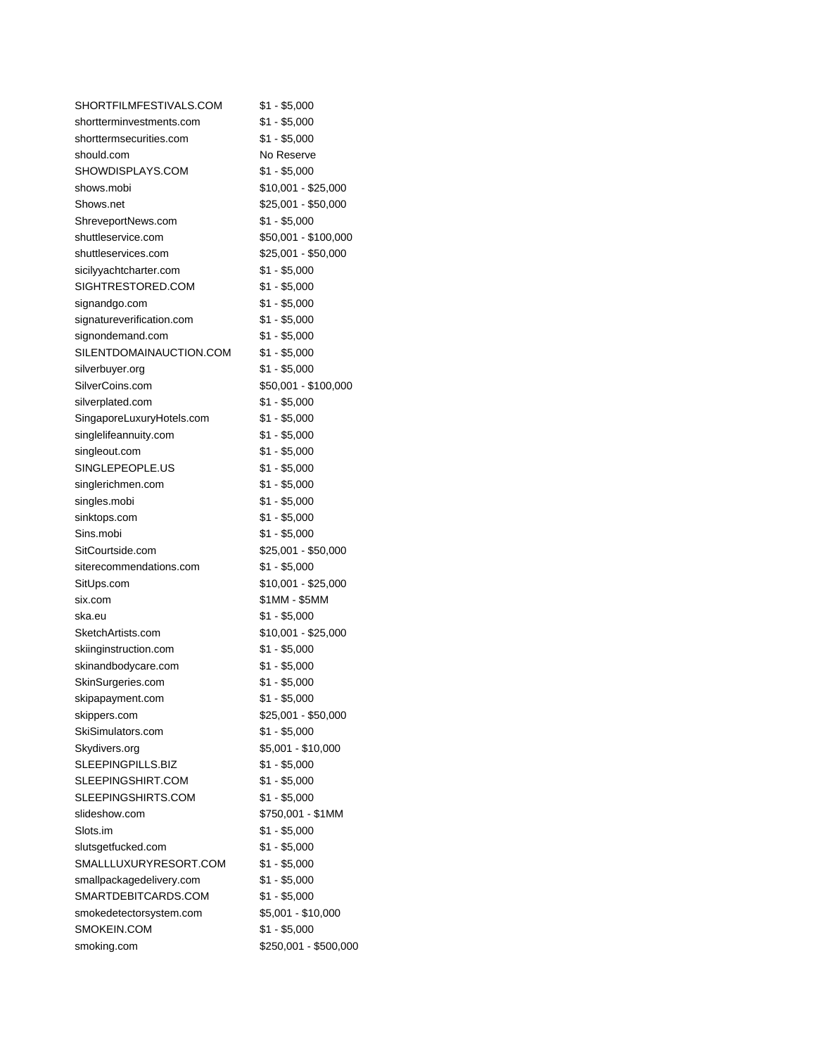| | |
|---|---|
| SHORTFILMFESTIVALS.COM | $1 - $5,000 |
| shortterminvestments.com | $1 - $5,000 |
| shorttermsecurities.com | $1 - $5,000 |
| should.com | No Reserve |
| SHOWDISPLAYS.COM | $1 - $5,000 |
| shows.mobi | $10,001 - $25,000 |
| Shows.net | $25,001 - $50,000 |
| ShreveportNews.com | $1 - $5,000 |
| shuttleservice.com | $50,001 - $100,000 |
| shuttleservices.com | $25,001 - $50,000 |
| sicilyyachtcharter.com | $1 - $5,000 |
| SIGHTRESTORED.COM | $1 - $5,000 |
| signandgo.com | $1 - $5,000 |
| signatureverification.com | $1 - $5,000 |
| signondemand.com | $1 - $5,000 |
| SILENTDOMAINAUCTION.COM | $1 - $5,000 |
| silverbuyer.org | $1 - $5,000 |
| SilverCoins.com | $50,001 - $100,000 |
| silverplated.com | $1 - $5,000 |
| SingaporeLuxuryHotels.com | $1 - $5,000 |
| singlelifeannuity.com | $1 - $5,000 |
| singleout.com | $1 - $5,000 |
| SINGLEPEOPLE.US | $1 - $5,000 |
| singlerichmen.com | $1 - $5,000 |
| singles.mobi | $1 - $5,000 |
| sinktops.com | $1 - $5,000 |
| Sins.mobi | $1 - $5,000 |
| SitCourtside.com | $25,001 - $50,000 |
| siterecommendations.com | $1 - $5,000 |
| SitUps.com | $10,001 - $25,000 |
| six.com | $1MM - $5MM |
| ska.eu | $1 - $5,000 |
| SketchArtists.com | $10,001 - $25,000 |
| skiinginstruction.com | $1 - $5,000 |
| skinandbodycare.com | $1 - $5,000 |
| SkinSurgeries.com | $1 - $5,000 |
| skipapayment.com | $1 - $5,000 |
| skippers.com | $25,001 - $50,000 |
| SkiSimulators.com | $1 - $5,000 |
| Skydivers.org | $5,001 - $10,000 |
| SLEEPINGPILLS.BIZ | $1 - $5,000 |
| SLEEPINGSHIRT.COM | $1 - $5,000 |
| SLEEPINGSHIRTS.COM | $1 - $5,000 |
| slideshow.com | $750,001 - $1MM |
| Slots.im | $1 - $5,000 |
| slutsgetfucked.com | $1 - $5,000 |
| SMALLLUXURYRESORT.COM | $1 - $5,000 |
| smallpackagedelivery.com | $1 - $5,000 |
| SMARTDEBITCARDS.COM | $1 - $5,000 |
| smokedetectorsystem.com | $5,001 - $10,000 |
| SMOKEIN.COM | $1 - $5,000 |
| smoking.com | $250,001 - $500,000 |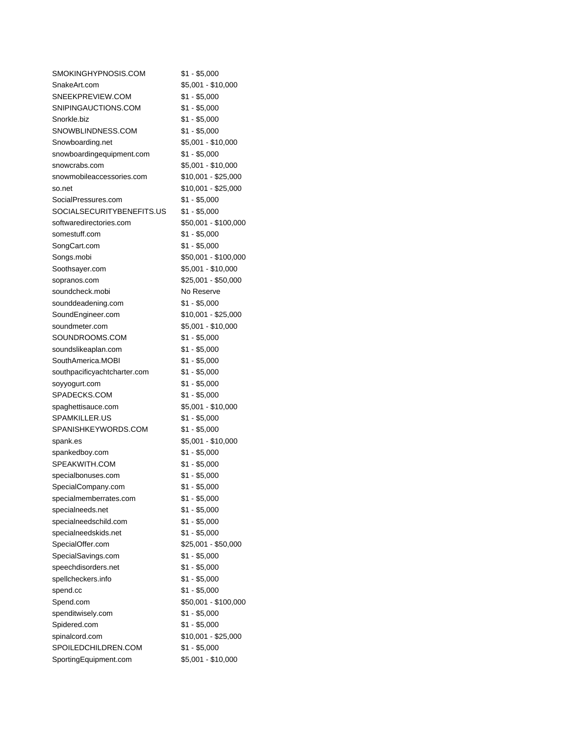| | |
|---|---|
| SMOKINGHYPNOSIS.COM | $1 - $5,000 |
| SnakeArt.com | $5,001 - $10,000 |
| SNEEKPREVIEW.COM | $1 - $5,000 |
| SNIPINGAUCTIONS.COM | $1 - $5,000 |
| Snorkle.biz | $1 - $5,000 |
| SNOWBLINDNESS.COM | $1 - $5,000 |
| Snowboarding.net | $5,001 - $10,000 |
| snowboardingequipment.com | $1 - $5,000 |
| snowcrabs.com | $5,001 - $10,000 |
| snowmobileaccessories.com | $10,001 - $25,000 |
| so.net | $10,001 - $25,000 |
| SocialPressures.com | $1 - $5,000 |
| SOCIALSECURITYBENEFITS.US | $1 - $5,000 |
| softwaredirectories.com | $50,001 - $100,000 |
| somestuff.com | $1 - $5,000 |
| SongCart.com | $1 - $5,000 |
| Songs.mobi | $50,001 - $100,000 |
| Soothsayer.com | $5,001 - $10,000 |
| sopranos.com | $25,001 - $50,000 |
| soundcheck.mobi | No Reserve |
| sounddeadening.com | $1 - $5,000 |
| SoundEngineer.com | $10,001 - $25,000 |
| soundmeter.com | $5,001 - $10,000 |
| SOUNDROOMS.COM | $1 - $5,000 |
| soundslikeaplan.com | $1 - $5,000 |
| SouthAmerica.MOBI | $1 - $5,000 |
| southpacificyachtcharter.com | $1 - $5,000 |
| soyyogurt.com | $1 - $5,000 |
| SPADECKS.COM | $1 - $5,000 |
| spaghettisauce.com | $5,001 - $10,000 |
| SPAMKILLER.US | $1 - $5,000 |
| SPANISHKEYWORDS.COM | $1 - $5,000 |
| spank.es | $5,001 - $10,000 |
| spankedboy.com | $1 - $5,000 |
| SPEAKWITH.COM | $1 - $5,000 |
| specialbonuses.com | $1 - $5,000 |
| SpecialCompany.com | $1 - $5,000 |
| specialmemberrates.com | $1 - $5,000 |
| specialneeds.net | $1 - $5,000 |
| specialneedschild.com | $1 - $5,000 |
| specialneedskids.net | $1 - $5,000 |
| SpecialOffer.com | $25,001 - $50,000 |
| SpecialSavings.com | $1 - $5,000 |
| speechdisorders.net | $1 - $5,000 |
| spellcheckers.info | $1 - $5,000 |
| spend.cc | $1 - $5,000 |
| Spend.com | $50,001 - $100,000 |
| spenditwisely.com | $1 - $5,000 |
| Spidered.com | $1 - $5,000 |
| spinalcord.com | $10,001 - $25,000 |
| SPOILEDCHILDREN.COM | $1 - $5,000 |
| SportingEquipment.com | $5,001 - $10,000 |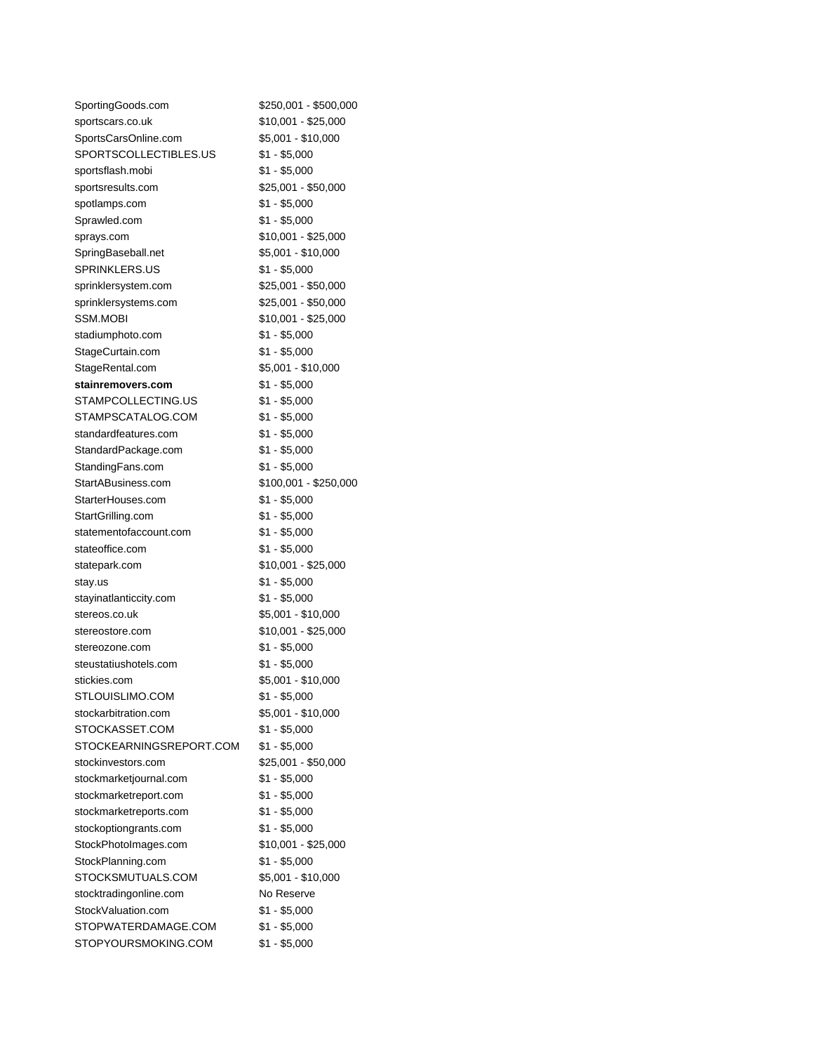| | |
|---|---|
| SportingGoods.com | $250,001 - $500,000 |
| sportscars.co.uk | $10,001 - $25,000 |
| SportsCarsOnline.com | $5,001 - $10,000 |
| SPORTSCOLLECTIBLES.US | $1 - $5,000 |
| sportsflash.mobi | $1 - $5,000 |
| sportsresults.com | $25,001 - $50,000 |
| spotlamps.com | $1 - $5,000 |
| Sprawled.com | $1 - $5,000 |
| sprays.com | $10,001 - $25,000 |
| SpringBaseball.net | $5,001 - $10,000 |
| SPRINKLERS.US | $1 - $5,000 |
| sprinklersystem.com | $25,001 - $50,000 |
| sprinklersystems.com | $25,001 - $50,000 |
| SSM.MOBI | $10,001 - $25,000 |
| stadiumphoto.com | $1 - $5,000 |
| StageCurtain.com | $1 - $5,000 |
| StageRental.com | $5,001 - $10,000 |
| **stainremovers.com** | $1 - $5,000 |
| STAMPCOLLECTING.US | $1 - $5,000 |
| STAMPSCATALOG.COM | $1 - $5,000 |
| standardfeatures.com | $1 - $5,000 |
| StandardPackage.com | $1 - $5,000 |
| StandingFans.com | $1 - $5,000 |
| StartABusiness.com | $100,001 - $250,000 |
| StarterHouses.com | $1 - $5,000 |
| StartGrilling.com | $1 - $5,000 |
| statementofaccount.com | $1 - $5,000 |
| stateoffice.com | $1 - $5,000 |
| statepark.com | $10,001 - $25,000 |
| stay.us | $1 - $5,000 |
| stayinatlanticcity.com | $1 - $5,000 |
| stereos.co.uk | $5,001 - $10,000 |
| stereostore.com | $10,001 - $25,000 |
| stereozone.com | $1 - $5,000 |
| steustatiushotels.com | $1 - $5,000 |
| stickies.com | $5,001 - $10,000 |
| STLOUISLIMO.COM | $1 - $5,000 |
| stockarbitration.com | $5,001 - $10,000 |
| STOCKASSET.COM | $1 - $5,000 |
| STOCKEARNINGSREPORT.COM | $1 - $5,000 |
| stockinvestors.com | $25,001 - $50,000 |
| stockmarketjournal.com | $1 - $5,000 |
| stockmarketreport.com | $1 - $5,000 |
| stockmarketreports.com | $1 - $5,000 |
| stockoptiongrants.com | $1 - $5,000 |
| StockPhotoImages.com | $10,001 - $25,000 |
| StockPlanning.com | $1 - $5,000 |
| STOCKSMUTUALS.COM | $5,001 - $10,000 |
| stocktradingonline.com | No Reserve |
| StockValuation.com | $1 - $5,000 |
| STOPWATERDAMAGE.COM | $1 - $5,000 |
| STOPYOURSMOKING.COM | $1 - $5,000 |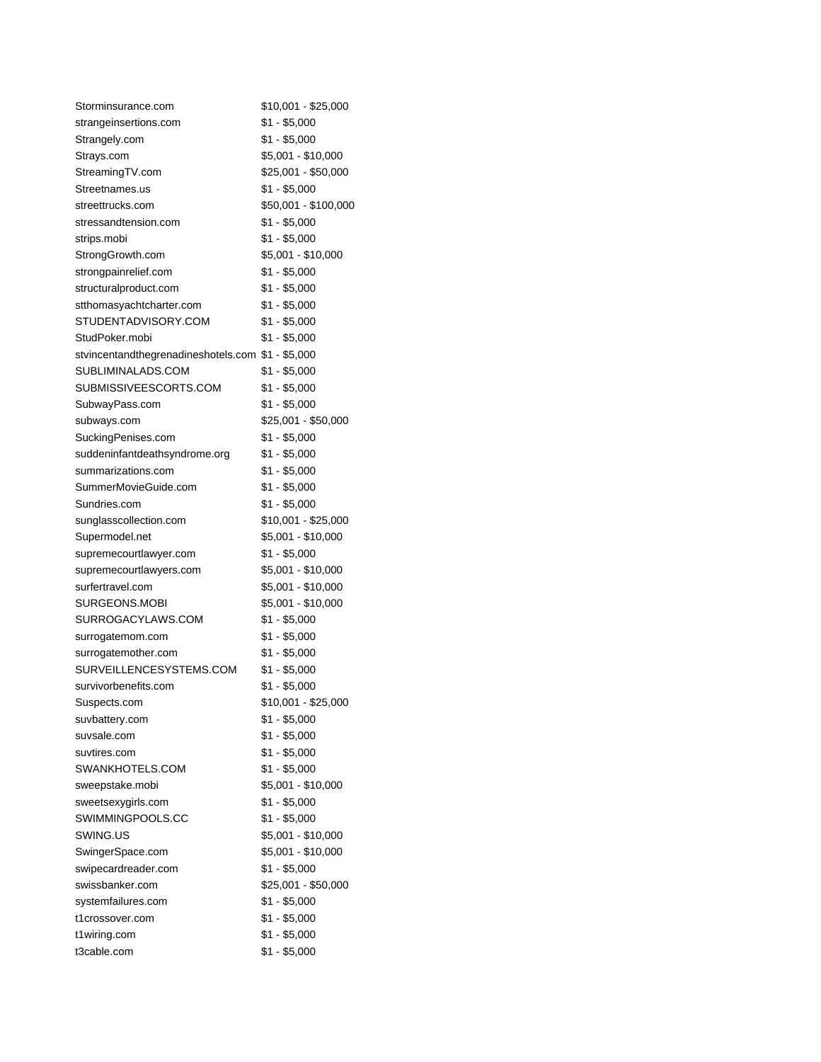| | |
|---|---|
| Storminsurance.com | $10,001 - $25,000 |
| strangeinsertions.com | $1 - $5,000 |
| Strangely.com | $1 - $5,000 |
| Strays.com | $5,001 - $10,000 |
| StreamingTV.com | $25,001 - $50,000 |
| Streetnames.us | $1 - $5,000 |
| streettrucks.com | $50,001 - $100,000 |
| stressandtension.com | $1 - $5,000 |
| strips.mobi | $1 - $5,000 |
| StrongGrowth.com | $5,001 - $10,000 |
| strongpainrelief.com | $1 - $5,000 |
| structuralproduct.com | $1 - $5,000 |
| stthomasyachtcharter.com | $1 - $5,000 |
| STUDENTADVISORY.COM | $1 - $5,000 |
| StudPoker.mobi | $1 - $5,000 |
| stvincentandthegrenadineshotels.com | $1 - $5,000 |
| SUBLIMINALADS.COM | $1 - $5,000 |
| SUBMISSIVEESCORTS.COM | $1 - $5,000 |
| SubwayPass.com | $1 - $5,000 |
| subways.com | $25,001 - $50,000 |
| SuckingPenises.com | $1 - $5,000 |
| suddeninfantdeathsyndrome.org | $1 - $5,000 |
| summarizations.com | $1 - $5,000 |
| SummerMovieGuide.com | $1 - $5,000 |
| Sundries.com | $1 - $5,000 |
| sunglasscollection.com | $10,001 - $25,000 |
| Supermodel.net | $5,001 - $10,000 |
| supremecourtlawyer.com | $1 - $5,000 |
| supremecourtlawyers.com | $5,001 - $10,000 |
| surfertravel.com | $5,001 - $10,000 |
| SURGEONS.MOBI | $5,001 - $10,000 |
| SURROGACYLAWS.COM | $1 - $5,000 |
| surrogatemom.com | $1 - $5,000 |
| surrogatemother.com | $1 - $5,000 |
| SURVEILLENCESYSTEMS.COM | $1 - $5,000 |
| survivorbenefits.com | $1 - $5,000 |
| Suspects.com | $10,001 - $25,000 |
| suvbattery.com | $1 - $5,000 |
| suvsale.com | $1 - $5,000 |
| suvtires.com | $1 - $5,000 |
| SWANKHOTELS.COM | $1 - $5,000 |
| sweepstake.mobi | $5,001 - $10,000 |
| sweetsexygirls.com | $1 - $5,000 |
| SWIMMINGPOOLS.CC | $1 - $5,000 |
| SWING.US | $5,001 - $10,000 |
| SwingerSpace.com | $5,001 - $10,000 |
| swipecardreader.com | $1 - $5,000 |
| swissbanker.com | $25,001 - $50,000 |
| systemfailures.com | $1 - $5,000 |
| t1crossover.com | $1 - $5,000 |
| t1wiring.com | $1 - $5,000 |
| t3cable.com | $1 - $5,000 |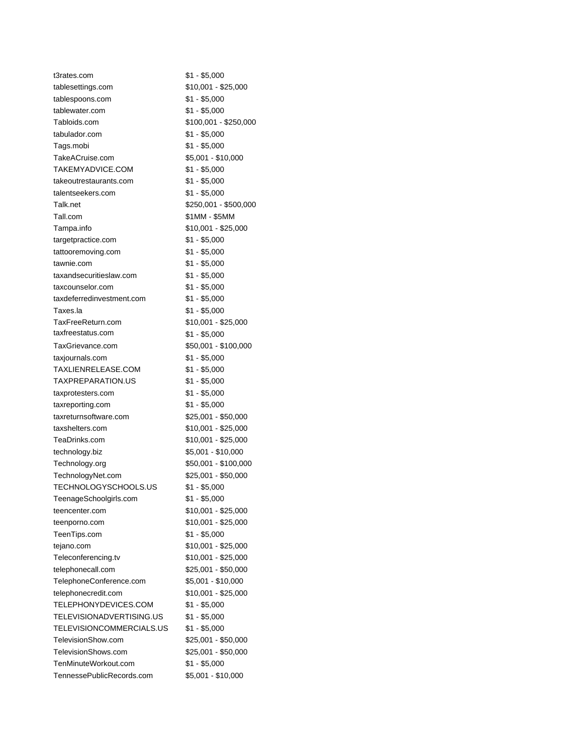| | |
|---|---|
| t3rates.com | $1 - $5,000 |
| tablesettings.com | $10,001 - $25,000 |
| tablespoons.com | $1 - $5,000 |
| tablewater.com | $1 - $5,000 |
| Tabloids.com | $100,001 - $250,000 |
| tabulador.com | $1 - $5,000 |
| Tags.mobi | $1 - $5,000 |
| TakeACruise.com | $5,001 - $10,000 |
| TAKEMYADVICE.COM | $1 - $5,000 |
| takeoutrestaurants.com | $1 - $5,000 |
| talentseekers.com | $1 - $5,000 |
| Talk.net | $250,001 - $500,000 |
| Tall.com | $1MM - $5MM |
| Tampa.info | $10,001 - $25,000 |
| targetpractice.com | $1 - $5,000 |
| tattooremoving.com | $1 - $5,000 |
| tawnie.com | $1 - $5,000 |
| taxandsecuritieslaw.com | $1 - $5,000 |
| taxcounselor.com | $1 - $5,000 |
| taxdeferredinvestment.com | $1 - $5,000 |
| Taxes.la | $1 - $5,000 |
| TaxFreeReturn.com | $10,001 - $25,000 |
| taxfreestatus.com | $1 - $5,000 |
| TaxGrievance.com | $50,001 - $100,000 |
| taxjournals.com | $1 - $5,000 |
| TAXLIENRELEASE.COM | $1 - $5,000 |
| TAXPREPARATION.US | $1 - $5,000 |
| taxprotesters.com | $1 - $5,000 |
| taxreporting.com | $1 - $5,000 |
| taxreturnsoftware.com | $25,001 - $50,000 |
| taxshelters.com | $10,001 - $25,000 |
| TeaDrinks.com | $10,001 - $25,000 |
| technology.biz | $5,001 - $10,000 |
| Technology.org | $50,001 - $100,000 |
| TechnologyNet.com | $25,001 - $50,000 |
| TECHNOLOGYSCHOOLS.US | $1 - $5,000 |
| TeenageSchoolgirls.com | $1 - $5,000 |
| teencenter.com | $10,001 - $25,000 |
| teenporno.com | $10,001 - $25,000 |
| TeenTips.com | $1 - $5,000 |
| tejano.com | $10,001 - $25,000 |
| Teleconferencing.tv | $10,001 - $25,000 |
| telephonecall.com | $25,001 - $50,000 |
| TelephoneConference.com | $5,001 - $10,000 |
| telephonecredit.com | $10,001 - $25,000 |
| TELEPHONYDEVICES.COM | $1 - $5,000 |
| TELEVISIONADVERTISING.US | $1 - $5,000 |
| TELEVISIONCOMMERCIALS.US | $1 - $5,000 |
| TelevisionShow.com | $25,001 - $50,000 |
| TelevisionShows.com | $25,001 - $50,000 |
| TenMinuteWorkout.com | $1 - $5,000 |
| TennesseePublicRecords.com | $5,001 - $10,000 |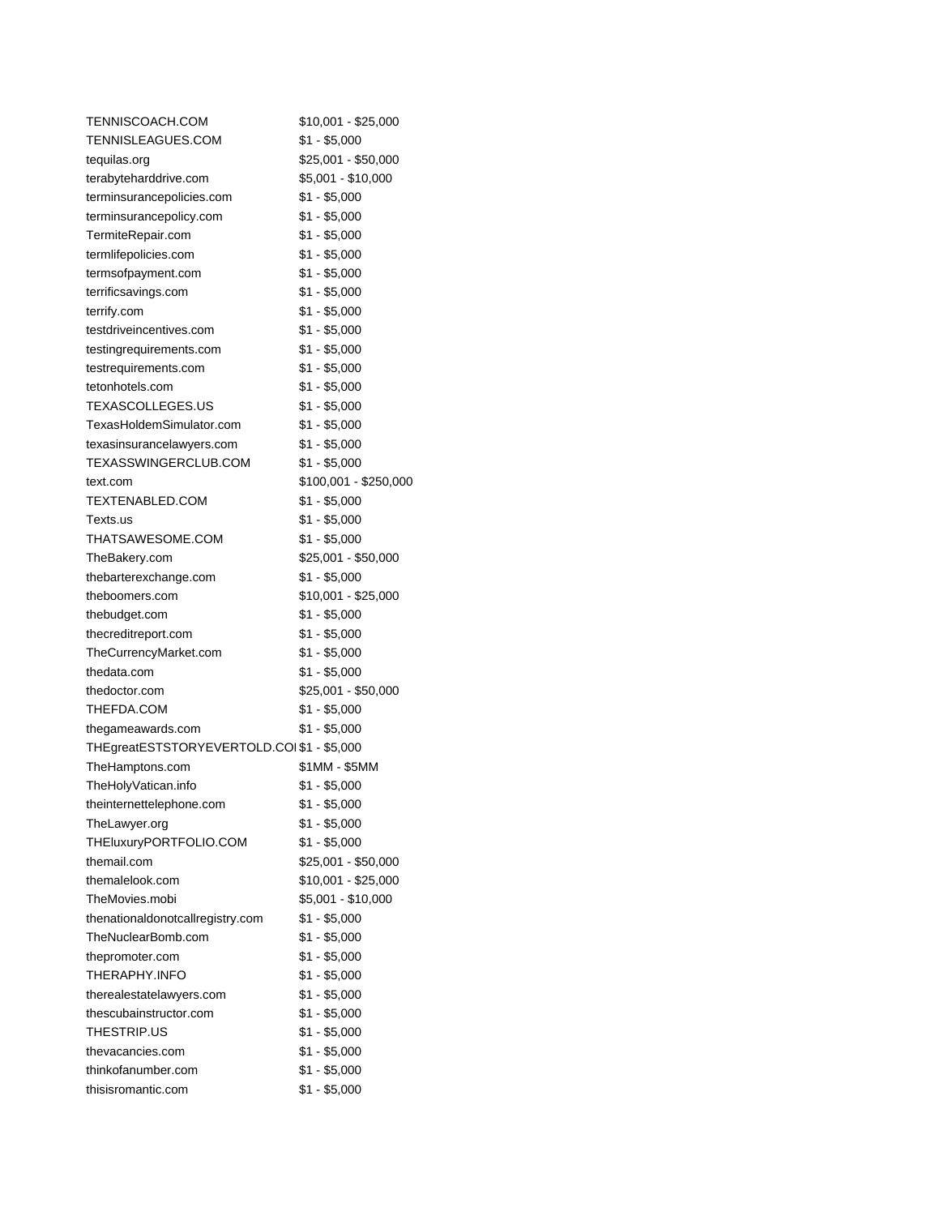| | |
|---|---|
| TENNISCOACH.COM | $10,001 - $25,000 |
| TENNISLEAGUES.COM | $1 - $5,000 |
| tequilas.org | $25,001 - $50,000 |
| terabyteharddrive.com | $5,001 - $10,000 |
| terminsurancepolicies.com | $1 - $5,000 |
| terminsurancepolicy.com | $1 - $5,000 |
| TermiteRepair.com | $1 - $5,000 |
| termlifepolicies.com | $1 - $5,000 |
| termsofpayment.com | $1 - $5,000 |
| terrificsavings.com | $1 - $5,000 |
| terrify.com | $1 - $5,000 |
| testdriveincentives.com | $1 - $5,000 |
| testingrequirements.com | $1 - $5,000 |
| testrequirements.com | $1 - $5,000 |
| tetonhotels.com | $1 - $5,000 |
| TEXASCOLLEGES.US | $1 - $5,000 |
| TexasHoldemSimulator.com | $1 - $5,000 |
| texasinsurancelawyers.com | $1 - $5,000 |
| TEXASSWINGERCLUB.COM | $1 - $5,000 |
| text.com | $100,001 - $250,000 |
| TEXTENABLED.COM | $1 - $5,000 |
| Texts.us | $1 - $5,000 |
| THATSAWESOME.COM | $1 - $5,000 |
| TheBakery.com | $25,001 - $50,000 |
| thebarterexchange.com | $1 - $5,000 |
| theboomers.com | $10,001 - $25,000 |
| thebudget.com | $1 - $5,000 |
| thecreditreport.com | $1 - $5,000 |
| TheCurrencyMarket.com | $1 - $5,000 |
| thedata.com | $1 - $5,000 |
| thedoctor.com | $25,001 - $50,000 |
| THEFDA.COM | $1 - $5,000 |
| thegameawards.com | $1 - $5,000 |
| THEgreatESTSTORYEVERTOLD.COI | $1 - $5,000 |
| TheHamptons.com | $1MM - $5MM |
| TheHolyVatican.info | $1 - $5,000 |
| theinternettelephone.com | $1 - $5,000 |
| TheLawyer.org | $1 - $5,000 |
| THEluxuryPORTFOLIO.COM | $1 - $5,000 |
| themail.com | $25,001 - $50,000 |
| themalelook.com | $10,001 - $25,000 |
| TheMovies.mobi | $5,001 - $10,000 |
| thenationaldonotcallregistry.com | $1 - $5,000 |
| TheNuclearBomb.com | $1 - $5,000 |
| thepromoter.com | $1 - $5,000 |
| THERAPHY.INFO | $1 - $5,000 |
| therealestatelawyers.com | $1 - $5,000 |
| thescubainstructor.com | $1 - $5,000 |
| THESTRIP.US | $1 - $5,000 |
| thevacancies.com | $1 - $5,000 |
| thinkofanumber.com | $1 - $5,000 |
| thisisromantic.com | $1 - $5,000 |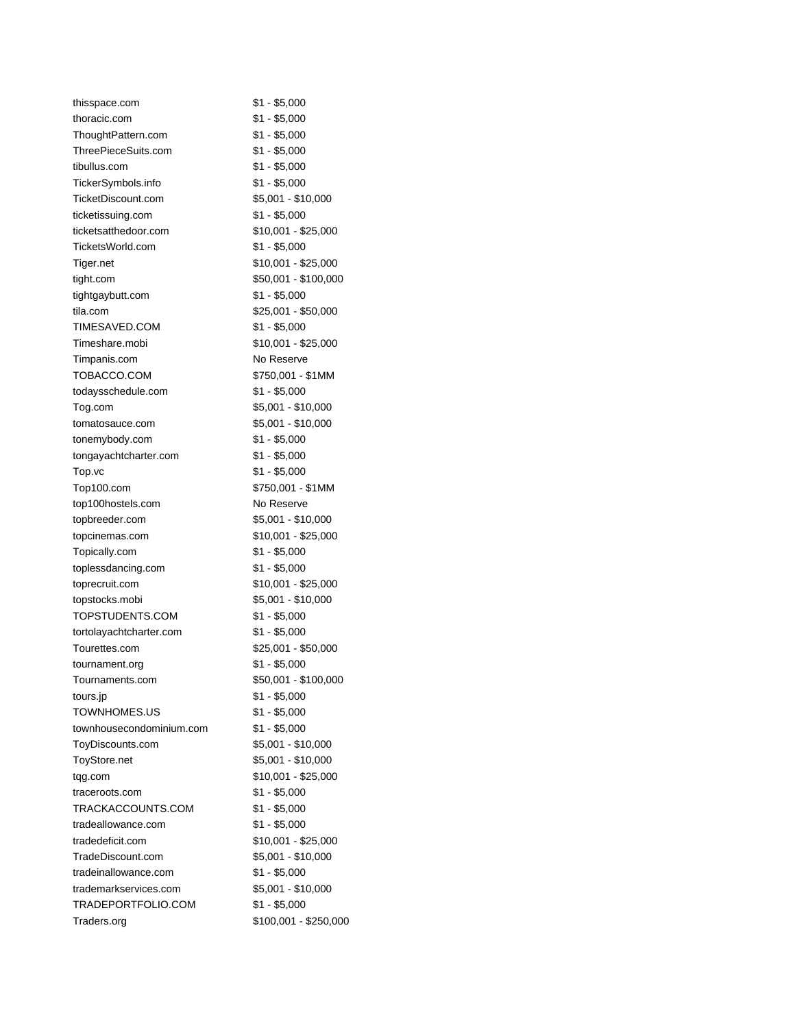| | |
|---|---|
| thisspace.com | $1 - $5,000 |
| thoracic.com | $1 - $5,000 |
| ThoughtPattern.com | $1 - $5,000 |
| ThreePieceSuits.com | $1 - $5,000 |
| tibullus.com | $1 - $5,000 |
| TickerSymbols.info | $1 - $5,000 |
| TicketDiscount.com | $5,001 - $10,000 |
| ticketissuing.com | $1 - $5,000 |
| ticketsatthedoor.com | $10,001 - $25,000 |
| TicketsWorld.com | $1 - $5,000 |
| Tiger.net | $10,001 - $25,000 |
| tight.com | $50,001 - $100,000 |
| tightgaybutt.com | $1 - $5,000 |
| tila.com | $25,001 - $50,000 |
| TIMESAVED.COM | $1 - $5,000 |
| Timeshare.mobi | $10,001 - $25,000 |
| Timpanis.com | No Reserve |
| TOBACCO.COM | $750,001 - $1MM |
| todaysschedule.com | $1 - $5,000 |
| Tog.com | $5,001 - $10,000 |
| tomatosauce.com | $5,001 - $10,000 |
| tonemybody.com | $1 - $5,000 |
| tongayachtcharter.com | $1 - $5,000 |
| Top.vc | $1 - $5,000 |
| Top100.com | $750,001 - $1MM |
| top100hostels.com | No Reserve |
| topbreeder.com | $5,001 - $10,000 |
| topcinemas.com | $10,001 - $25,000 |
| Topically.com | $1 - $5,000 |
| toplessdancing.com | $1 - $5,000 |
| toprecruit.com | $10,001 - $25,000 |
| topstocks.mobi | $5,001 - $10,000 |
| TOPSTUDENTS.COM | $1 - $5,000 |
| tortolayachtcharter.com | $1 - $5,000 |
| Tourettes.com | $25,001 - $50,000 |
| tournament.org | $1 - $5,000 |
| Tournaments.com | $50,001 - $100,000 |
| tours.jp | $1 - $5,000 |
| TOWNHOMES.US | $1 - $5,000 |
| townhousecondominium.com | $1 - $5,000 |
| ToyDiscounts.com | $5,001 - $10,000 |
| ToyStore.net | $5,001 - $10,000 |
| tqg.com | $10,001 - $25,000 |
| traceroots.com | $1 - $5,000 |
| TRACKACCOUNTS.COM | $1 - $5,000 |
| tradeallowance.com | $1 - $5,000 |
| tradedeficit.com | $10,001 - $25,000 |
| TradeDiscount.com | $5,001 - $10,000 |
| tradeinallowance.com | $1 - $5,000 |
| trademarkservices.com | $5,001 - $10,000 |
| TRADEPORTFOLIO.COM | $1 - $5,000 |
| Traders.org | $100,001 - $250,000 |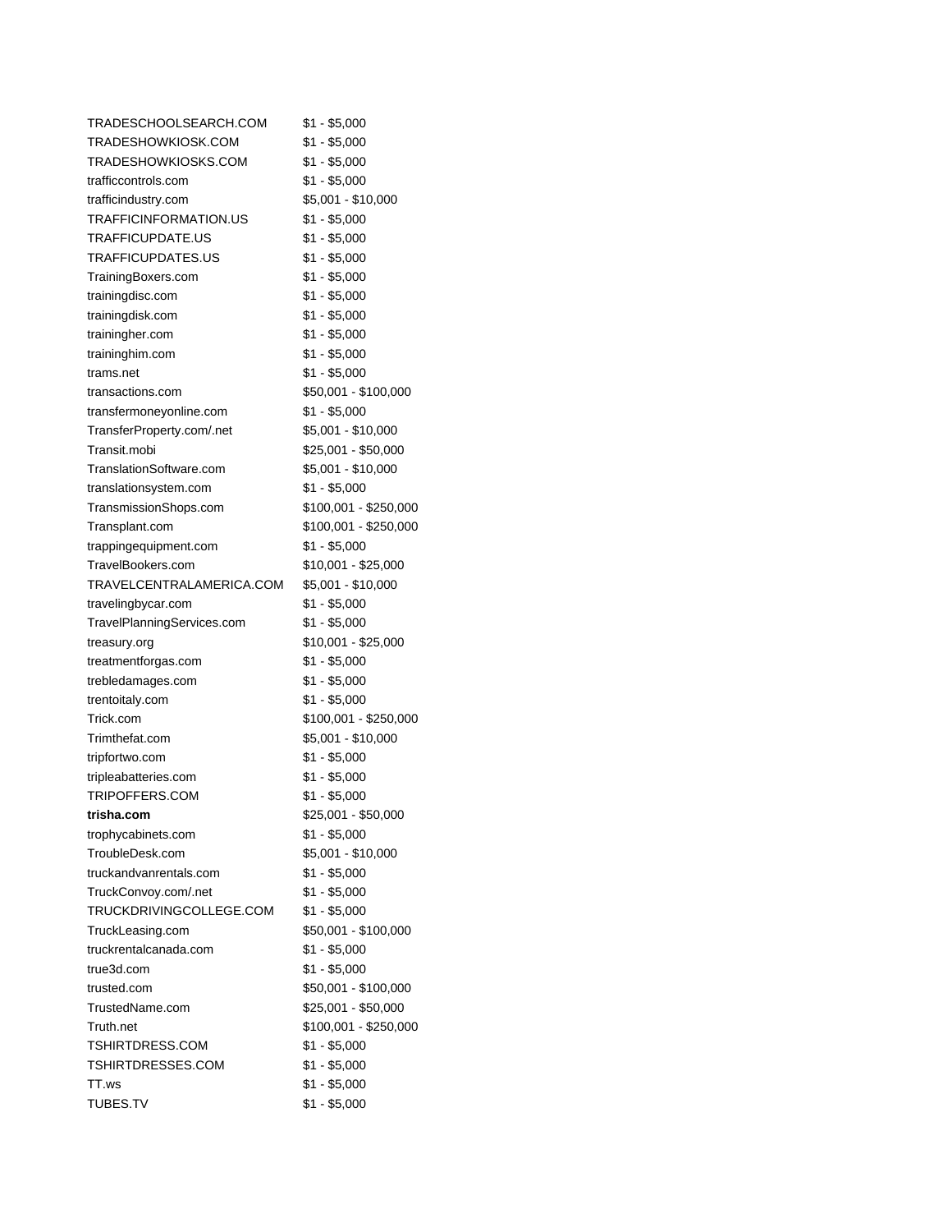| | |
|---|---|
| TRADESCHOOLSEARCH.COM | $1 - $5,000 |
| TRADESHOWKIOSK.COM | $1 - $5,000 |
| TRADESHOWKIOSKS.COM | $1 - $5,000 |
| trafficcontrols.com | $1 - $5,000 |
| trafficindustry.com | $5,001 - $10,000 |
| TRAFFICINFORMATION.US | $1 - $5,000 |
| TRAFFICUPDATE.US | $1 - $5,000 |
| TRAFFICUPDATES.US | $1 - $5,000 |
| TrainingBoxers.com | $1 - $5,000 |
| trainingdisc.com | $1 - $5,000 |
| trainingdisk.com | $1 - $5,000 |
| trainingher.com | $1 - $5,000 |
| traininghim.com | $1 - $5,000 |
| trams.net | $1 - $5,000 |
| transactions.com | $50,001 - $100,000 |
| transfermoneyonline.com | $1 - $5,000 |
| TransferProperty.com/.net | $5,001 - $10,000 |
| Transit.mobi | $25,001 - $50,000 |
| TranslationSoftware.com | $5,001 - $10,000 |
| translationsystem.com | $1 - $5,000 |
| TransmissionShops.com | $100,001 - $250,000 |
| Transplant.com | $100,001 - $250,000 |
| trappingequipment.com | $1 - $5,000 |
| TravelBookers.com | $10,001 - $25,000 |
| TRAVELCENTRALAMERICA.COM | $5,001 - $10,000 |
| travelingbycar.com | $1 - $5,000 |
| TravelPlanningServices.com | $1 - $5,000 |
| treasury.org | $10,001 - $25,000 |
| treatmentforgas.com | $1 - $5,000 |
| trebledamages.com | $1 - $5,000 |
| trentoitaly.com | $1 - $5,000 |
| Trick.com | $100,001 - $250,000 |
| Trimthefat.com | $5,001 - $10,000 |
| tripfortwo.com | $1 - $5,000 |
| tripleabatteries.com | $1 - $5,000 |
| TRIPOFFERS.COM | $1 - $5,000 |
| **trisha.com** | $25,001 - $50,000 |
| trophycabinets.com | $1 - $5,000 |
| TroubleDesk.com | $5,001 - $10,000 |
| truckandvanrentals.com | $1 - $5,000 |
| TruckConvoy.com/.net | $1 - $5,000 |
| TRUCKDRIVINGCOLLEGE.COM | $1 - $5,000 |
| TruckLeasing.com | $50,001 - $100,000 |
| truckrentalcanada.com | $1 - $5,000 |
| true3d.com | $1 - $5,000 |
| trusted.com | $50,001 - $100,000 |
| TrustedName.com | $25,001 - $50,000 |
| Truth.net | $100,001 - $250,000 |
| TSHIRTDRESS.COM | $1 - $5,000 |
| TSHIRTDRESSES.COM | $1 - $5,000 |
| TT.ws | $1 - $5,000 |
| TUBES.TV | $1 - $5,000 |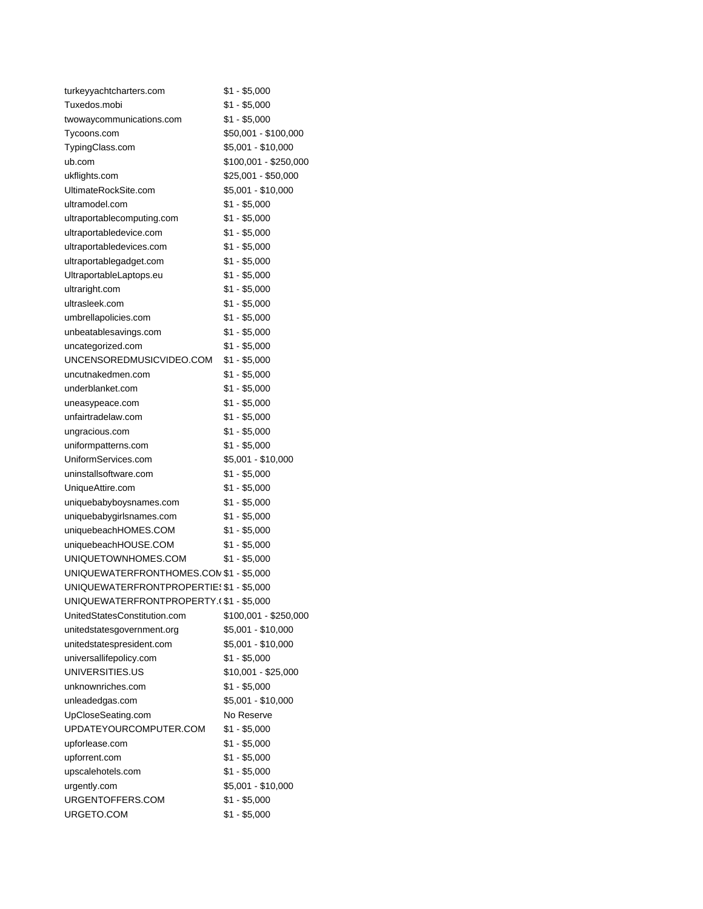| | |
|---|---|
| turkeyyachtcharters.com | $1 - $5,000 |
| Tuxedos.mobi | $1 - $5,000 |
| twowaycommunications.com | $1 - $5,000 |
| Tycoons.com | $50,001 - $100,000 |
| TypingClass.com | $5,001 - $10,000 |
| ub.com | $100,001 - $250,000 |
| ukflights.com | $25,001 - $50,000 |
| UltimateRockSite.com | $5,001 - $10,000 |
| ultramodel.com | $1 - $5,000 |
| ultraportablecomputing.com | $1 - $5,000 |
| ultraportabledevice.com | $1 - $5,000 |
| ultraportabledevices.com | $1 - $5,000 |
| ultraportablegadget.com | $1 - $5,000 |
| UltraportableLaptops.eu | $1 - $5,000 |
| ultraright.com | $1 - $5,000 |
| ultrasleek.com | $1 - $5,000 |
| umbrellapolicies.com | $1 - $5,000 |
| unbeatablesavings.com | $1 - $5,000 |
| uncategorized.com | $1 - $5,000 |
| UNCENSOREDMUSICVIDEO.COM | $1 - $5,000 |
| uncutnakedmen.com | $1 - $5,000 |
| underblanket.com | $1 - $5,000 |
| uneasypeace.com | $1 - $5,000 |
| unfairtradelaw.com | $1 - $5,000 |
| ungracious.com | $1 - $5,000 |
| uniformpatterns.com | $1 - $5,000 |
| UniformServices.com | $5,001 - $10,000 |
| uninstallsoftware.com | $1 - $5,000 |
| UniqueAttire.com | $1 - $5,000 |
| uniquebabyboysnames.com | $1 - $5,000 |
| uniquebabygirlsnames.com | $1 - $5,000 |
| uniquebeachHOMES.COM | $1 - $5,000 |
| uniquebeachHOUSE.COM | $1 - $5,000 |
| UNIQUETOWNHOMES.COM | $1 - $5,000 |
| UNIQUEWATERFRONTHOMES.COM | $1 - $5,000 |
| UNIQUEWATERFRONTPROPERTIES | $1 - $5,000 |
| UNIQUEWATERFRONTPROPERTY.( | $1 - $5,000 |
| UnitedStatesConstitution.com | $100,001 - $250,000 |
| unitedstatesgovernment.org | $5,001 - $10,000 |
| unitedstatespresident.com | $5,001 - $10,000 |
| universallifepolicy.com | $1 - $5,000 |
| UNIVERSITIES.US | $10,001 - $25,000 |
| unknownriches.com | $1 - $5,000 |
| unleadedgas.com | $5,001 - $10,000 |
| UpCloseSeating.com | No Reserve |
| UPDATEYOURCOMPUTER.COM | $1 - $5,000 |
| upforlease.com | $1 - $5,000 |
| upforrent.com | $1 - $5,000 |
| upscalehotels.com | $1 - $5,000 |
| urgently.com | $5,001 - $10,000 |
| URGENTOFFERS.COM | $1 - $5,000 |
| URGETO.COM | $1 - $5,000 |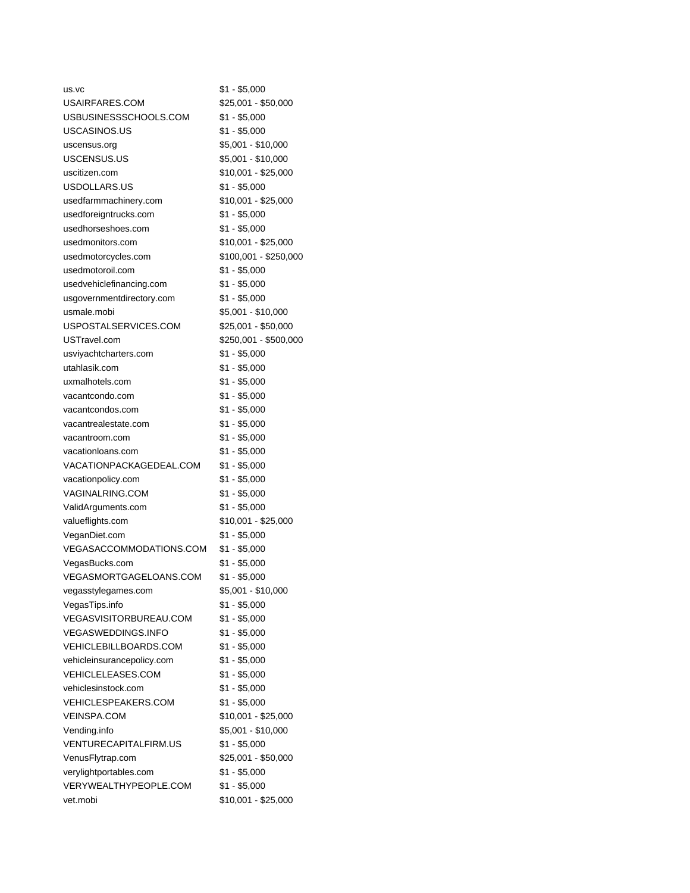| | |
|---|---|
| us.vc | $1 - $5,000 |
| USAIRFARES.COM | $25,001 - $50,000 |
| USBUSINESSSCHOOLS.COM | $1 - $5,000 |
| USCASINOS.US | $1 - $5,000 |
| uscensus.org | $5,001 - $10,000 |
| USCENSUS.US | $5,001 - $10,000 |
| uscitizen.com | $10,001 - $25,000 |
| USDOLLARS.US | $1 - $5,000 |
| usedfarmmachinery.com | $10,001 - $25,000 |
| usedforeigntrucks.com | $1 - $5,000 |
| usedhorseshoes.com | $1 - $5,000 |
| usedmonitors.com | $10,001 - $25,000 |
| usedmotorcycles.com | $100,001 - $250,000 |
| usedmotoroil.com | $1 - $5,000 |
| usedvehiclefinancing.com | $1 - $5,000 |
| usgovernmentdirectory.com | $1 - $5,000 |
| usmale.mobi | $5,001 - $10,000 |
| USPOSTALSERVICES.COM | $25,001 - $50,000 |
| USTravel.com | $250,001 - $500,000 |
| usviyachtcharters.com | $1 - $5,000 |
| utahlasik.com | $1 - $5,000 |
| uxmalhotels.com | $1 - $5,000 |
| vacantcondo.com | $1 - $5,000 |
| vacantcondos.com | $1 - $5,000 |
| vacantrealestate.com | $1 - $5,000 |
| vacantroom.com | $1 - $5,000 |
| vacationloans.com | $1 - $5,000 |
| VACATIONPACKAGEDEAL.COM | $1 - $5,000 |
| vacationpolicy.com | $1 - $5,000 |
| VAGINALRING.COM | $1 - $5,000 |
| ValidArguments.com | $1 - $5,000 |
| valueflights.com | $10,001 - $25,000 |
| VeganDiet.com | $1 - $5,000 |
| VEGASACCOMMODATIONS.COM | $1 - $5,000 |
| VegasBucks.com | $1 - $5,000 |
| VEGASMORTGAGELOANS.COM | $1 - $5,000 |
| vegasstylegames.com | $5,001 - $10,000 |
| VegasTips.info | $1 - $5,000 |
| VEGASVISITORBUREAU.COM | $1 - $5,000 |
| VEGASWEDDINGS.INFO | $1 - $5,000 |
| VEHICLEBILLBOARDS.COM | $1 - $5,000 |
| vehicleinsurancepolicy.com | $1 - $5,000 |
| VEHICLELEASES.COM | $1 - $5,000 |
| vehiclesinstock.com | $1 - $5,000 |
| VEHICLESPEAKERS.COM | $1 - $5,000 |
| VEINSPA.COM | $10,001 - $25,000 |
| Vending.info | $5,001 - $10,000 |
| VENTURECAPITALFIRM.US | $1 - $5,000 |
| VenusFlytrap.com | $25,001 - $50,000 |
| verylightportables.com | $1 - $5,000 |
| VERYWEALTHYPEOPLE.COM | $1 - $5,000 |
| vet.mobi | $10,001 - $25,000 |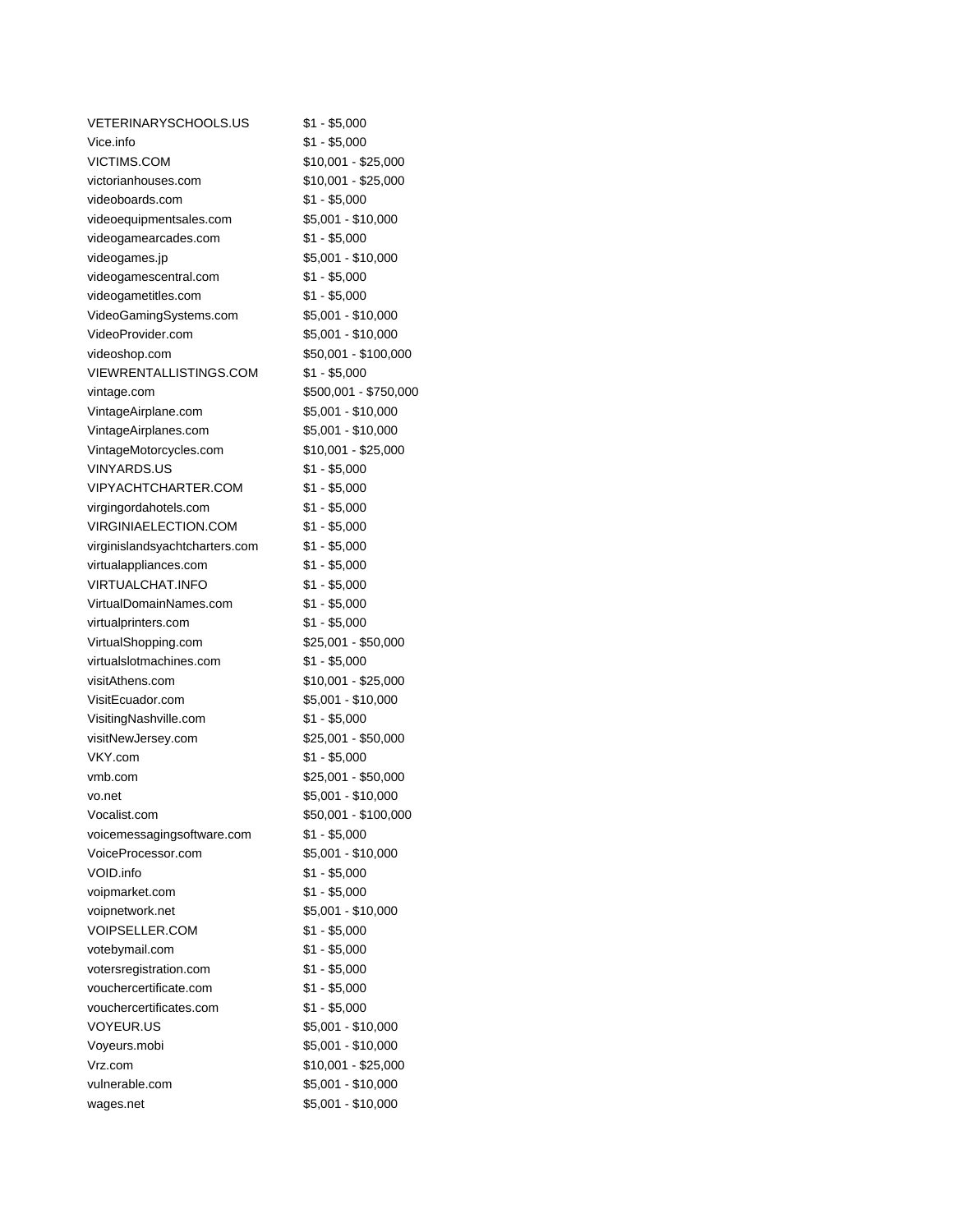| | |
|---|---|
| VETERINARYSCHOOLS.US | $1 - $5,000 |
| Vice.info | $1 - $5,000 |
| VICTIMS.COM | $10,001 - $25,000 |
| victorianhouses.com | $10,001 - $25,000 |
| videoboards.com | $1 - $5,000 |
| videoequipmentsales.com | $5,001 - $10,000 |
| videogamearcades.com | $1 - $5,000 |
| videogames.jp | $5,001 - $10,000 |
| videogamescentral.com | $1 - $5,000 |
| videogametitles.com | $1 - $5,000 |
| VideoGamingSystems.com | $5,001 - $10,000 |
| VideoProvider.com | $5,001 - $10,000 |
| videoshop.com | $50,001 - $100,000 |
| VIEWRENTALLISTINGS.COM | $1 - $5,000 |
| vintage.com | $500,001 - $750,000 |
| VintageAirplane.com | $5,001 - $10,000 |
| VintageAirplanes.com | $5,001 - $10,000 |
| VintageMotorcycles.com | $10,001 - $25,000 |
| VINYARDS.US | $1 - $5,000 |
| VIPYACHTCHARTER.COM | $1 - $5,000 |
| virgingordahotels.com | $1 - $5,000 |
| VIRGINIAELECTION.COM | $1 - $5,000 |
| virginislandsyachtcharters.com | $1 - $5,000 |
| virtualappliances.com | $1 - $5,000 |
| VIRTUALCHAT.INFO | $1 - $5,000 |
| VirtualDomainNames.com | $1 - $5,000 |
| virtualprinters.com | $1 - $5,000 |
| VirtualShopping.com | $25,001 - $50,000 |
| virtualslotmachines.com | $1 - $5,000 |
| visitAthens.com | $10,001 - $25,000 |
| VisitEcuador.com | $5,001 - $10,000 |
| VisitingNashville.com | $1 - $5,000 |
| visitNewJersey.com | $25,001 - $50,000 |
| VKY.com | $1 - $5,000 |
| vmb.com | $25,001 - $50,000 |
| vo.net | $5,001 - $10,000 |
| Vocalist.com | $50,001 - $100,000 |
| voicemessagingsoftware.com | $1 - $5,000 |
| VoiceProcessor.com | $5,001 - $10,000 |
| VOID.info | $1 - $5,000 |
| voipmarket.com | $1 - $5,000 |
| voipnetwork.net | $5,001 - $10,000 |
| VOIPSELLER.COM | $1 - $5,000 |
| votebymail.com | $1 - $5,000 |
| votersregistration.com | $1 - $5,000 |
| vouchercertificate.com | $1 - $5,000 |
| vouchercertificates.com | $1 - $5,000 |
| VOYEUR.US | $5,001 - $10,000 |
| Voyeurs.mobi | $5,001 - $10,000 |
| Vrz.com | $10,001 - $25,000 |
| vulnerable.com | $5,001 - $10,000 |
| wages.net | $5,001 - $10,000 |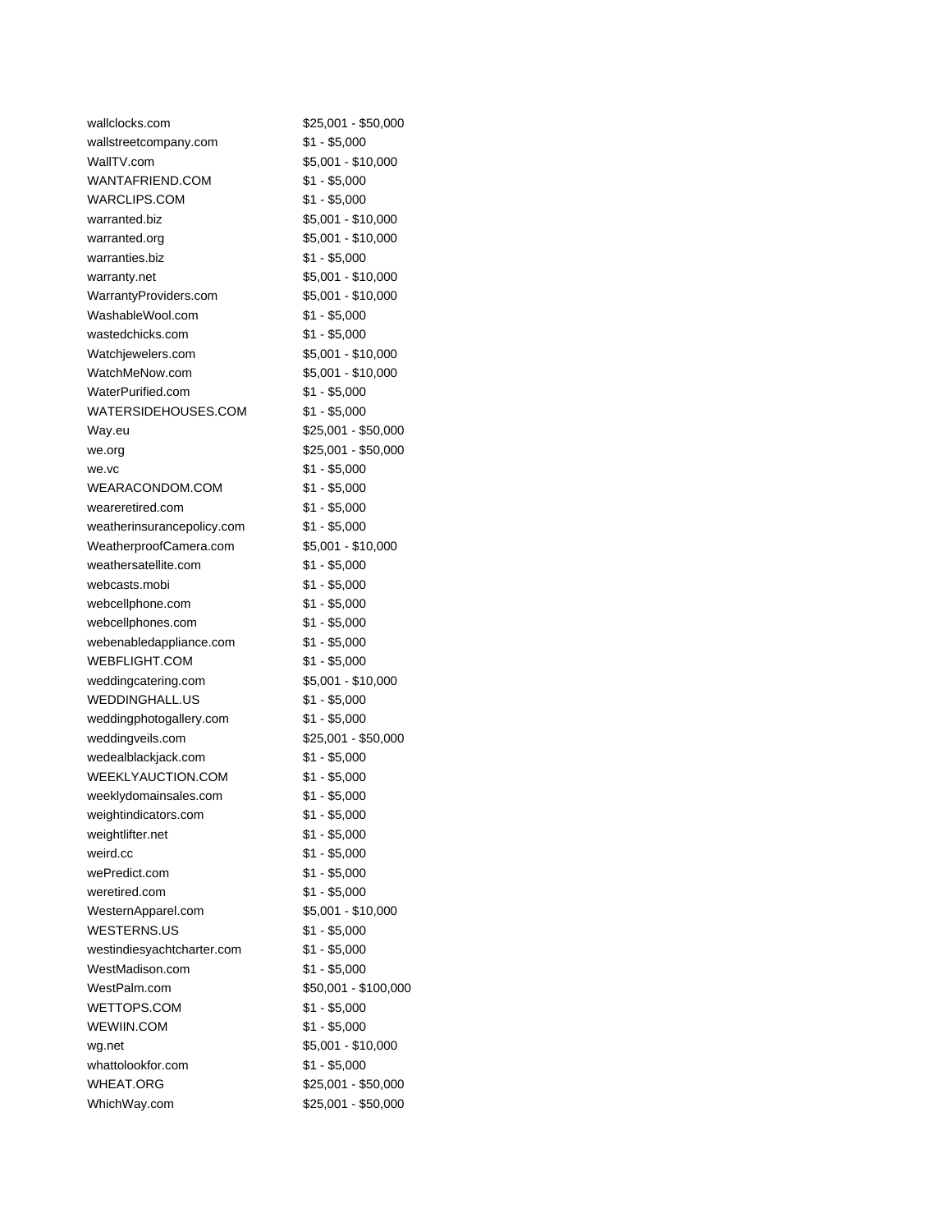| | |
|---|---|
| wallclocks.com | $25,001 - $50,000 |
| wallstreetcompany.com | $1 - $5,000 |
| WallTV.com | $5,001 - $10,000 |
| WANTAFRIEND.COM | $1 - $5,000 |
| WARCLIPS.COM | $1 - $5,000 |
| warranted.biz | $5,001 - $10,000 |
| warranted.org | $5,001 - $10,000 |
| warranties.biz | $1 - $5,000 |
| warranty.net | $5,001 - $10,000 |
| WarrantyProviders.com | $5,001 - $10,000 |
| WashableWool.com | $1 - $5,000 |
| wastedchicks.com | $1 - $5,000 |
| Watchjewelers.com | $5,001 - $10,000 |
| WatchMeNow.com | $5,001 - $10,000 |
| WaterPurified.com | $1 - $5,000 |
| WATERSIDEHOUSES.COM | $1 - $5,000 |
| Way.eu | $25,001 - $50,000 |
| we.org | $25,001 - $50,000 |
| we.vc | $1 - $5,000 |
| WEARACONDOM.COM | $1 - $5,000 |
| weareretired.com | $1 - $5,000 |
| weatherinsurancepolicy.com | $1 - $5,000 |
| WeatherproofCamera.com | $5,001 - $10,000 |
| weathersatellite.com | $1 - $5,000 |
| webcasts.mobi | $1 - $5,000 |
| webcellphone.com | $1 - $5,000 |
| webcellphones.com | $1 - $5,000 |
| webenabledappliance.com | $1 - $5,000 |
| WEBFLIGHT.COM | $1 - $5,000 |
| weddingcatering.com | $5,001 - $10,000 |
| WEDDINGHALL.US | $1 - $5,000 |
| weddingphotogallery.com | $1 - $5,000 |
| weddingveils.com | $25,001 - $50,000 |
| wedealblackjack.com | $1 - $5,000 |
| WEEKLYAUCTION.COM | $1 - $5,000 |
| weeklydomainsales.com | $1 - $5,000 |
| weightindicators.com | $1 - $5,000 |
| weightlifter.net | $1 - $5,000 |
| weird.cc | $1 - $5,000 |
| wePredict.com | $1 - $5,000 |
| weretired.com | $1 - $5,000 |
| WesternApparel.com | $5,001 - $10,000 |
| WESTERNS.US | $1 - $5,000 |
| westindiesyachtcharter.com | $1 - $5,000 |
| WestMadison.com | $1 - $5,000 |
| WestPalm.com | $50,001 - $100,000 |
| WETTOPS.COM | $1 - $5,000 |
| WEWIIN.COM | $1 - $5,000 |
| wg.net | $5,001 - $10,000 |
| whattolookfor.com | $1 - $5,000 |
| WHEAT.ORG | $25,001 - $50,000 |
| WhichWay.com | $25,001 - $50,000 |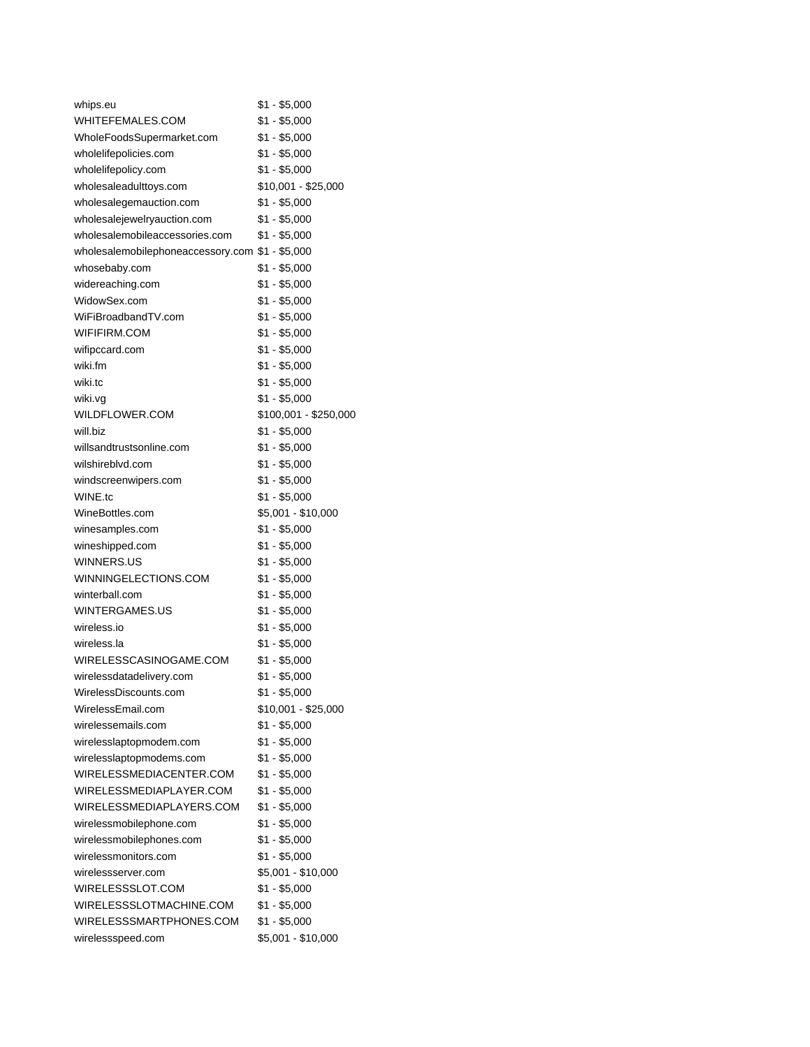| | |
|---|---|
| whips.eu | $1 - $5,000 |
| WHITEFEMALES.COM | $1 - $5,000 |
| WholeFoodsSupermarket.com | $1 - $5,000 |
| wholelifepolicies.com | $1 - $5,000 |
| wholelifepolicy.com | $1 - $5,000 |
| wholesaleadulttoys.com | $10,001 - $25,000 |
| wholesalegemauction.com | $1 - $5,000 |
| wholesalejewelryauction.com | $1 - $5,000 |
| wholesalemobileaccessories.com | $1 - $5,000 |
| wholesalemobilephoneaccessory.com | $1 - $5,000 |
| whosebaby.com | $1 - $5,000 |
| widereaching.com | $1 - $5,000 |
| WidowSex.com | $1 - $5,000 |
| WiFiBroadbandTV.com | $1 - $5,000 |
| WIFIFIRM.COM | $1 - $5,000 |
| wifipccard.com | $1 - $5,000 |
| wiki.fm | $1 - $5,000 |
| wiki.tc | $1 - $5,000 |
| wiki.vg | $1 - $5,000 |
| WILDFLOWER.COM | $100,001 - $250,000 |
| will.biz | $1 - $5,000 |
| willsandtrustsonline.com | $1 - $5,000 |
| wilshireblvd.com | $1 - $5,000 |
| windscreenwipers.com | $1 - $5,000 |
| WINE.tc | $1 - $5,000 |
| WineBottles.com | $5,001 - $10,000 |
| winesamples.com | $1 - $5,000 |
| wineshipped.com | $1 - $5,000 |
| WINNERS.US | $1 - $5,000 |
| WINNINGELECTIONS.COM | $1 - $5,000 |
| winterball.com | $1 - $5,000 |
| WINTERGAMES.US | $1 - $5,000 |
| wireless.io | $1 - $5,000 |
| wireless.la | $1 - $5,000 |
| WIRELESSCASINOGAME.COM | $1 - $5,000 |
| wirelessdatadelivery.com | $1 - $5,000 |
| WirelessDiscounts.com | $1 - $5,000 |
| WirelessEmail.com | $10,001 - $25,000 |
| wirelessemails.com | $1 - $5,000 |
| wirelesslaptopmodem.com | $1 - $5,000 |
| wirelesslaptopmodems.com | $1 - $5,000 |
| WIRELESSMEDIACENTER.COM | $1 - $5,000 |
| WIRELESSMEDIAPLAYER.COM | $1 - $5,000 |
| WIRELESSMEDIAPLAYERS.COM | $1 - $5,000 |
| wirelessmobilephone.com | $1 - $5,000 |
| wirelessmobilephones.com | $1 - $5,000 |
| wirelessmonitors.com | $1 - $5,000 |
| wirelessserver.com | $5,001 - $10,000 |
| WIRELESSSLOT.COM | $1 - $5,000 |
| WIRELESSSLOTMACHINE.COM | $1 - $5,000 |
| WIRELESSSMARTPHONES.COM | $1 - $5,000 |
| wirelessspeed.com | $5,001 - $10,000 |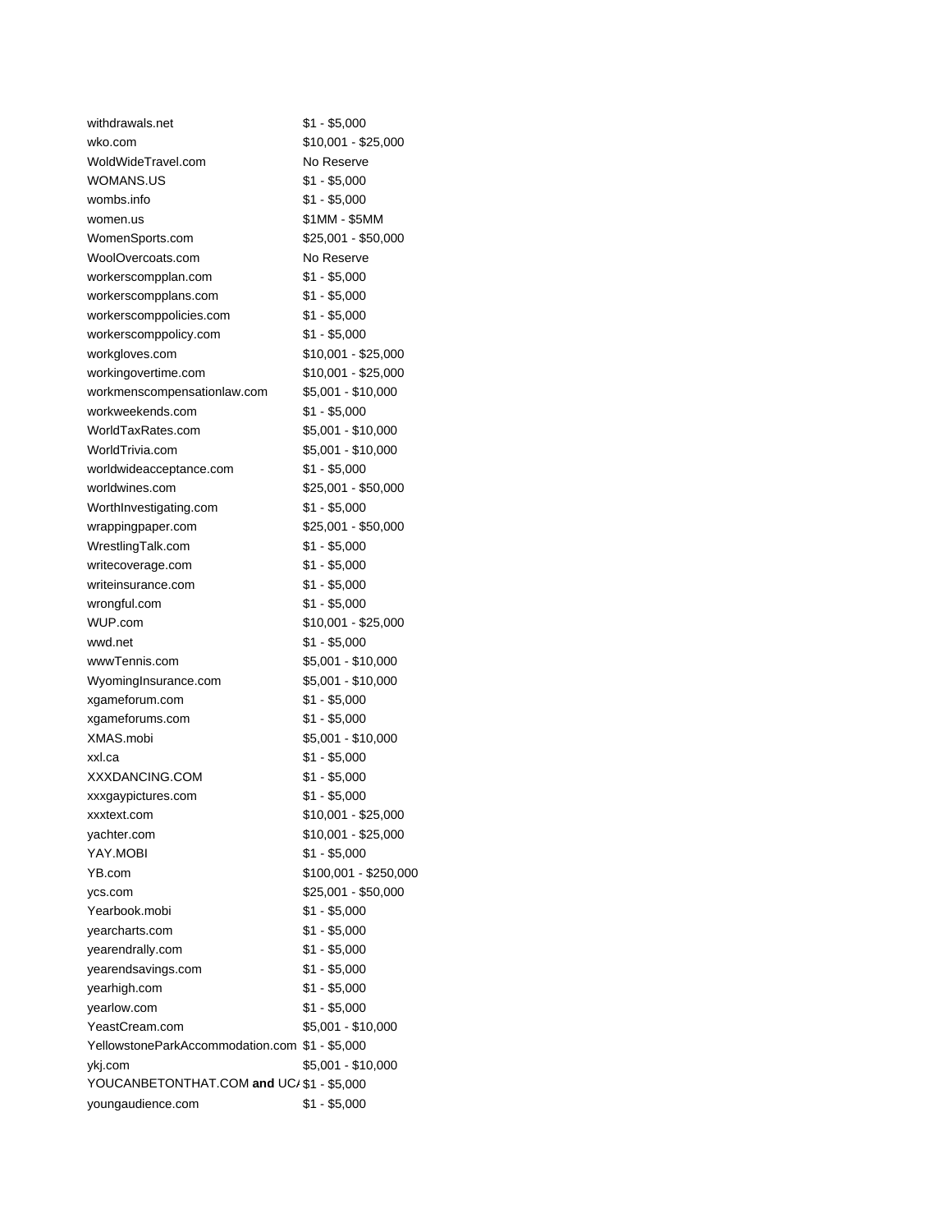| | |
|---|---|
| withdrawals.net | $1 - $5,000 |
| wko.com | $10,001 - $25,000 |
| WoldWideTravel.com | No Reserve |
| WOMANS.US | $1 - $5,000 |
| wombs.info | $1 - $5,000 |
| women.us | $1MM - $5MM |
| WomenSports.com | $25,001 - $50,000 |
| WoolOvercoats.com | No Reserve |
| workerscompplan.com | $1 - $5,000 |
| workerscompplans.com | $1 - $5,000 |
| workerscomppolicies.com | $1 - $5,000 |
| workerscomppolicy.com | $1 - $5,000 |
| workgloves.com | $10,001 - $25,000 |
| workingovertime.com | $10,001 - $25,000 |
| workmenscompensationlaw.com | $5,001 - $10,000 |
| workweekends.com | $1 - $5,000 |
| WorldTaxRates.com | $5,001 - $10,000 |
| WorldTrivia.com | $5,001 - $10,000 |
| worldwideacceptance.com | $1 - $5,000 |
| worldwines.com | $25,001 - $50,000 |
| WorthInvestigating.com | $1 - $5,000 |
| wrappingpaper.com | $25,001 - $50,000 |
| WrestlingTalk.com | $1 - $5,000 |
| writecoverage.com | $1 - $5,000 |
| writeinsurance.com | $1 - $5,000 |
| wrongful.com | $1 - $5,000 |
| WUP.com | $10,001 - $25,000 |
| wwd.net | $1 - $5,000 |
| wwwTennis.com | $5,001 - $10,000 |
| WyomingInsurance.com | $5,001 - $10,000 |
| xgameforum.com | $1 - $5,000 |
| xgameforums.com | $1 - $5,000 |
| XMAS.mobi | $5,001 - $10,000 |
| xxl.ca | $1 - $5,000 |
| XXXDANCING.COM | $1 - $5,000 |
| xxxgaypictures.com | $1 - $5,000 |
| xxxtext.com | $10,001 - $25,000 |
| yachter.com | $10,001 - $25,000 |
| YAY.MOBI | $1 - $5,000 |
| YB.com | $100,001 - $250,000 |
| ycs.com | $25,001 - $50,000 |
| Yearbook.mobi | $1 - $5,000 |
| yearcharts.com | $1 - $5,000 |
| yearendrally.com | $1 - $5,000 |
| yearendsavings.com | $1 - $5,000 |
| yearhigh.com | $1 - $5,000 |
| yearlow.com | $1 - $5,000 |
| YeastCream.com | $5,001 - $10,000 |
| YellowstoneParkAccommodation.com | $1 - $5,000 |
| ykj.com | $5,001 - $10,000 |
| YOUCANBETONTHAT.COM **and** UC/ | $1 - $5,000 |
| youngaudience.com | $1 - $5,000 |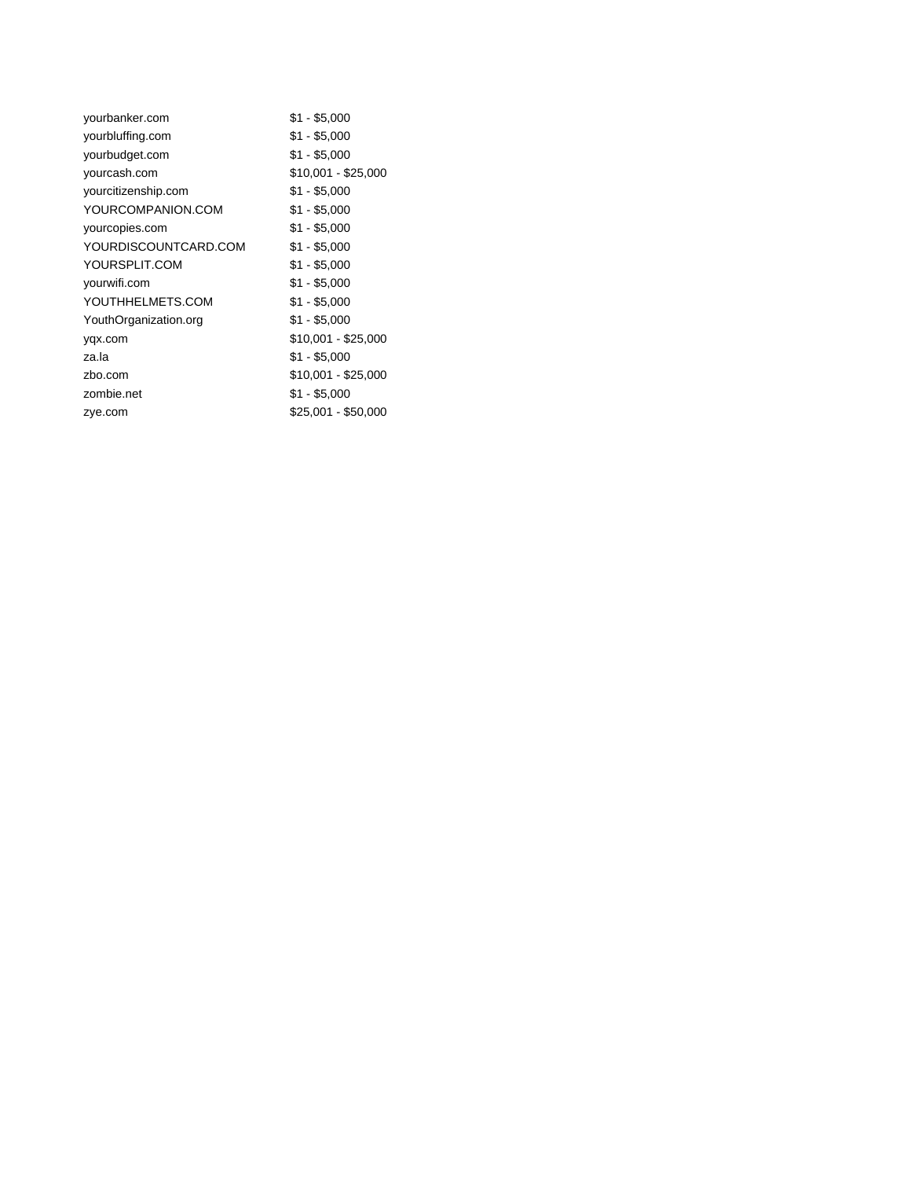| | |
|---|---|
| yourbanker.com | $1 - $5,000 |
| yourbluffing.com | $1 - $5,000 |
| yourbudget.com | $1 - $5,000 |
| yourcash.com | $10,001 - $25,000 |
| yourcitizenship.com | $1 - $5,000 |
| YOURCOMPANION.COM | $1 - $5,000 |
| yourcopies.com | $1 - $5,000 |
| YOURDISCOUNTCARD.COM | $1 - $5,000 |
| YOURSPLIT.COM | $1 - $5,000 |
| yourwifi.com | $1 - $5,000 |
| YOUTHHELMETS.COM | $1 - $5,000 |
| YouthOrganization.org | $1 - $5,000 |
| yqx.com | $10,001 - $25,000 |
| za.la | $1 - $5,000 |
| zbo.com | $10,001 - $25,000 |
| zombie.net | $1 - $5,000 |
| zye.com | $25,001 - $50,000 |